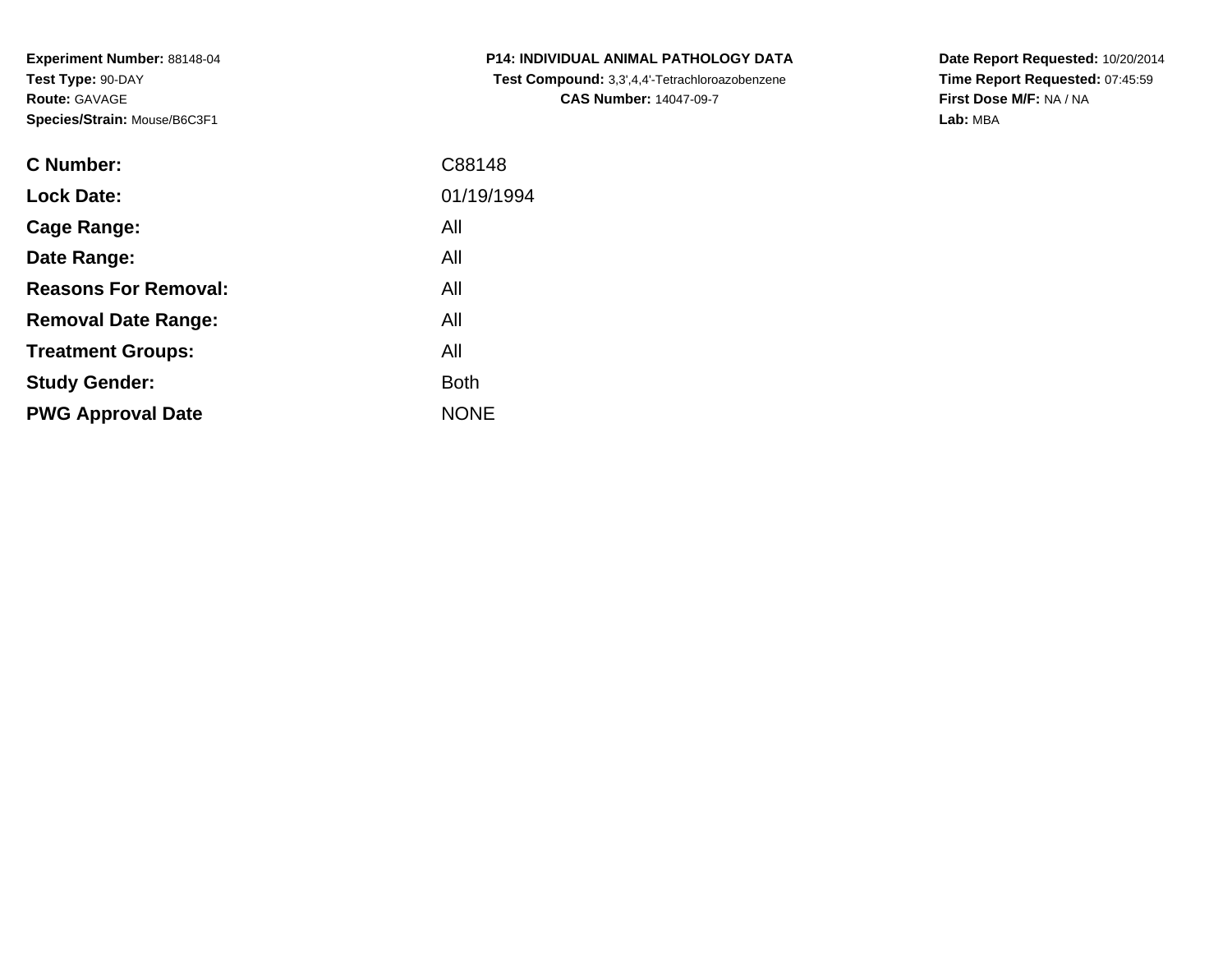**Experiment Number:** 88148-04
**Test Type:** 90-DAY
**Route:** GAVAGE
**Species/Strain:** Mouse/B6C3F1

**P14: INDIVIDUAL ANIMAL PATHOLOGY DATA**
**Test Compound:** 3,3',4,4'-Tetrachloroazobenzene
**CAS Number:** 14047-09-7

**Date Report Requested:** 10/20/2014
**Time Report Requested:** 07:45:59
**First Dose M/F:** NA / NA
**Lab:** MBA

| | |
|---|---|
| **C Number:** | C88148 |
| **Lock Date:** | 01/19/1994 |
| **Cage Range:** | All |
| **Date Range:** | All |
| **Reasons For Removal:** | All |
| **Removal Date Range:** | All |
| **Treatment Groups:** | All |
| **Study Gender:** | Both |
| **PWG Approval Date** | NONE |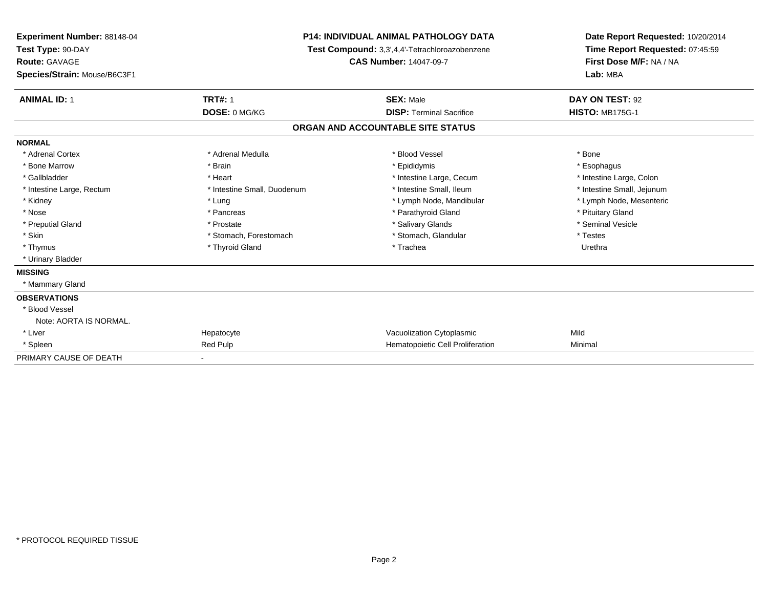**Experiment Number:** 88148-04
**Test Type:** 90-DAY
**Route:** GAVAGE
**Species/Strain:** Mouse/B6C3F1

**P14: INDIVIDUAL ANIMAL PATHOLOGY DATA**
**Test Compound:** 3,3',4,4'-Tetrachloroazobenzene
**CAS Number:** 14047-09-7

**Date Report Requested:** 10/20/2014
**Time Report Requested:** 07:45:59
**First Dose M/F:** NA / NA
**Lab:** MBA

| **ANIMAL ID:** 1 | **TRT#:** 1 | **SEX:** Male | **DAY ON TEST:** 92 |
|---|---|---|---|
| | **DOSE:** 0 MG/KG | **DISP:** Terminal Sacrifice | **HISTO:** MB175G-1 |

## ORGAN AND ACCOUNTABLE SITE STATUS

**NORMAL**

| | | | |
|---|---|---|---|
| * Adrenal Cortex | * Adrenal Medulla | * Blood Vessel | * Bone |
| * Bone Marrow | * Brain | * Epididymis | * Esophagus |
| * Gallbladder | * Heart | * Intestine Large, Cecum | * Intestine Large, Colon |
| * Intestine Large, Rectum | * Intestine Small, Duodenum | * Intestine Small, Ileum | * Intestine Small, Jejunum |
| * Kidney | * Lung | * Lymph Node, Mandibular | * Lymph Node, Mesenteric |
| * Nose | * Pancreas | * Parathyroid Gland | * Pituitary Gland |
| * Preputial Gland | * Prostate | * Salivary Glands | * Seminal Vesicle |
| * Skin | * Stomach, Forestomach | * Stomach, Glandular | * Testes |
| * Thymus | * Thyroid Gland | * Trachea | Urethra |
| * Urinary Bladder | | | |

**MISSING**

* Mammary Gland

**OBSERVATIONS**

| | | | |
|---|---|---|---|
| * Blood Vessel | | | |
| Note: AORTA IS NORMAL. | | | |
| * Liver | Hepatocyte | Vacuolization Cytoplasmic | Mild |
| * Spleen | Red Pulp | Hematopoietic Cell Proliferation | Minimal |

PRIMARY CAUSE OF DEATH -

* PROTOCOL REQUIRED TISSUE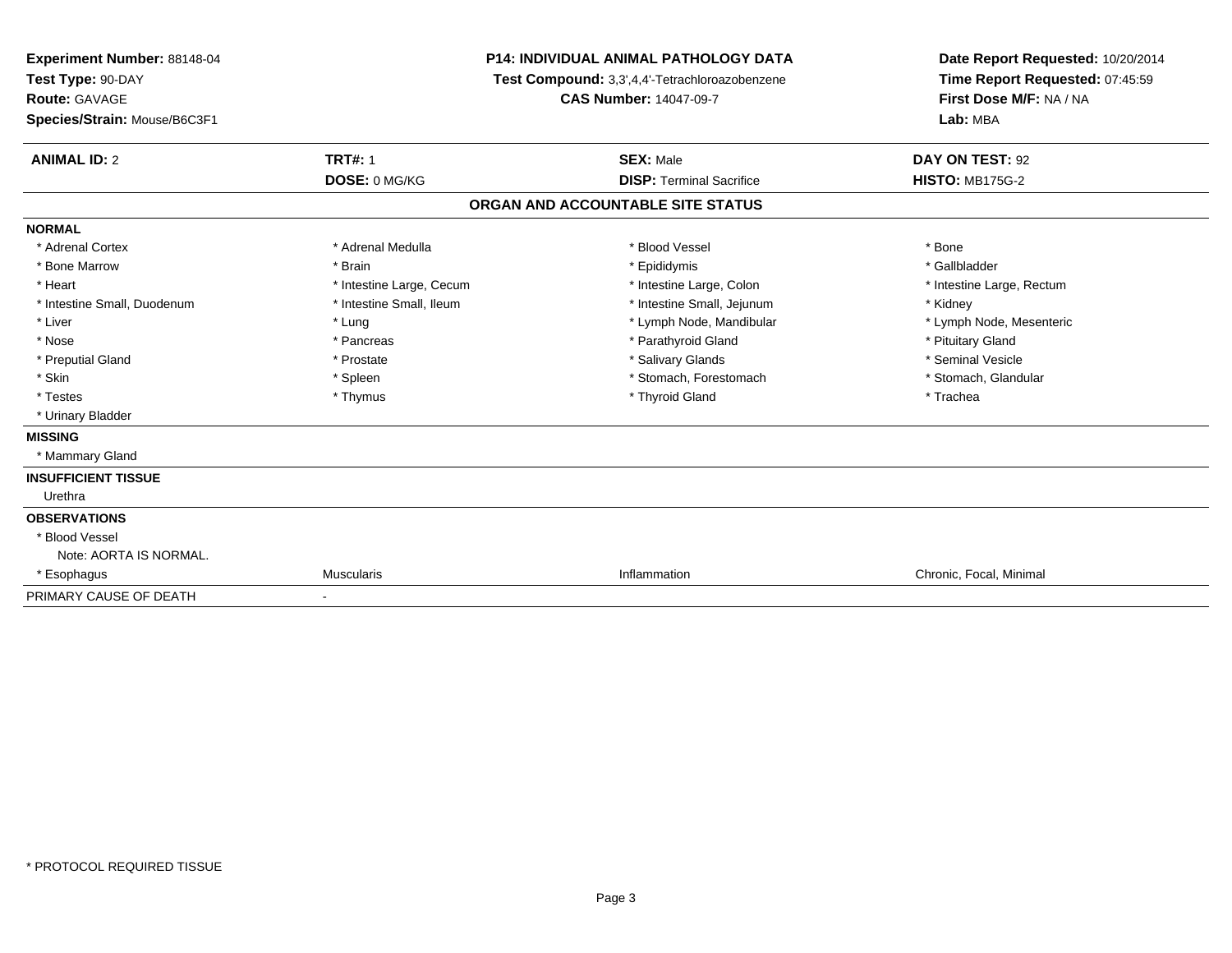**Experiment Number:** 88148-04
**Test Type:** 90-DAY
**Route:** GAVAGE
**Species/Strain:** Mouse/B6C3F1

**P14: INDIVIDUAL ANIMAL PATHOLOGY DATA**
**Test Compound:** 3,3',4,4'-Tetrachloroazobenzene
**CAS Number:** 14047-09-7

**Date Report Requested:** 10/20/2014
**Time Report Requested:** 07:45:59
**First Dose M/F:** NA / NA
**Lab:** MBA

| **ANIMAL ID:** 2 | **TRT#:** 1 | **SEX:** Male | **DAY ON TEST:** 92 |
|---|---|---|---|
| | **DOSE:** 0 MG/KG | **DISP:** Terminal Sacrifice | **HISTO:** MB175G-2 |

## ORGAN AND ACCOUNTABLE SITE STATUS

| | | | |
|---|---|---|---|
| **NORMAL** | | | |
| * Adrenal Cortex | * Adrenal Medulla | * Blood Vessel | * Bone |
| * Bone Marrow | * Brain | * Epididymis | * Gallbladder |
| * Heart | * Intestine Large, Cecum | * Intestine Large, Colon | * Intestine Large, Rectum |
| * Intestine Small, Duodenum | * Intestine Small, Ileum | * Intestine Small, Jejunum | * Kidney |
| * Liver | * Lung | * Lymph Node, Mandibular | * Lymph Node, Mesenteric |
| * Nose | * Pancreas | * Parathyroid Gland | * Pituitary Gland |
| * Preputial Gland | * Prostate | * Salivary Glands | * Seminal Vesicle |
| * Skin | * Spleen | * Stomach, Forestomach | * Stomach, Glandular |
| * Testes | * Thymus | * Thyroid Gland | * Trachea |
| * Urinary Bladder | | | |
| **MISSING** | | | |
| * Mammary Gland | | | |
| **INSUFFICIENT TISSUE** | | | |
| Urethra | | | |
| **OBSERVATIONS** | | | |
| * Blood Vessel | | | |
| Note: AORTA IS NORMAL. | | | |
| * Esophagus | Muscularis | Inflammation | Chronic, Focal, Minimal |
| PRIMARY CAUSE OF DEATH | - | | |

* PROTOCOL REQUIRED TISSUE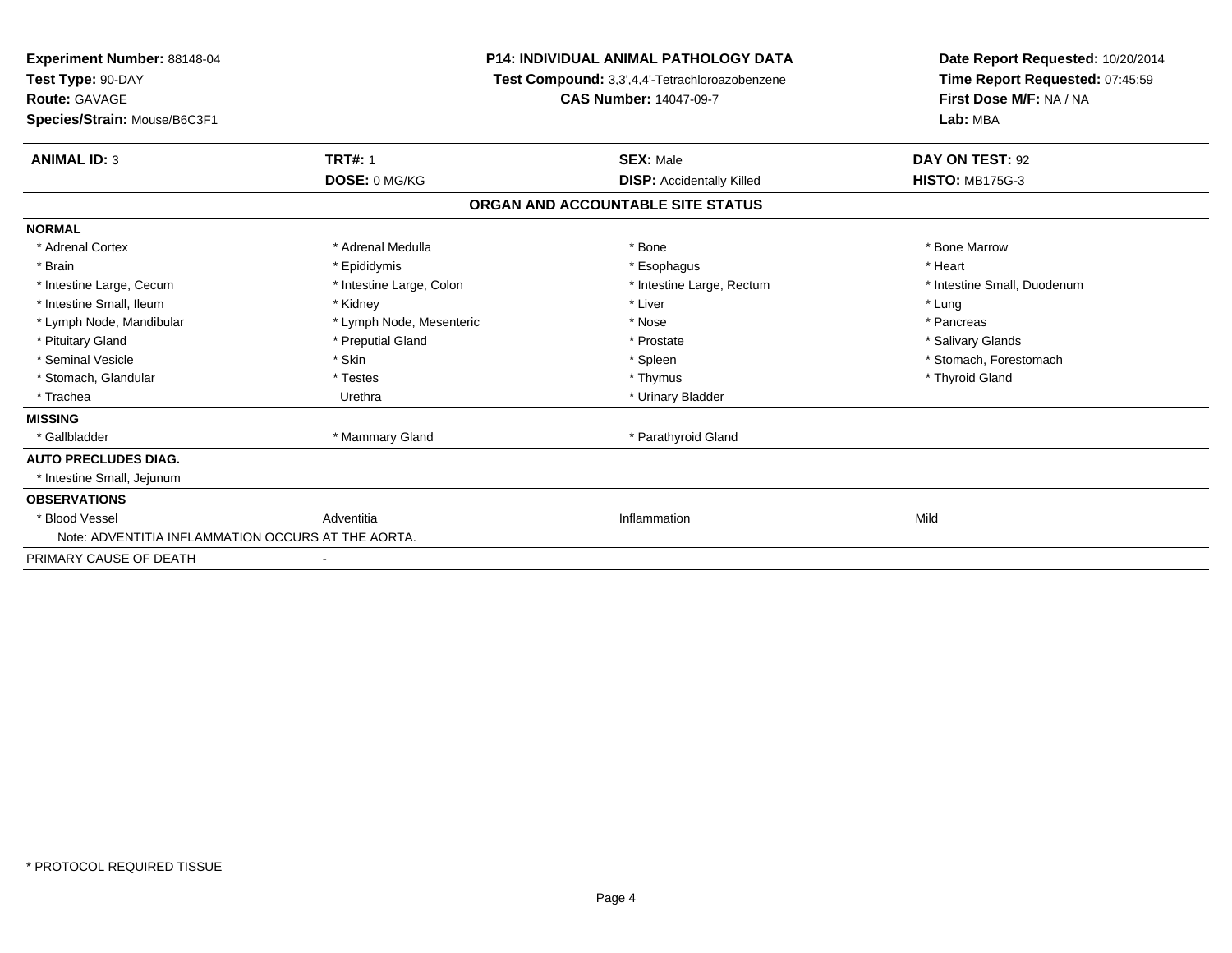**Experiment Number:** 88148-04
**Test Type:** 90-DAY
**Route:** GAVAGE
**Species/Strain:** Mouse/B6C3F1

**P14: INDIVIDUAL ANIMAL PATHOLOGY DATA**
**Test Compound:** 3,3',4,4'-Tetrachloroazobenzene
**CAS Number:** 14047-09-7

**Date Report Requested:** 10/20/2014
**Time Report Requested:** 07:45:59
**First Dose M/F:** NA / NA
**Lab:** MBA

| **ANIMAL ID:** 3 | **TRT#:** 1 | **SEX:** Male | **DAY ON TEST:** 92 |
|---|---|---|---|
| | **DOSE:** 0 MG/KG | **DISP:** Accidentally Killed | **HISTO:** MB175G-3 |

**ORGAN AND ACCOUNTABLE SITE STATUS**

| | | | |
|---|---|---|---|
| **NORMAL** | | | |
| * Adrenal Cortex | * Adrenal Medulla | * Bone | * Bone Marrow |
| * Brain | * Epididymis | * Esophagus | * Heart |
| * Intestine Large, Cecum | * Intestine Large, Colon | * Intestine Large, Rectum | * Intestine Small, Duodenum |
| * Intestine Small, Ileum | * Kidney | * Liver | * Lung |
| * Lymph Node, Mandibular | * Lymph Node, Mesenteric | * Nose | * Pancreas |
| * Pituitary Gland | * Preputial Gland | * Prostate | * Salivary Glands |
| * Seminal Vesicle | * Skin | * Spleen | * Stomach, Forestomach |
| * Stomach, Glandular | * Testes | * Thymus | * Thyroid Gland |
| * Trachea | Urethra | * Urinary Bladder | |
| **MISSING** | | | |
| * Gallbladder | * Mammary Gland | * Parathyroid Gland | |
| **AUTO PRECLUDES DIAG.** | | | |
| * Intestine Small, Jejunum | | | |
| **OBSERVATIONS** | | | |
| * Blood Vessel | Adventitia | Inflammation | Mild |
| Note: ADVENTITIA INFLAMMATION OCCURS AT THE AORTA. | | | |
| PRIMARY CAUSE OF DEATH | - | | |

* PROTOCOL REQUIRED TISSUE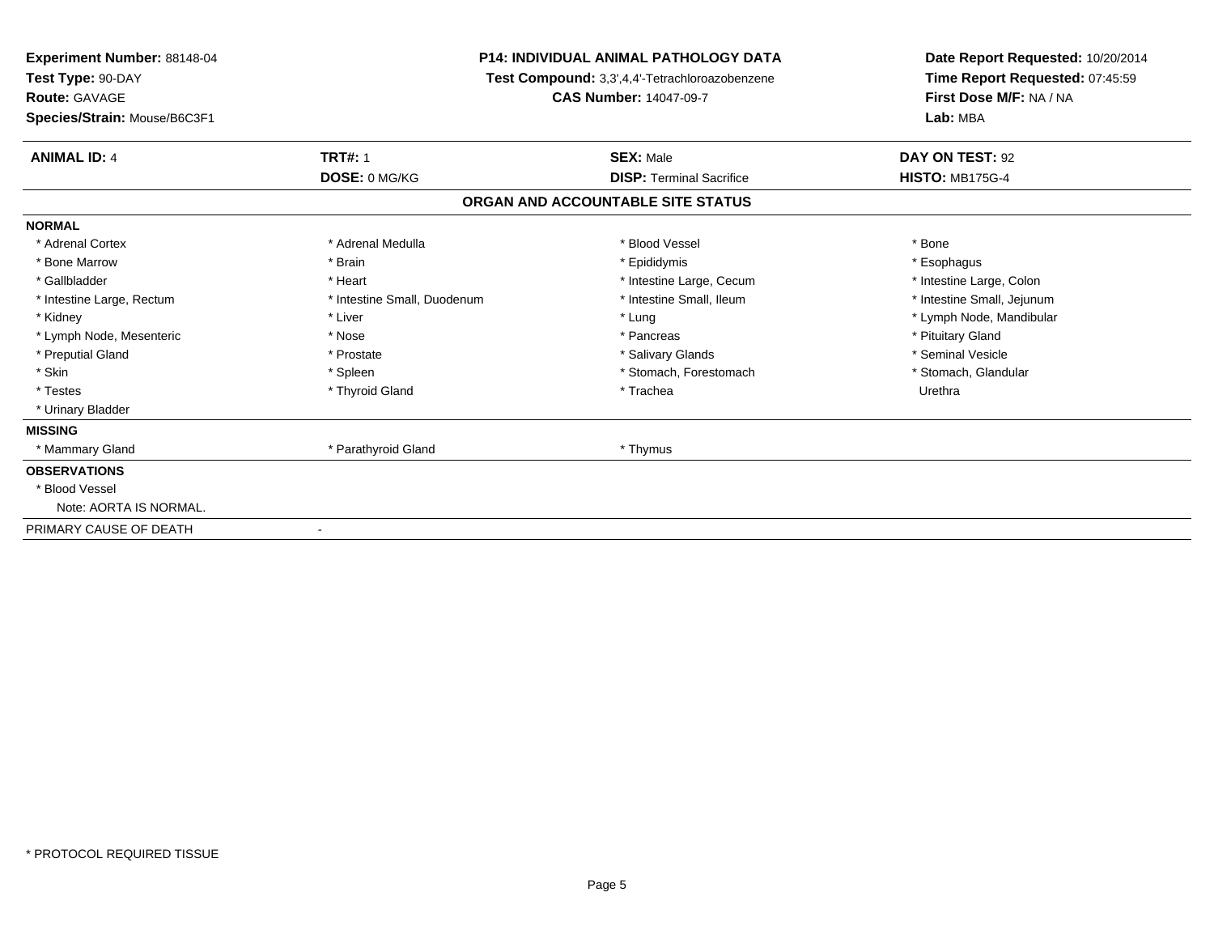**Experiment Number:** 88148-04
**Test Type:** 90-DAY
**Route:** GAVAGE
**Species/Strain:** Mouse/B6C3F1

**P14: INDIVIDUAL ANIMAL PATHOLOGY DATA**
**Test Compound:** 3,3',4,4'-Tetrachloroazobenzene
**CAS Number:** 14047-09-7

**Date Report Requested:** 10/20/2014
**Time Report Requested:** 07:45:59
**First Dose M/F:** NA / NA
**Lab:** MBA

| **ANIMAL ID:** 4 | **TRT#:** 1 | **SEX:** Male | **DAY ON TEST:** 92 |
|---|---|---|---|
| | **DOSE:** 0 MG/KG | **DISP:** Terminal Sacrifice | **HISTO:** MB175G-4 |

## ORGAN AND ACCOUNTABLE SITE STATUS

**NORMAL**

| | | | |
|---|---|---|---|
| * Adrenal Cortex | * Adrenal Medulla | * Blood Vessel | * Bone |
| * Bone Marrow | * Brain | * Epididymis | * Esophagus |
| * Gallbladder | * Heart | * Intestine Large, Cecum | * Intestine Large, Colon |
| * Intestine Large, Rectum | * Intestine Small, Duodenum | * Intestine Small, Ileum | * Intestine Small, Jejunum |
| * Kidney | * Liver | * Lung | * Lymph Node, Mandibular |
| * Lymph Node, Mesenteric | * Nose | * Pancreas | * Pituitary Gland |
| * Preputial Gland | * Prostate | * Salivary Glands | * Seminal Vesicle |
| * Skin | * Spleen | * Stomach, Forestomach | * Stomach, Glandular |
| * Testes | * Thyroid Gland | * Trachea | Urethra |
| * Urinary Bladder | | | |

**MISSING**

| | | |
|---|---|---|
| * Mammary Gland | * Parathyroid Gland | * Thymus |

**OBSERVATIONS**

* Blood Vessel
  Note: AORTA IS NORMAL.

PRIMARY CAUSE OF DEATH -

* PROTOCOL REQUIRED TISSUE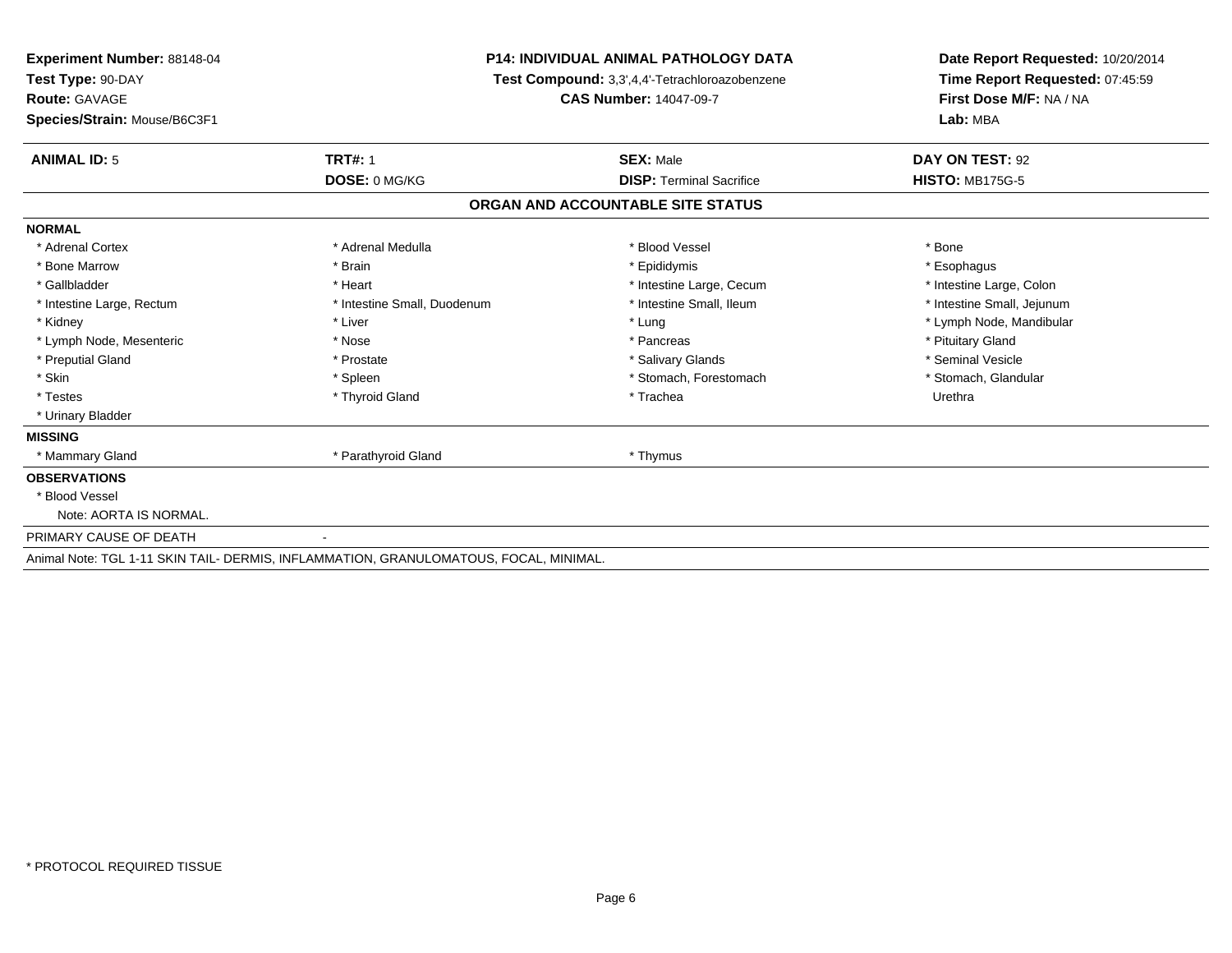**Experiment Number:** 88148-04
**Test Type:** 90-DAY
**Route:** GAVAGE
**Species/Strain:** Mouse/B6C3F1

**P14: INDIVIDUAL ANIMAL PATHOLOGY DATA**
**Test Compound:** 3,3',4,4'-Tetrachloroazobenzene
**CAS Number:** 14047-09-7

**Date Report Requested:** 10/20/2014
**Time Report Requested:** 07:45:59
**First Dose M/F:** NA / NA
**Lab:** MBA

| **ANIMAL ID:** 5 | **TRT#:** 1 | **SEX:** Male | **DAY ON TEST:** 92 |
|---|---|---|---|
| | **DOSE:** 0 MG/KG | **DISP:** Terminal Sacrifice | **HISTO:** MB175G-5 |

## ORGAN AND ACCOUNTABLE SITE STATUS

**NORMAL**

| | | | |
|---|---|---|---|
| * Adrenal Cortex | * Adrenal Medulla | * Blood Vessel | * Bone |
| * Bone Marrow | * Brain | * Epididymis | * Esophagus |
| * Gallbladder | * Heart | * Intestine Large, Cecum | * Intestine Large, Colon |
| * Intestine Large, Rectum | * Intestine Small, Duodenum | * Intestine Small, Ileum | * Intestine Small, Jejunum |
| * Kidney | * Liver | * Lung | * Lymph Node, Mandibular |
| * Lymph Node, Mesenteric | * Nose | * Pancreas | * Pituitary Gland |
| * Preputial Gland | * Prostate | * Salivary Glands | * Seminal Vesicle |
| * Skin | * Spleen | * Stomach, Forestomach | * Stomach, Glandular |
| * Testes | * Thyroid Gland | * Trachea | Urethra |
| * Urinary Bladder | | | |

**MISSING**

| | | |
|---|---|---|
| * Mammary Gland | * Parathyroid Gland | * Thymus |

**OBSERVATIONS**

* Blood Vessel
  Note: AORTA IS NORMAL.

PRIMARY CAUSE OF DEATH -

Animal Note: TGL 1-11 SKIN TAIL- DERMIS, INFLAMMATION, GRANULOMATOUS, FOCAL, MINIMAL.

* PROTOCOL REQUIRED TISSUE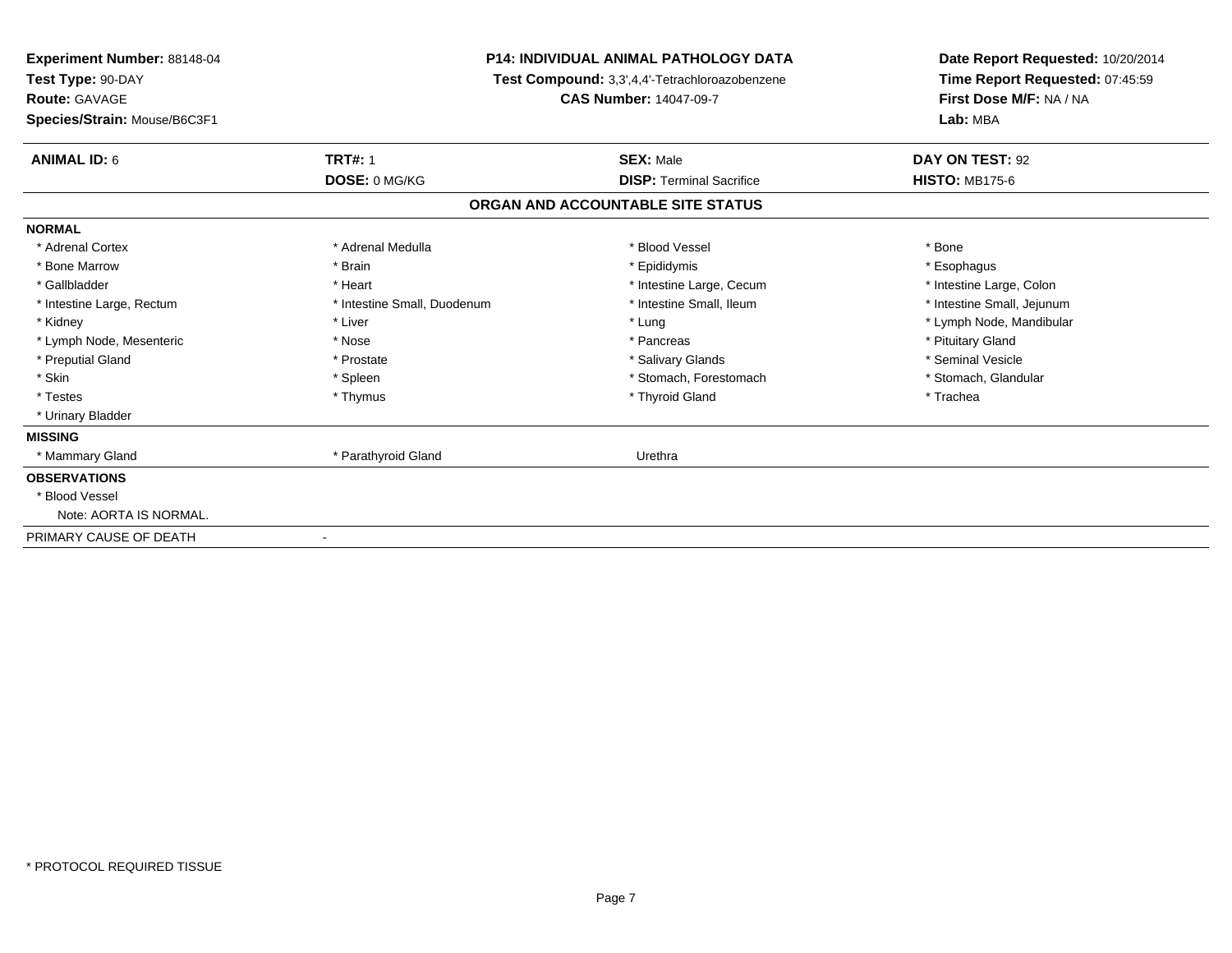**Experiment Number:** 88148-04
**Test Type:** 90-DAY
**Route:** GAVAGE
**Species/Strain:** Mouse/B6C3F1

**P14: INDIVIDUAL ANIMAL PATHOLOGY DATA**
**Test Compound:** 3,3',4,4'-Tetrachloroazobenzene
**CAS Number:** 14047-09-7

**Date Report Requested:** 10/20/2014
**Time Report Requested:** 07:45:59
**First Dose M/F:** NA / NA
**Lab:** MBA

| **ANIMAL ID:** 6 | **TRT#:** 1 | **SEX:** Male | **DAY ON TEST:** 92 |
|---|---|---|---|
| | **DOSE:** 0 MG/KG | **DISP:** Terminal Sacrifice | **HISTO:** MB175-6 |

## ORGAN AND ACCOUNTABLE SITE STATUS

**NORMAL**

| | | | |
|---|---|---|---|
| * Adrenal Cortex | * Adrenal Medulla | * Blood Vessel | * Bone |
| * Bone Marrow | * Brain | * Epididymis | * Esophagus |
| * Gallbladder | * Heart | * Intestine Large, Cecum | * Intestine Large, Colon |
| * Intestine Large, Rectum | * Intestine Small, Duodenum | * Intestine Small, Ileum | * Intestine Small, Jejunum |
| * Kidney | * Liver | * Lung | * Lymph Node, Mandibular |
| * Lymph Node, Mesenteric | * Nose | * Pancreas | * Pituitary Gland |
| * Preputial Gland | * Prostate | * Salivary Glands | * Seminal Vesicle |
| * Skin | * Spleen | * Stomach, Forestomach | * Stomach, Glandular |
| * Testes | * Thymus | * Thyroid Gland | * Trachea |
| * Urinary Bladder | | | |

**MISSING**

| | | |
|---|---|---|
| * Mammary Gland | * Parathyroid Gland | Urethra |

**OBSERVATIONS**

* Blood Vessel
  Note: AORTA IS NORMAL.

PRIMARY CAUSE OF DEATH -

* PROTOCOL REQUIRED TISSUE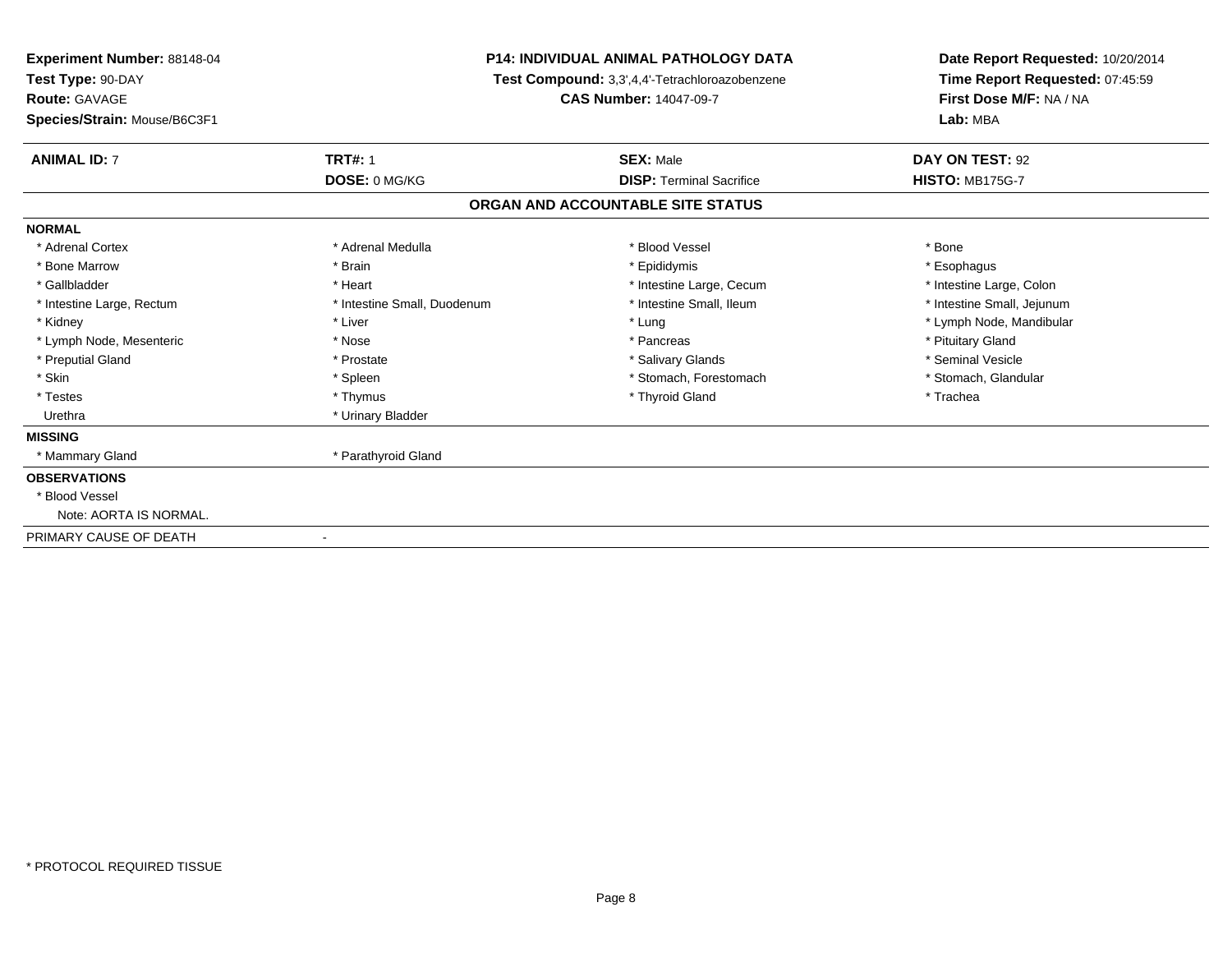**Experiment Number:** 88148-04
**Test Type:** 90-DAY
**Route:** GAVAGE
**Species/Strain:** Mouse/B6C3F1

**P14: INDIVIDUAL ANIMAL PATHOLOGY DATA**
**Test Compound:** 3,3',4,4'-Tetrachloroazobenzene
**CAS Number:** 14047-09-7

**Date Report Requested:** 10/20/2014
**Time Report Requested:** 07:45:59
**First Dose M/F:** NA / NA
**Lab:** MBA

| **ANIMAL ID:** 7 | **TRT#:** 1 | **SEX:** Male | **DAY ON TEST:** 92 |
|---|---|---|---|
| | **DOSE:** 0 MG/KG | **DISP:** Terminal Sacrifice | **HISTO:** MB175G-7 |

## ORGAN AND ACCOUNTABLE SITE STATUS

**NORMAL**

| | | | |
|---|---|---|---|
| * Adrenal Cortex | * Adrenal Medulla | * Blood Vessel | * Bone |
| * Bone Marrow | * Brain | * Epididymis | * Esophagus |
| * Gallbladder | * Heart | * Intestine Large, Cecum | * Intestine Large, Colon |
| * Intestine Large, Rectum | * Intestine Small, Duodenum | * Intestine Small, Ileum | * Intestine Small, Jejunum |
| * Kidney | * Liver | * Lung | * Lymph Node, Mandibular |
| * Lymph Node, Mesenteric | * Nose | * Pancreas | * Pituitary Gland |
| * Preputial Gland | * Prostate | * Salivary Glands | * Seminal Vesicle |
| * Skin | * Spleen | * Stomach, Forestomach | * Stomach, Glandular |
| * Testes | * Thymus | * Thyroid Gland | * Trachea |
| Urethra | * Urinary Bladder | | |

**MISSING**

* Mammary Gland
* Parathyroid Gland

**OBSERVATIONS**

* Blood Vessel
  Note: AORTA IS NORMAL.

PRIMARY CAUSE OF DEATH -

* PROTOCOL REQUIRED TISSUE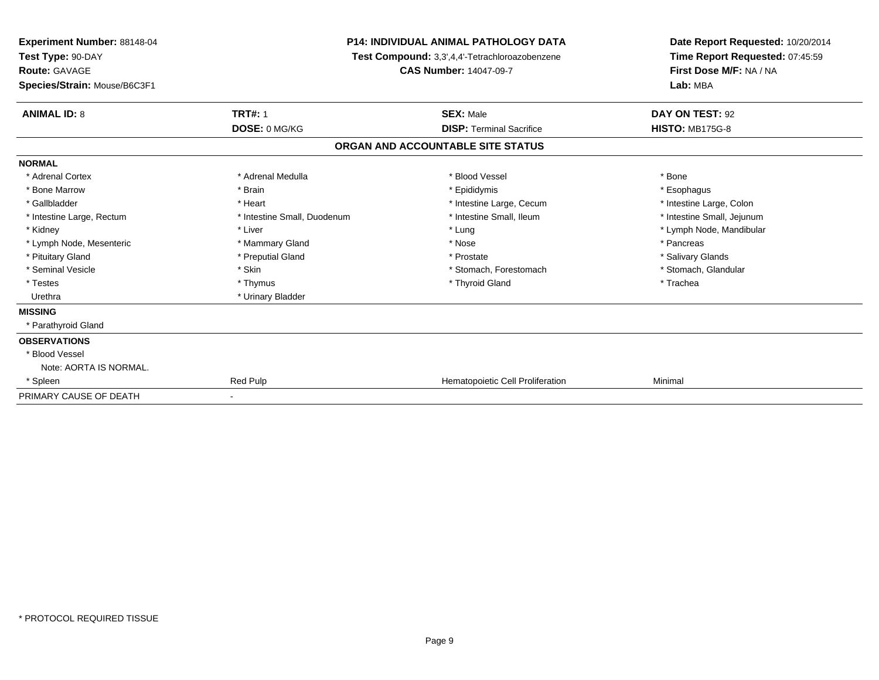**Experiment Number:** 88148-04
**Test Type:** 90-DAY
**Route:** GAVAGE
**Species/Strain:** Mouse/B6C3F1

**P14: INDIVIDUAL ANIMAL PATHOLOGY DATA**
**Test Compound:** 3,3',4,4'-Tetrachloroazobenzene
**CAS Number:** 14047-09-7

**Date Report Requested:** 10/20/2014
**Time Report Requested:** 07:45:59
**First Dose M/F:** NA / NA
**Lab:** MBA

| **ANIMAL ID:** 8 | **TRT#:** 1 | **SEX:** Male | **DAY ON TEST:** 92 |
|---|---|---|---|
| | **DOSE:** 0 MG/KG | **DISP:** Terminal Sacrifice | **HISTO:** MB175G-8 |

**ORGAN AND ACCOUNTABLE SITE STATUS**

| | | | |
|---|---|---|---|
| **NORMAL** | | | |
| * Adrenal Cortex | * Adrenal Medulla | * Blood Vessel | * Bone |
| * Bone Marrow | * Brain | * Epididymis | * Esophagus |
| * Gallbladder | * Heart | * Intestine Large, Cecum | * Intestine Large, Colon |
| * Intestine Large, Rectum | * Intestine Small, Duodenum | * Intestine Small, Ileum | * Intestine Small, Jejunum |
| * Kidney | * Liver | * Lung | * Lymph Node, Mandibular |
| * Lymph Node, Mesenteric | * Mammary Gland | * Nose | * Pancreas |
| * Pituitary Gland | * Preputial Gland | * Prostate | * Salivary Glands |
| * Seminal Vesicle | * Skin | * Stomach, Forestomach | * Stomach, Glandular |
| * Testes | * Thymus | * Thyroid Gland | * Trachea |
| Urethra | * Urinary Bladder | | |
| **MISSING** | | | |
| * Parathyroid Gland | | | |
| **OBSERVATIONS** | | | |
| * Blood Vessel | | | |
| Note: AORTA IS NORMAL. | | | |
| * Spleen | Red Pulp | Hematopoietic Cell Proliferation | Minimal |
| PRIMARY CAUSE OF DEATH | - | | |

* PROTOCOL REQUIRED TISSUE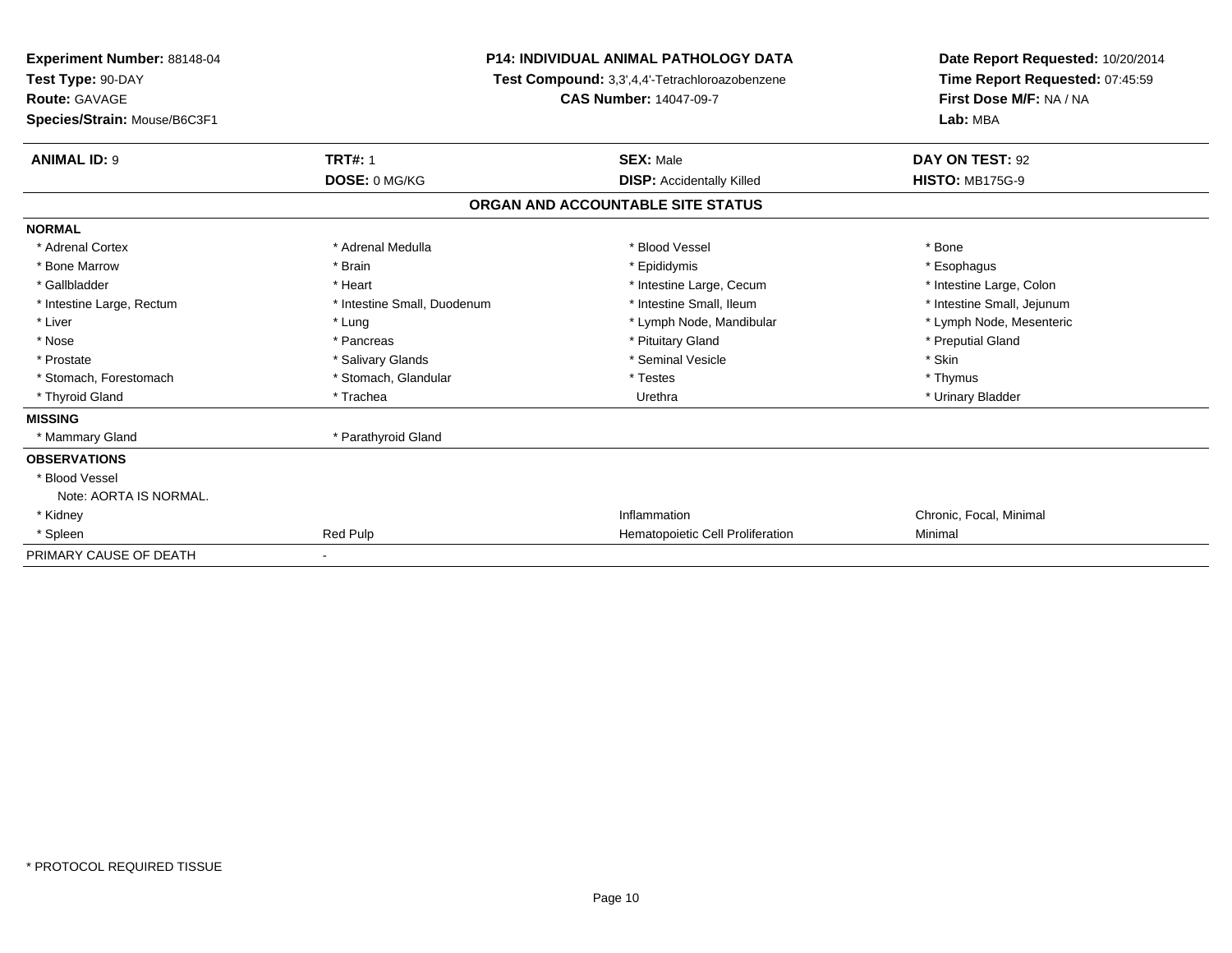**Experiment Number:** 88148-04
**Test Type:** 90-DAY
**Route:** GAVAGE
**Species/Strain:** Mouse/B6C3F1

**P14: INDIVIDUAL ANIMAL PATHOLOGY DATA**
**Test Compound:** 3,3',4,4'-Tetrachloroazobenzene
**CAS Number:** 14047-09-7

**Date Report Requested:** 10/20/2014
**Time Report Requested:** 07:45:59
**First Dose M/F:** NA / NA
**Lab:** MBA

| **ANIMAL ID:** 9 | **TRT#:** 1 | **SEX:** Male | **DAY ON TEST:** 92 |
|---|---|---|---|
| | **DOSE:** 0 MG/KG | **DISP:** Accidentally Killed | **HISTO:** MB175G-9 |

**ORGAN AND ACCOUNTABLE SITE STATUS**

| | | | |
|---|---|---|---|
| **NORMAL** | | | |
| * Adrenal Cortex | * Adrenal Medulla | * Blood Vessel | * Bone |
| * Bone Marrow | * Brain | * Epididymis | * Esophagus |
| * Gallbladder | * Heart | * Intestine Large, Cecum | * Intestine Large, Colon |
| * Intestine Large, Rectum | * Intestine Small, Duodenum | * Intestine Small, Ileum | * Intestine Small, Jejunum |
| * Liver | * Lung | * Lymph Node, Mandibular | * Lymph Node, Mesenteric |
| * Nose | * Pancreas | * Pituitary Gland | * Preputial Gland |
| * Prostate | * Salivary Glands | * Seminal Vesicle | * Skin |
| * Stomach, Forestomach | * Stomach, Glandular | * Testes | * Thymus |
| * Thyroid Gland | * Trachea | Urethra | * Urinary Bladder |
| **MISSING** | | | |
| * Mammary Gland | * Parathyroid Gland | | |
| **OBSERVATIONS** | | | |
| * Blood Vessel | | | |
| Note: AORTA IS NORMAL. | | | |
| * Kidney | | Inflammation | Chronic, Focal, Minimal |
| * Spleen | Red Pulp | Hematopoietic Cell Proliferation | Minimal |
| PRIMARY CAUSE OF DEATH | - | | |

* PROTOCOL REQUIRED TISSUE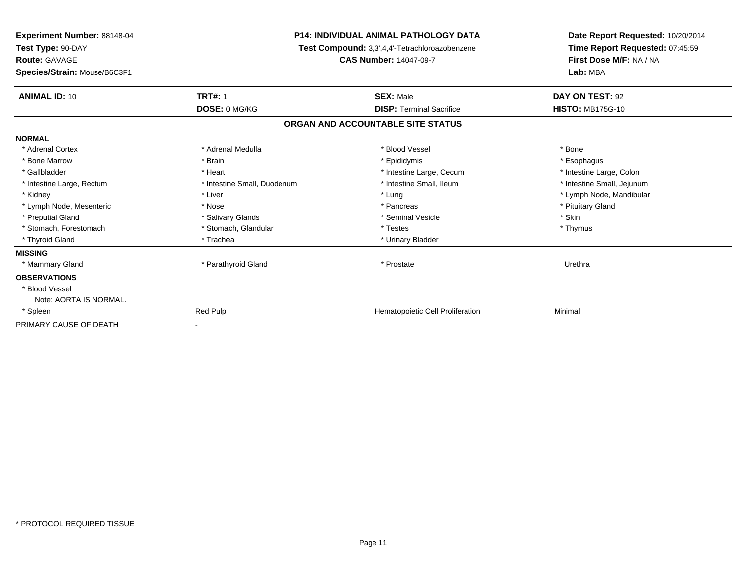**Experiment Number:** 88148-04
**Test Type:** 90-DAY
**Route:** GAVAGE
**Species/Strain:** Mouse/B6C3F1

**P14: INDIVIDUAL ANIMAL PATHOLOGY DATA**
**Test Compound:** 3,3',4,4'-Tetrachloroazobenzene
**CAS Number:** 14047-09-7

**Date Report Requested:** 10/20/2014
**Time Report Requested:** 07:45:59
**First Dose M/F:** NA / NA
**Lab:** MBA

| **ANIMAL ID:** 10 | **TRT#:** 1 | **SEX:** Male | **DAY ON TEST:** 92 |
|---|---|---|---|
| | **DOSE:** 0 MG/KG | **DISP:** Terminal Sacrifice | **HISTO:** MB175G-10 |

## ORGAN AND ACCOUNTABLE SITE STATUS

**NORMAL**

| | | | |
|---|---|---|---|
| * Adrenal Cortex | * Adrenal Medulla | * Blood Vessel | * Bone |
| * Bone Marrow | * Brain | * Epididymis | * Esophagus |
| * Gallbladder | * Heart | * Intestine Large, Cecum | * Intestine Large, Colon |
| * Intestine Large, Rectum | * Intestine Small, Duodenum | * Intestine Small, Ileum | * Intestine Small, Jejunum |
| * Kidney | * Liver | * Lung | * Lymph Node, Mandibular |
| * Lymph Node, Mesenteric | * Nose | * Pancreas | * Pituitary Gland |
| * Preputial Gland | * Salivary Glands | * Seminal Vesicle | * Skin |
| * Stomach, Forestomach | * Stomach, Glandular | * Testes | * Thymus |
| * Thyroid Gland | * Trachea | * Urinary Bladder | |

**MISSING**

| | | | |
|---|---|---|---|
| * Mammary Gland | * Parathyroid Gland | * Prostate | Urethra |

**OBSERVATIONS**

| | | | |
|---|---|---|---|
| * Blood Vessel | | | |
| Note: AORTA IS NORMAL. | | | |
| * Spleen | Red Pulp | Hematopoietic Cell Proliferation | Minimal |

| | |
|---|---|
| PRIMARY CAUSE OF DEATH | - |

* PROTOCOL REQUIRED TISSUE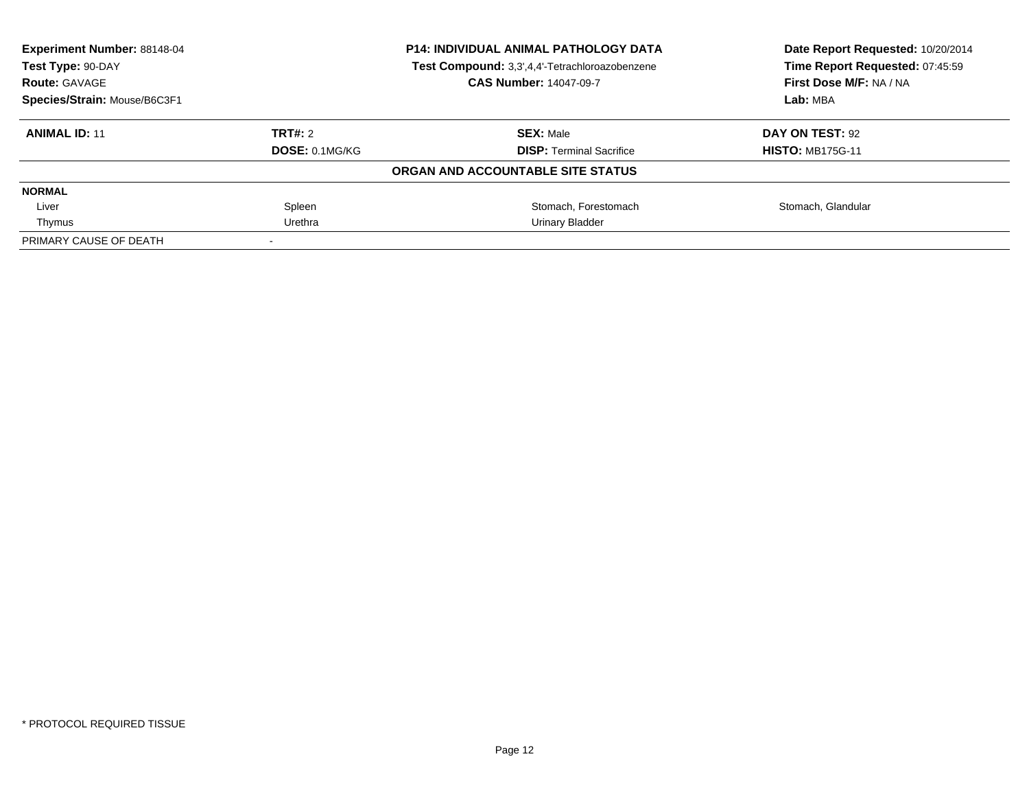| **Experiment Number:** 88148-04 | **P14: INDIVIDUAL ANIMAL PATHOLOGY DATA** | **Date Report Requested:** 10/20/2014 |
|---|---|---|
| **Test Type:** 90-DAY | **Test Compound:** 3,3',4,4'-Tetrachloroazobenzene | **Time Report Requested:** 07:45:59 |
| **Route:** GAVAGE | **CAS Number:** 14047-09-7 | **First Dose M/F:** NA / NA |
| **Species/Strain:** Mouse/B6C3F1 | | **Lab:** MBA |

| **ANIMAL ID:** 11 | **TRT#:** 2 | **SEX:** Male | **DAY ON TEST:** 92 |
|---|---|---|---|
| | **DOSE:** 0.1MG/KG | **DISP:** Terminal Sacrifice | **HISTO:** MB175G-11 |

**ORGAN AND ACCOUNTABLE SITE STATUS**

| **NORMAL** | | | |
|---|---|---|---|
| Liver | Spleen | Stomach, Forestomach | Stomach, Glandular |
| Thymus | Urethra | Urinary Bladder | |
| PRIMARY CAUSE OF DEATH | - | | |

* PROTOCOL REQUIRED TISSUE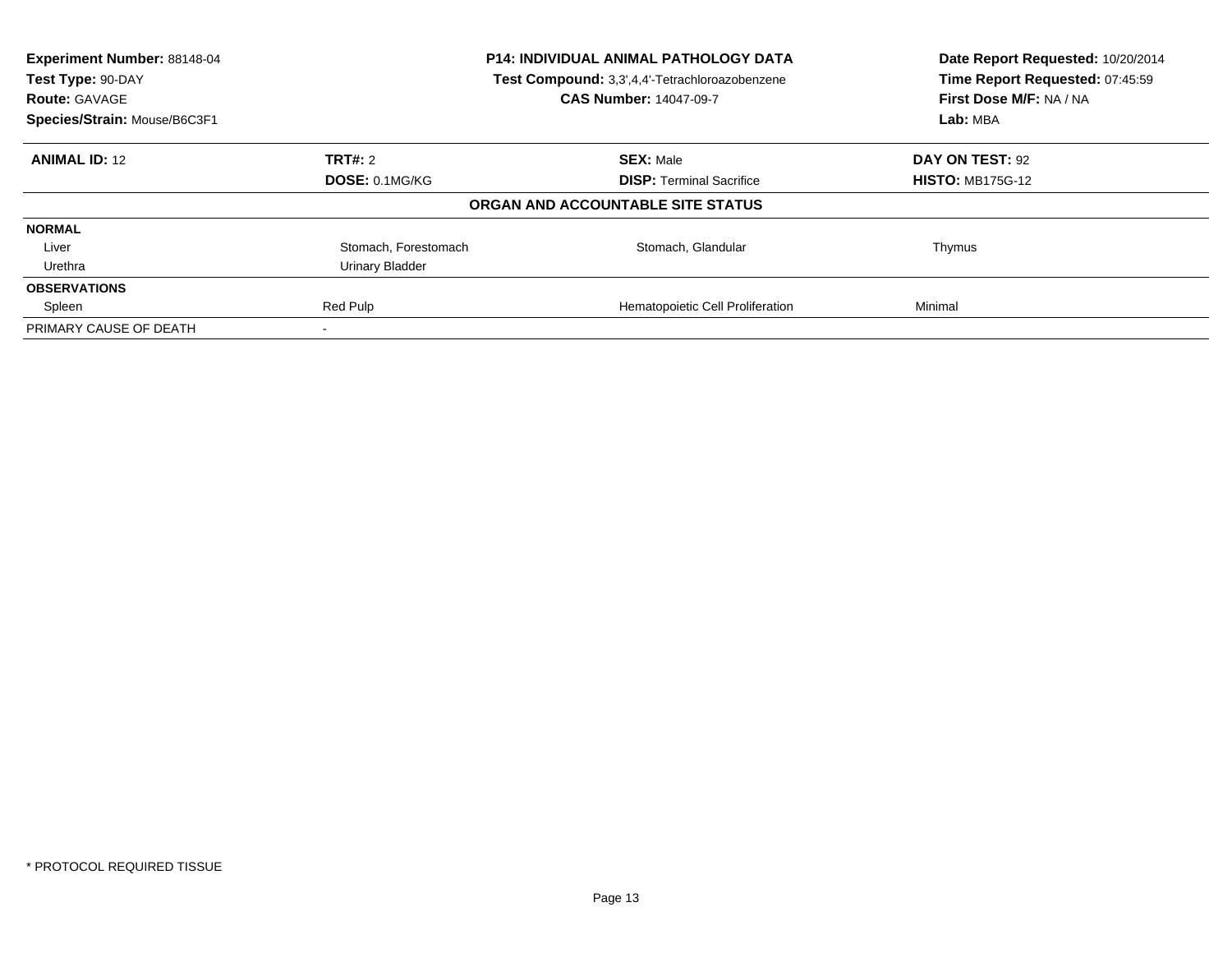**Experiment Number:** 88148-04
**Test Type:** 90-DAY
**Route:** GAVAGE
**Species/Strain:** Mouse/B6C3F1

**P14: INDIVIDUAL ANIMAL PATHOLOGY DATA**
**Test Compound:** 3,3',4,4'-Tetrachloroazobenzene
**CAS Number:** 14047-09-7

**Date Report Requested:** 10/20/2014
**Time Report Requested:** 07:45:59
**First Dose M/F:** NA / NA
**Lab:** MBA

| **ANIMAL ID:** 12 | **TRT#:** 2 | **SEX:** Male | **DAY ON TEST:** 92 |
|---|---|---|---|
| | **DOSE:** 0.1MG/KG | **DISP:** Terminal Sacrifice | **HISTO:** MB175G-12 |

**ORGAN AND ACCOUNTABLE SITE STATUS**

| | | | |
|---|---|---|---|
| **NORMAL** | | | |
| Liver | Stomach, Forestomach | Stomach, Glandular | Thymus |
| Urethra | Urinary Bladder | | |
| **OBSERVATIONS** | | | |
| Spleen | Red Pulp | Hematopoietic Cell Proliferation | Minimal |
| PRIMARY CAUSE OF DEATH | - | | |

* PROTOCOL REQUIRED TISSUE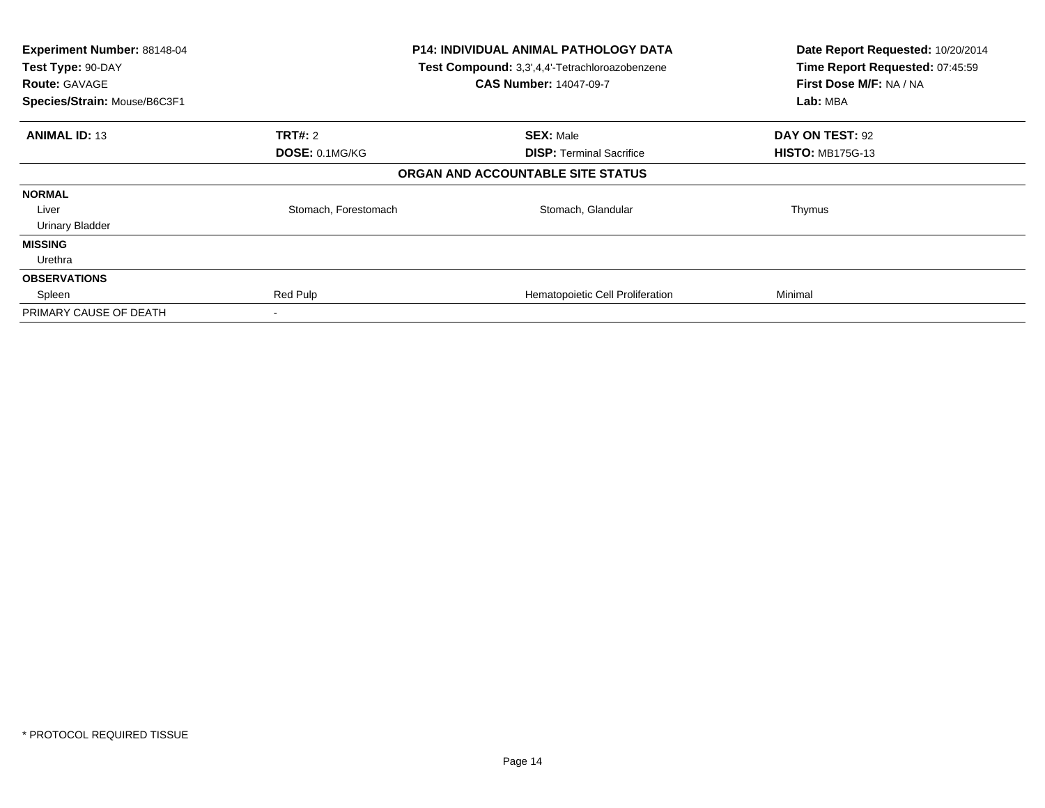**Experiment Number:** 88148-04
**Test Type:** 90-DAY
**Route:** GAVAGE
**Species/Strain:** Mouse/B6C3F1

**P14: INDIVIDUAL ANIMAL PATHOLOGY DATA**
**Test Compound:** 3,3',4,4'-Tetrachloroazobenzene
**CAS Number:** 14047-09-7

**Date Report Requested:** 10/20/2014
**Time Report Requested:** 07:45:59
**First Dose M/F:** NA / NA
**Lab:** MBA

| **ANIMAL ID:** 13 | **TRT#:** 2 | **SEX:** Male | **DAY ON TEST:** 92 |
|---|---|---|---|
| | **DOSE:** 0.1MG/KG | **DISP:** Terminal Sacrifice | **HISTO:** MB175G-13 |

**ORGAN AND ACCOUNTABLE SITE STATUS**

| | | | |
|---|---|---|---|
| **NORMAL** | | | |
| Liver | Stomach, Forestomach | Stomach, Glandular | Thymus |
| Urinary Bladder | | | |
| **MISSING** | | | |
| Urethra | | | |
| **OBSERVATIONS** | | | |
| Spleen | Red Pulp | Hematopoietic Cell Proliferation | Minimal |
| PRIMARY CAUSE OF DEATH | - | | |

* PROTOCOL REQUIRED TISSUE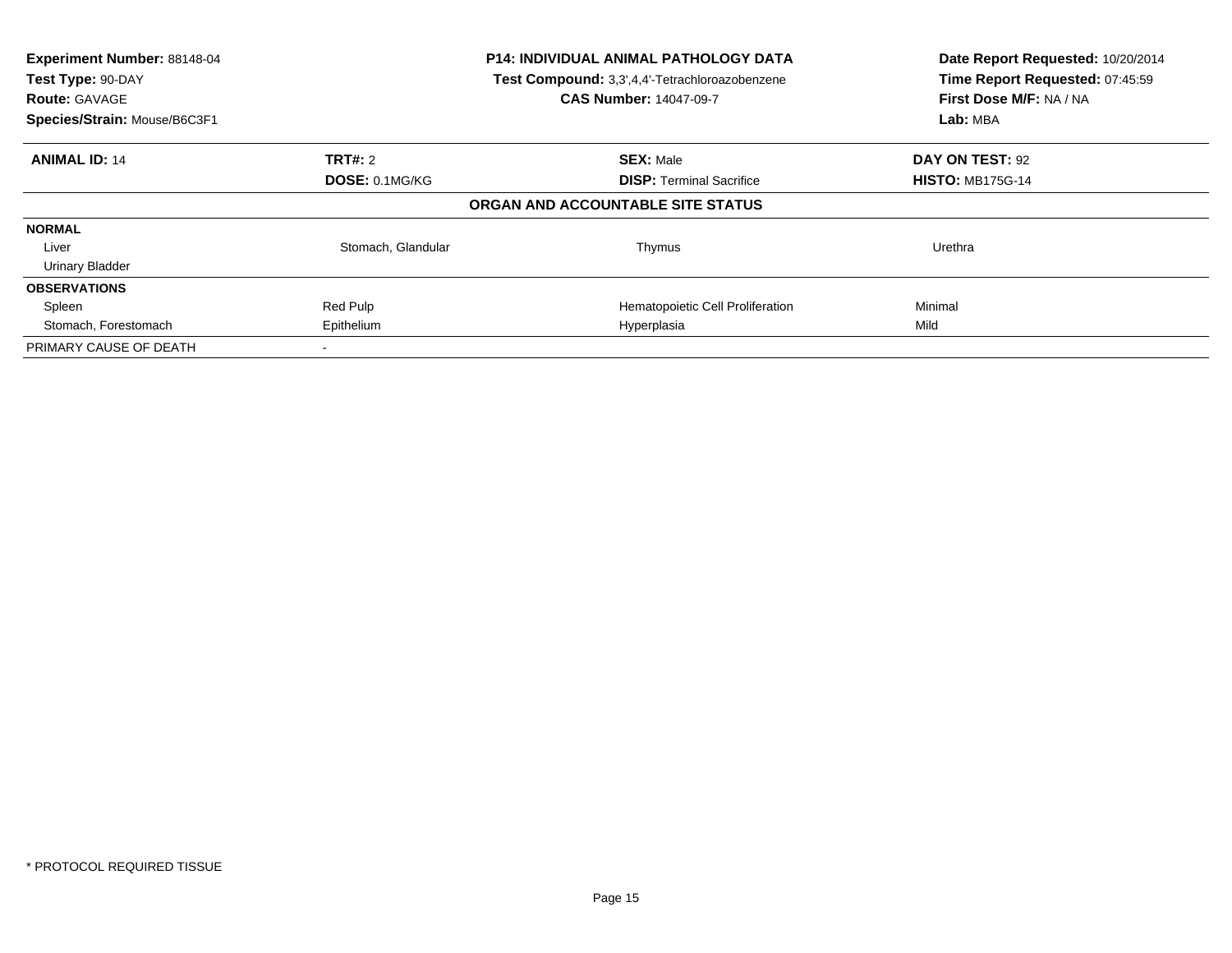**Experiment Number:** 88148-04
**Test Type:** 90-DAY
**Route:** GAVAGE
**Species/Strain:** Mouse/B6C3F1

**P14: INDIVIDUAL ANIMAL PATHOLOGY DATA**
**Test Compound:** 3,3',4,4'-Tetrachloroazobenzene
**CAS Number:** 14047-09-7

**Date Report Requested:** 10/20/2014
**Time Report Requested:** 07:45:59
**First Dose M/F:** NA / NA
**Lab:** MBA

| **ANIMAL ID:** 14 | **TRT#:** 2 | **SEX:** Male | **DAY ON TEST:** 92 |
|---|---|---|---|
| | **DOSE:** 0.1MG/KG | **DISP:** Terminal Sacrifice | **HISTO:** MB175G-14 |

**ORGAN AND ACCOUNTABLE SITE STATUS**

| | | | |
|---|---|---|---|
| **NORMAL** | | | |
| Liver | Stomach, Glandular | Thymus | Urethra |
| Urinary Bladder | | | |
| **OBSERVATIONS** | | | |
| Spleen | Red Pulp | Hematopoietic Cell Proliferation | Minimal |
| Stomach, Forestomach | Epithelium | Hyperplasia | Mild |
| PRIMARY CAUSE OF DEATH | - | | |

* PROTOCOL REQUIRED TISSUE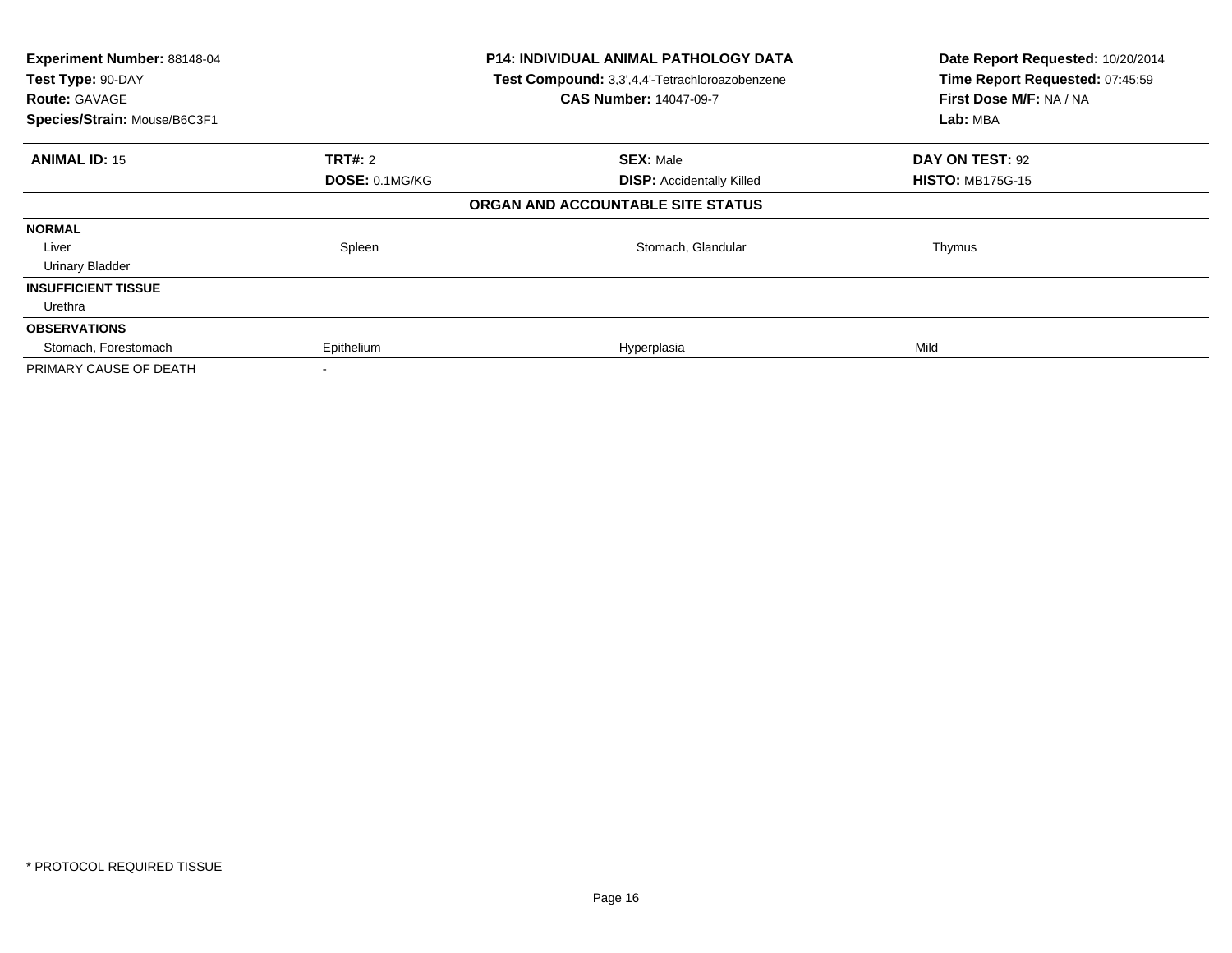**Experiment Number:** 88148-04
**Test Type:** 90-DAY
**Route:** GAVAGE
**Species/Strain:** Mouse/B6C3F1

**P14: INDIVIDUAL ANIMAL PATHOLOGY DATA**
**Test Compound:** 3,3',4,4'-Tetrachloroazobenzene
**CAS Number:** 14047-09-7

**Date Report Requested:** 10/20/2014
**Time Report Requested:** 07:45:59
**First Dose M/F:** NA / NA
**Lab:** MBA

| **ANIMAL ID:** 15 | **TRT#:** 2 | **SEX:** Male | **DAY ON TEST:** 92 |
|---|---|---|---|
| | **DOSE:** 0.1MG/KG | **DISP:** Accidentally Killed | **HISTO:** MB175G-15 |

**ORGAN AND ACCOUNTABLE SITE STATUS**

| | | | |
|---|---|---|---|
| **NORMAL** | | | |
| Liver | Spleen | Stomach, Glandular | Thymus |
| Urinary Bladder | | | |
| **INSUFFICIENT TISSUE** | | | |
| Urethra | | | |
| **OBSERVATIONS** | | | |
| Stomach, Forestomach | Epithelium | Hyperplasia | Mild |
| PRIMARY CAUSE OF DEATH | - | | |

\* PROTOCOL REQUIRED TISSUE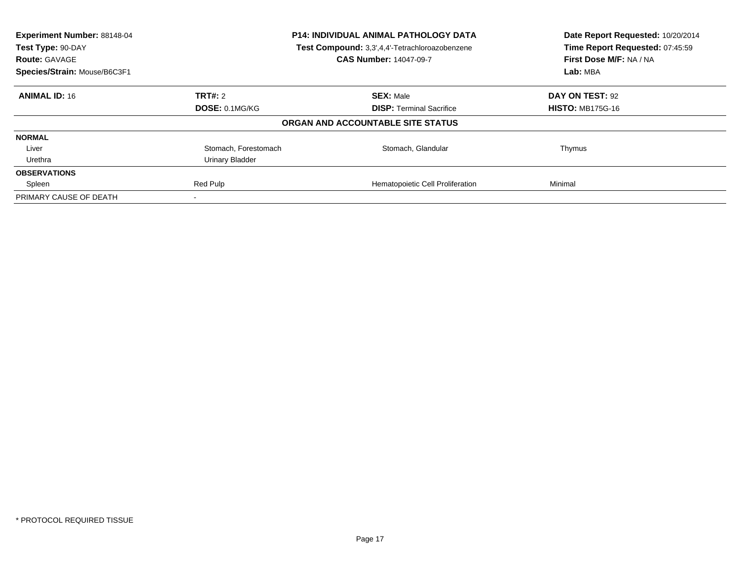**Experiment Number:** 88148-04
**Test Type:** 90-DAY
**Route:** GAVAGE
**Species/Strain:** Mouse/B6C3F1

**P14: INDIVIDUAL ANIMAL PATHOLOGY DATA**
**Test Compound:** 3,3',4,4'-Tetrachloroazobenzene
**CAS Number:** 14047-09-7

**Date Report Requested:** 10/20/2014
**Time Report Requested:** 07:45:59
**First Dose M/F:** NA / NA
**Lab:** MBA

| **ANIMAL ID:** 16 | **TRT#:** 2 | **SEX:** Male | **DAY ON TEST:** 92 |
|---|---|---|---|
| | **DOSE:** 0.1MG/KG | **DISP:** Terminal Sacrifice | **HISTO:** MB175G-16 |

**ORGAN AND ACCOUNTABLE SITE STATUS**

| | | | |
|---|---|---|---|
| **NORMAL** | | | |
| Liver | Stomach, Forestomach | Stomach, Glandular | Thymus |
| Urethra | Urinary Bladder | | |
| **OBSERVATIONS** | | | |
| Spleen | Red Pulp | Hematopoietic Cell Proliferation | Minimal |
| PRIMARY CAUSE OF DEATH | - | | |

\* PROTOCOL REQUIRED TISSUE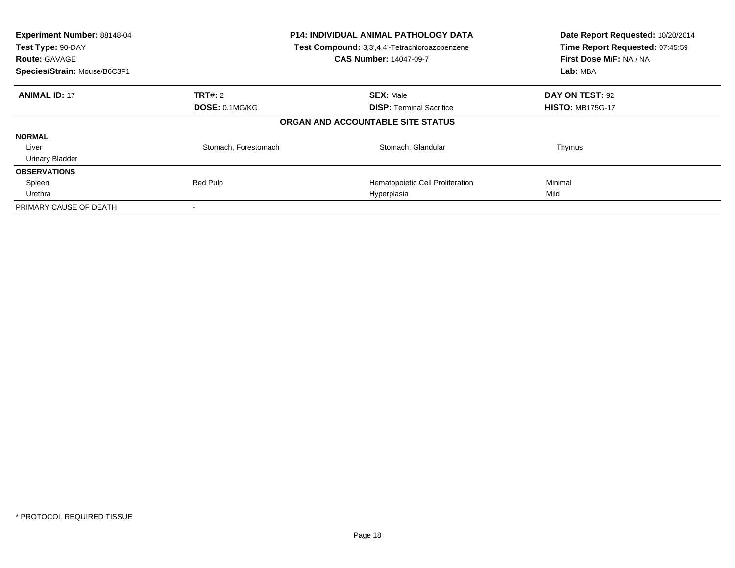**Experiment Number:** 88148-04
**Test Type:** 90-DAY
**Route:** GAVAGE
**Species/Strain:** Mouse/B6C3F1

**P14: INDIVIDUAL ANIMAL PATHOLOGY DATA**
**Test Compound:** 3,3',4,4'-Tetrachloroazobenzene
**CAS Number:** 14047-09-7

**Date Report Requested:** 10/20/2014
**Time Report Requested:** 07:45:59
**First Dose M/F:** NA / NA
**Lab:** MBA

| **ANIMAL ID:** 17 | **TRT#:** 2 | **SEX:** Male | **DAY ON TEST:** 92 |
|---|---|---|---|
| | **DOSE:** 0.1MG/KG | **DISP:** Terminal Sacrifice | **HISTO:** MB175G-17 |

**ORGAN AND ACCOUNTABLE SITE STATUS**

| | | | |
|---|---|---|---|
| **NORMAL** | | | |
| Liver | Stomach, Forestomach | Stomach, Glandular | Thymus |
| Urinary Bladder | | | |
| **OBSERVATIONS** | | | |
| Spleen | Red Pulp | Hematopoietic Cell Proliferation | Minimal |
| Urethra | | Hyperplasia | Mild |
| PRIMARY CAUSE OF DEATH | - | | |

* PROTOCOL REQUIRED TISSUE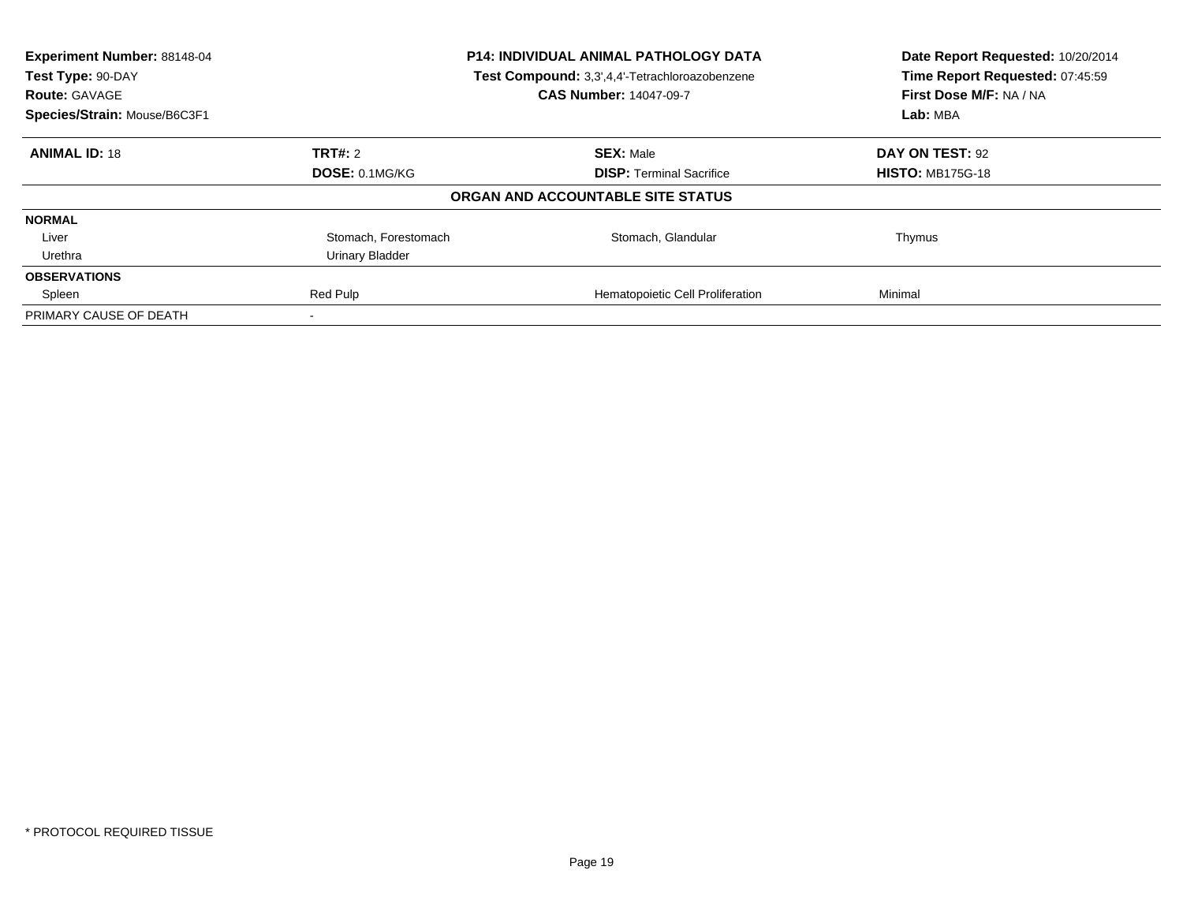**Experiment Number:** 88148-04
**Test Type:** 90-DAY
**Route:** GAVAGE
**Species/Strain:** Mouse/B6C3F1

**P14: INDIVIDUAL ANIMAL PATHOLOGY DATA**
**Test Compound:** 3,3',4,4'-Tetrachloroazobenzene
**CAS Number:** 14047-09-7

**Date Report Requested:** 10/20/2014
**Time Report Requested:** 07:45:59
**First Dose M/F:** NA / NA
**Lab:** MBA

| **ANIMAL ID:** 18 | **TRT#:** 2 | **SEX:** Male | **DAY ON TEST:** 92 |
|---|---|---|---|
| | **DOSE:** 0.1MG/KG | **DISP:** Terminal Sacrifice | **HISTO:** MB175G-18 |

**ORGAN AND ACCOUNTABLE SITE STATUS**

| | | | |
|---|---|---|---|
| **NORMAL** | | | |
| Liver | Stomach, Forestomach | Stomach, Glandular | Thymus |
| Urethra | Urinary Bladder | | |
| **OBSERVATIONS** | | | |
| Spleen | Red Pulp | Hematopoietic Cell Proliferation | Minimal |
| PRIMARY CAUSE OF DEATH | - | | |

\* PROTOCOL REQUIRED TISSUE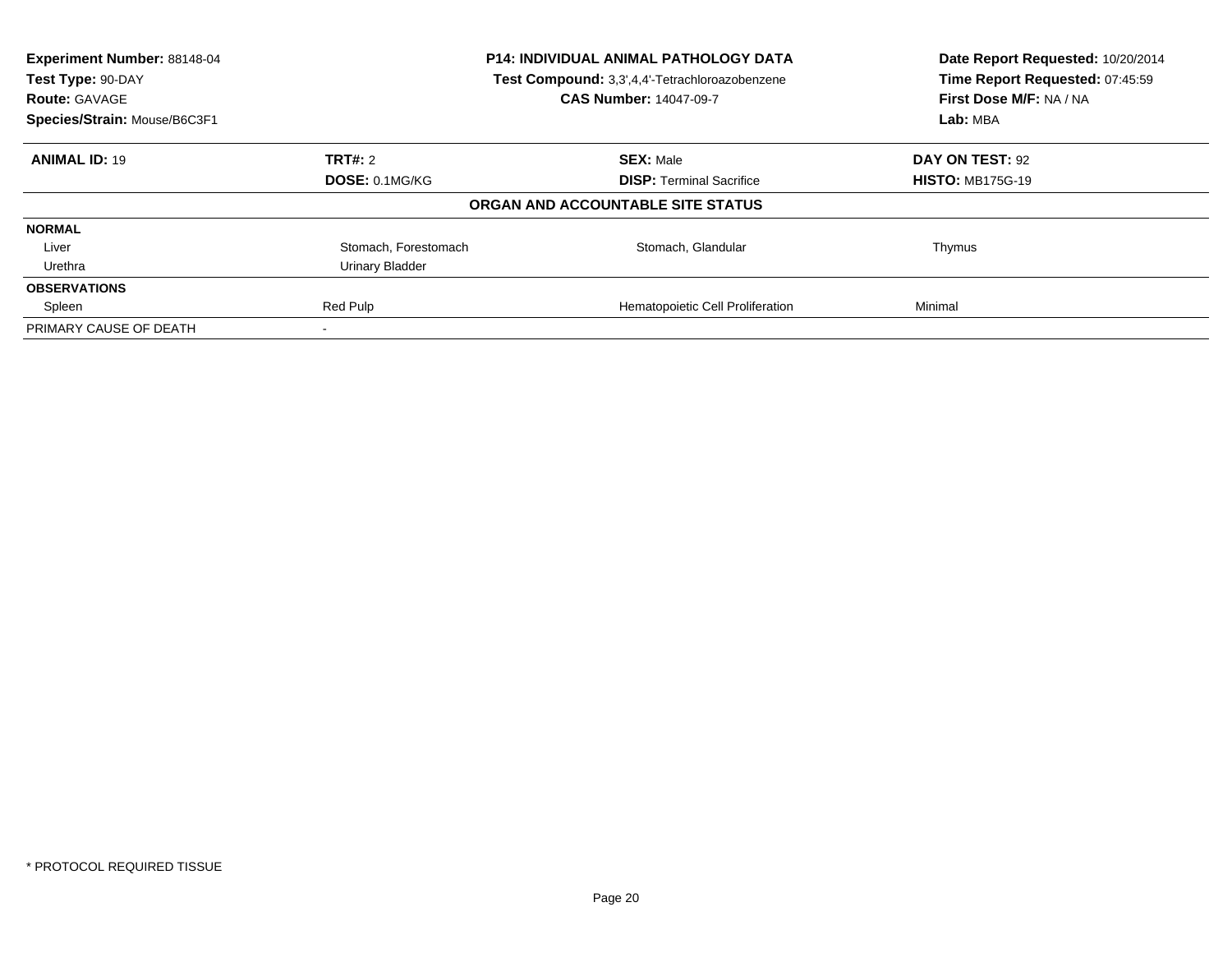**Experiment Number:** 88148-04
**Test Type:** 90-DAY
**Route:** GAVAGE
**Species/Strain:** Mouse/B6C3F1

**P14: INDIVIDUAL ANIMAL PATHOLOGY DATA**
**Test Compound:** 3,3',4,4'-Tetrachloroazobenzene
**CAS Number:** 14047-09-7

**Date Report Requested:** 10/20/2014
**Time Report Requested:** 07:45:59
**First Dose M/F:** NA / NA
**Lab:** MBA

| **ANIMAL ID:** 19 | **TRT#:** 2 | **SEX:** Male | **DAY ON TEST:** 92 |
|---|---|---|---|
| | **DOSE:** 0.1MG/KG | **DISP:** Terminal Sacrifice | **HISTO:** MB175G-19 |

**ORGAN AND ACCOUNTABLE SITE STATUS**

| | | | |
|---|---|---|---|
| **NORMAL** | | | |
| Liver | Stomach, Forestomach | Stomach, Glandular | Thymus |
| Urethra | Urinary Bladder | | |
| **OBSERVATIONS** | | | |
| Spleen | Red Pulp | Hematopoietic Cell Proliferation | Minimal |
| PRIMARY CAUSE OF DEATH | - | | |

* PROTOCOL REQUIRED TISSUE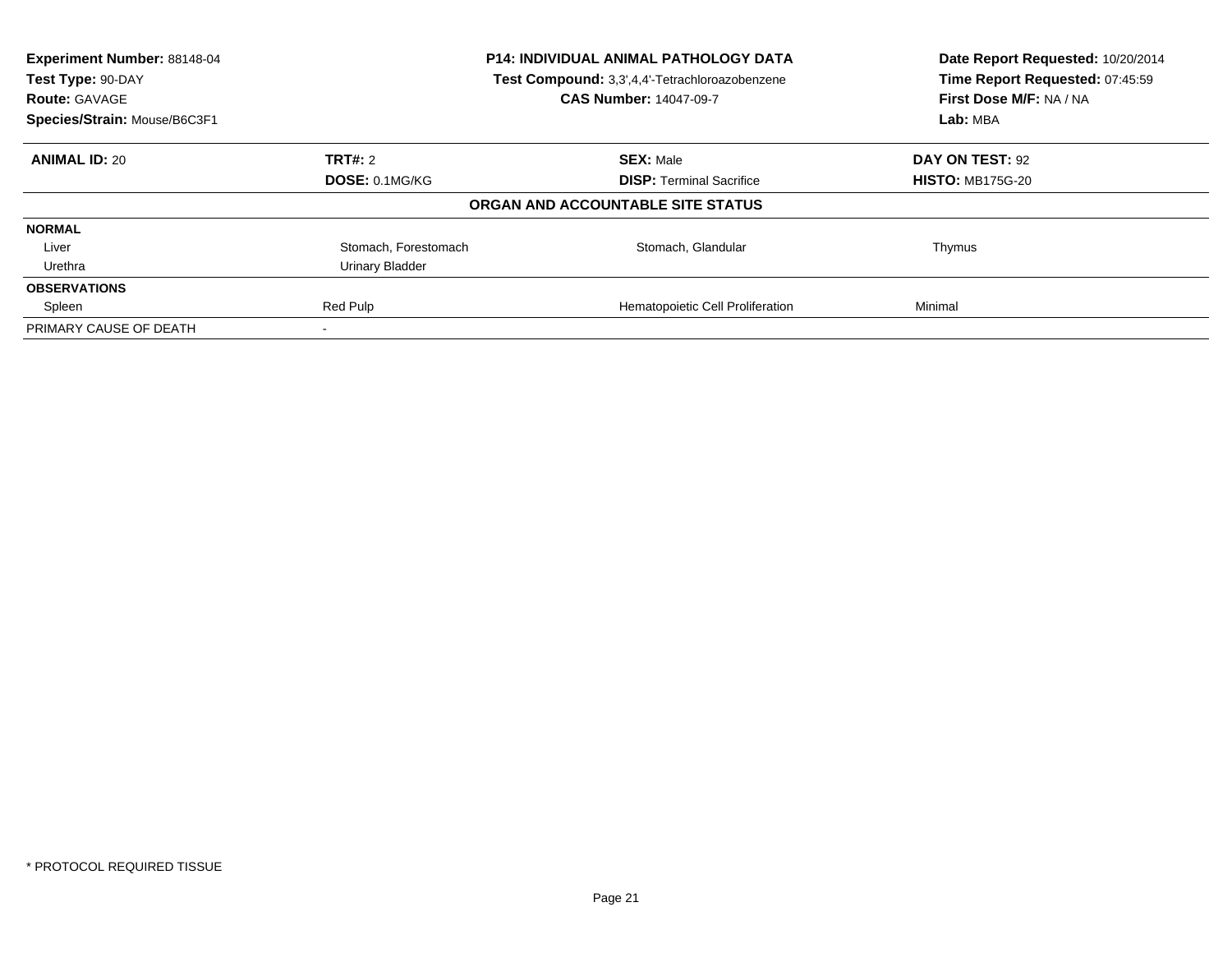| **Experiment Number:** 88148-04 | **P14: INDIVIDUAL ANIMAL PATHOLOGY DATA** | **Date Report Requested:** 10/20/2014 |
|---|---|---|
| **Test Type:** 90-DAY | **Test Compound:** 3,3',4,4'-Tetrachloroazobenzene | **Time Report Requested:** 07:45:59 |
| **Route:** GAVAGE | **CAS Number:** 14047-09-7 | **First Dose M/F:** NA / NA |
| **Species/Strain:** Mouse/B6C3F1 | | **Lab:** MBA |

| **ANIMAL ID:** 20 | **TRT#:** 2 | **SEX:** Male | **DAY ON TEST:** 92 |
|---|---|---|---|
| | **DOSE:** 0.1MG/KG | **DISP:** Terminal Sacrifice | **HISTO:** MB175G-20 |

**ORGAN AND ACCOUNTABLE SITE STATUS**

| | | | |
|---|---|---|---|
| **NORMAL** | | | |
| Liver | Stomach, Forestomach | Stomach, Glandular | Thymus |
| Urethra | Urinary Bladder | | |
| **OBSERVATIONS** | | | |
| Spleen | Red Pulp | Hematopoietic Cell Proliferation | Minimal |
| PRIMARY CAUSE OF DEATH | - | | |

* PROTOCOL REQUIRED TISSUE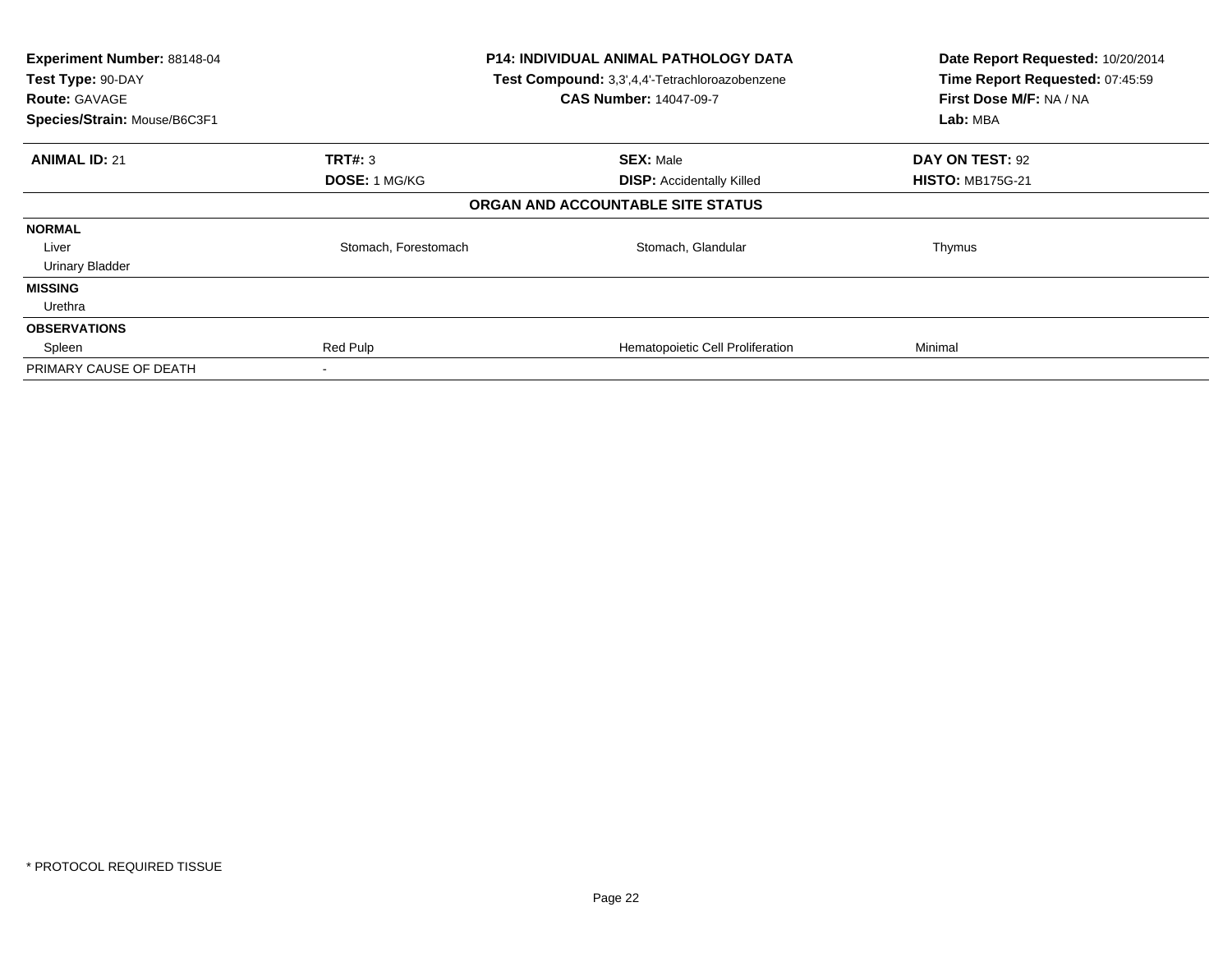| **Experiment Number:** 88148-04 | **P14: INDIVIDUAL ANIMAL PATHOLOGY DATA** | **Date Report Requested:** 10/20/2014 |
|---|---|---|
| **Test Type:** 90-DAY | **Test Compound:** 3,3',4,4'-Tetrachloroazobenzene | **Time Report Requested:** 07:45:59 |
| **Route:** GAVAGE | **CAS Number:** 14047-09-7 | **First Dose M/F:** NA / NA |
| **Species/Strain:** Mouse/B6C3F1 | | **Lab:** MBA |

| **ANIMAL ID:** 21 | **TRT#:** 3 | **SEX:** Male | **DAY ON TEST:** 92 |
|---|---|---|---|
| | **DOSE:** 1 MG/KG | **DISP:** Accidentally Killed | **HISTO:** MB175G-21 |

**ORGAN AND ACCOUNTABLE SITE STATUS**

| | | | |
|---|---|---|---|
| **NORMAL** | | | |
| Liver | Stomach, Forestomach | Stomach, Glandular | Thymus |
| Urinary Bladder | | | |
| **MISSING** | | | |
| Urethra | | | |
| **OBSERVATIONS** | | | |
| Spleen | Red Pulp | Hematopoietic Cell Proliferation | Minimal |
| PRIMARY CAUSE OF DEATH | - | | |

* PROTOCOL REQUIRED TISSUE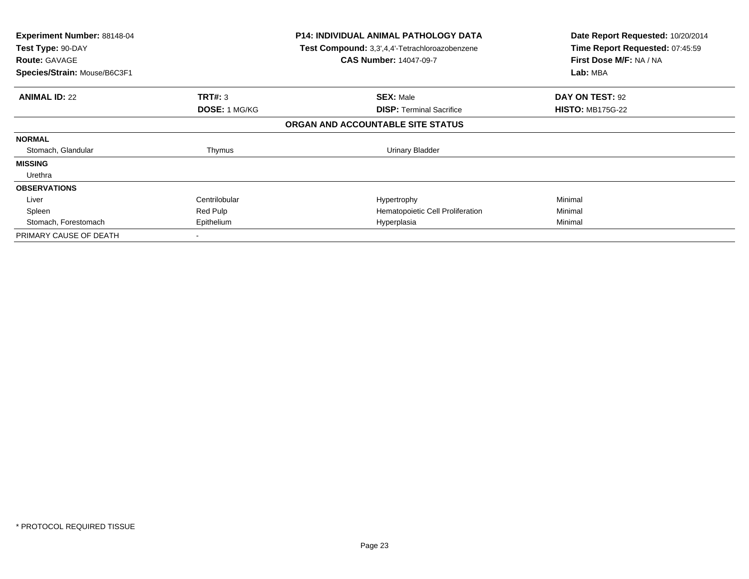**Experiment Number:** 88148-04
**Test Type:** 90-DAY
**Route:** GAVAGE
**Species/Strain:** Mouse/B6C3F1

**P14: INDIVIDUAL ANIMAL PATHOLOGY DATA**
**Test Compound:** 3,3',4,4'-Tetrachloroazobenzene
**CAS Number:** 14047-09-7

**Date Report Requested:** 10/20/2014
**Time Report Requested:** 07:45:59
**First Dose M/F:** NA / NA
**Lab:** MBA

| **ANIMAL ID:** 22 | **TRT#:** 3 | **SEX:** Male | **DAY ON TEST:** 92 |
|---|---|---|---|
| | **DOSE:** 1 MG/KG | **DISP:** Terminal Sacrifice | **HISTO:** MB175G-22 |

**ORGAN AND ACCOUNTABLE SITE STATUS**

| | | | |
|---|---|---|---|
| **NORMAL** | | | |
| Stomach, Glandular | Thymus | Urinary Bladder | |
| **MISSING** | | | |
| Urethra | | | |
| **OBSERVATIONS** | | | |
| Liver | Centrilobular | Hypertrophy | Minimal |
| Spleen | Red Pulp | Hematopoietic Cell Proliferation | Minimal |
| Stomach, Forestomach | Epithelium | Hyperplasia | Minimal |
| PRIMARY CAUSE OF DEATH | - | | |

* PROTOCOL REQUIRED TISSUE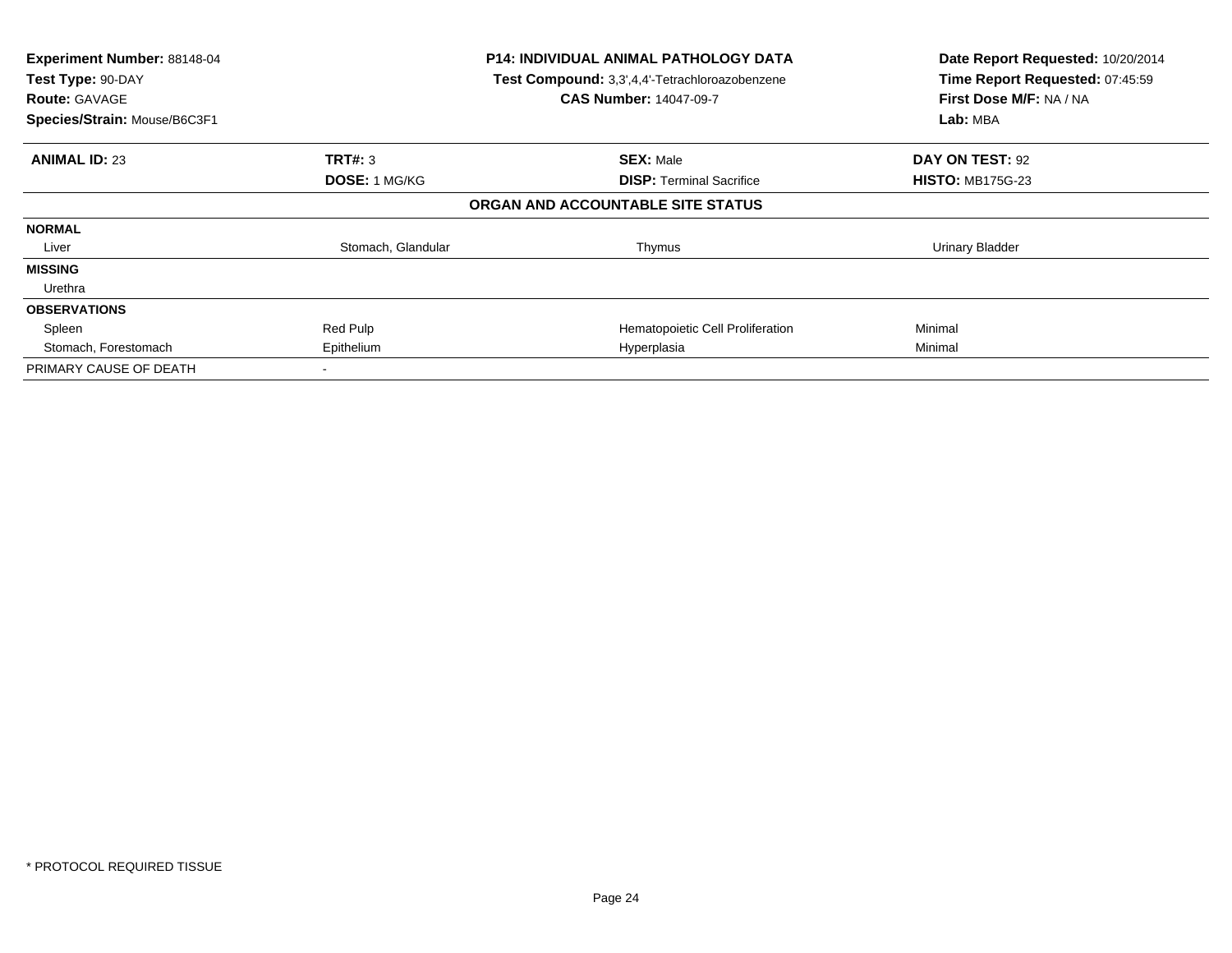| **Experiment Number:** 88148-04 | **P14: INDIVIDUAL ANIMAL PATHOLOGY DATA** | **Date Report Requested:** 10/20/2014 |
|---|---|---|
| **Test Type:** 90-DAY | **Test Compound:** 3,3',4,4'-Tetrachloroazobenzene | **Time Report Requested:** 07:45:59 |
| **Route:** GAVAGE | **CAS Number:** 14047-09-7 | **First Dose M/F:** NA / NA |
| **Species/Strain:** Mouse/B6C3F1 | | **Lab:** MBA |

| **ANIMAL ID:** 23 | **TRT#:** 3 | **SEX:** Male | **DAY ON TEST:** 92 |
|---|---|---|---|
| | **DOSE:** 1 MG/KG | **DISP:** Terminal Sacrifice | **HISTO:** MB175G-23 |
| | **ORGAN AND ACCOUNTABLE SITE STATUS** | | |
| **NORMAL** | | | |
| Liver | Stomach, Glandular | Thymus | Urinary Bladder |
| **MISSING** | | | |
| Urethra | | | |
| **OBSERVATIONS** | | | |
| Spleen | Red Pulp | Hematopoietic Cell Proliferation | Minimal |
| Stomach, Forestomach | Epithelium | Hyperplasia | Minimal |
| PRIMARY CAUSE OF DEATH | - | | |

* PROTOCOL REQUIRED TISSUE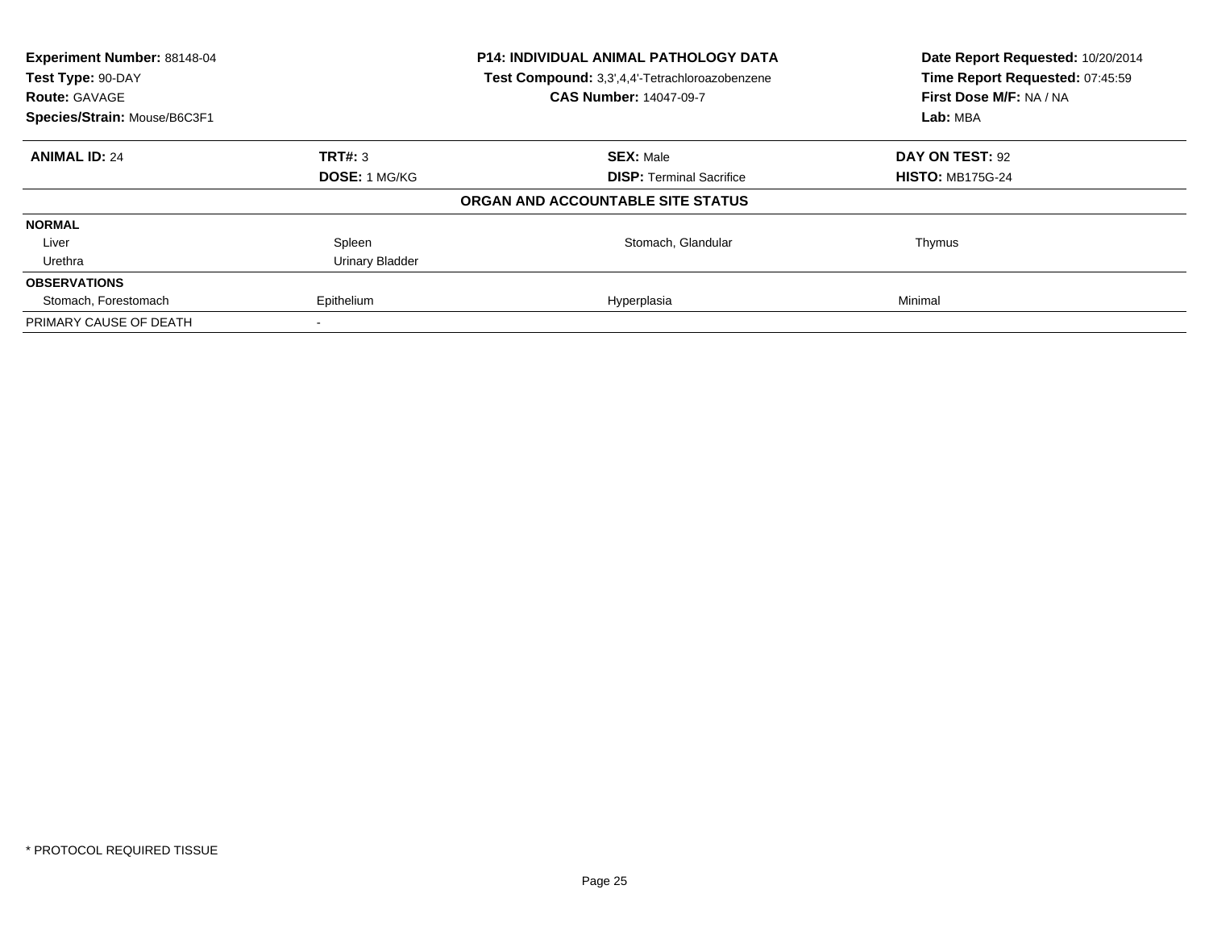**Experiment Number:** 88148-04
**Test Type:** 90-DAY
**Route:** GAVAGE
**Species/Strain:** Mouse/B6C3F1

**P14: INDIVIDUAL ANIMAL PATHOLOGY DATA**
**Test Compound:** 3,3',4,4'-Tetrachloroazobenzene
**CAS Number:** 14047-09-7

**Date Report Requested:** 10/20/2014
**Time Report Requested:** 07:45:59
**First Dose M/F:** NA / NA
**Lab:** MBA

| **ANIMAL ID:** 24 | **TRT#:** 3 | **SEX:** Male | **DAY ON TEST:** 92 |
|---|---|---|---|
| | **DOSE:** 1 MG/KG | **DISP:** Terminal Sacrifice | **HISTO:** MB175G-24 |

**ORGAN AND ACCOUNTABLE SITE STATUS**

| | | | |
|---|---|---|---|
| **NORMAL** | | | |
| Liver | Spleen | Stomach, Glandular | Thymus |
| Urethra | Urinary Bladder | | |
| **OBSERVATIONS** | | | |
| Stomach, Forestomach | Epithelium | Hyperplasia | Minimal |
| PRIMARY CAUSE OF DEATH | - | | |

* PROTOCOL REQUIRED TISSUE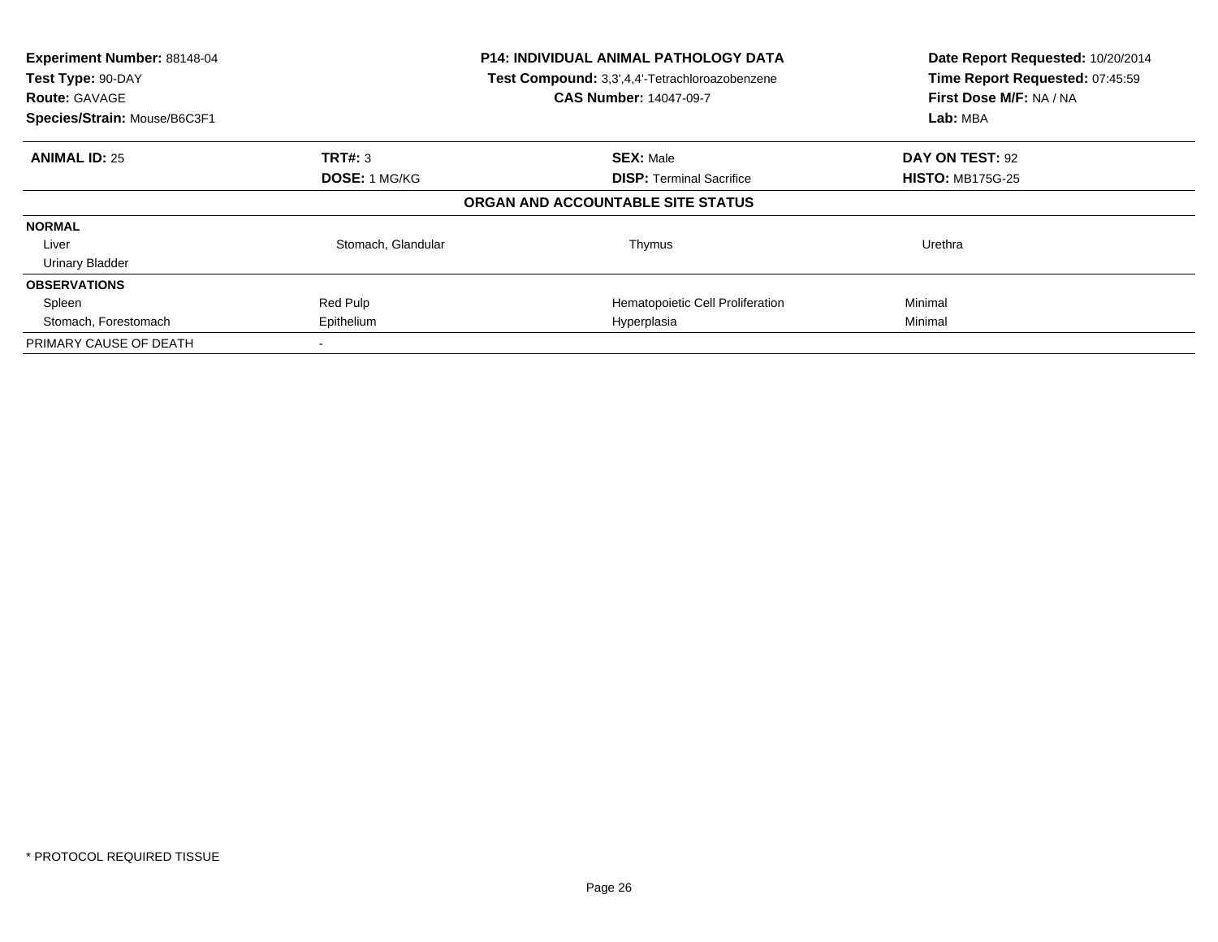**Experiment Number:** 88148-04
**Test Type:** 90-DAY
**Route:** GAVAGE
**Species/Strain:** Mouse/B6C3F1

**P14: INDIVIDUAL ANIMAL PATHOLOGY DATA**
**Test Compound:** 3,3',4,4'-Tetrachloroazobenzene
**CAS Number:** 14047-09-7

**Date Report Requested:** 10/20/2014
**Time Report Requested:** 07:45:59
**First Dose M/F:** NA / NA
**Lab:** MBA

| **ANIMAL ID:** 25 | **TRT#:** 3 | **SEX:** Male | **DAY ON TEST:** 92 |
|---|---|---|---|
| | **DOSE:** 1 MG/KG | **DISP:** Terminal Sacrifice | **HISTO:** MB175G-25 |

**ORGAN AND ACCOUNTABLE SITE STATUS**

| | | | |
|---|---|---|---|
| **NORMAL** | | | |
| Liver | Stomach, Glandular | Thymus | Urethra |
| Urinary Bladder | | | |
| **OBSERVATIONS** | | | |
| Spleen | Red Pulp | Hematopoietic Cell Proliferation | Minimal |
| Stomach, Forestomach | Epithelium | Hyperplasia | Minimal |
| PRIMARY CAUSE OF DEATH | - | | |

* PROTOCOL REQUIRED TISSUE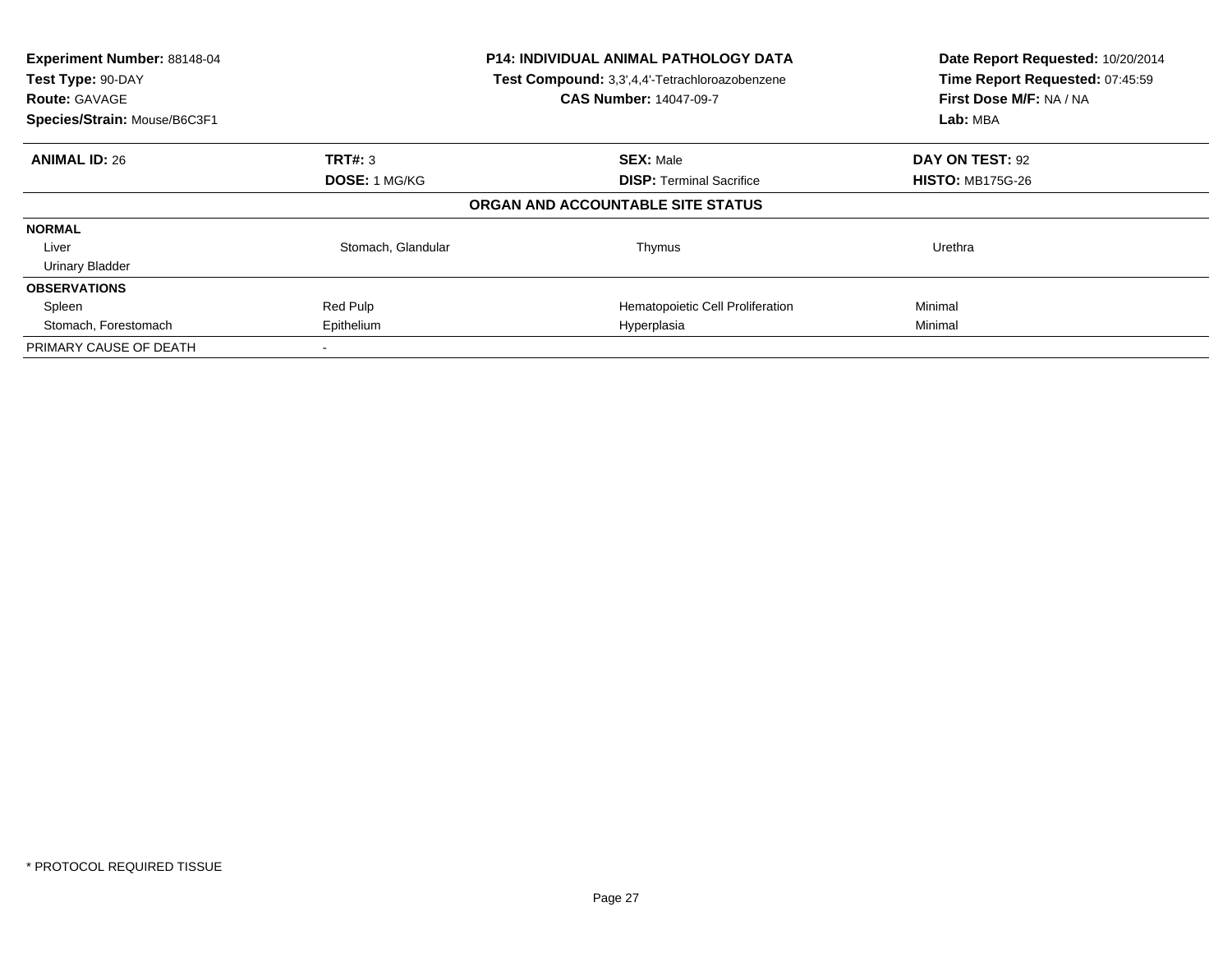**Experiment Number:** 88148-04
**Test Type:** 90-DAY
**Route:** GAVAGE
**Species/Strain:** Mouse/B6C3F1

**P14: INDIVIDUAL ANIMAL PATHOLOGY DATA**
**Test Compound:** 3,3',4,4'-Tetrachloroazobenzene
**CAS Number:** 14047-09-7

**Date Report Requested:** 10/20/2014
**Time Report Requested:** 07:45:59
**First Dose M/F:** NA / NA
**Lab:** MBA

| **ANIMAL ID:** 26 | **TRT#:** 3 | **SEX:** Male | **DAY ON TEST:** 92 |
|---|---|---|---|
| | **DOSE:** 1 MG/KG | **DISP:** Terminal Sacrifice | **HISTO:** MB175G-26 |

**ORGAN AND ACCOUNTABLE SITE STATUS**

| | | | |
|---|---|---|---|
| **NORMAL** | | | |
| Liver | Stomach, Glandular | Thymus | Urethra |
| Urinary Bladder | | | |
| **OBSERVATIONS** | | | |
| Spleen | Red Pulp | Hematopoietic Cell Proliferation | Minimal |
| Stomach, Forestomach | Epithelium | Hyperplasia | Minimal |
| PRIMARY CAUSE OF DEATH | - | | |

* PROTOCOL REQUIRED TISSUE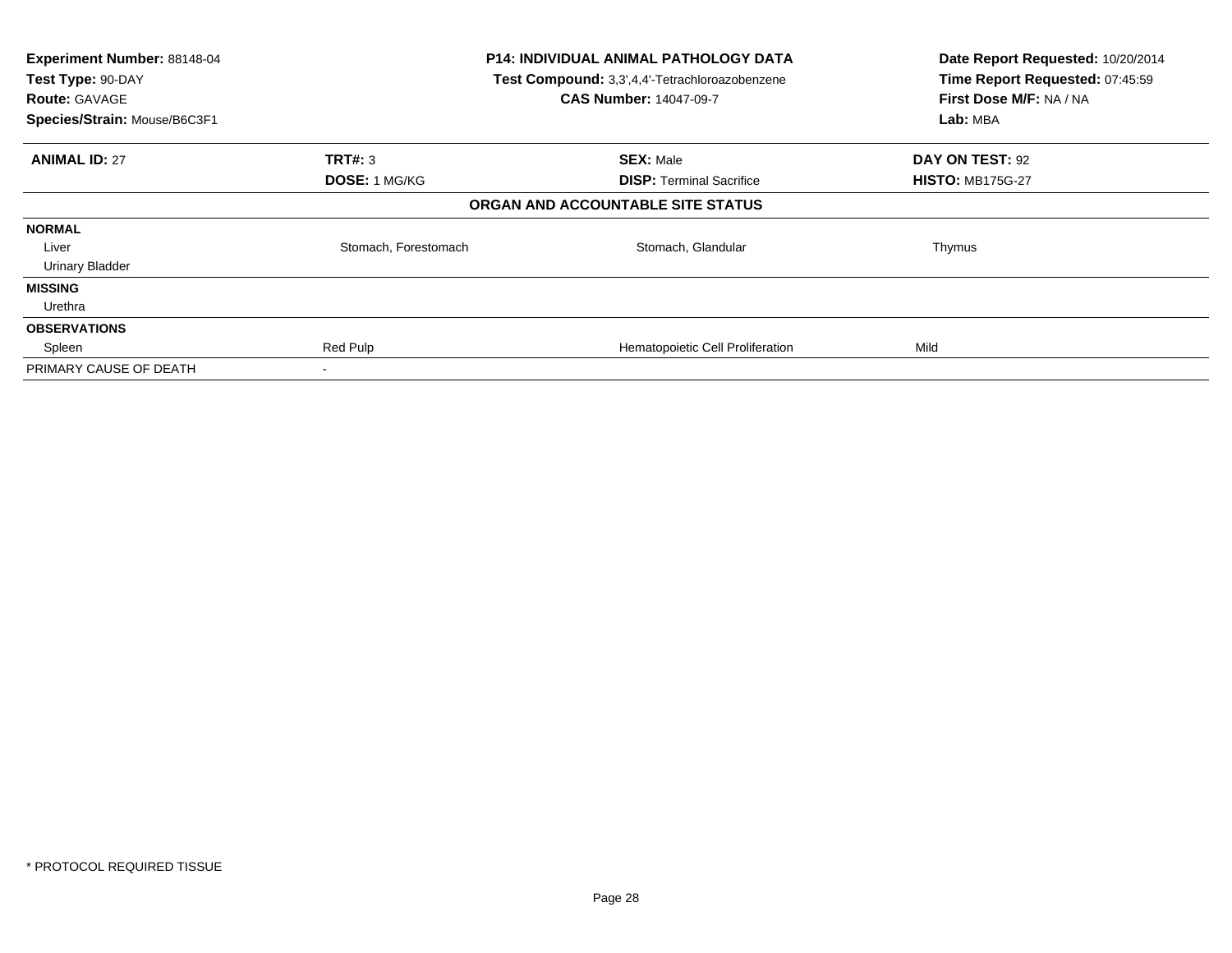| **Experiment Number:** 88148-04 | **P14: INDIVIDUAL ANIMAL PATHOLOGY DATA** | **Date Report Requested:** 10/20/2014 |
|---|---|---|
| **Test Type:** 90-DAY | **Test Compound:** 3,3',4,4'-Tetrachloroazobenzene | **Time Report Requested:** 07:45:59 |
| **Route:** GAVAGE | **CAS Number:** 14047-09-7 | **First Dose M/F:** NA / NA |
| **Species/Strain:** Mouse/B6C3F1 | | **Lab:** MBA |

| **ANIMAL ID:** 27 | **TRT#:** 3 | **SEX:** Male | **DAY ON TEST:** 92 |
|---|---|---|---|
| | **DOSE:** 1 MG/KG | **DISP:** Terminal Sacrifice | **HISTO:** MB175G-27 |
| **ORGAN AND ACCOUNTABLE SITE STATUS** | | | |
| **NORMAL** | | | |
| Liver | Stomach, Forestomach | Stomach, Glandular | Thymus |
| Urinary Bladder | | | |
| **MISSING** | | | |
| Urethra | | | |
| **OBSERVATIONS** | | | |
| Spleen | Red Pulp | Hematopoietic Cell Proliferation | Mild |
| PRIMARY CAUSE OF DEATH | - | | |

\* PROTOCOL REQUIRED TISSUE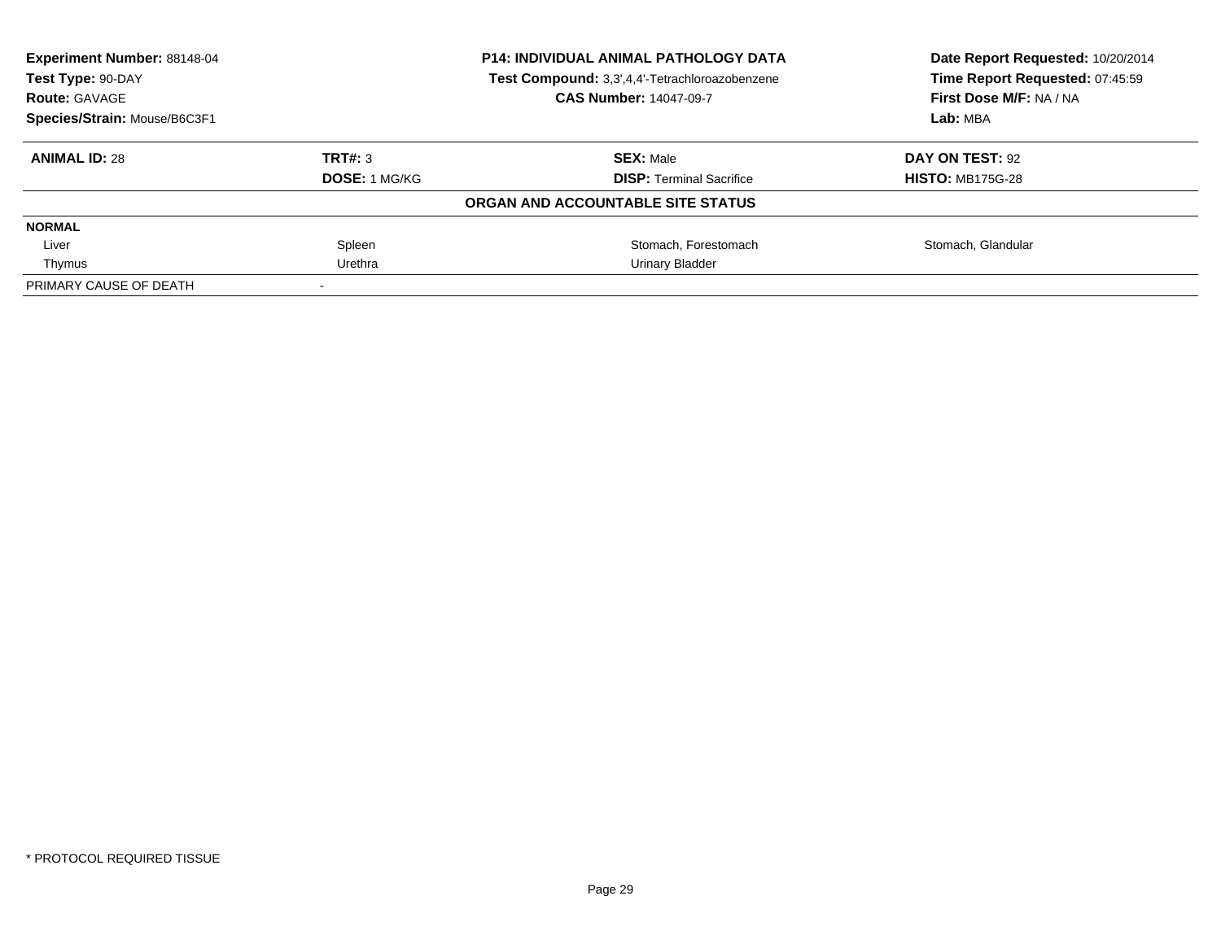| **Experiment Number:** 88148-04 | **P14: INDIVIDUAL ANIMAL PATHOLOGY DATA** | **Date Report Requested:** 10/20/2014 |
|---|---|---|
| **Test Type:** 90-DAY | **Test Compound:** 3,3',4,4'-Tetrachloroazobenzene | **Time Report Requested:** 07:45:59 |
| **Route:** GAVAGE | **CAS Number:** 14047-09-7 | **First Dose M/F:** NA / NA |
| **Species/Strain:** Mouse/B6C3F1 | | **Lab:** MBA |

| **ANIMAL ID:** 28 | **TRT#:** 3 | **SEX:** Male | **DAY ON TEST:** 92 |
|---|---|---|---|
| | **DOSE:** 1 MG/KG | **DISP:** Terminal Sacrifice | **HISTO:** MB175G-28 |
| | | **ORGAN AND ACCOUNTABLE SITE STATUS** | |
| **NORMAL** | | | |
| Liver | Spleen | Stomach, Forestomach | Stomach, Glandular |
| Thymus | Urethra | Urinary Bladder | |
| PRIMARY CAUSE OF DEATH | - | | |

* PROTOCOL REQUIRED TISSUE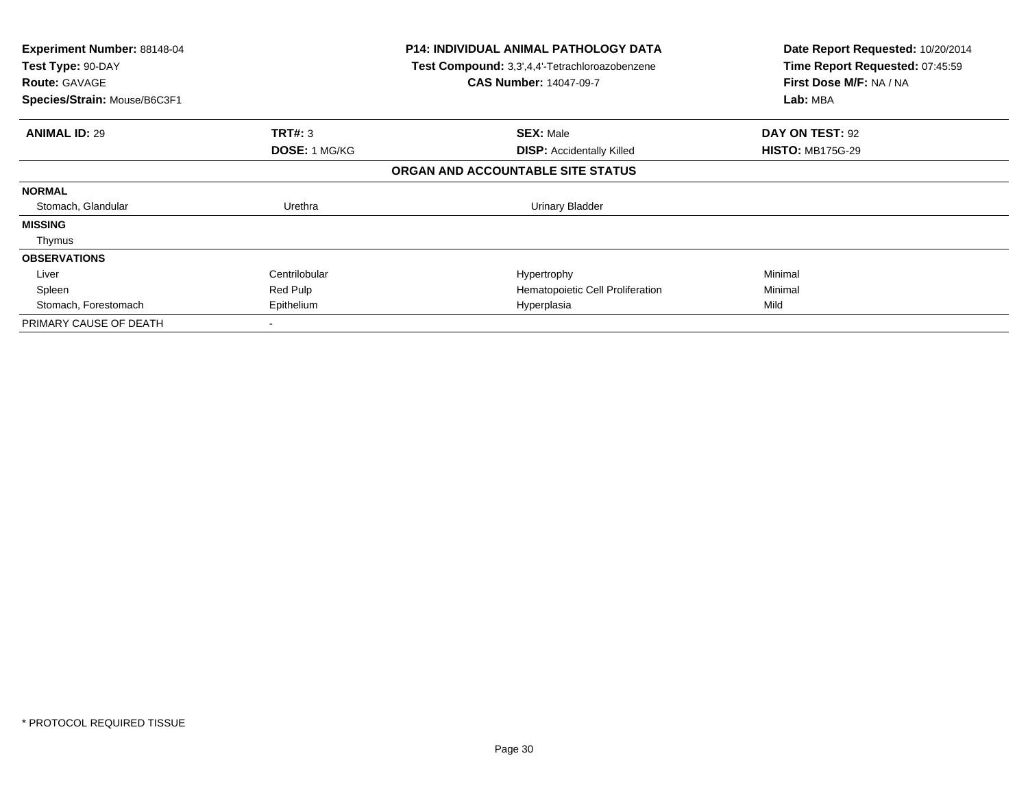**Experiment Number:** 88148-04
**Test Type:** 90-DAY
**Route:** GAVAGE
**Species/Strain:** Mouse/B6C3F1

**P14: INDIVIDUAL ANIMAL PATHOLOGY DATA**
**Test Compound:** 3,3',4,4'-Tetrachloroazobenzene
**CAS Number:** 14047-09-7

**Date Report Requested:** 10/20/2014
**Time Report Requested:** 07:45:59
**First Dose M/F:** NA / NA
**Lab:** MBA

| **ANIMAL ID:** 29 | **TRT#:** 3 | **SEX:** Male | **DAY ON TEST:** 92 |
|---|---|---|---|
| | **DOSE:** 1 MG/KG | **DISP:** Accidentally Killed | **HISTO:** MB175G-29 |

**ORGAN AND ACCOUNTABLE SITE STATUS**

| | | | |
|---|---|---|---|
| **NORMAL** | | | |
| Stomach, Glandular | Urethra | Urinary Bladder | |
| **MISSING** | | | |
| Thymus | | | |
| **OBSERVATIONS** | | | |
| Liver | Centrilobular | Hypertrophy | Minimal |
| Spleen | Red Pulp | Hematopoietic Cell Proliferation | Minimal |
| Stomach, Forestomach | Epithelium | Hyperplasia | Mild |
| PRIMARY CAUSE OF DEATH | - | | |

* PROTOCOL REQUIRED TISSUE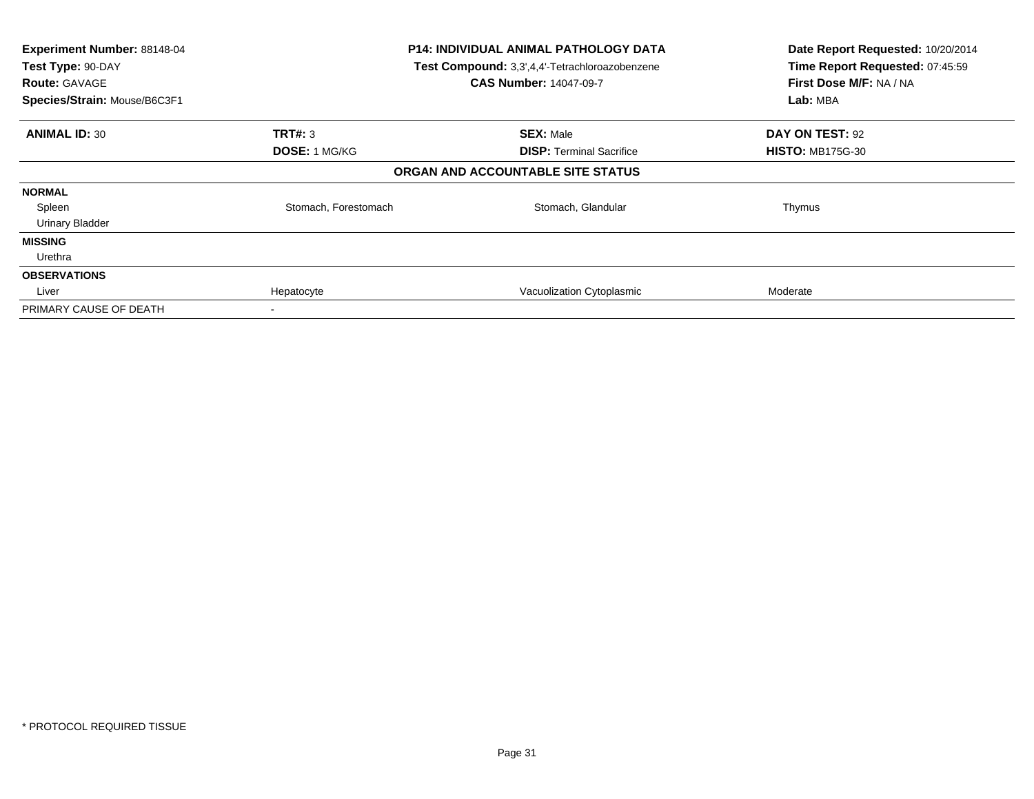**Experiment Number:** 88148-04
**Test Type:** 90-DAY
**Route:** GAVAGE
**Species/Strain:** Mouse/B6C3F1

**P14: INDIVIDUAL ANIMAL PATHOLOGY DATA**
**Test Compound:** 3,3',4,4'-Tetrachloroazobenzene
**CAS Number:** 14047-09-7

**Date Report Requested:** 10/20/2014
**Time Report Requested:** 07:45:59
**First Dose M/F:** NA / NA
**Lab:** MBA

| **ANIMAL ID:** 30 | **TRT#:** 3 | **SEX:** Male | **DAY ON TEST:** 92 |
|---|---|---|---|
| | **DOSE:** 1 MG/KG | **DISP:** Terminal Sacrifice | **HISTO:** MB175G-30 |

**ORGAN AND ACCOUNTABLE SITE STATUS**

| | | | |
|---|---|---|---|
| **NORMAL** | | | |
| Spleen | Stomach, Forestomach | Stomach, Glandular | Thymus |
| Urinary Bladder | | | |
| **MISSING** | | | |
| Urethra | | | |
| **OBSERVATIONS** | | | |
| Liver | Hepatocyte | Vacuolization Cytoplasmic | Moderate |
| PRIMARY CAUSE OF DEATH | - | | |

\* PROTOCOL REQUIRED TISSUE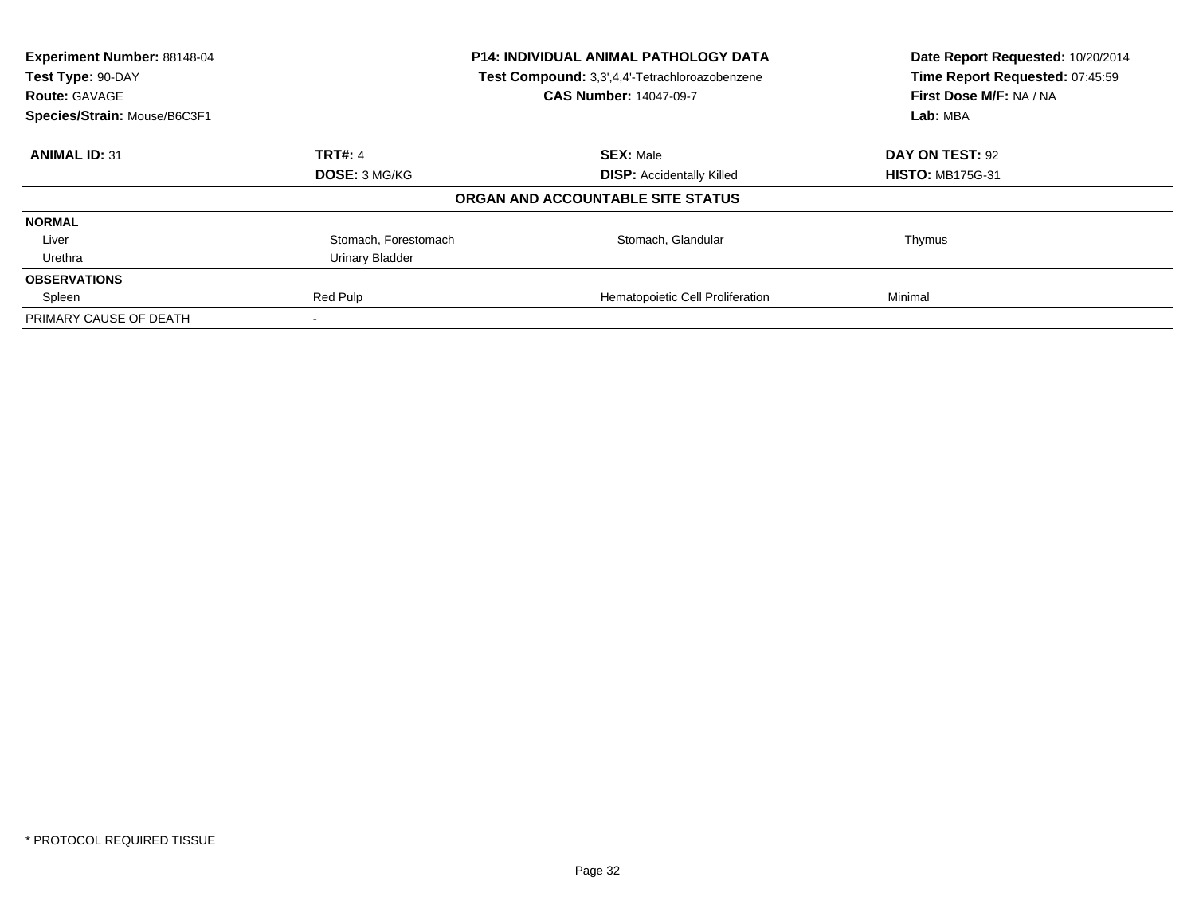**Experiment Number:** 88148-04
**Test Type:** 90-DAY
**Route:** GAVAGE
**Species/Strain:** Mouse/B6C3F1

**P14: INDIVIDUAL ANIMAL PATHOLOGY DATA**
**Test Compound:** 3,3',4,4'-Tetrachloroazobenzene
**CAS Number:** 14047-09-7

**Date Report Requested:** 10/20/2014
**Time Report Requested:** 07:45:59
**First Dose M/F:** NA / NA
**Lab:** MBA

| **ANIMAL ID:** 31 | **TRT#:** 4 | **SEX:** Male | **DAY ON TEST:** 92 |
|---|---|---|---|
| | **DOSE:** 3 MG/KG | **DISP:** Accidentally Killed | **HISTO:** MB175G-31 |

**ORGAN AND ACCOUNTABLE SITE STATUS**

| | | | |
|---|---|---|---|
| **NORMAL** | | | |
| Liver | Stomach, Forestomach | Stomach, Glandular | Thymus |
| Urethra | Urinary Bladder | | |
| **OBSERVATIONS** | | | |
| Spleen | Red Pulp | Hematopoietic Cell Proliferation | Minimal |
| PRIMARY CAUSE OF DEATH | - | | |

* PROTOCOL REQUIRED TISSUE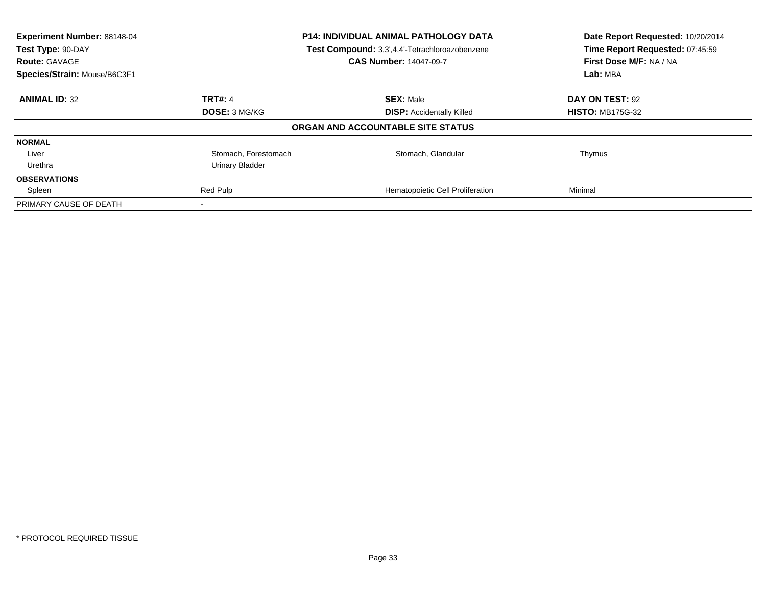**Experiment Number:** 88148-04
**Test Type:** 90-DAY
**Route:** GAVAGE
**Species/Strain:** Mouse/B6C3F1

**P14: INDIVIDUAL ANIMAL PATHOLOGY DATA**
**Test Compound:** 3,3',4,4'-Tetrachloroazobenzene
**CAS Number:** 14047-09-7

**Date Report Requested:** 10/20/2014
**Time Report Requested:** 07:45:59
**First Dose M/F:** NA / NA
**Lab:** MBA

| **ANIMAL ID:** 32 | **TRT#:** 4 | **SEX:** Male | **DAY ON TEST:** 92 |
|---|---|---|---|
| | **DOSE:** 3 MG/KG | **DISP:** Accidentally Killed | **HISTO:** MB175G-32 |

**ORGAN AND ACCOUNTABLE SITE STATUS**

| | | | |
|---|---|---|---|
| **NORMAL** | | | |
| Liver | Stomach, Forestomach | Stomach, Glandular | Thymus |
| Urethra | Urinary Bladder | | |
| **OBSERVATIONS** | | | |
| Spleen | Red Pulp | Hematopoietic Cell Proliferation | Minimal |
| PRIMARY CAUSE OF DEATH | - | | |

\* PROTOCOL REQUIRED TISSUE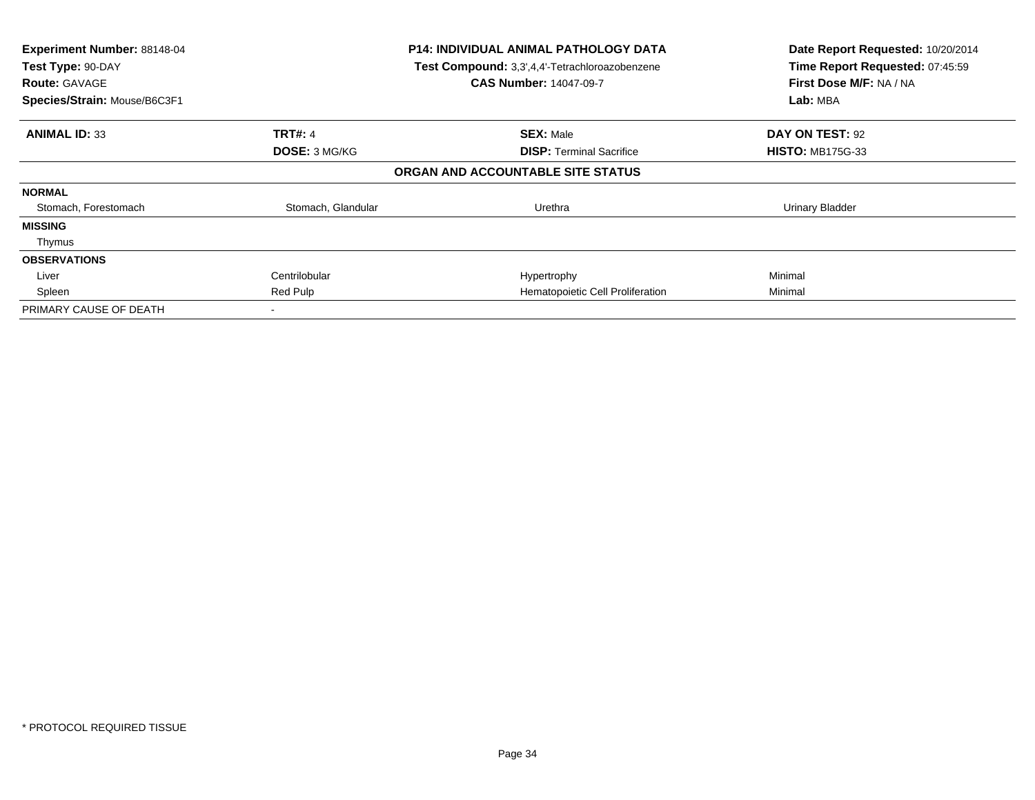| **Experiment Number:** 88148-04 | **P14: INDIVIDUAL ANIMAL PATHOLOGY DATA** | **Date Report Requested:** 10/20/2014 |
|---|---|---|
| **Test Type:** 90-DAY | **Test Compound:** 3,3',4,4'-Tetrachloroazobenzene | **Time Report Requested:** 07:45:59 |
| **Route:** GAVAGE | **CAS Number:** 14047-09-7 | **First Dose M/F:** NA / NA |
| **Species/Strain:** Mouse/B6C3F1 | | **Lab:** MBA |

| **ANIMAL ID:** 33 | **TRT#:** 4 | **SEX:** Male | **DAY ON TEST:** 92 |
|---|---|---|---|
| | **DOSE:** 3 MG/KG | **DISP:** Terminal Sacrifice | **HISTO:** MB175G-33 |
| | | **ORGAN AND ACCOUNTABLE SITE STATUS** | |
| **NORMAL** | | | |
| Stomach, Forestomach | Stomach, Glandular | Urethra | Urinary Bladder |
| **MISSING** | | | |
| Thymus | | | |
| **OBSERVATIONS** | | | |
| Liver | Centrilobular | Hypertrophy | Minimal |
| Spleen | Red Pulp | Hematopoietic Cell Proliferation | Minimal |
| PRIMARY CAUSE OF DEATH | - | | |

\* PROTOCOL REQUIRED TISSUE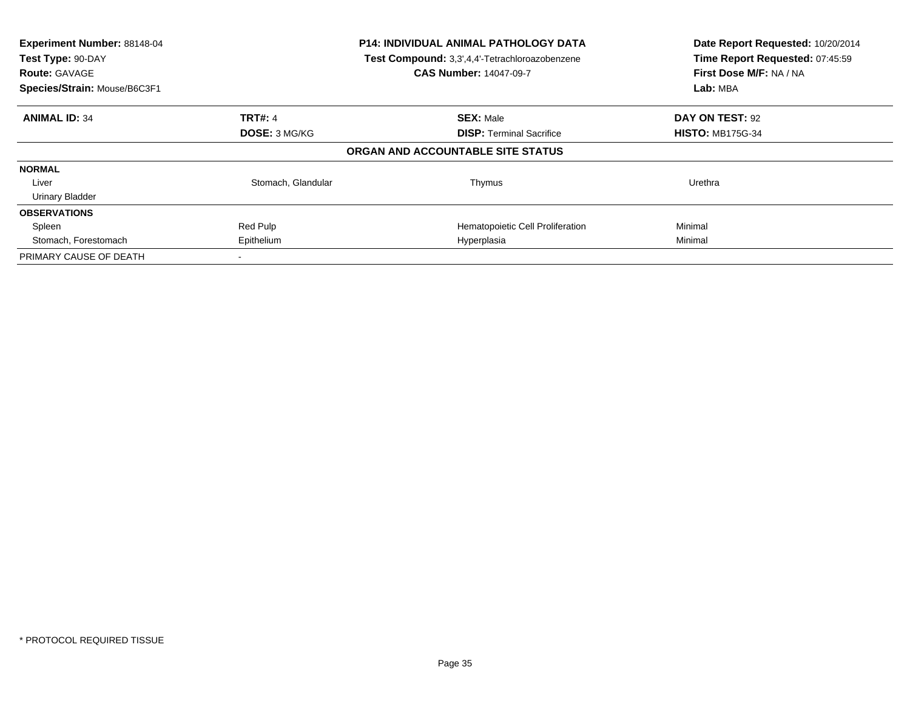**Experiment Number:** 88148-04
**Test Type:** 90-DAY
**Route:** GAVAGE
**Species/Strain:** Mouse/B6C3F1

**P14: INDIVIDUAL ANIMAL PATHOLOGY DATA**
**Test Compound:** 3,3',4,4'-Tetrachloroazobenzene
**CAS Number:** 14047-09-7

**Date Report Requested:** 10/20/2014
**Time Report Requested:** 07:45:59
**First Dose M/F:** NA / NA
**Lab:** MBA

| **ANIMAL ID:** 34 | **TRT#:** 4 | **SEX:** Male | **DAY ON TEST:** 92 |
|---|---|---|---|
| | **DOSE:** 3 MG/KG | **DISP:** Terminal Sacrifice | **HISTO:** MB175G-34 |

**ORGAN AND ACCOUNTABLE SITE STATUS**

| | | | |
|---|---|---|---|
| **NORMAL** | | | |
| Liver | Stomach, Glandular | Thymus | Urethra |
| Urinary Bladder | | | |
| **OBSERVATIONS** | | | |
| Spleen | Red Pulp | Hematopoietic Cell Proliferation | Minimal |
| Stomach, Forestomach | Epithelium | Hyperplasia | Minimal |
| PRIMARY CAUSE OF DEATH | - | | |

* PROTOCOL REQUIRED TISSUE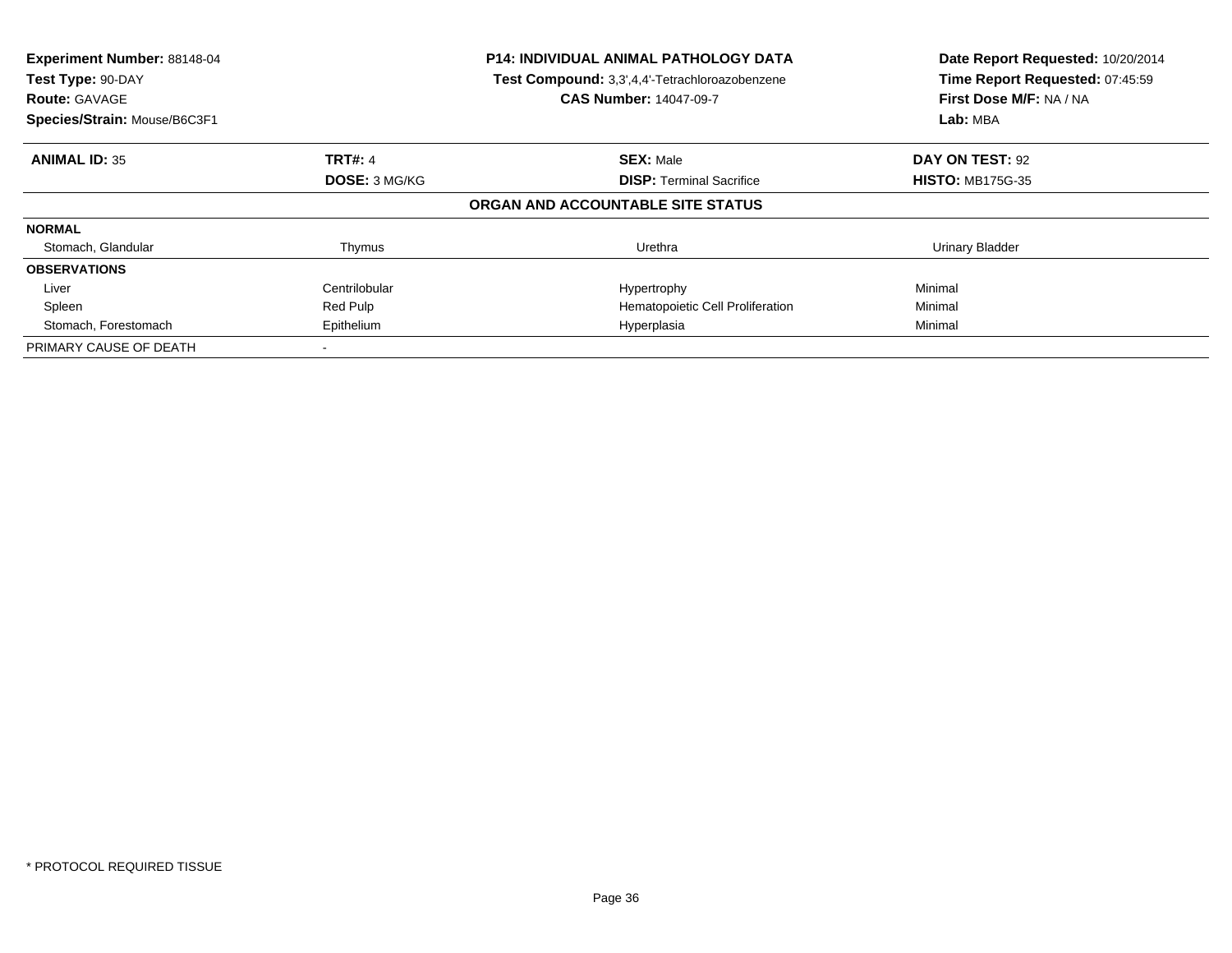**Experiment Number:** 88148-04
**Test Type:** 90-DAY
**Route:** GAVAGE
**Species/Strain:** Mouse/B6C3F1

**P14: INDIVIDUAL ANIMAL PATHOLOGY DATA**
**Test Compound:** 3,3',4,4'-Tetrachloroazobenzene
**CAS Number:** 14047-09-7

**Date Report Requested:** 10/20/2014
**Time Report Requested:** 07:45:59
**First Dose M/F:** NA / NA
**Lab:** MBA

| **ANIMAL ID:** 35 | **TRT#:** 4 | **SEX:** Male | **DAY ON TEST:** 92 |
|---|---|---|---|
| | **DOSE:** 3 MG/KG | **DISP:** Terminal Sacrifice | **HISTO:** MB175G-35 |

**ORGAN AND ACCOUNTABLE SITE STATUS**

| | | | |
|---|---|---|---|
| **NORMAL** | | | |
| Stomach, Glandular | Thymus | Urethra | Urinary Bladder |
| **OBSERVATIONS** | | | |
| Liver | Centrilobular | Hypertrophy | Minimal |
| Spleen | Red Pulp | Hematopoietic Cell Proliferation | Minimal |
| Stomach, Forestomach | Epithelium | Hyperplasia | Minimal |
| PRIMARY CAUSE OF DEATH | - | | |

* PROTOCOL REQUIRED TISSUE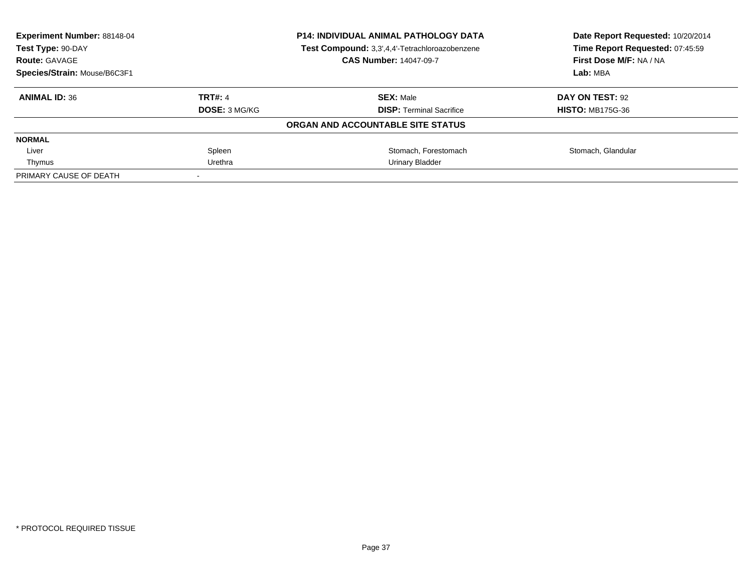| **Experiment Number:** 88148-04 | **P14: INDIVIDUAL ANIMAL PATHOLOGY DATA** | **Date Report Requested:** 10/20/2014 |
|---|---|---|
| **Test Type:** 90-DAY | **Test Compound:** 3,3',4,4'-Tetrachloroazobenzene | **Time Report Requested:** 07:45:59 |
| **Route:** GAVAGE | **CAS Number:** 14047-09-7 | **First Dose M/F:** NA / NA |
| **Species/Strain:** Mouse/B6C3F1 | | **Lab:** MBA |

| **ANIMAL ID:** 36 | **TRT#:** 4 | **SEX:** Male | **DAY ON TEST:** 92 |
|---|---|---|---|
| | **DOSE:** 3 MG/KG | **DISP:** Terminal Sacrifice | **HISTO:** MB175G-36 |

**ORGAN AND ACCOUNTABLE SITE STATUS**

| **NORMAL** | | | |
|---|---|---|---|
| Liver | Spleen | Stomach, Forestomach | Stomach, Glandular |
| Thymus | Urethra | Urinary Bladder | |
| PRIMARY CAUSE OF DEATH | - | | |

* PROTOCOL REQUIRED TISSUE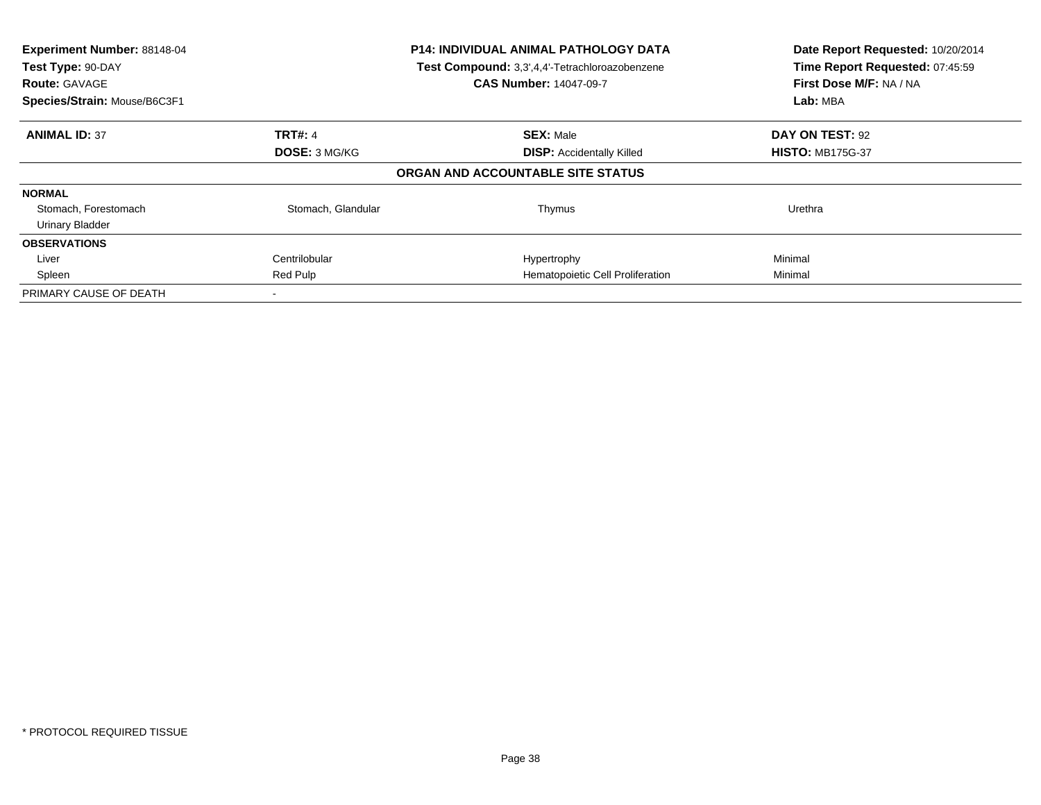**Experiment Number:** 88148-04
**Test Type:** 90-DAY
**Route:** GAVAGE
**Species/Strain:** Mouse/B6C3F1

**P14: INDIVIDUAL ANIMAL PATHOLOGY DATA**
**Test Compound:** 3,3',4,4'-Tetrachloroazobenzene
**CAS Number:** 14047-09-7

**Date Report Requested:** 10/20/2014
**Time Report Requested:** 07:45:59
**First Dose M/F:** NA / NA
**Lab:** MBA

| **ANIMAL ID:** 37 | **TRT#:** 4 | **SEX:** Male | **DAY ON TEST:** 92 |
|---|---|---|---|
| | **DOSE:** 3 MG/KG | **DISP:** Accidentally Killed | **HISTO:** MB175G-37 |

**ORGAN AND ACCOUNTABLE SITE STATUS**

| | | | |
|---|---|---|---|
| **NORMAL** | | | |
| Stomach, Forestomach | Stomach, Glandular | Thymus | Urethra |
| Urinary Bladder | | | |
| **OBSERVATIONS** | | | |
| Liver | Centrilobular | Hypertrophy | Minimal |
| Spleen | Red Pulp | Hematopoietic Cell Proliferation | Minimal |
| PRIMARY CAUSE OF DEATH | - | | |

\* PROTOCOL REQUIRED TISSUE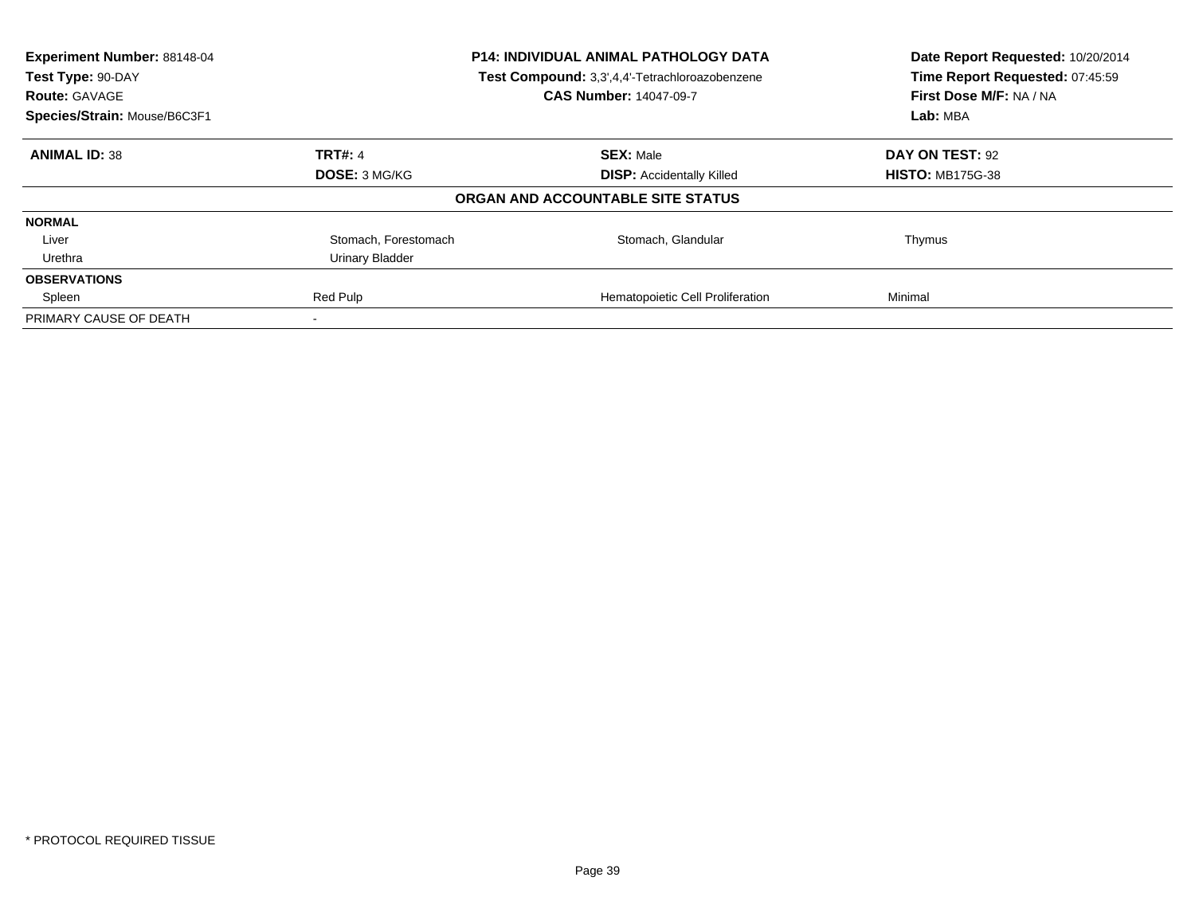| **Experiment Number:** 88148-04 | **P14: INDIVIDUAL ANIMAL PATHOLOGY DATA** | **Date Report Requested:** 10/20/2014 |
|---|---|---|
| **Test Type:** 90-DAY | **Test Compound:** 3,3',4,4'-Tetrachloroazobenzene | **Time Report Requested:** 07:45:59 |
| **Route:** GAVAGE | **CAS Number:** 14047-09-7 | **First Dose M/F:** NA / NA |
| **Species/Strain:** Mouse/B6C3F1 | | **Lab:** MBA |

| **ANIMAL ID:** 38 | **TRT#:** 4 | **SEX:** Male | **DAY ON TEST:** 92 |
|---|---|---|---|
| | **DOSE:** 3 MG/KG | **DISP:** Accidentally Killed | **HISTO:** MB175G-38 |

**ORGAN AND ACCOUNTABLE SITE STATUS**

| | | | |
|---|---|---|---|
| **NORMAL** | | | |
| Liver | Stomach, Forestomach | Stomach, Glandular | Thymus |
| Urethra | Urinary Bladder | | |
| **OBSERVATIONS** | | | |
| Spleen | Red Pulp | Hematopoietic Cell Proliferation | Minimal |
| PRIMARY CAUSE OF DEATH | - | | |

* PROTOCOL REQUIRED TISSUE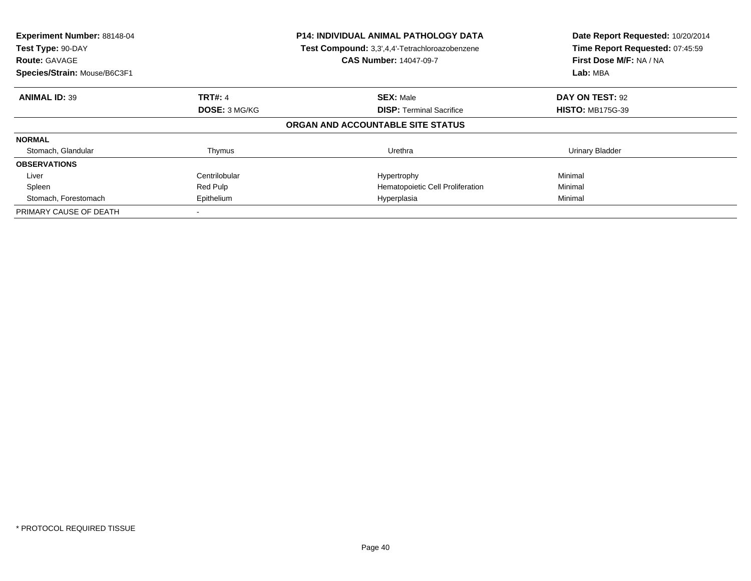**Experiment Number:** 88148-04
**Test Type:** 90-DAY
**Route:** GAVAGE
**Species/Strain:** Mouse/B6C3F1

**P14: INDIVIDUAL ANIMAL PATHOLOGY DATA**
**Test Compound:** 3,3',4,4'-Tetrachloroazobenzene
**CAS Number:** 14047-09-7

**Date Report Requested:** 10/20/2014
**Time Report Requested:** 07:45:59
**First Dose M/F:** NA / NA
**Lab:** MBA

| **ANIMAL ID:** 39 | **TRT#:** 4 | **SEX:** Male | **DAY ON TEST:** 92 |
|---|---|---|---|
| | **DOSE:** 3 MG/KG | **DISP:** Terminal Sacrifice | **HISTO:** MB175G-39 |

**ORGAN AND ACCOUNTABLE SITE STATUS**

| | | | |
|---|---|---|---|
| **NORMAL** | | | |
| Stomach, Glandular | Thymus | Urethra | Urinary Bladder |
| **OBSERVATIONS** | | | |
| Liver | Centrilobular | Hypertrophy | Minimal |
| Spleen | Red Pulp | Hematopoietic Cell Proliferation | Minimal |
| Stomach, Forestomach | Epithelium | Hyperplasia | Minimal |
| PRIMARY CAUSE OF DEATH | - | | |

* PROTOCOL REQUIRED TISSUE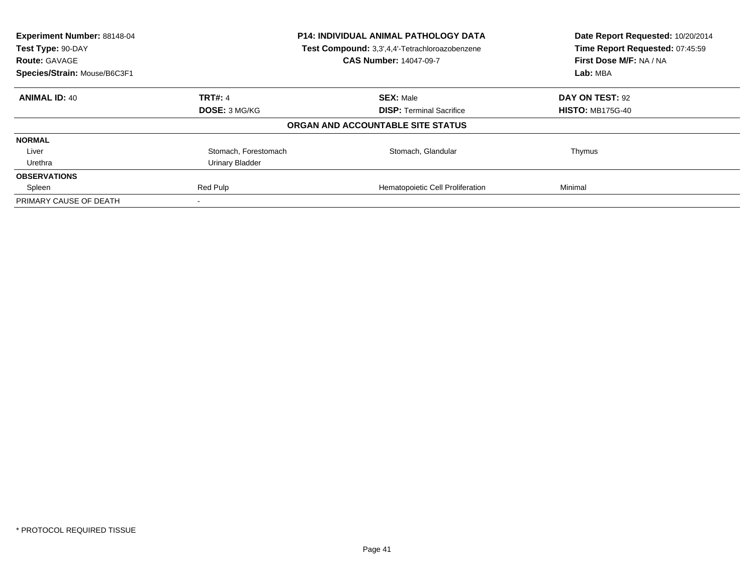**Experiment Number:** 88148-04
**Test Type:** 90-DAY
**Route:** GAVAGE
**Species/Strain:** Mouse/B6C3F1

**P14: INDIVIDUAL ANIMAL PATHOLOGY DATA**
**Test Compound:** 3,3',4,4'-Tetrachloroazobenzene
**CAS Number:** 14047-09-7

**Date Report Requested:** 10/20/2014
**Time Report Requested:** 07:45:59
**First Dose M/F:** NA / NA
**Lab:** MBA

| **ANIMAL ID:** 40 | **TRT#:** 4 | **SEX:** Male | **DAY ON TEST:** 92 |
|---|---|---|---|
| | **DOSE:** 3 MG/KG | **DISP:** Terminal Sacrifice | **HISTO:** MB175G-40 |

**ORGAN AND ACCOUNTABLE SITE STATUS**

| | | | |
|---|---|---|---|
| **NORMAL** | | | |
| Liver | Stomach, Forestomach | Stomach, Glandular | Thymus |
| Urethra | Urinary Bladder | | |
| **OBSERVATIONS** | | | |
| Spleen | Red Pulp | Hematopoietic Cell Proliferation | Minimal |
| PRIMARY CAUSE OF DEATH | - | | |

\* PROTOCOL REQUIRED TISSUE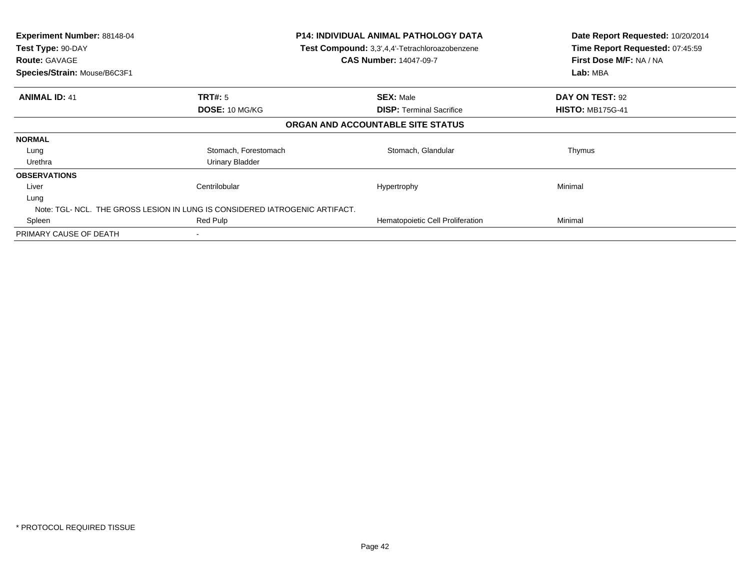**Experiment Number:** 88148-04
**Test Type:** 90-DAY
**Route:** GAVAGE
**Species/Strain:** Mouse/B6C3F1

**P14: INDIVIDUAL ANIMAL PATHOLOGY DATA**
**Test Compound:** 3,3',4,4'-Tetrachloroazobenzene
**CAS Number:** 14047-09-7

**Date Report Requested:** 10/20/2014
**Time Report Requested:** 07:45:59
**First Dose M/F:** NA / NA
**Lab:** MBA

| **ANIMAL ID:** 41 | **TRT#:** 5 | **SEX:** Male | **DAY ON TEST:** 92 |
|---|---|---|---|
| | **DOSE:** 10 MG/KG | **DISP:** Terminal Sacrifice | **HISTO:** MB175G-41 |

**ORGAN AND ACCOUNTABLE SITE STATUS**

| | | | |
|---|---|---|---|
| **NORMAL** | | | |
| Lung | Stomach, Forestomach | Stomach, Glandular | Thymus |
| Urethra | Urinary Bladder | | |
| **OBSERVATIONS** | | | |
| Liver | Centrilobular | Hypertrophy | Minimal |
| Lung | | | |
| Note: TGL- NCL. THE GROSS LESION IN LUNG IS CONSIDERED IATROGENIC ARTIFACT. | | | |
| Spleen | Red Pulp | Hematopoietic Cell Proliferation | Minimal |
| PRIMARY CAUSE OF DEATH | - | | |

\* PROTOCOL REQUIRED TISSUE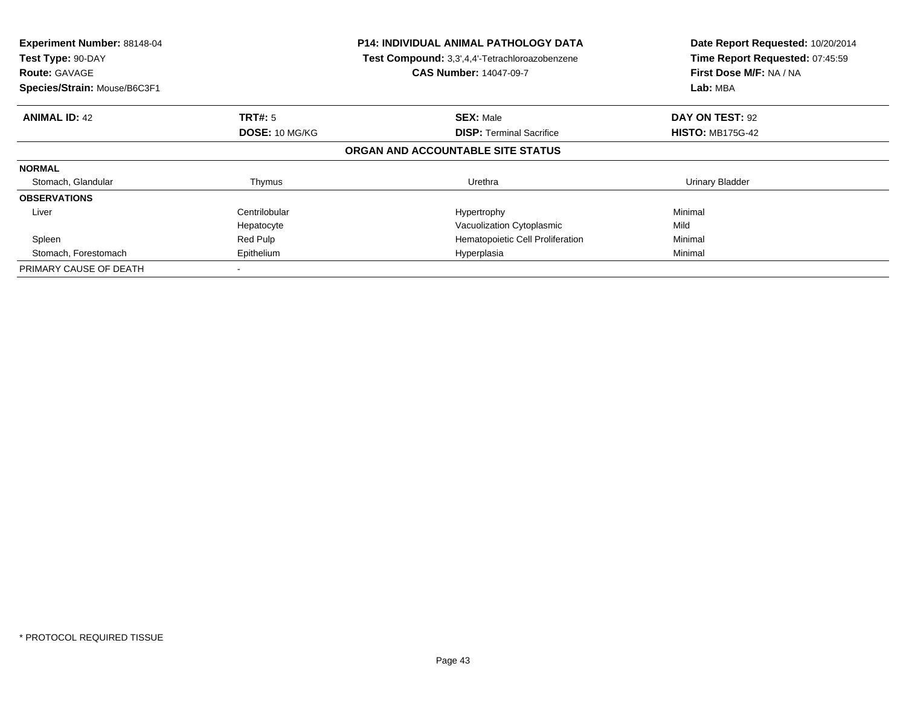**Experiment Number:** 88148-04
**Test Type:** 90-DAY
**Route:** GAVAGE
**Species/Strain:** Mouse/B6C3F1

**P14: INDIVIDUAL ANIMAL PATHOLOGY DATA**
**Test Compound:** 3,3',4,4'-Tetrachloroazobenzene
**CAS Number:** 14047-09-7

**Date Report Requested:** 10/20/2014
**Time Report Requested:** 07:45:59
**First Dose M/F:** NA / NA
**Lab:** MBA

| **ANIMAL ID:** 42 | **TRT#:** 5 | **SEX:** Male | **DAY ON TEST:** 92 |
|---|---|---|---|
| | **DOSE:** 10 MG/KG | **DISP:** Terminal Sacrifice | **HISTO:** MB175G-42 |

**ORGAN AND ACCOUNTABLE SITE STATUS**

| | | | |
|---|---|---|---|
| **NORMAL** | | | |
| Stomach, Glandular | Thymus | Urethra | Urinary Bladder |
| **OBSERVATIONS** | | | |
| Liver | Centrilobular | Hypertrophy | Minimal |
| | Hepatocyte | Vacuolization Cytoplasmic | Mild |
| Spleen | Red Pulp | Hematopoietic Cell Proliferation | Minimal |
| Stomach, Forestomach | Epithelium | Hyperplasia | Minimal |
| PRIMARY CAUSE OF DEATH | - | | |

* PROTOCOL REQUIRED TISSUE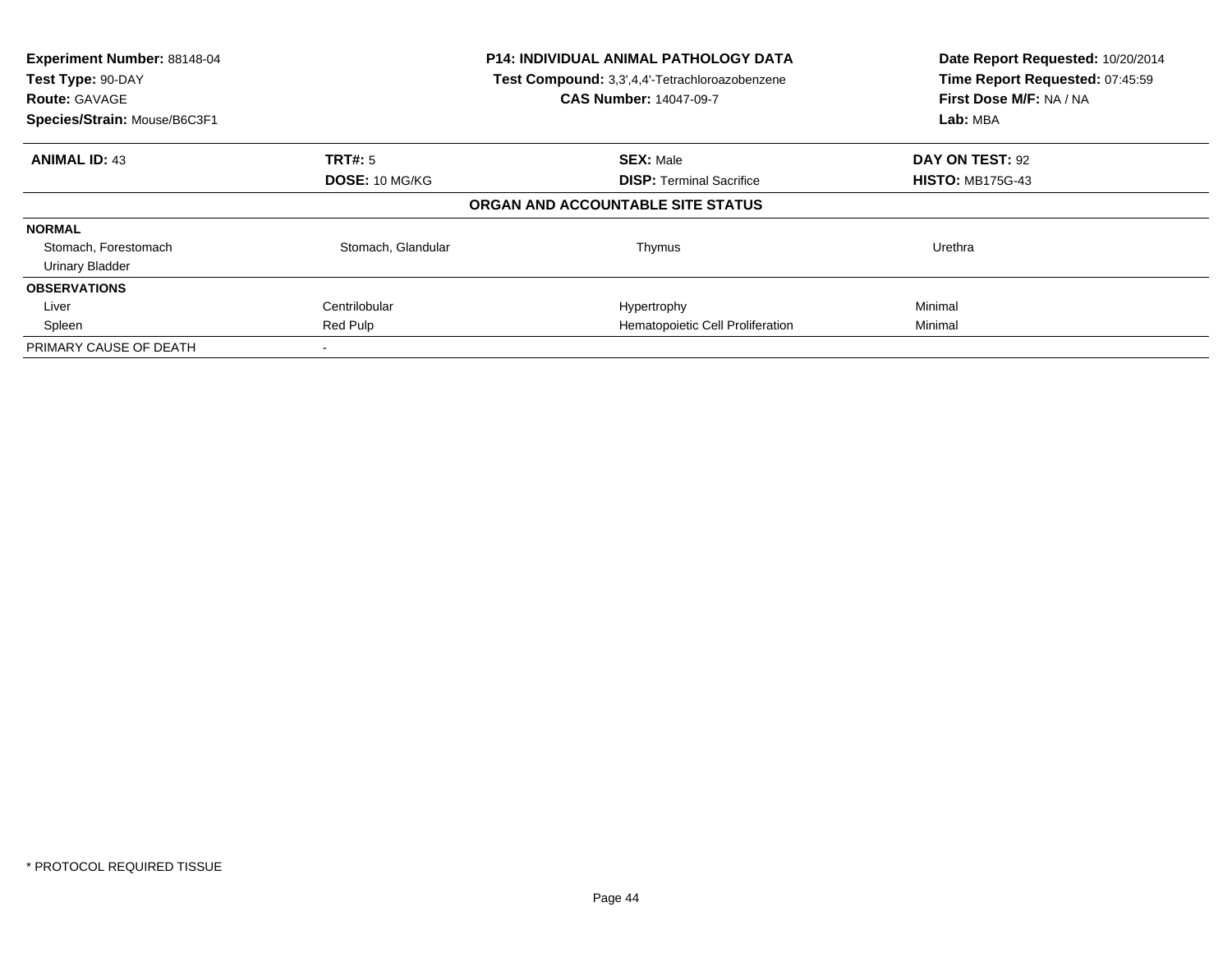**Experiment Number:** 88148-04
**Test Type:** 90-DAY
**Route:** GAVAGE
**Species/Strain:** Mouse/B6C3F1

**P14: INDIVIDUAL ANIMAL PATHOLOGY DATA**
**Test Compound:** 3,3',4,4'-Tetrachloroazobenzene
**CAS Number:** 14047-09-7

**Date Report Requested:** 10/20/2014
**Time Report Requested:** 07:45:59
**First Dose M/F:** NA / NA
**Lab:** MBA

| **ANIMAL ID:** 43 | **TRT#:** 5 | **SEX:** Male | **DAY ON TEST:** 92 |
|---|---|---|---|
| | **DOSE:** 10 MG/KG | **DISP:** Terminal Sacrifice | **HISTO:** MB175G-43 |

**ORGAN AND ACCOUNTABLE SITE STATUS**

| | | | |
|---|---|---|---|
| **NORMAL** | | | |
| Stomach, Forestomach | Stomach, Glandular | Thymus | Urethra |
| Urinary Bladder | | | |
| **OBSERVATIONS** | | | |
| Liver | Centrilobular | Hypertrophy | Minimal |
| Spleen | Red Pulp | Hematopoietic Cell Proliferation | Minimal |
| PRIMARY CAUSE OF DEATH | - | | |

\* PROTOCOL REQUIRED TISSUE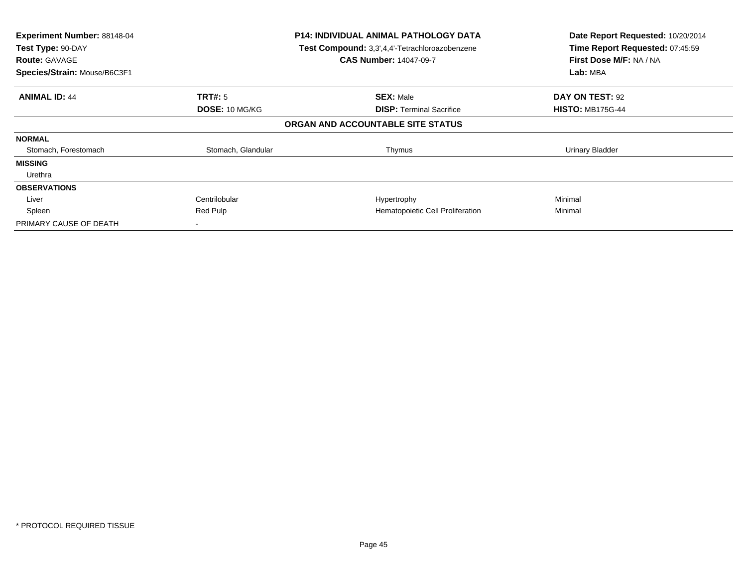**Experiment Number:** 88148-04
**Test Type:** 90-DAY
**Route:** GAVAGE
**Species/Strain:** Mouse/B6C3F1

**P14: INDIVIDUAL ANIMAL PATHOLOGY DATA**
**Test Compound:** 3,3',4,4'-Tetrachloroazobenzene
**CAS Number:** 14047-09-7

**Date Report Requested:** 10/20/2014
**Time Report Requested:** 07:45:59
**First Dose M/F:** NA / NA
**Lab:** MBA

| **ANIMAL ID:** 44 | **TRT#:** 5 | **SEX:** Male | **DAY ON TEST:** 92 |
|---|---|---|---|
| | **DOSE:** 10 MG/KG | **DISP:** Terminal Sacrifice | **HISTO:** MB175G-44 |

**ORGAN AND ACCOUNTABLE SITE STATUS**

| | | | |
|---|---|---|---|
| **NORMAL** | | | |
| Stomach, Forestomach | Stomach, Glandular | Thymus | Urinary Bladder |
| **MISSING** | | | |
| Urethra | | | |
| **OBSERVATIONS** | | | |
| Liver | Centrilobular | Hypertrophy | Minimal |
| Spleen | Red Pulp | Hematopoietic Cell Proliferation | Minimal |
| PRIMARY CAUSE OF DEATH | - | | |

* PROTOCOL REQUIRED TISSUE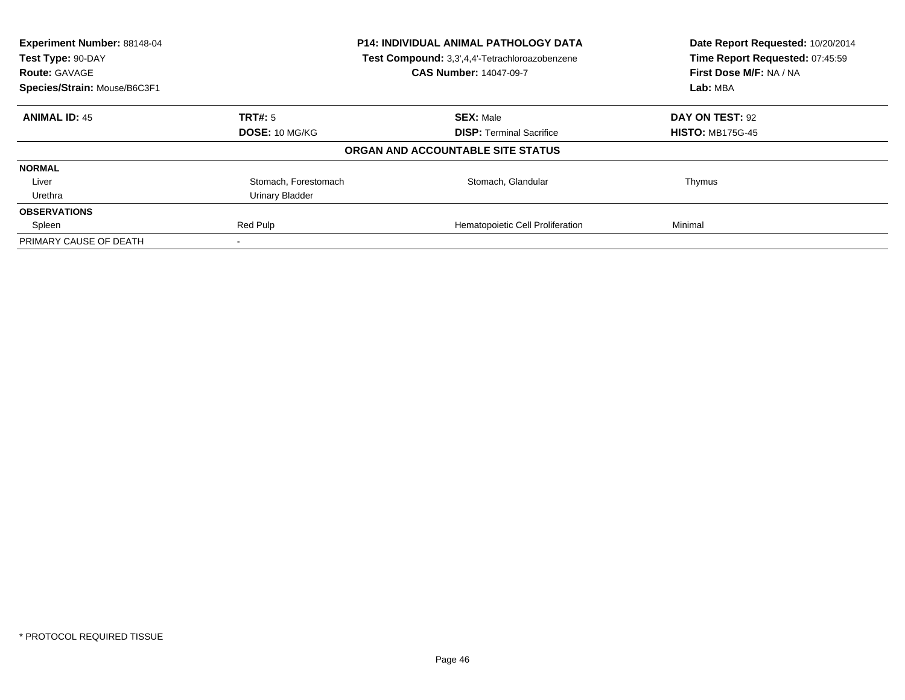**Experiment Number:** 88148-04
**Test Type:** 90-DAY
**Route:** GAVAGE
**Species/Strain:** Mouse/B6C3F1

**P14: INDIVIDUAL ANIMAL PATHOLOGY DATA**
**Test Compound:** 3,3',4,4'-Tetrachloroazobenzene
**CAS Number:** 14047-09-7

**Date Report Requested:** 10/20/2014
**Time Report Requested:** 07:45:59
**First Dose M/F:** NA / NA
**Lab:** MBA

| **ANIMAL ID:** 45 | **TRT#:** 5 | **SEX:** Male | **DAY ON TEST:** 92 |
|---|---|---|---|
| | **DOSE:** 10 MG/KG | **DISP:** Terminal Sacrifice | **HISTO:** MB175G-45 |

**ORGAN AND ACCOUNTABLE SITE STATUS**

| | | | |
|---|---|---|---|
| **NORMAL** | | | |
| Liver | Stomach, Forestomach | Stomach, Glandular | Thymus |
| Urethra | Urinary Bladder | | |
| **OBSERVATIONS** | | | |
| Spleen | Red Pulp | Hematopoietic Cell Proliferation | Minimal |
| PRIMARY CAUSE OF DEATH | - | | |

\* PROTOCOL REQUIRED TISSUE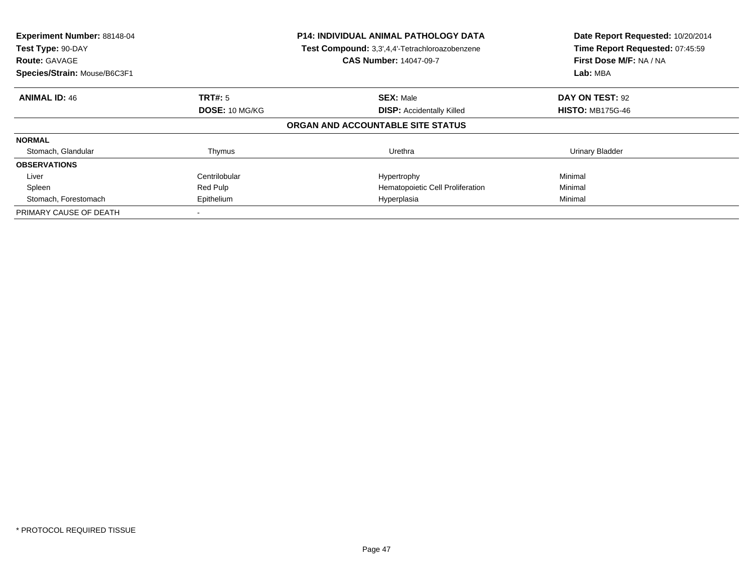**Experiment Number:** 88148-04
**Test Type:** 90-DAY
**Route:** GAVAGE
**Species/Strain:** Mouse/B6C3F1

**P14: INDIVIDUAL ANIMAL PATHOLOGY DATA**
**Test Compound:** 3,3',4,4'-Tetrachloroazobenzene
**CAS Number:** 14047-09-7

**Date Report Requested:** 10/20/2014
**Time Report Requested:** 07:45:59
**First Dose M/F:** NA / NA
**Lab:** MBA

| **ANIMAL ID:** 46 | **TRT#:** 5 | **SEX:** Male | **DAY ON TEST:** 92 |
|---|---|---|---|
| | **DOSE:** 10 MG/KG | **DISP:** Accidentally Killed | **HISTO:** MB175G-46 |

**ORGAN AND ACCOUNTABLE SITE STATUS**

| | | | |
|---|---|---|---|
| **NORMAL** | | | |
| Stomach, Glandular | Thymus | Urethra | Urinary Bladder |
| **OBSERVATIONS** | | | |
| Liver | Centrilobular | Hypertrophy | Minimal |
| Spleen | Red Pulp | Hematopoietic Cell Proliferation | Minimal |
| Stomach, Forestomach | Epithelium | Hyperplasia | Minimal |
| PRIMARY CAUSE OF DEATH | - | | |

* PROTOCOL REQUIRED TISSUE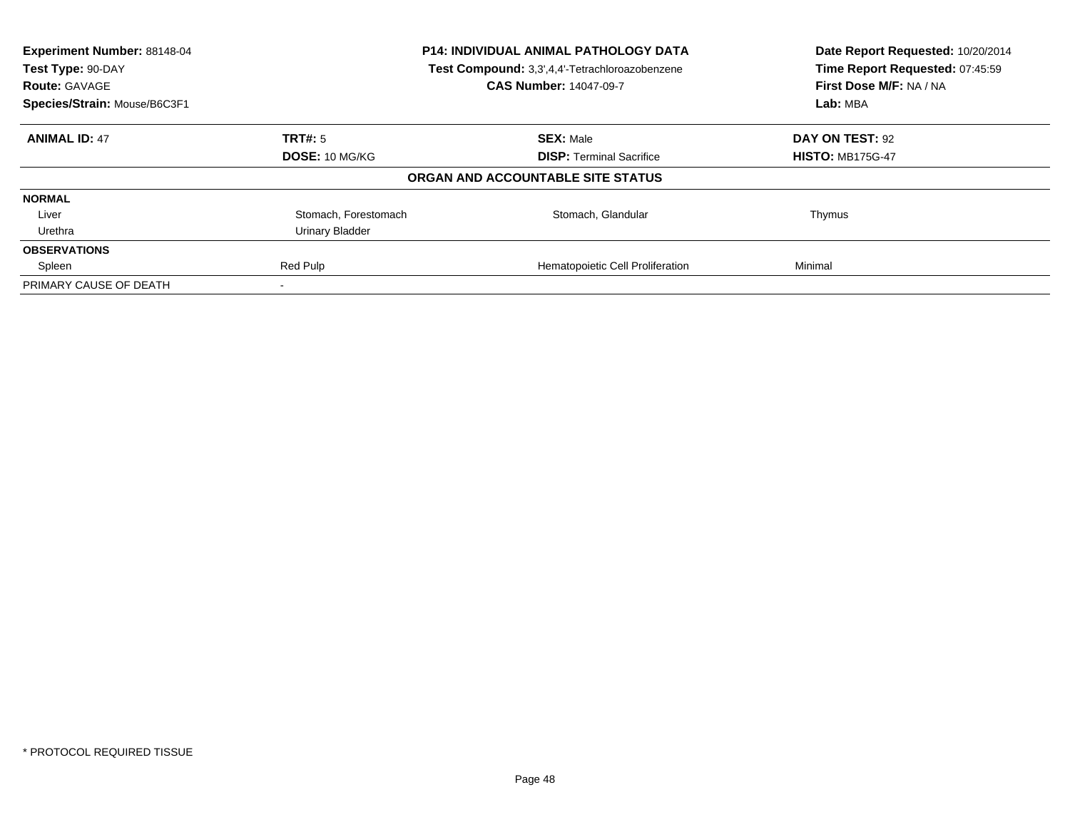**Experiment Number:** 88148-04
**Test Type:** 90-DAY
**Route:** GAVAGE
**Species/Strain:** Mouse/B6C3F1

**P14: INDIVIDUAL ANIMAL PATHOLOGY DATA**
**Test Compound:** 3,3',4,4'-Tetrachloroazobenzene
**CAS Number:** 14047-09-7

**Date Report Requested:** 10/20/2014
**Time Report Requested:** 07:45:59
**First Dose M/F:** NA / NA
**Lab:** MBA

| **ANIMAL ID:** 47 | **TRT#:** 5 | **SEX:** Male | **DAY ON TEST:** 92 |
|---|---|---|---|
| | **DOSE:** 10 MG/KG | **DISP:** Terminal Sacrifice | **HISTO:** MB175G-47 |

**ORGAN AND ACCOUNTABLE SITE STATUS**

| | | | |
|---|---|---|---|
| **NORMAL** | | | |
| Liver | Stomach, Forestomach | Stomach, Glandular | Thymus |
| Urethra | Urinary Bladder | | |
| **OBSERVATIONS** | | | |
| Spleen | Red Pulp | Hematopoietic Cell Proliferation | Minimal |
| PRIMARY CAUSE OF DEATH | - | | |

* PROTOCOL REQUIRED TISSUE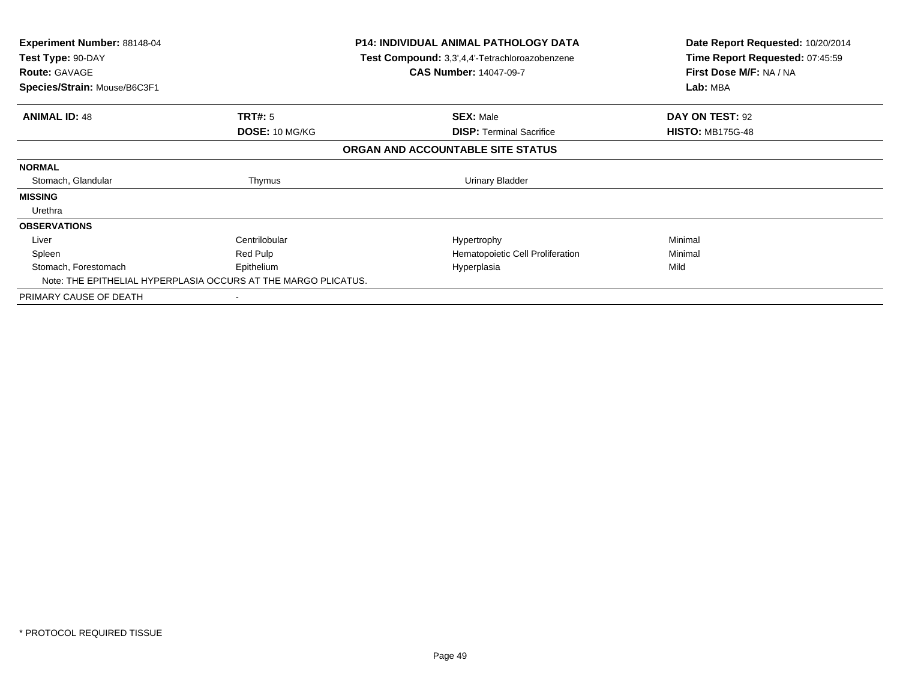**Experiment Number:** 88148-04
**Test Type:** 90-DAY
**Route:** GAVAGE
**Species/Strain:** Mouse/B6C3F1

**P14: INDIVIDUAL ANIMAL PATHOLOGY DATA**
**Test Compound:** 3,3',4,4'-Tetrachloroazobenzene
**CAS Number:** 14047-09-7

**Date Report Requested:** 10/20/2014
**Time Report Requested:** 07:45:59
**First Dose M/F:** NA / NA
**Lab:** MBA

| **ANIMAL ID:** 48 | **TRT#:** 5 | **SEX:** Male | **DAY ON TEST:** 92 |
|---|---|---|---|
| | **DOSE:** 10 MG/KG | **DISP:** Terminal Sacrifice | **HISTO:** MB175G-48 |

**ORGAN AND ACCOUNTABLE SITE STATUS**

| | | | |
|---|---|---|---|
| **NORMAL** | | | |
| Stomach, Glandular | Thymus | Urinary Bladder | |
| **MISSING** | | | |
| Urethra | | | |
| **OBSERVATIONS** | | | |
| Liver | Centrilobular | Hypertrophy | Minimal |
| Spleen | Red Pulp | Hematopoietic Cell Proliferation | Minimal |
| Stomach, Forestomach | Epithelium | Hyperplasia | Mild |
| Note: THE EPITHELIAL HYPERPLASIA OCCURS AT THE MARGO PLICATUS. | | | |
| PRIMARY CAUSE OF DEATH | - | | |

* PROTOCOL REQUIRED TISSUE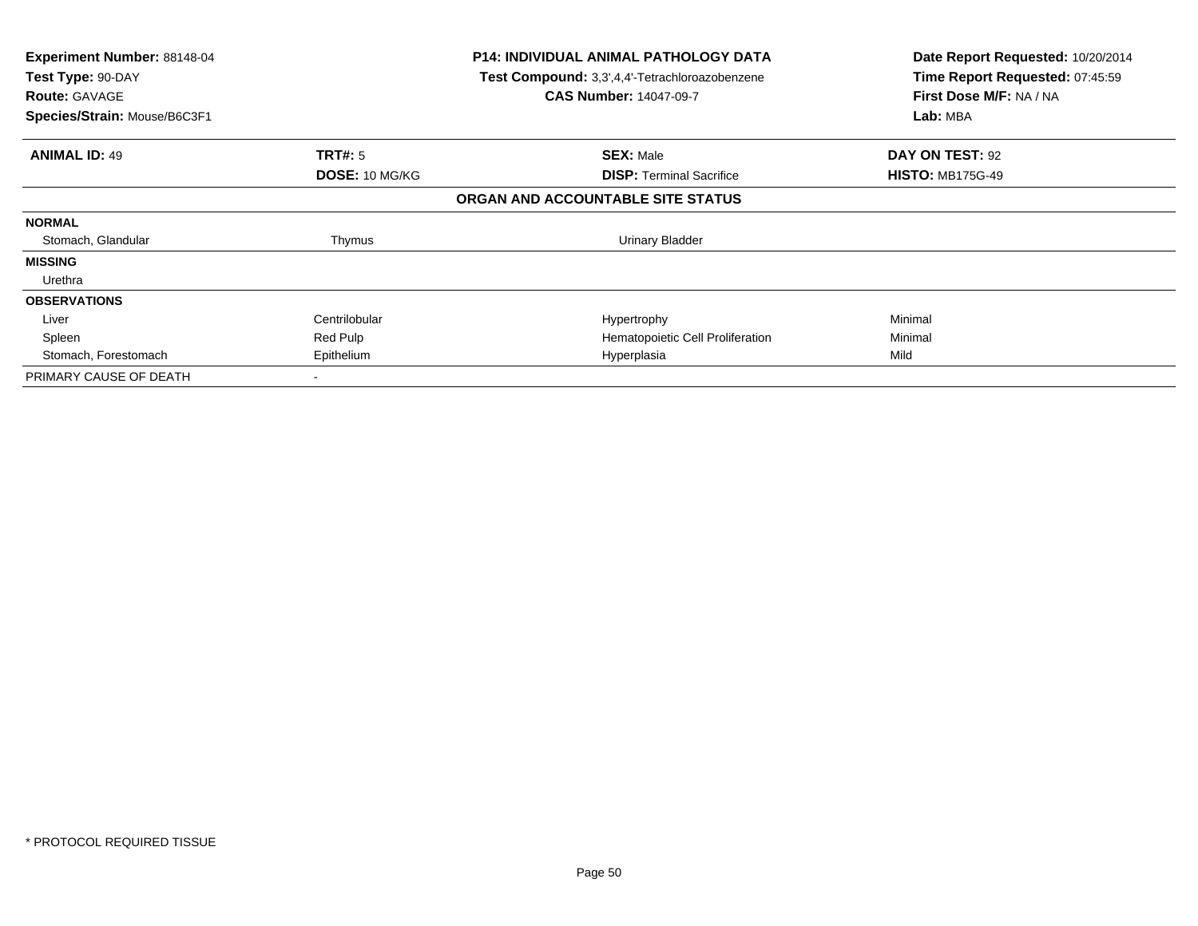**Experiment Number:** 88148-04
**Test Type:** 90-DAY
**Route:** GAVAGE
**Species/Strain:** Mouse/B6C3F1

**P14: INDIVIDUAL ANIMAL PATHOLOGY DATA**
**Test Compound:** 3,3',4,4'-Tetrachloroazobenzene
**CAS Number:** 14047-09-7

**Date Report Requested:** 10/20/2014
**Time Report Requested:** 07:45:59
**First Dose M/F:** NA / NA
**Lab:** MBA

| **ANIMAL ID:** 49 | **TRT#:** 5 | **SEX:** Male | **DAY ON TEST:** 92 |
|---|---|---|---|
| | **DOSE:** 10 MG/KG | **DISP:** Terminal Sacrifice | **HISTO:** MB175G-49 |

**ORGAN AND ACCOUNTABLE SITE STATUS**

| | | | |
|---|---|---|---|
| **NORMAL** | | | |
| Stomach, Glandular | Thymus | Urinary Bladder | |
| **MISSING** | | | |
| Urethra | | | |
| **OBSERVATIONS** | | | |
| Liver | Centrilobular | Hypertrophy | Minimal |
| Spleen | Red Pulp | Hematopoietic Cell Proliferation | Minimal |
| Stomach, Forestomach | Epithelium | Hyperplasia | Mild |
| PRIMARY CAUSE OF DEATH | - | | |

* PROTOCOL REQUIRED TISSUE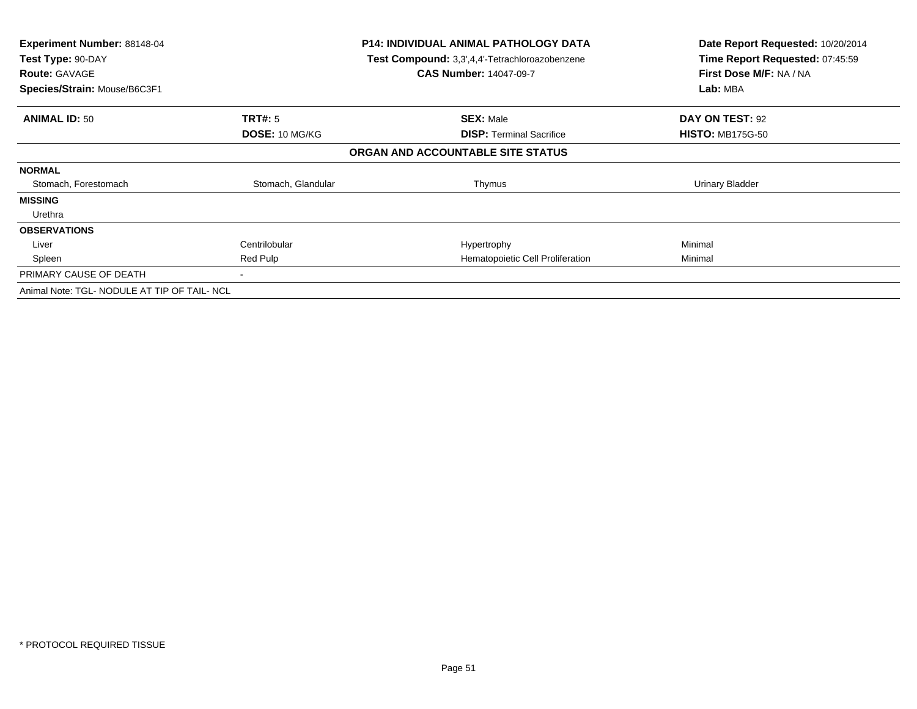| **Experiment Number:** 88148-04 | **P14: INDIVIDUAL ANIMAL PATHOLOGY DATA** | **Date Report Requested:** 10/20/2014 |
|---|---|---|
| **Test Type:** 90-DAY | **Test Compound:** 3,3',4,4'-Tetrachloroazobenzene | **Time Report Requested:** 07:45:59 |
| **Route:** GAVAGE | **CAS Number:** 14047-09-7 | **First Dose M/F:** NA / NA |
| **Species/Strain:** Mouse/B6C3F1 | | **Lab:** MBA |

| **ANIMAL ID:** 50 | **TRT#:** 5 | **SEX:** Male | **DAY ON TEST:** 92 |
|---|---|---|---|
| | **DOSE:** 10 MG/KG | **DISP:** Terminal Sacrifice | **HISTO:** MB175G-50 |
| | | **ORGAN AND ACCOUNTABLE SITE STATUS** | |
| **NORMAL** | | | |
| Stomach, Forestomach | Stomach, Glandular | Thymus | Urinary Bladder |
| **MISSING** | | | |
| Urethra | | | |
| **OBSERVATIONS** | | | |
| Liver | Centrilobular | Hypertrophy | Minimal |
| Spleen | Red Pulp | Hematopoietic Cell Proliferation | Minimal |
| PRIMARY CAUSE OF DEATH | - | | |
| Animal Note: TGL- NODULE AT TIP OF TAIL- NCL | | | |

* PROTOCOL REQUIRED TISSUE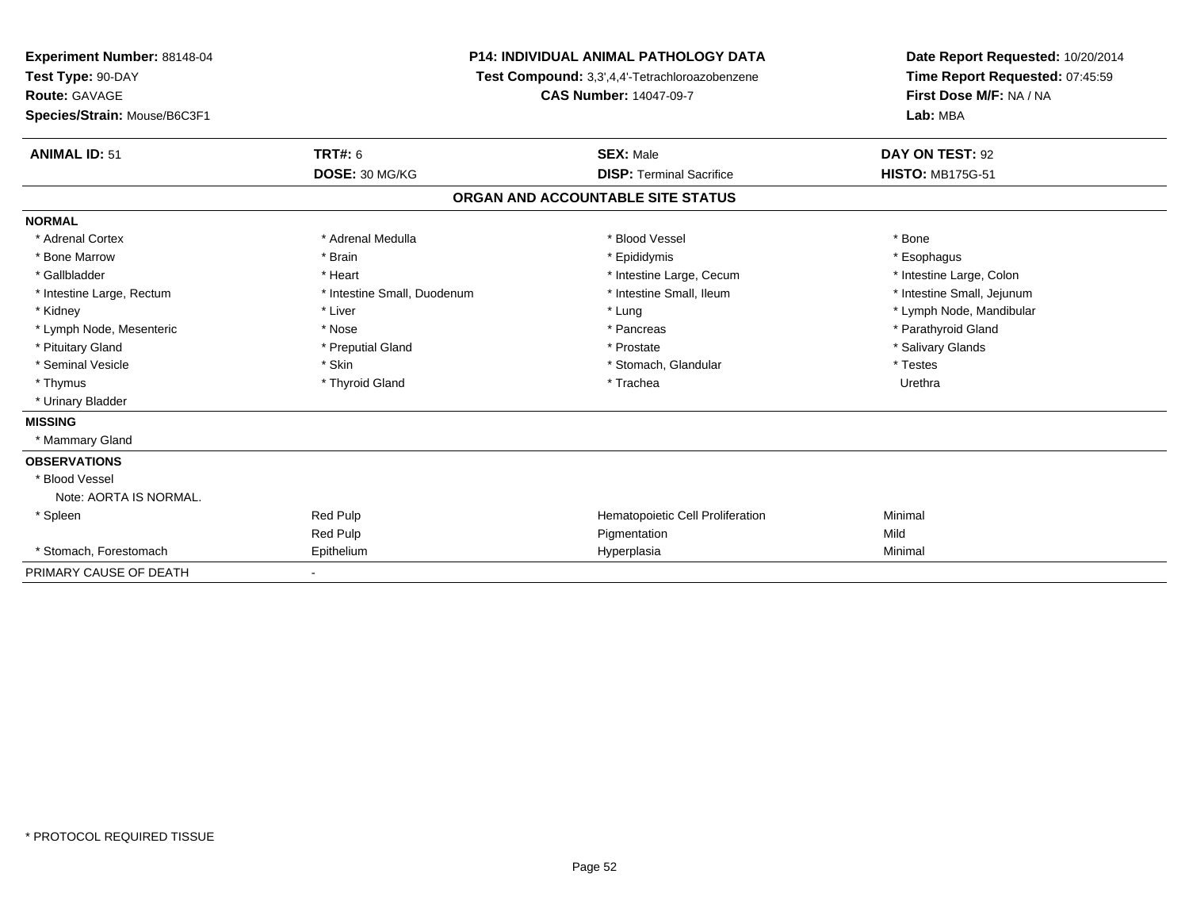**Experiment Number:** 88148-04
**Test Type:** 90-DAY
**Route:** GAVAGE
**Species/Strain:** Mouse/B6C3F1

**P14: INDIVIDUAL ANIMAL PATHOLOGY DATA**
**Test Compound:** 3,3',4,4'-Tetrachloroazobenzene
**CAS Number:** 14047-09-7

**Date Report Requested:** 10/20/2014
**Time Report Requested:** 07:45:59
**First Dose M/F:** NA / NA
**Lab:** MBA

| **ANIMAL ID:** 51 | **TRT#:** 6 | **SEX:** Male | **DAY ON TEST:** 92 |
|---|---|---|---|
| | **DOSE:** 30 MG/KG | **DISP:** Terminal Sacrifice | **HISTO:** MB175G-51 |

## ORGAN AND ACCOUNTABLE SITE STATUS

**NORMAL**

| | | | |
|---|---|---|---|
| * Adrenal Cortex | * Adrenal Medulla | * Blood Vessel | * Bone |
| * Bone Marrow | * Brain | * Epididymis | * Esophagus |
| * Gallbladder | * Heart | * Intestine Large, Cecum | * Intestine Large, Colon |
| * Intestine Large, Rectum | * Intestine Small, Duodenum | * Intestine Small, Ileum | * Intestine Small, Jejunum |
| * Kidney | * Liver | * Lung | * Lymph Node, Mandibular |
| * Lymph Node, Mesenteric | * Nose | * Pancreas | * Parathyroid Gland |
| * Pituitary Gland | * Preputial Gland | * Prostate | * Salivary Glands |
| * Seminal Vesicle | * Skin | * Stomach, Glandular | * Testes |
| * Thymus | * Thyroid Gland | * Trachea | Urethra |
| * Urinary Bladder | | | |

**MISSING**

* Mammary Gland

**OBSERVATIONS**

| | | | |
|---|---|---|---|
| * Blood Vessel | | | |
| Note: AORTA IS NORMAL. | | | |
| * Spleen | Red Pulp | Hematopoietic Cell Proliferation | Minimal |
| | Red Pulp | Pigmentation | Mild |
| * Stomach, Forestomach | Epithelium | Hyperplasia | Minimal |

PRIMARY CAUSE OF DEATH -

* PROTOCOL REQUIRED TISSUE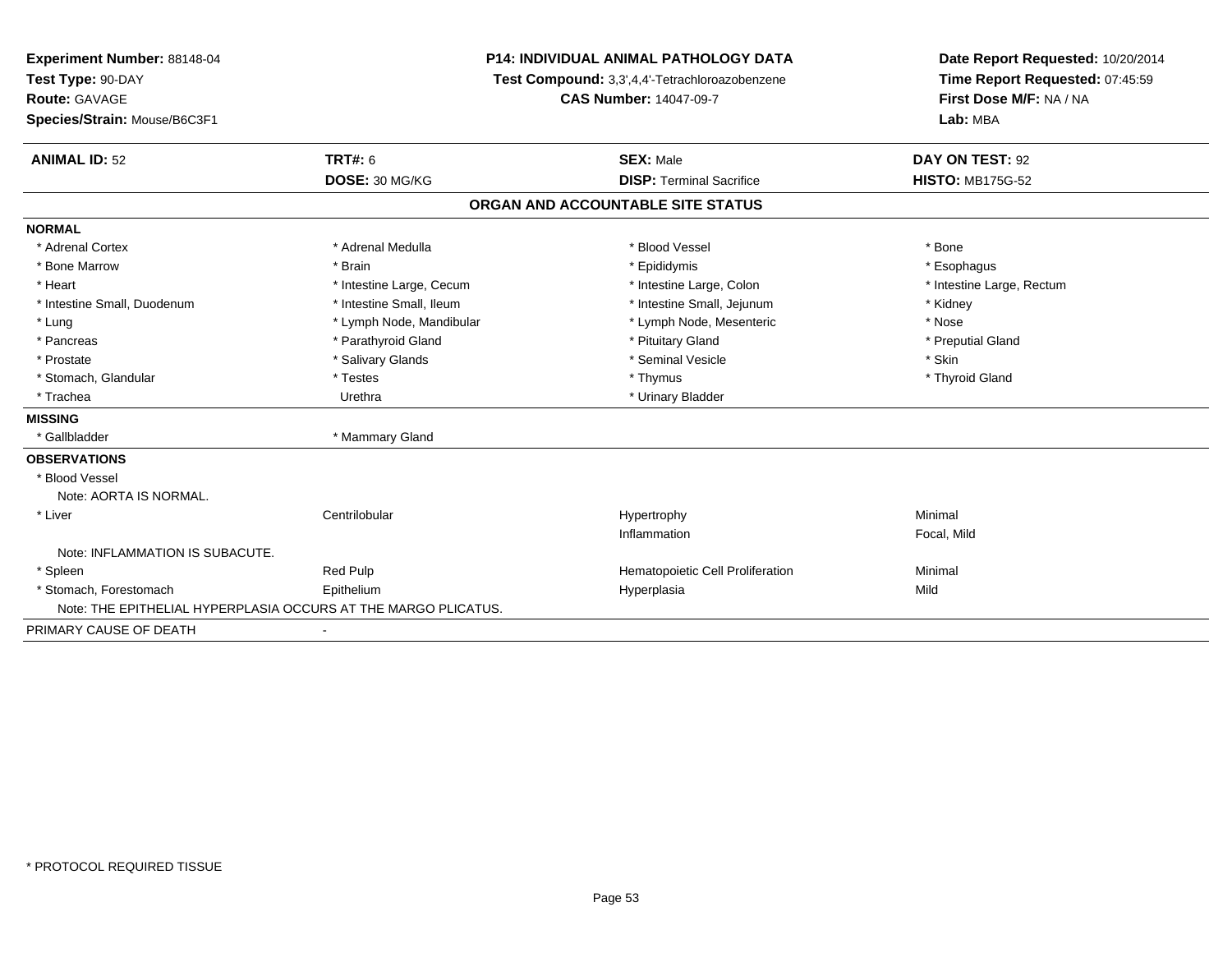**Experiment Number:** 88148-04
**Test Type:** 90-DAY
**Route:** GAVAGE
**Species/Strain:** Mouse/B6C3F1

**P14: INDIVIDUAL ANIMAL PATHOLOGY DATA**
**Test Compound:** 3,3',4,4'-Tetrachloroazobenzene
**CAS Number:** 14047-09-7

**Date Report Requested:** 10/20/2014
**Time Report Requested:** 07:45:59
**First Dose M/F:** NA / NA
**Lab:** MBA

| **ANIMAL ID:** 52 | **TRT#:** 6 | **SEX:** Male | **DAY ON TEST:** 92 |
|---|---|---|---|
| | **DOSE:** 30 MG/KG | **DISP:** Terminal Sacrifice | **HISTO:** MB175G-52 |

**ORGAN AND ACCOUNTABLE SITE STATUS**

**NORMAL**

| | | | |
|---|---|---|---|
| * Adrenal Cortex | * Adrenal Medulla | * Blood Vessel | * Bone |
| * Bone Marrow | * Brain | * Epididymis | * Esophagus |
| * Heart | * Intestine Large, Cecum | * Intestine Large, Colon | * Intestine Large, Rectum |
| * Intestine Small, Duodenum | * Intestine Small, Ileum | * Intestine Small, Jejunum | * Kidney |
| * Lung | * Lymph Node, Mandibular | * Lymph Node, Mesenteric | * Nose |
| * Pancreas | * Parathyroid Gland | * Pituitary Gland | * Preputial Gland |
| * Prostate | * Salivary Glands | * Seminal Vesicle | * Skin |
| * Stomach, Glandular | * Testes | * Thymus | * Thyroid Gland |
| * Trachea | Urethra | * Urinary Bladder | |

**MISSING**

| | |
|---|---|
| * Gallbladder | * Mammary Gland |

**OBSERVATIONS**

| | | | |
|---|---|---|---|
| * Blood Vessel | | | |
| Note: AORTA IS NORMAL. | | | |
| * Liver | Centrilobular | Hypertrophy | Minimal |
| | | Inflammation | Focal, Mild |
| Note: INFLAMMATION IS SUBACUTE. | | | |
| * Spleen | Red Pulp | Hematopoietic Cell Proliferation | Minimal |
| * Stomach, Forestomach | Epithelium | Hyperplasia | Mild |
| Note: THE EPITHELIAL HYPERPLASIA OCCURS AT THE MARGO PLICATUS. | | | |

PRIMARY CAUSE OF DEATH -

\* PROTOCOL REQUIRED TISSUE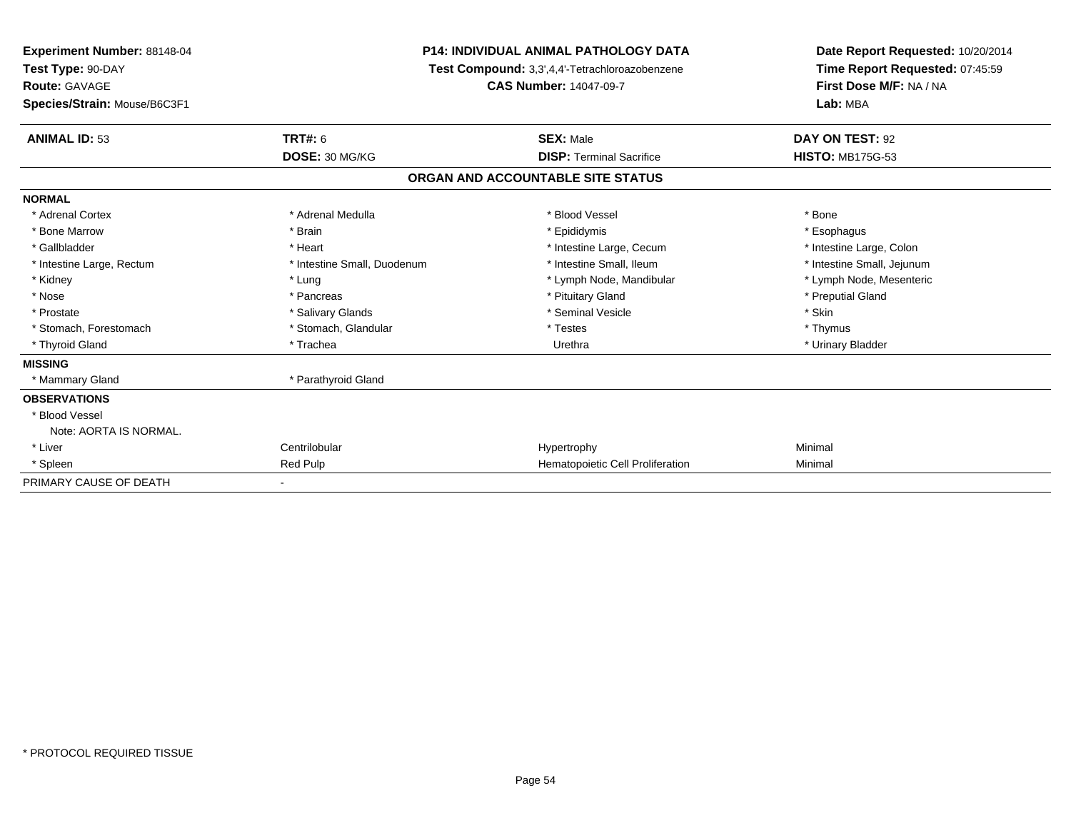**Experiment Number:** 88148-04
**Test Type:** 90-DAY
**Route:** GAVAGE
**Species/Strain:** Mouse/B6C3F1

**P14: INDIVIDUAL ANIMAL PATHOLOGY DATA**
**Test Compound:** 3,3',4,4'-Tetrachloroazobenzene
**CAS Number:** 14047-09-7

**Date Report Requested:** 10/20/2014
**Time Report Requested:** 07:45:59
**First Dose M/F:** NA / NA
**Lab:** MBA

| **ANIMAL ID:** 53 | **TRT#:** 6 | **SEX:** Male | **DAY ON TEST:** 92 |
|---|---|---|---|
| | **DOSE:** 30 MG/KG | **DISP:** Terminal Sacrifice | **HISTO:** MB175G-53 |

**ORGAN AND ACCOUNTABLE SITE STATUS**

| | | | |
|---|---|---|---|
| **NORMAL** | | | |
| * Adrenal Cortex | * Adrenal Medulla | * Blood Vessel | * Bone |
| * Bone Marrow | * Brain | * Epididymis | * Esophagus |
| * Gallbladder | * Heart | * Intestine Large, Cecum | * Intestine Large, Colon |
| * Intestine Large, Rectum | * Intestine Small, Duodenum | * Intestine Small, Ileum | * Intestine Small, Jejunum |
| * Kidney | * Lung | * Lymph Node, Mandibular | * Lymph Node, Mesenteric |
| * Nose | * Pancreas | * Pituitary Gland | * Preputial Gland |
| * Prostate | * Salivary Glands | * Seminal Vesicle | * Skin |
| * Stomach, Forestomach | * Stomach, Glandular | * Testes | * Thymus |
| * Thyroid Gland | * Trachea | Urethra | * Urinary Bladder |
| **MISSING** | | | |
| * Mammary Gland | * Parathyroid Gland | | |
| **OBSERVATIONS** | | | |
| * Blood Vessel | | | |
| Note: AORTA IS NORMAL. | | | |
| * Liver | Centrilobular | Hypertrophy | Minimal |
| * Spleen | Red Pulp | Hematopoietic Cell Proliferation | Minimal |
| PRIMARY CAUSE OF DEATH | - | | |

\* PROTOCOL REQUIRED TISSUE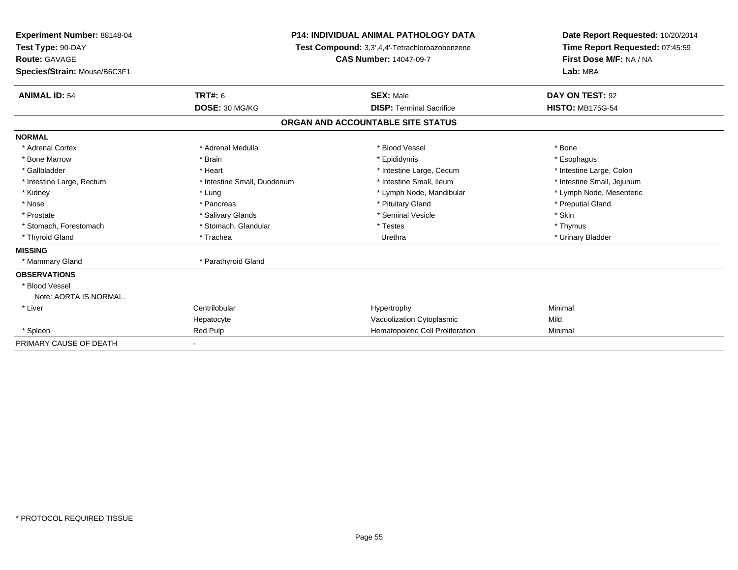**Experiment Number:** 88148-04
**Test Type:** 90-DAY
**Route:** GAVAGE
**Species/Strain:** Mouse/B6C3F1

**P14: INDIVIDUAL ANIMAL PATHOLOGY DATA**
**Test Compound:** 3,3',4,4'-Tetrachloroazobenzene
**CAS Number:** 14047-09-7

**Date Report Requested:** 10/20/2014
**Time Report Requested:** 07:45:59
**First Dose M/F:** NA / NA
**Lab:** MBA

| **ANIMAL ID:** 54 | **TRT#:** 6 | **SEX:** Male | **DAY ON TEST:** 92 |
|---|---|---|---|
| | **DOSE:** 30 MG/KG | **DISP:** Terminal Sacrifice | **HISTO:** MB175G-54 |

## ORGAN AND ACCOUNTABLE SITE STATUS

| | | | |
|---|---|---|---|
| **NORMAL** | | | |
| * Adrenal Cortex | * Adrenal Medulla | * Blood Vessel | * Bone |
| * Bone Marrow | * Brain | * Epididymis | * Esophagus |
| * Gallbladder | * Heart | * Intestine Large, Cecum | * Intestine Large, Colon |
| * Intestine Large, Rectum | * Intestine Small, Duodenum | * Intestine Small, Ileum | * Intestine Small, Jejunum |
| * Kidney | * Lung | * Lymph Node, Mandibular | * Lymph Node, Mesenteric |
| * Nose | * Pancreas | * Pituitary Gland | * Preputial Gland |
| * Prostate | * Salivary Glands | * Seminal Vesicle | * Skin |
| * Stomach, Forestomach | * Stomach, Glandular | * Testes | * Thymus |
| * Thyroid Gland | * Trachea | Urethra | * Urinary Bladder |
| **MISSING** | | | |
| * Mammary Gland | * Parathyroid Gland | | |
| **OBSERVATIONS** | | | |
| * Blood Vessel | | | |
| Note: AORTA IS NORMAL. | | | |
| * Liver | Centrilobular | Hypertrophy | Minimal |
| | Hepatocyte | Vacuolization Cytoplasmic | Mild |
| * Spleen | Red Pulp | Hematopoietic Cell Proliferation | Minimal |
| PRIMARY CAUSE OF DEATH | - | | |

* PROTOCOL REQUIRED TISSUE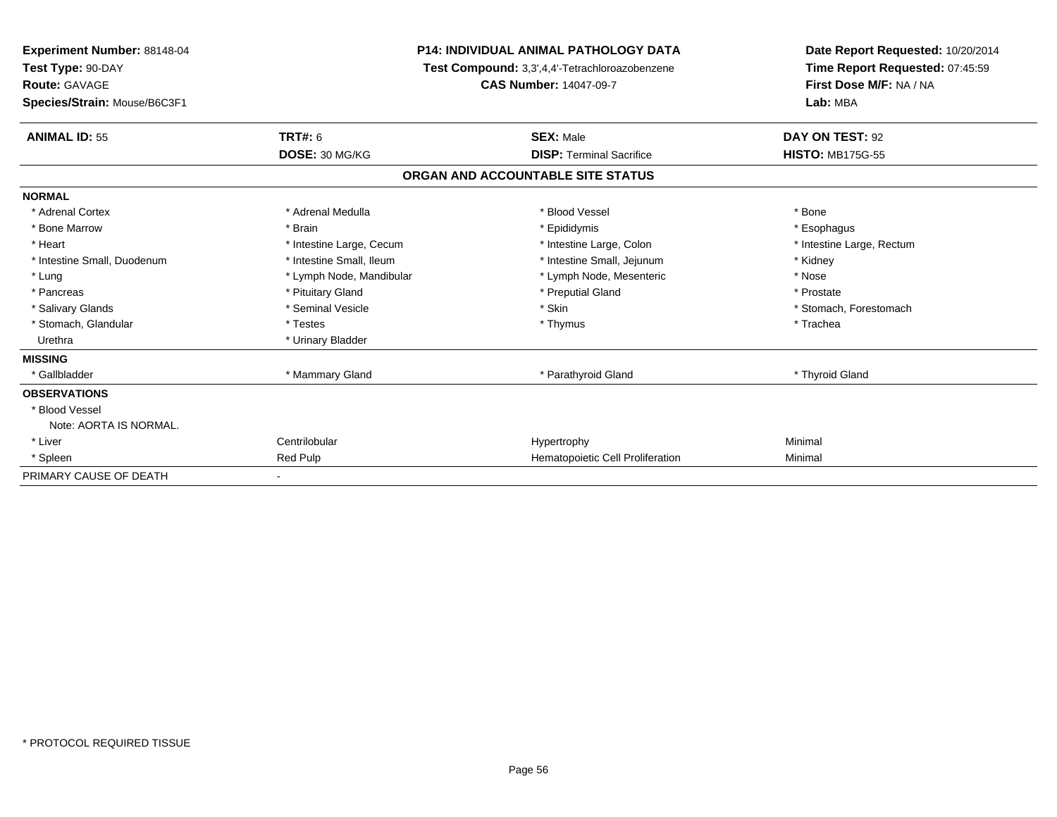**Experiment Number:** 88148-04
**Test Type:** 90-DAY
**Route:** GAVAGE
**Species/Strain:** Mouse/B6C3F1

**P14: INDIVIDUAL ANIMAL PATHOLOGY DATA**
**Test Compound:** 3,3',4,4'-Tetrachloroazobenzene
**CAS Number:** 14047-09-7

**Date Report Requested:** 10/20/2014
**Time Report Requested:** 07:45:59
**First Dose M/F:** NA / NA
**Lab:** MBA

| **ANIMAL ID:** 55 | **TRT#:** 6 | **SEX:** Male | **DAY ON TEST:** 92 |
|---|---|---|---|
| | **DOSE:** 30 MG/KG | **DISP:** Terminal Sacrifice | **HISTO:** MB175G-55 |

**ORGAN AND ACCOUNTABLE SITE STATUS**

| | | | |
|---|---|---|---|
| **NORMAL** | | | |
| * Adrenal Cortex | * Adrenal Medulla | * Blood Vessel | * Bone |
| * Bone Marrow | * Brain | * Epididymis | * Esophagus |
| * Heart | * Intestine Large, Cecum | * Intestine Large, Colon | * Intestine Large, Rectum |
| * Intestine Small, Duodenum | * Intestine Small, Ileum | * Intestine Small, Jejunum | * Kidney |
| * Lung | * Lymph Node, Mandibular | * Lymph Node, Mesenteric | * Nose |
| * Pancreas | * Pituitary Gland | * Preputial Gland | * Prostate |
| * Salivary Glands | * Seminal Vesicle | * Skin | * Stomach, Forestomach |
| * Stomach, Glandular | * Testes | * Thymus | * Trachea |
| Urethra | * Urinary Bladder | | |
| **MISSING** | | | |
| * Gallbladder | * Mammary Gland | * Parathyroid Gland | * Thyroid Gland |
| **OBSERVATIONS** | | | |
| * Blood Vessel | | | |
| Note: AORTA IS NORMAL. | | | |
| * Liver | Centrilobular | Hypertrophy | Minimal |
| * Spleen | Red Pulp | Hematopoietic Cell Proliferation | Minimal |
| PRIMARY CAUSE OF DEATH | - | | |

* PROTOCOL REQUIRED TISSUE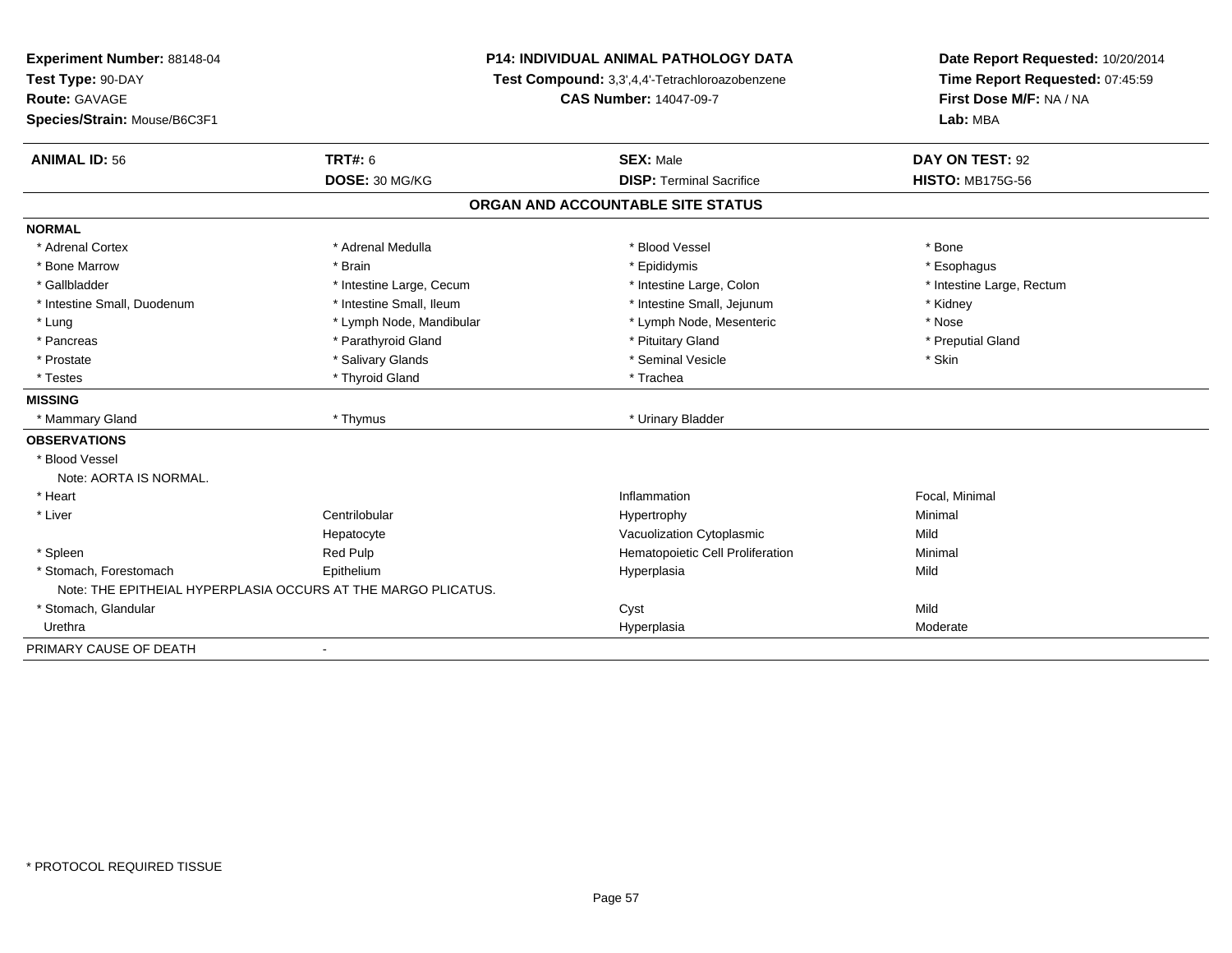**Experiment Number:** 88148-04
**Test Type:** 90-DAY
**Route:** GAVAGE
**Species/Strain:** Mouse/B6C3F1

**P14: INDIVIDUAL ANIMAL PATHOLOGY DATA**
**Test Compound:** 3,3',4,4'-Tetrachloroazobenzene
**CAS Number:** 14047-09-7

**Date Report Requested:** 10/20/2014
**Time Report Requested:** 07:45:59
**First Dose M/F:** NA / NA
**Lab:** MBA

| **ANIMAL ID:** 56 | **TRT#:** 6 | **SEX:** Male | **DAY ON TEST:** 92 |
|---|---|---|---|
| | **DOSE:** 30 MG/KG | **DISP:** Terminal Sacrifice | **HISTO:** MB175G-56 |

## ORGAN AND ACCOUNTABLE SITE STATUS

**NORMAL**

| | | | |
|---|---|---|---|
| * Adrenal Cortex | * Adrenal Medulla | * Blood Vessel | * Bone |
| * Bone Marrow | * Brain | * Epididymis | * Esophagus |
| * Gallbladder | * Intestine Large, Cecum | * Intestine Large, Colon | * Intestine Large, Rectum |
| * Intestine Small, Duodenum | * Intestine Small, Ileum | * Intestine Small, Jejunum | * Kidney |
| * Lung | * Lymph Node, Mandibular | * Lymph Node, Mesenteric | * Nose |
| * Pancreas | * Parathyroid Gland | * Pituitary Gland | * Preputial Gland |
| * Prostate | * Salivary Glands | * Seminal Vesicle | * Skin |
| * Testes | * Thyroid Gland | * Trachea | |

**MISSING**

| | | |
|---|---|---|
| * Mammary Gland | * Thymus | * Urinary Bladder |

**OBSERVATIONS**

| | | | |
|---|---|---|---|
| * Blood Vessel | | | |
| Note: AORTA IS NORMAL. | | | |
| * Heart | | Inflammation | Focal, Minimal |
| * Liver | Centrilobular | Hypertrophy | Minimal |
| | Hepatocyte | Vacuolization Cytoplasmic | Mild |
| * Spleen | Red Pulp | Hematopoietic Cell Proliferation | Minimal |
| * Stomach, Forestomach | Epithelium | Hyperplasia | Mild |
| Note: THE EPITHEIAL HYPERPLASIA OCCURS AT THE MARGO PLICATUS. | | | |
| * Stomach, Glandular | | Cyst | Mild |
| Urethra | | Hyperplasia | Moderate |

PRIMARY CAUSE OF DEATH -

\* PROTOCOL REQUIRED TISSUE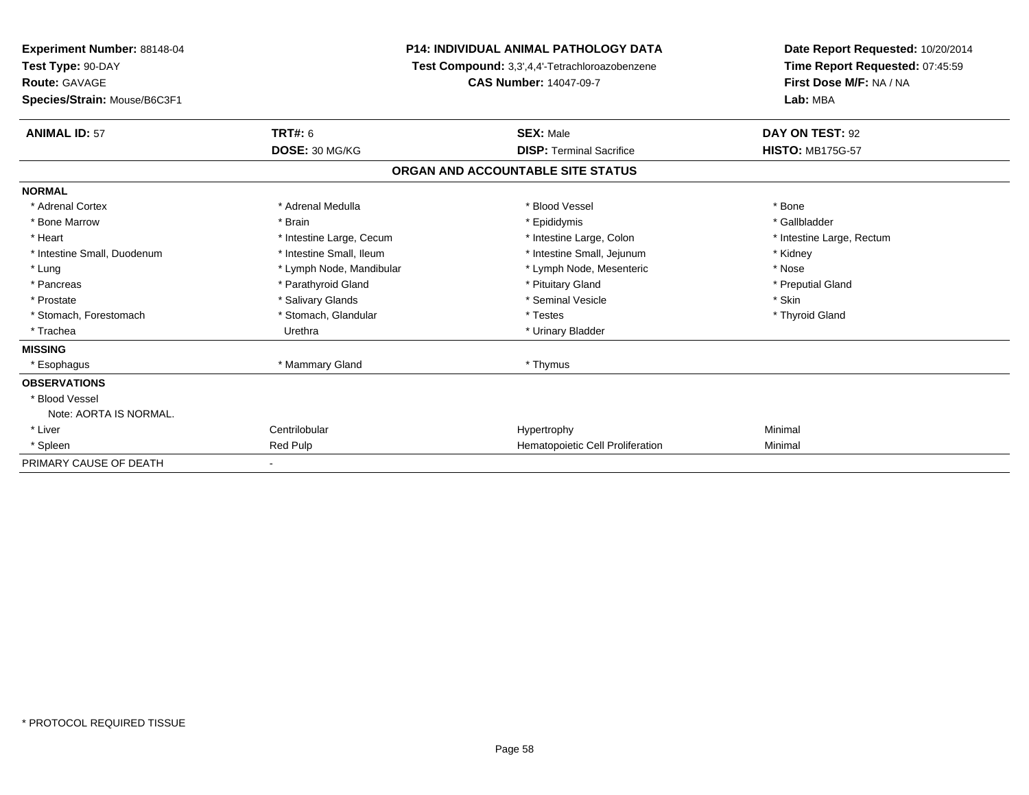**Experiment Number:** 88148-04
**Test Type:** 90-DAY
**Route:** GAVAGE
**Species/Strain:** Mouse/B6C3F1

**P14: INDIVIDUAL ANIMAL PATHOLOGY DATA**
**Test Compound:** 3,3',4,4'-Tetrachloroazobenzene
**CAS Number:** 14047-09-7

**Date Report Requested:** 10/20/2014
**Time Report Requested:** 07:45:59
**First Dose M/F:** NA / NA
**Lab:** MBA

| **ANIMAL ID:** 57 | **TRT#:** 6 | **SEX:** Male | **DAY ON TEST:** 92 |
|---|---|---|---|
| | **DOSE:** 30 MG/KG | **DISP:** Terminal Sacrifice | **HISTO:** MB175G-57 |

## ORGAN AND ACCOUNTABLE SITE STATUS

| | | | |
|---|---|---|---|
| **NORMAL** | | | |
| * Adrenal Cortex | * Adrenal Medulla | * Blood Vessel | * Bone |
| * Bone Marrow | * Brain | * Epididymis | * Gallbladder |
| * Heart | * Intestine Large, Cecum | * Intestine Large, Colon | * Intestine Large, Rectum |
| * Intestine Small, Duodenum | * Intestine Small, Ileum | * Intestine Small, Jejunum | * Kidney |
| * Lung | * Lymph Node, Mandibular | * Lymph Node, Mesenteric | * Nose |
| * Pancreas | * Parathyroid Gland | * Pituitary Gland | * Preputial Gland |
| * Prostate | * Salivary Glands | * Seminal Vesicle | * Skin |
| * Stomach, Forestomach | * Stomach, Glandular | * Testes | * Thyroid Gland |
| * Trachea | Urethra | * Urinary Bladder | |
| **MISSING** | | | |
| * Esophagus | * Mammary Gland | * Thymus | |
| **OBSERVATIONS** | | | |
| * Blood Vessel | | | |
| Note: AORTA IS NORMAL. | | | |
| * Liver | Centrilobular | Hypertrophy | Minimal |
| * Spleen | Red Pulp | Hematopoietic Cell Proliferation | Minimal |
| PRIMARY CAUSE OF DEATH | - | | |

\* PROTOCOL REQUIRED TISSUE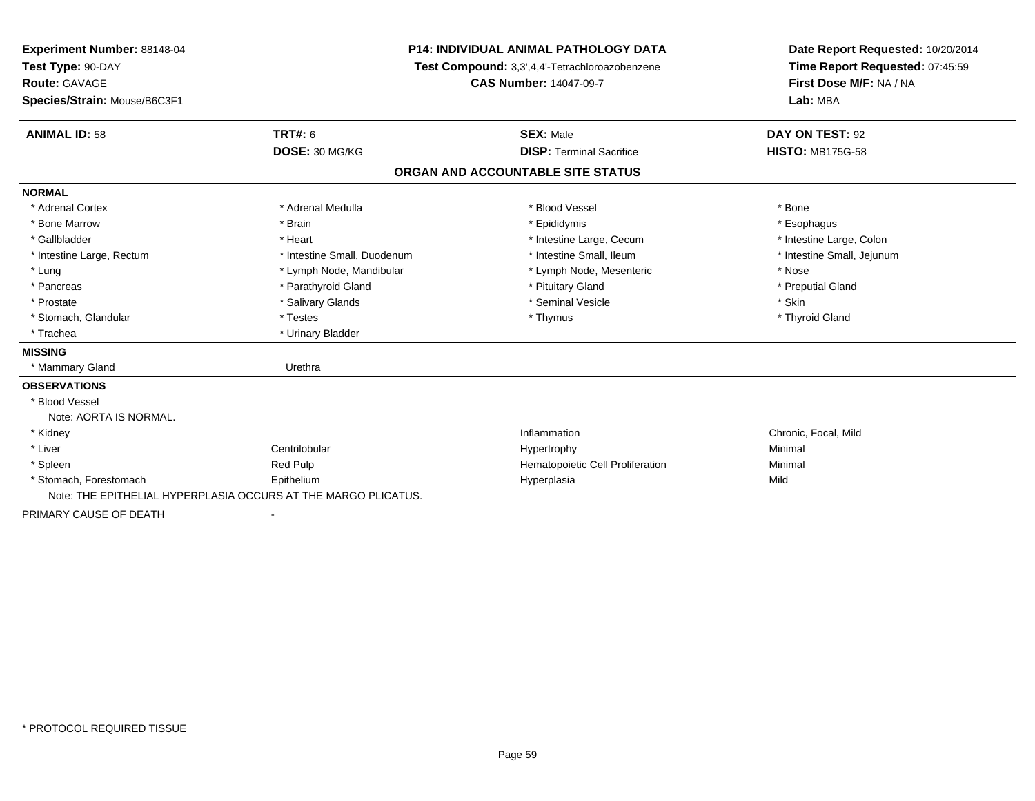**Experiment Number:** 88148-04
**Test Type:** 90-DAY
**Route:** GAVAGE
**Species/Strain:** Mouse/B6C3F1

**P14: INDIVIDUAL ANIMAL PATHOLOGY DATA**
**Test Compound:** 3,3',4,4'-Tetrachloroazobenzene
**CAS Number:** 14047-09-7

**Date Report Requested:** 10/20/2014
**Time Report Requested:** 07:45:59
**First Dose M/F:** NA / NA
**Lab:** MBA

| **ANIMAL ID:** 58 | **TRT#:** 6 | **SEX:** Male | **DAY ON TEST:** 92 |
|---|---|---|---|
| | **DOSE:** 30 MG/KG | **DISP:** Terminal Sacrifice | **HISTO:** MB175G-58 |

## ORGAN AND ACCOUNTABLE SITE STATUS

**NORMAL**

| | | | |
|---|---|---|---|
| * Adrenal Cortex | * Adrenal Medulla | * Blood Vessel | * Bone |
| * Bone Marrow | * Brain | * Epididymis | * Esophagus |
| * Gallbladder | * Heart | * Intestine Large, Cecum | * Intestine Large, Colon |
| * Intestine Large, Rectum | * Intestine Small, Duodenum | * Intestine Small, Ileum | * Intestine Small, Jejunum |
| * Lung | * Lymph Node, Mandibular | * Lymph Node, Mesenteric | * Nose |
| * Pancreas | * Parathyroid Gland | * Pituitary Gland | * Preputial Gland |
| * Prostate | * Salivary Glands | * Seminal Vesicle | * Skin |
| * Stomach, Glandular | * Testes | * Thymus | * Thyroid Gland |
| * Trachea | * Urinary Bladder | | |

**MISSING**

| | |
|---|---|
| * Mammary Gland | Urethra |

**OBSERVATIONS**

* Blood Vessel
  Note: AORTA IS NORMAL.

| | | | |
|---|---|---|---|
| * Kidney | | Inflammation | Chronic, Focal, Mild |
| * Liver | Centrilobular | Hypertrophy | Minimal |
| * Spleen | Red Pulp | Hematopoietic Cell Proliferation | Minimal |
| * Stomach, Forestomach | Epithelium | Hyperplasia | Mild |

Note: THE EPITHELIAL HYPERPLASIA OCCURS AT THE MARGO PLICATUS.

PRIMARY CAUSE OF DEATH -

* PROTOCOL REQUIRED TISSUE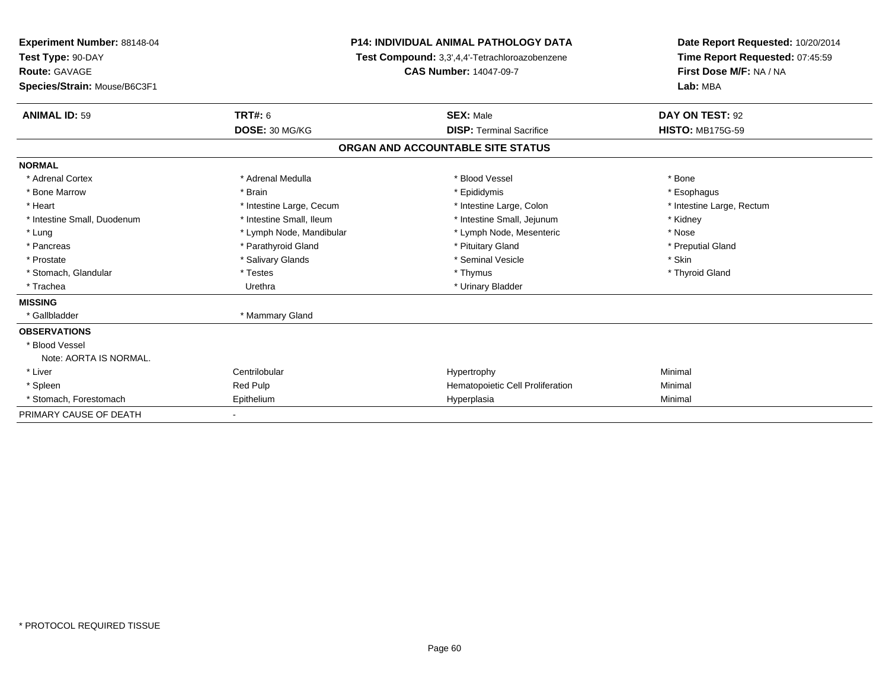**Experiment Number:** 88148-04
**Test Type:** 90-DAY
**Route:** GAVAGE
**Species/Strain:** Mouse/B6C3F1

**P14: INDIVIDUAL ANIMAL PATHOLOGY DATA**
**Test Compound:** 3,3',4,4'-Tetrachloroazobenzene
**CAS Number:** 14047-09-7

**Date Report Requested:** 10/20/2014
**Time Report Requested:** 07:45:59
**First Dose M/F:** NA / NA
**Lab:** MBA

| **ANIMAL ID:** 59 | **TRT#:** 6 | **SEX:** Male | **DAY ON TEST:** 92 |
|---|---|---|---|
| | **DOSE:** 30 MG/KG | **DISP:** Terminal Sacrifice | **HISTO:** MB175G-59 |

## ORGAN AND ACCOUNTABLE SITE STATUS

| | | | |
|---|---|---|---|
| **NORMAL** | | | |
| * Adrenal Cortex | * Adrenal Medulla | * Blood Vessel | * Bone |
| * Bone Marrow | * Brain | * Epididymis | * Esophagus |
| * Heart | * Intestine Large, Cecum | * Intestine Large, Colon | * Intestine Large, Rectum |
| * Intestine Small, Duodenum | * Intestine Small, Ileum | * Intestine Small, Jejunum | * Kidney |
| * Lung | * Lymph Node, Mandibular | * Lymph Node, Mesenteric | * Nose |
| * Pancreas | * Parathyroid Gland | * Pituitary Gland | * Preputial Gland |
| * Prostate | * Salivary Glands | * Seminal Vesicle | * Skin |
| * Stomach, Glandular | * Testes | * Thymus | * Thyroid Gland |
| * Trachea | Urethra | * Urinary Bladder | |
| **MISSING** | | | |
| * Gallbladder | * Mammary Gland | | |
| **OBSERVATIONS** | | | |
| * Blood Vessel | | | |
| Note: AORTA IS NORMAL. | | | |
| * Liver | Centrilobular | Hypertrophy | Minimal |
| * Spleen | Red Pulp | Hematopoietic Cell Proliferation | Minimal |
| * Stomach, Forestomach | Epithelium | Hyperplasia | Minimal |
| PRIMARY CAUSE OF DEATH | - | | |

* PROTOCOL REQUIRED TISSUE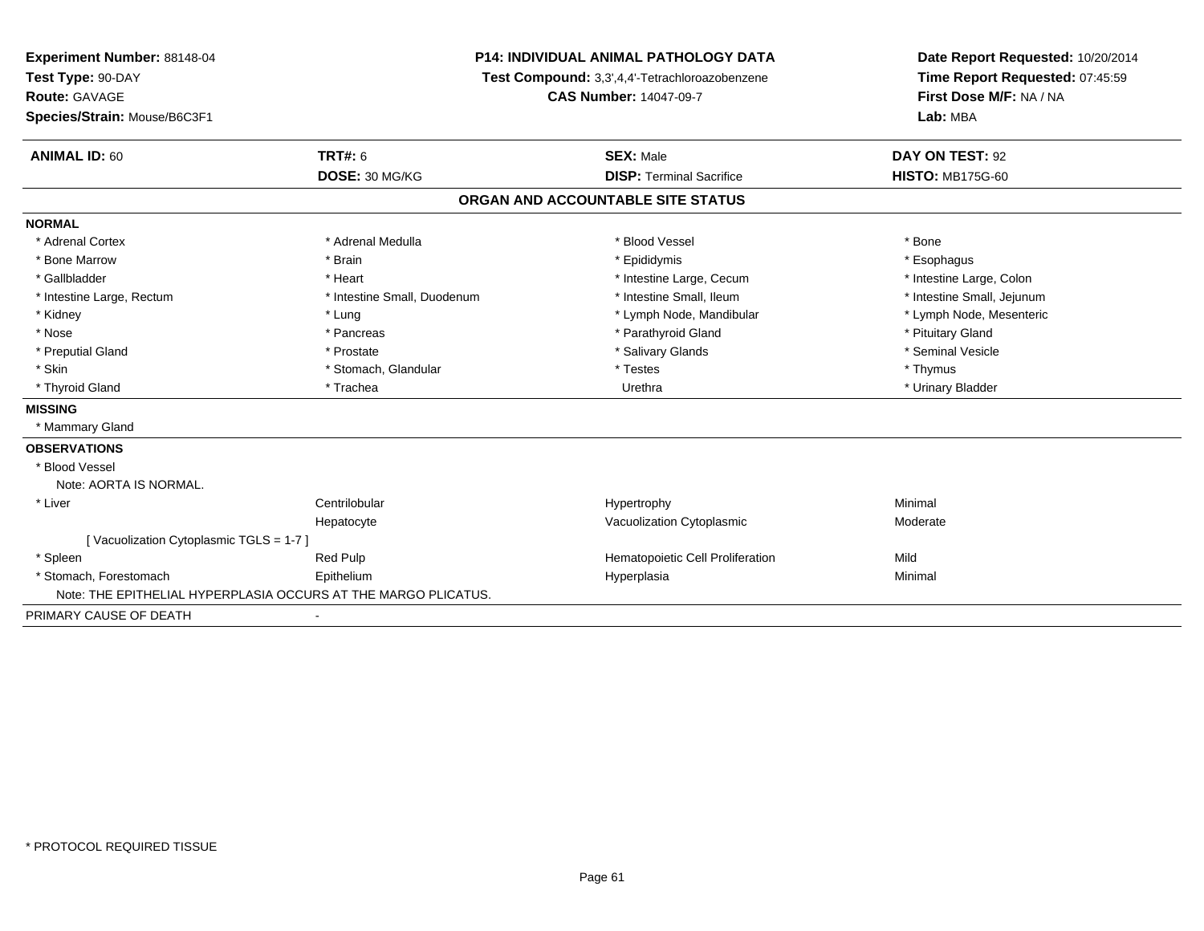**Experiment Number:** 88148-04
**Test Type:** 90-DAY
**Route:** GAVAGE
**Species/Strain:** Mouse/B6C3F1

**P14: INDIVIDUAL ANIMAL PATHOLOGY DATA**
**Test Compound:** 3,3',4,4'-Tetrachloroazobenzene
**CAS Number:** 14047-09-7

**Date Report Requested:** 10/20/2014
**Time Report Requested:** 07:45:59
**First Dose M/F:** NA / NA
**Lab:** MBA

| **ANIMAL ID:** 60 | **TRT#:** 6 | **SEX:** Male | **DAY ON TEST:** 92 |
|---|---|---|---|
| | **DOSE:** 30 MG/KG | **DISP:** Terminal Sacrifice | **HISTO:** MB175G-60 |

## ORGAN AND ACCOUNTABLE SITE STATUS

**NORMAL**

| | | | |
|---|---|---|---|
| * Adrenal Cortex | * Adrenal Medulla | * Blood Vessel | * Bone |
| * Bone Marrow | * Brain | * Epididymis | * Esophagus |
| * Gallbladder | * Heart | * Intestine Large, Cecum | * Intestine Large, Colon |
| * Intestine Large, Rectum | * Intestine Small, Duodenum | * Intestine Small, Ileum | * Intestine Small, Jejunum |
| * Kidney | * Lung | * Lymph Node, Mandibular | * Lymph Node, Mesenteric |
| * Nose | * Pancreas | * Parathyroid Gland | * Pituitary Gland |
| * Preputial Gland | * Prostate | * Salivary Glands | * Seminal Vesicle |
| * Skin | * Stomach, Glandular | * Testes | * Thymus |
| * Thyroid Gland | * Trachea | Urethra | * Urinary Bladder |

**MISSING**

* Mammary Gland

**OBSERVATIONS**

| | | | |
|---|---|---|---|
| * Blood Vessel | | | |
| Note: AORTA IS NORMAL. | | | |
| * Liver | Centrilobular | Hypertrophy | Minimal |
| | Hepatocyte | Vacuolization Cytoplasmic | Moderate |
| [ Vacuolization Cytoplasmic TGLS = 1-7 ] | | | |
| * Spleen | Red Pulp | Hematopoietic Cell Proliferation | Mild |
| * Stomach, Forestomach | Epithelium | Hyperplasia | Minimal |
| Note: THE EPITHELIAL HYPERPLASIA OCCURS AT THE MARGO PLICATUS. | | | |

PRIMARY CAUSE OF DEATH -

* PROTOCOL REQUIRED TISSUE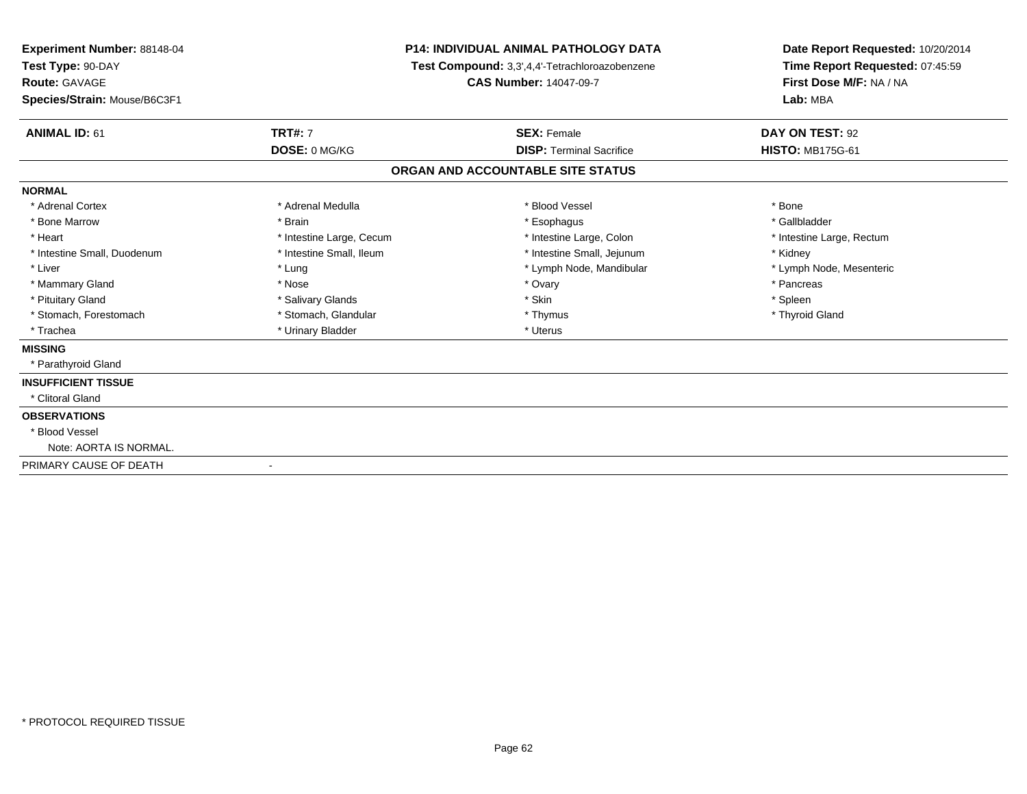**Experiment Number:** 88148-04
**Test Type:** 90-DAY
**Route:** GAVAGE
**Species/Strain:** Mouse/B6C3F1

**P14: INDIVIDUAL ANIMAL PATHOLOGY DATA**
**Test Compound:** 3,3',4,4'-Tetrachloroazobenzene
**CAS Number:** 14047-09-7

**Date Report Requested:** 10/20/2014
**Time Report Requested:** 07:45:59
**First Dose M/F:** NA / NA
**Lab:** MBA

| **ANIMAL ID:** 61 | **TRT#:** 7 | **SEX:** Female | **DAY ON TEST:** 92 |
|---|---|---|---|
| | **DOSE:** 0 MG/KG | **DISP:** Terminal Sacrifice | **HISTO:** MB175G-61 |

## ORGAN AND ACCOUNTABLE SITE STATUS

**NORMAL**

| | | | |
|---|---|---|---|
| * Adrenal Cortex | * Adrenal Medulla | * Blood Vessel | * Bone |
| * Bone Marrow | * Brain | * Esophagus | * Gallbladder |
| * Heart | * Intestine Large, Cecum | * Intestine Large, Colon | * Intestine Large, Rectum |
| * Intestine Small, Duodenum | * Intestine Small, Ileum | * Intestine Small, Jejunum | * Kidney |
| * Liver | * Lung | * Lymph Node, Mandibular | * Lymph Node, Mesenteric |
| * Mammary Gland | * Nose | * Ovary | * Pancreas |
| * Pituitary Gland | * Salivary Glands | * Skin | * Spleen |
| * Stomach, Forestomach | * Stomach, Glandular | * Thymus | * Thyroid Gland |
| * Trachea | * Urinary Bladder | * Uterus | |

**MISSING**

* Parathyroid Gland

**INSUFFICIENT TISSUE**

* Clitoral Gland

**OBSERVATIONS**

* Blood Vessel
  Note: AORTA IS NORMAL.

PRIMARY CAUSE OF DEATH -

* PROTOCOL REQUIRED TISSUE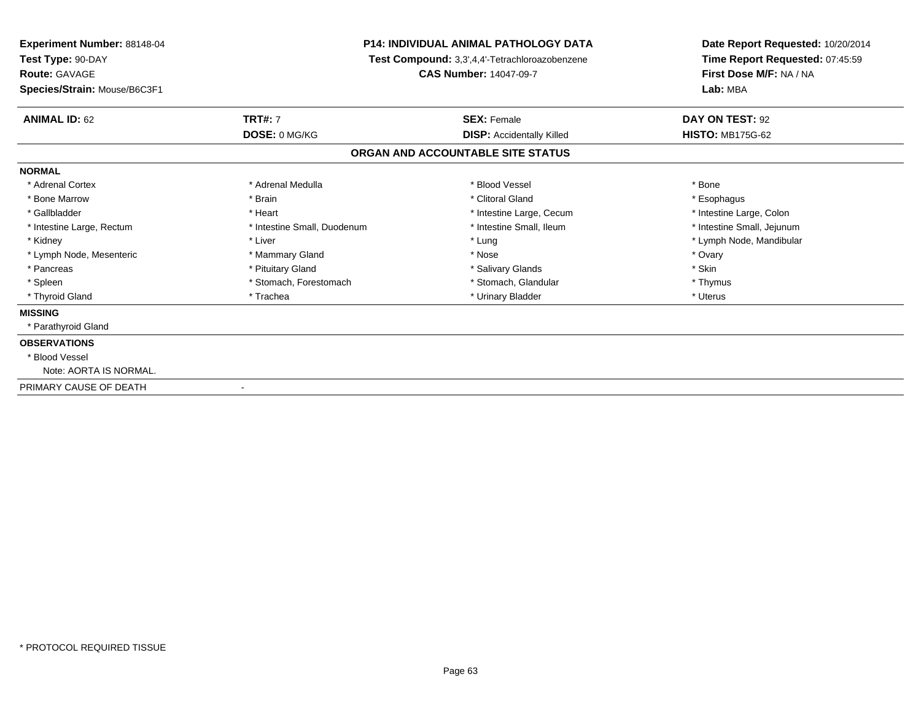**Experiment Number:** 88148-04
**Test Type:** 90-DAY
**Route:** GAVAGE
**Species/Strain:** Mouse/B6C3F1

**P14: INDIVIDUAL ANIMAL PATHOLOGY DATA**
**Test Compound:** 3,3',4,4'-Tetrachloroazobenzene
**CAS Number:** 14047-09-7

**Date Report Requested:** 10/20/2014
**Time Report Requested:** 07:45:59
**First Dose M/F:** NA / NA
**Lab:** MBA

| **ANIMAL ID:** 62 | **TRT#:** 7 | **SEX:** Female | **DAY ON TEST:** 92 |
|---|---|---|---|
| | **DOSE:** 0 MG/KG | **DISP:** Accidentally Killed | **HISTO:** MB175G-62 |

## ORGAN AND ACCOUNTABLE SITE STATUS

**NORMAL**

| | | | |
|---|---|---|---|
| * Adrenal Cortex | * Adrenal Medulla | * Blood Vessel | * Bone |
| * Bone Marrow | * Brain | * Clitoral Gland | * Esophagus |
| * Gallbladder | * Heart | * Intestine Large, Cecum | * Intestine Large, Colon |
| * Intestine Large, Rectum | * Intestine Small, Duodenum | * Intestine Small, Ileum | * Intestine Small, Jejunum |
| * Kidney | * Liver | * Lung | * Lymph Node, Mandibular |
| * Lymph Node, Mesenteric | * Mammary Gland | * Nose | * Ovary |
| * Pancreas | * Pituitary Gland | * Salivary Glands | * Skin |
| * Spleen | * Stomach, Forestomach | * Stomach, Glandular | * Thymus |
| * Thyroid Gland | * Trachea | * Urinary Bladder | * Uterus |

**MISSING**

* Parathyroid Gland

**OBSERVATIONS**

* Blood Vessel
  Note: AORTA IS NORMAL.

PRIMARY CAUSE OF DEATH -

* PROTOCOL REQUIRED TISSUE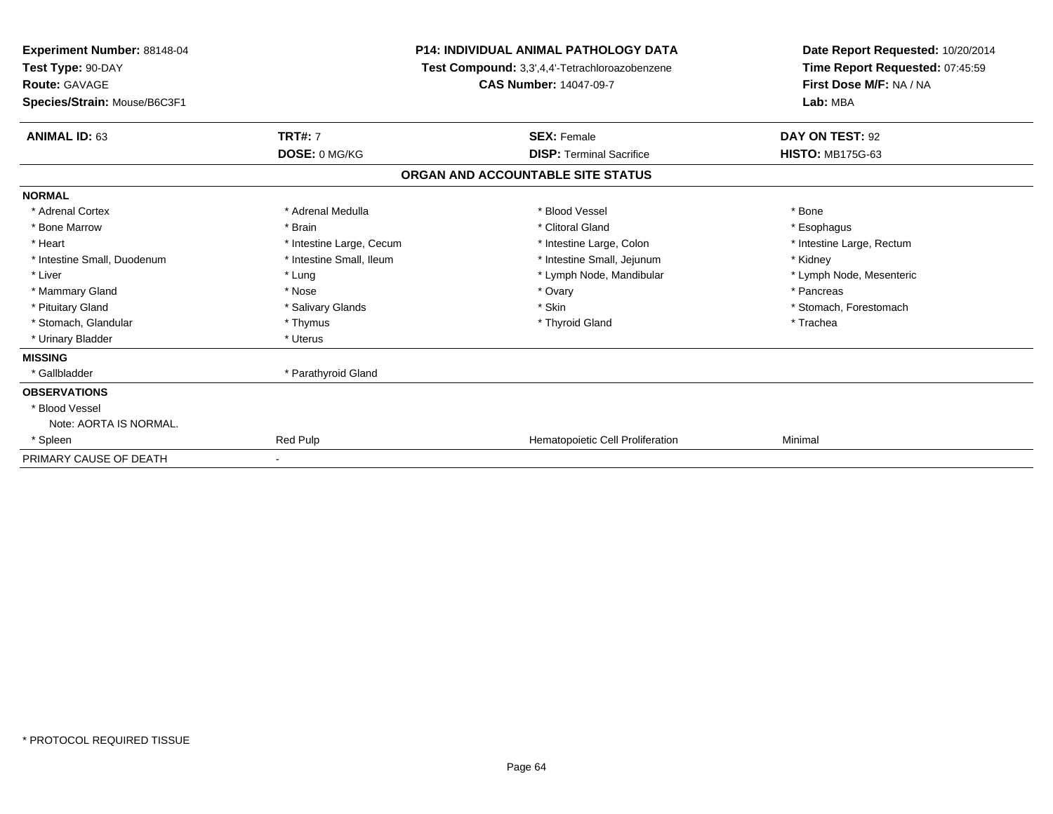**Experiment Number:** 88148-04
**Test Type:** 90-DAY
**Route:** GAVAGE
**Species/Strain:** Mouse/B6C3F1

**P14: INDIVIDUAL ANIMAL PATHOLOGY DATA**
**Test Compound:** 3,3',4,4'-Tetrachloroazobenzene
**CAS Number:** 14047-09-7

**Date Report Requested:** 10/20/2014
**Time Report Requested:** 07:45:59
**First Dose M/F:** NA / NA
**Lab:** MBA

| **ANIMAL ID:** 63 | **TRT#:** 7 | **SEX:** Female | **DAY ON TEST:** 92 |
|---|---|---|---|
| | **DOSE:** 0 MG/KG | **DISP:** Terminal Sacrifice | **HISTO:** MB175G-63 |

## ORGAN AND ACCOUNTABLE SITE STATUS

**NORMAL**

| | | | |
|---|---|---|---|
| * Adrenal Cortex | * Adrenal Medulla | * Blood Vessel | * Bone |
| * Bone Marrow | * Brain | * Clitoral Gland | * Esophagus |
| * Heart | * Intestine Large, Cecum | * Intestine Large, Colon | * Intestine Large, Rectum |
| * Intestine Small, Duodenum | * Intestine Small, Ileum | * Intestine Small, Jejunum | * Kidney |
| * Liver | * Lung | * Lymph Node, Mandibular | * Lymph Node, Mesenteric |
| * Mammary Gland | * Nose | * Ovary | * Pancreas |
| * Pituitary Gland | * Salivary Glands | * Skin | * Stomach, Forestomach |
| * Stomach, Glandular | * Thymus | * Thyroid Gland | * Trachea |
| * Urinary Bladder | * Uterus | | |

**MISSING**

| | |
|---|---|
| * Gallbladder | * Parathyroid Gland |

**OBSERVATIONS**

* Blood Vessel
  Note: AORTA IS NORMAL.

| | | | |
|---|---|---|---|
| * Spleen | Red Pulp | Hematopoietic Cell Proliferation | Minimal |

PRIMARY CAUSE OF DEATH -

* PROTOCOL REQUIRED TISSUE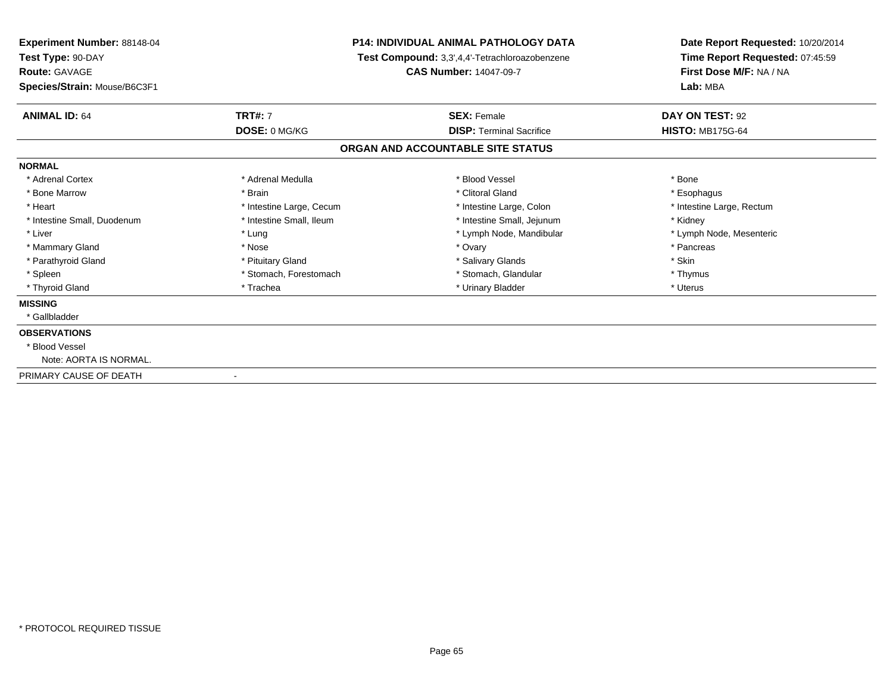**Experiment Number:** 88148-04
**Test Type:** 90-DAY
**Route:** GAVAGE
**Species/Strain:** Mouse/B6C3F1

**P14: INDIVIDUAL ANIMAL PATHOLOGY DATA**
**Test Compound:** 3,3',4,4'-Tetrachloroazobenzene
**CAS Number:** 14047-09-7

**Date Report Requested:** 10/20/2014
**Time Report Requested:** 07:45:59
**First Dose M/F:** NA / NA
**Lab:** MBA

| **ANIMAL ID:** 64 | **TRT#:** 7 | **SEX:** Female | **DAY ON TEST:** 92 |
|---|---|---|---|
| | **DOSE:** 0 MG/KG | **DISP:** Terminal Sacrifice | **HISTO:** MB175G-64 |

## ORGAN AND ACCOUNTABLE SITE STATUS

**NORMAL**

| | | | |
|---|---|---|---|
| * Adrenal Cortex | * Adrenal Medulla | * Blood Vessel | * Bone |
| * Bone Marrow | * Brain | * Clitoral Gland | * Esophagus |
| * Heart | * Intestine Large, Cecum | * Intestine Large, Colon | * Intestine Large, Rectum |
| * Intestine Small, Duodenum | * Intestine Small, Ileum | * Intestine Small, Jejunum | * Kidney |
| * Liver | * Lung | * Lymph Node, Mandibular | * Lymph Node, Mesenteric |
| * Mammary Gland | * Nose | * Ovary | * Pancreas |
| * Parathyroid Gland | * Pituitary Gland | * Salivary Glands | * Skin |
| * Spleen | * Stomach, Forestomach | * Stomach, Glandular | * Thymus |
| * Thyroid Gland | * Trachea | * Urinary Bladder | * Uterus |

**MISSING**

* Gallbladder

**OBSERVATIONS**

* Blood Vessel
  Note: AORTA IS NORMAL.

PRIMARY CAUSE OF DEATH -

* PROTOCOL REQUIRED TISSUE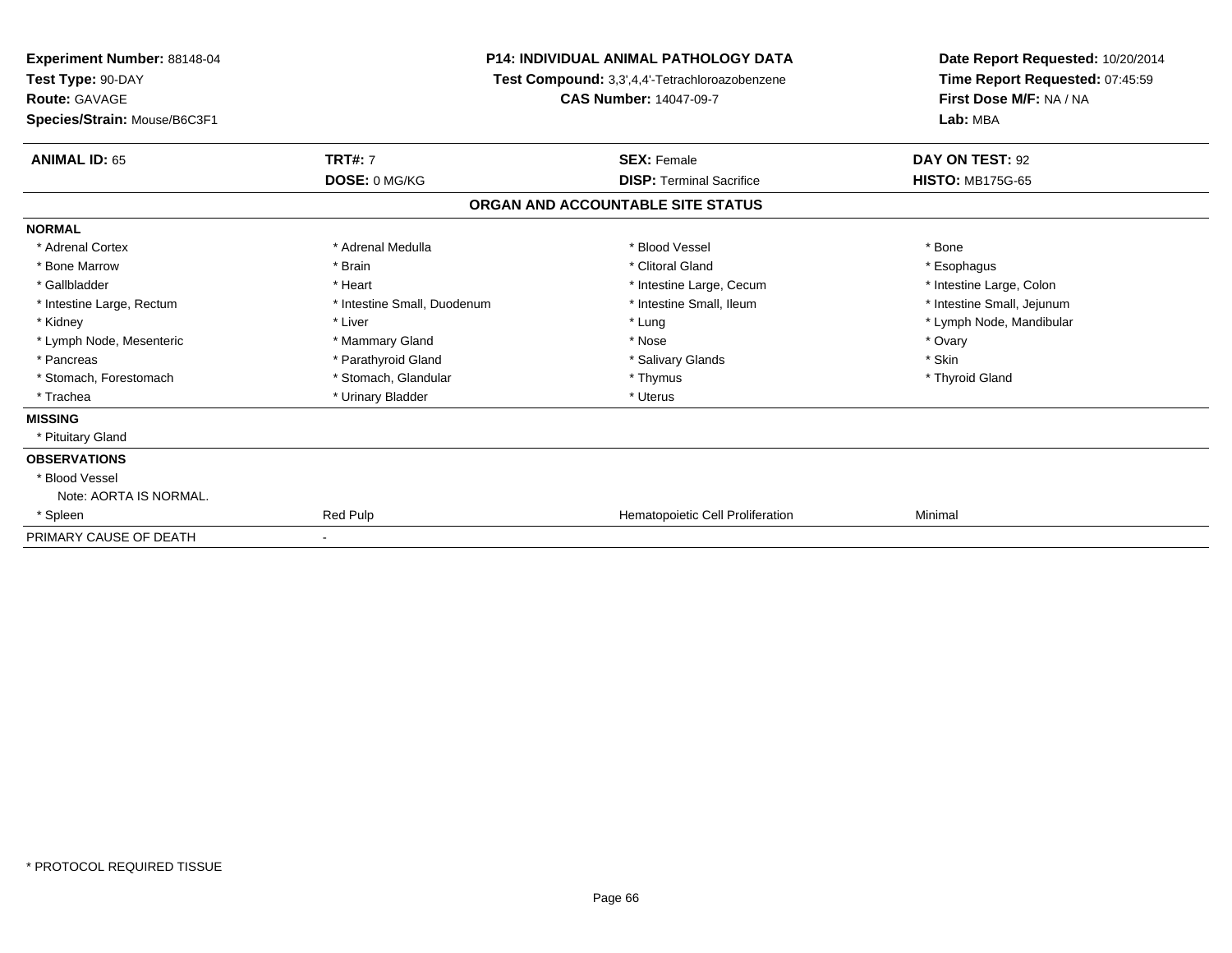**Experiment Number:** 88148-04
**Test Type:** 90-DAY
**Route:** GAVAGE
**Species/Strain:** Mouse/B6C3F1

**P14: INDIVIDUAL ANIMAL PATHOLOGY DATA**
**Test Compound:** 3,3',4,4'-Tetrachloroazobenzene
**CAS Number:** 14047-09-7

**Date Report Requested:** 10/20/2014
**Time Report Requested:** 07:45:59
**First Dose M/F:** NA / NA
**Lab:** MBA

| **ANIMAL ID:** 65 | **TRT#:** 7 | **SEX:** Female | **DAY ON TEST:** 92 |
|---|---|---|---|
| | **DOSE:** 0 MG/KG | **DISP:** Terminal Sacrifice | **HISTO:** MB175G-65 |

## ORGAN AND ACCOUNTABLE SITE STATUS

| | | | |
|---|---|---|---|
| **NORMAL** | | | |
| * Adrenal Cortex | * Adrenal Medulla | * Blood Vessel | * Bone |
| * Bone Marrow | * Brain | * Clitoral Gland | * Esophagus |
| * Gallbladder | * Heart | * Intestine Large, Cecum | * Intestine Large, Colon |
| * Intestine Large, Rectum | * Intestine Small, Duodenum | * Intestine Small, Ileum | * Intestine Small, Jejunum |
| * Kidney | * Liver | * Lung | * Lymph Node, Mandibular |
| * Lymph Node, Mesenteric | * Mammary Gland | * Nose | * Ovary |
| * Pancreas | * Parathyroid Gland | * Salivary Glands | * Skin |
| * Stomach, Forestomach | * Stomach, Glandular | * Thymus | * Thyroid Gland |
| * Trachea | * Urinary Bladder | * Uterus | |
| **MISSING** | | | |
| * Pituitary Gland | | | |
| **OBSERVATIONS** | | | |
| * Blood Vessel | | | |
| Note: AORTA IS NORMAL. | | | |
| * Spleen | Red Pulp | Hematopoietic Cell Proliferation | Minimal |
| PRIMARY CAUSE OF DEATH | - | | |

* PROTOCOL REQUIRED TISSUE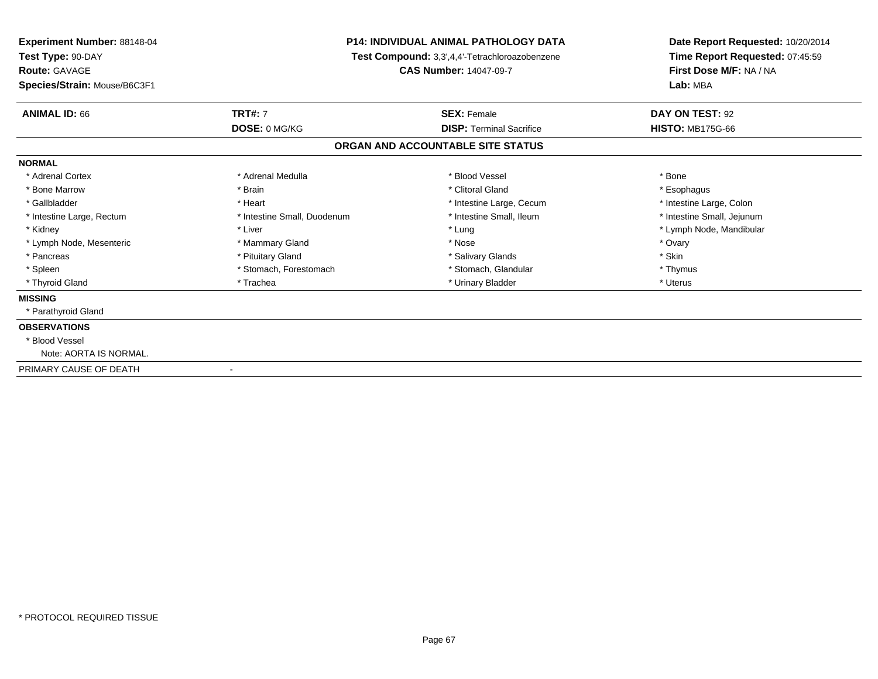**Experiment Number:** 88148-04
**Test Type:** 90-DAY
**Route:** GAVAGE
**Species/Strain:** Mouse/B6C3F1

**P14: INDIVIDUAL ANIMAL PATHOLOGY DATA**
**Test Compound:** 3,3',4,4'-Tetrachloroazobenzene
**CAS Number:** 14047-09-7

**Date Report Requested:** 10/20/2014
**Time Report Requested:** 07:45:59
**First Dose M/F:** NA / NA
**Lab:** MBA

| **ANIMAL ID:** 66 | **TRT#:** 7 | **SEX:** Female | **DAY ON TEST:** 92 |
|---|---|---|---|
| | **DOSE:** 0 MG/KG | **DISP:** Terminal Sacrifice | **HISTO:** MB175G-66 |

## ORGAN AND ACCOUNTABLE SITE STATUS

**NORMAL**

| | | | |
|---|---|---|---|
| * Adrenal Cortex | * Adrenal Medulla | * Blood Vessel | * Bone |
| * Bone Marrow | * Brain | * Clitoral Gland | * Esophagus |
| * Gallbladder | * Heart | * Intestine Large, Cecum | * Intestine Large, Colon |
| * Intestine Large, Rectum | * Intestine Small, Duodenum | * Intestine Small, Ileum | * Intestine Small, Jejunum |
| * Kidney | * Liver | * Lung | * Lymph Node, Mandibular |
| * Lymph Node, Mesenteric | * Mammary Gland | * Nose | * Ovary |
| * Pancreas | * Pituitary Gland | * Salivary Glands | * Skin |
| * Spleen | * Stomach, Forestomach | * Stomach, Glandular | * Thymus |
| * Thyroid Gland | * Trachea | * Urinary Bladder | * Uterus |

**MISSING**

* Parathyroid Gland

**OBSERVATIONS**

* Blood Vessel
  Note: AORTA IS NORMAL.

PRIMARY CAUSE OF DEATH -

* PROTOCOL REQUIRED TISSUE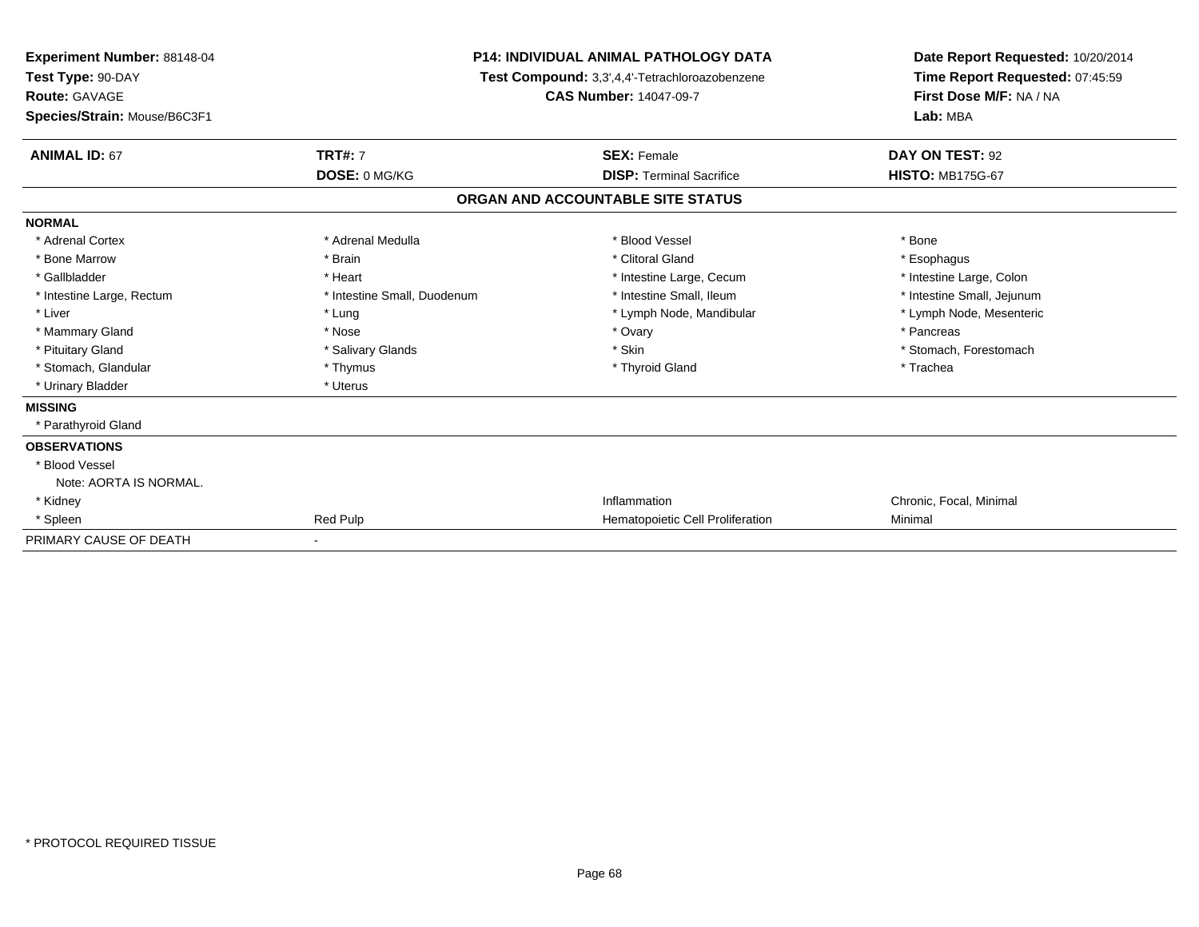**Experiment Number:** 88148-04
**Test Type:** 90-DAY
**Route:** GAVAGE
**Species/Strain:** Mouse/B6C3F1

**P14: INDIVIDUAL ANIMAL PATHOLOGY DATA**
**Test Compound:** 3,3',4,4'-Tetrachloroazobenzene
**CAS Number:** 14047-09-7

**Date Report Requested:** 10/20/2014
**Time Report Requested:** 07:45:59
**First Dose M/F:** NA / NA
**Lab:** MBA

| **ANIMAL ID:** 67 | **TRT#:** 7 | **SEX:** Female | **DAY ON TEST:** 92 |
|---|---|---|---|
| | **DOSE:** 0 MG/KG | **DISP:** Terminal Sacrifice | **HISTO:** MB175G-67 |

## ORGAN AND ACCOUNTABLE SITE STATUS

**NORMAL**

| | | | |
|---|---|---|---|
| * Adrenal Cortex | * Adrenal Medulla | * Blood Vessel | * Bone |
| * Bone Marrow | * Brain | * Clitoral Gland | * Esophagus |
| * Gallbladder | * Heart | * Intestine Large, Cecum | * Intestine Large, Colon |
| * Intestine Large, Rectum | * Intestine Small, Duodenum | * Intestine Small, Ileum | * Intestine Small, Jejunum |
| * Liver | * Lung | * Lymph Node, Mandibular | * Lymph Node, Mesenteric |
| * Mammary Gland | * Nose | * Ovary | * Pancreas |
| * Pituitary Gland | * Salivary Glands | * Skin | * Stomach, Forestomach |
| * Stomach, Glandular | * Thymus | * Thyroid Gland | * Trachea |
| * Urinary Bladder | * Uterus | | |

**MISSING**

* Parathyroid Gland

**OBSERVATIONS**

* Blood Vessel
  Note: AORTA IS NORMAL.

| | | | |
|---|---|---|---|
| * Kidney | | Inflammation | Chronic, Focal, Minimal |
| * Spleen | Red Pulp | Hematopoietic Cell Proliferation | Minimal |

PRIMARY CAUSE OF DEATH -

* PROTOCOL REQUIRED TISSUE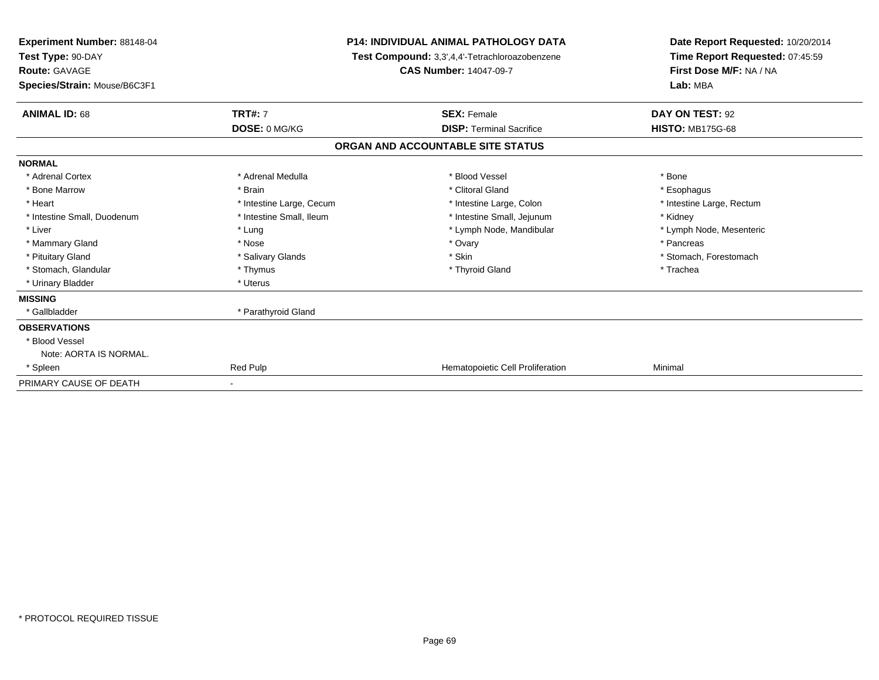**Experiment Number:** 88148-04
**Test Type:** 90-DAY
**Route:** GAVAGE
**Species/Strain:** Mouse/B6C3F1

**P14: INDIVIDUAL ANIMAL PATHOLOGY DATA**
**Test Compound:** 3,3',4,4'-Tetrachloroazobenzene
**CAS Number:** 14047-09-7

**Date Report Requested:** 10/20/2014
**Time Report Requested:** 07:45:59
**First Dose M/F:** NA / NA
**Lab:** MBA

| **ANIMAL ID:** 68 | **TRT#:** 7 | **SEX:** Female | **DAY ON TEST:** 92 |
|---|---|---|---|
| | **DOSE:** 0 MG/KG | **DISP:** Terminal Sacrifice | **HISTO:** MB175G-68 |

## ORGAN AND ACCOUNTABLE SITE STATUS

| | | | |
|---|---|---|---|
| **NORMAL** | | | |
| * Adrenal Cortex | * Adrenal Medulla | * Blood Vessel | * Bone |
| * Bone Marrow | * Brain | * Clitoral Gland | * Esophagus |
| * Heart | * Intestine Large, Cecum | * Intestine Large, Colon | * Intestine Large, Rectum |
| * Intestine Small, Duodenum | * Intestine Small, Ileum | * Intestine Small, Jejunum | * Kidney |
| * Liver | * Lung | * Lymph Node, Mandibular | * Lymph Node, Mesenteric |
| * Mammary Gland | * Nose | * Ovary | * Pancreas |
| * Pituitary Gland | * Salivary Glands | * Skin | * Stomach, Forestomach |
| * Stomach, Glandular | * Thymus | * Thyroid Gland | * Trachea |
| * Urinary Bladder | * Uterus | | |
| **MISSING** | | | |
| * Gallbladder | * Parathyroid Gland | | |
| **OBSERVATIONS** | | | |
| * Blood Vessel | | | |
| Note: AORTA IS NORMAL. | | | |
| * Spleen | Red Pulp | Hematopoietic Cell Proliferation | Minimal |
| PRIMARY CAUSE OF DEATH | - | | |

* PROTOCOL REQUIRED TISSUE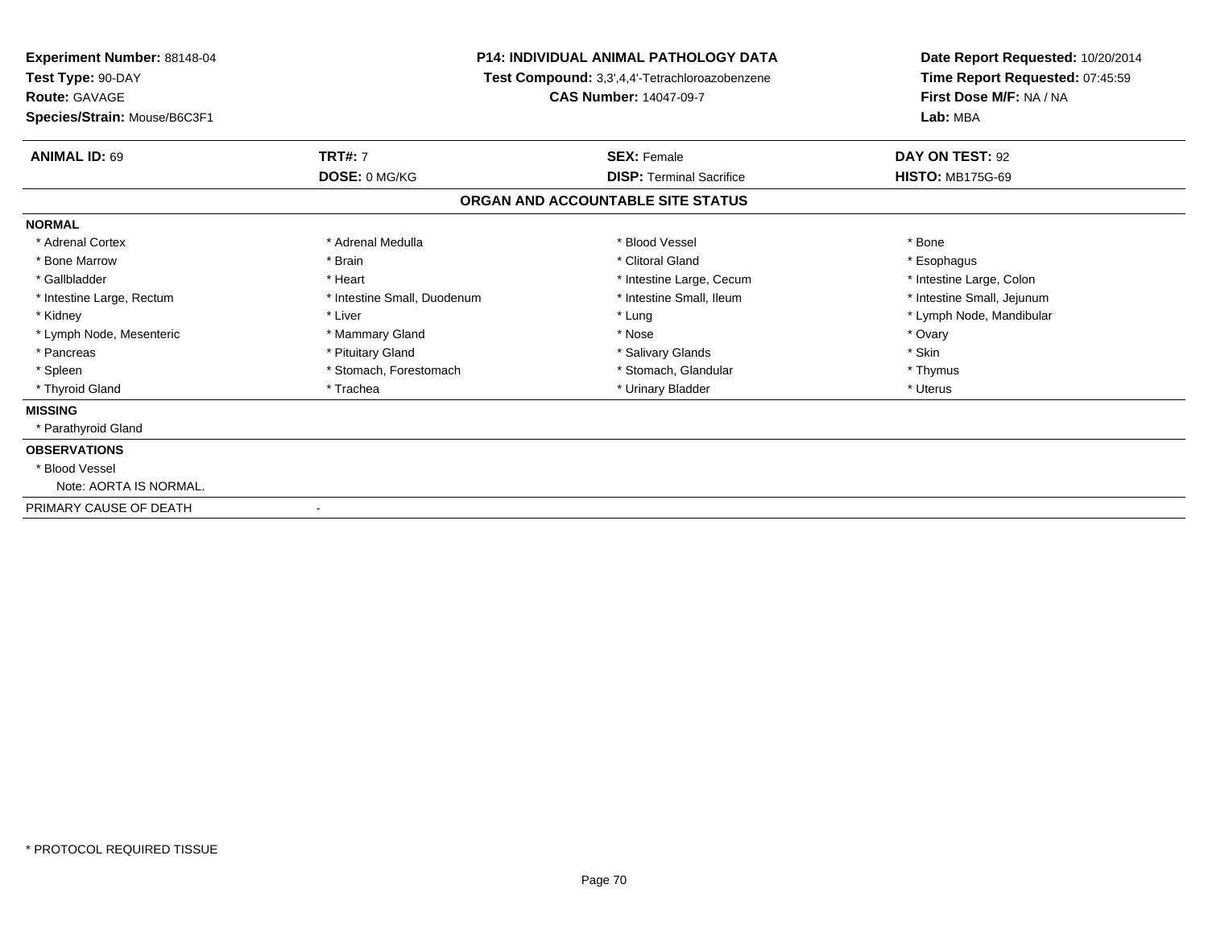**Experiment Number:** 88148-04
**Test Type:** 90-DAY
**Route:** GAVAGE
**Species/Strain:** Mouse/B6C3F1

**P14: INDIVIDUAL ANIMAL PATHOLOGY DATA**
**Test Compound:** 3,3',4,4'-Tetrachloroazobenzene
**CAS Number:** 14047-09-7

**Date Report Requested:** 10/20/2014
**Time Report Requested:** 07:45:59
**First Dose M/F:** NA / NA
**Lab:** MBA

| **ANIMAL ID:** 69 | **TRT#:** 7 | **SEX:** Female | **DAY ON TEST:** 92 |
|---|---|---|---|
| | **DOSE:** 0 MG/KG | **DISP:** Terminal Sacrifice | **HISTO:** MB175G-69 |

## ORGAN AND ACCOUNTABLE SITE STATUS

**NORMAL**

| | | | |
|---|---|---|---|
| * Adrenal Cortex | * Adrenal Medulla | * Blood Vessel | * Bone |
| * Bone Marrow | * Brain | * Clitoral Gland | * Esophagus |
| * Gallbladder | * Heart | * Intestine Large, Cecum | * Intestine Large, Colon |
| * Intestine Large, Rectum | * Intestine Small, Duodenum | * Intestine Small, Ileum | * Intestine Small, Jejunum |
| * Kidney | * Liver | * Lung | * Lymph Node, Mandibular |
| * Lymph Node, Mesenteric | * Mammary Gland | * Nose | * Ovary |
| * Pancreas | * Pituitary Gland | * Salivary Glands | * Skin |
| * Spleen | * Stomach, Forestomach | * Stomach, Glandular | * Thymus |
| * Thyroid Gland | * Trachea | * Urinary Bladder | * Uterus |

**MISSING**

* Parathyroid Gland

**OBSERVATIONS**

* Blood Vessel
  Note: AORTA IS NORMAL.

PRIMARY CAUSE OF DEATH -

* PROTOCOL REQUIRED TISSUE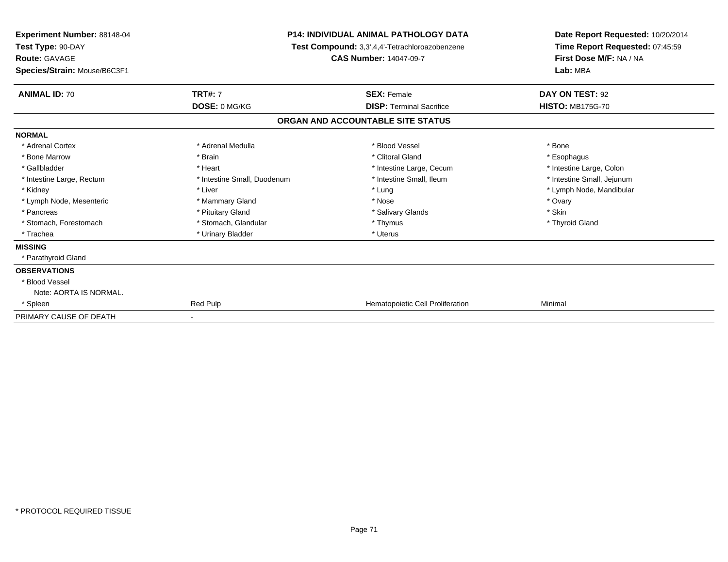**Experiment Number:** 88148-04
**Test Type:** 90-DAY
**Route:** GAVAGE
**Species/Strain:** Mouse/B6C3F1

**P14: INDIVIDUAL ANIMAL PATHOLOGY DATA**
**Test Compound:** 3,3',4,4'-Tetrachloroazobenzene
**CAS Number:** 14047-09-7

**Date Report Requested:** 10/20/2014
**Time Report Requested:** 07:45:59
**First Dose M/F:** NA / NA
**Lab:** MBA

| **ANIMAL ID:** 70 | **TRT#:** 7 | **SEX:** Female | **DAY ON TEST:** 92 |
|---|---|---|---|
| | **DOSE:** 0 MG/KG | **DISP:** Terminal Sacrifice | **HISTO:** MB175G-70 |

## ORGAN AND ACCOUNTABLE SITE STATUS

| | | | |
|---|---|---|---|
| **NORMAL** | | | |
| * Adrenal Cortex | * Adrenal Medulla | * Blood Vessel | * Bone |
| * Bone Marrow | * Brain | * Clitoral Gland | * Esophagus |
| * Gallbladder | * Heart | * Intestine Large, Cecum | * Intestine Large, Colon |
| * Intestine Large, Rectum | * Intestine Small, Duodenum | * Intestine Small, Ileum | * Intestine Small, Jejunum |
| * Kidney | * Liver | * Lung | * Lymph Node, Mandibular |
| * Lymph Node, Mesenteric | * Mammary Gland | * Nose | * Ovary |
| * Pancreas | * Pituitary Gland | * Salivary Glands | * Skin |
| * Stomach, Forestomach | * Stomach, Glandular | * Thymus | * Thyroid Gland |
| * Trachea | * Urinary Bladder | * Uterus | |
| **MISSING** | | | |
| * Parathyroid Gland | | | |
| **OBSERVATIONS** | | | |
| * Blood Vessel | | | |
| Note: AORTA IS NORMAL. | | | |
| * Spleen | Red Pulp | Hematopoietic Cell Proliferation | Minimal |
| PRIMARY CAUSE OF DEATH | - | | |

\* PROTOCOL REQUIRED TISSUE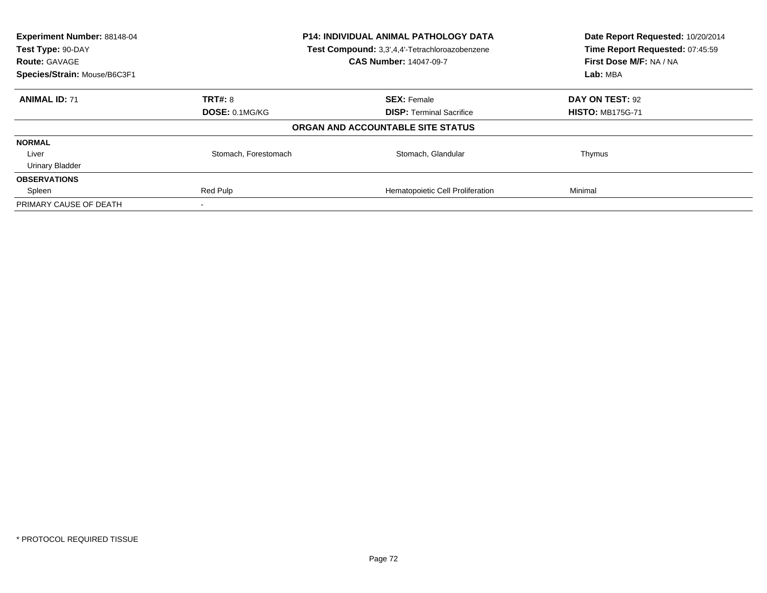| **Experiment Number:** 88148-04 | **P14: INDIVIDUAL ANIMAL PATHOLOGY DATA** | **Date Report Requested:** 10/20/2014 |
|---|---|---|
| **Test Type:** 90-DAY | **Test Compound:** 3,3',4,4'-Tetrachloroazobenzene | **Time Report Requested:** 07:45:59 |
| **Route:** GAVAGE | **CAS Number:** 14047-09-7 | **First Dose M/F:** NA / NA |
| **Species/Strain:** Mouse/B6C3F1 | | **Lab:** MBA |

| **ANIMAL ID:** 71 | **TRT#:** 8 | **SEX:** Female | **DAY ON TEST:** 92 |
|---|---|---|---|
| | **DOSE:** 0.1MG/KG | **DISP:** Terminal Sacrifice | **HISTO:** MB175G-71 |
| **ORGAN AND ACCOUNTABLE SITE STATUS** | | | |
| **NORMAL** | | | |
| Liver | Stomach, Forestomach | Stomach, Glandular | Thymus |
| Urinary Bladder | | | |
| **OBSERVATIONS** | | | |
| Spleen | Red Pulp | Hematopoietic Cell Proliferation | Minimal |
| PRIMARY CAUSE OF DEATH | - | | |

* PROTOCOL REQUIRED TISSUE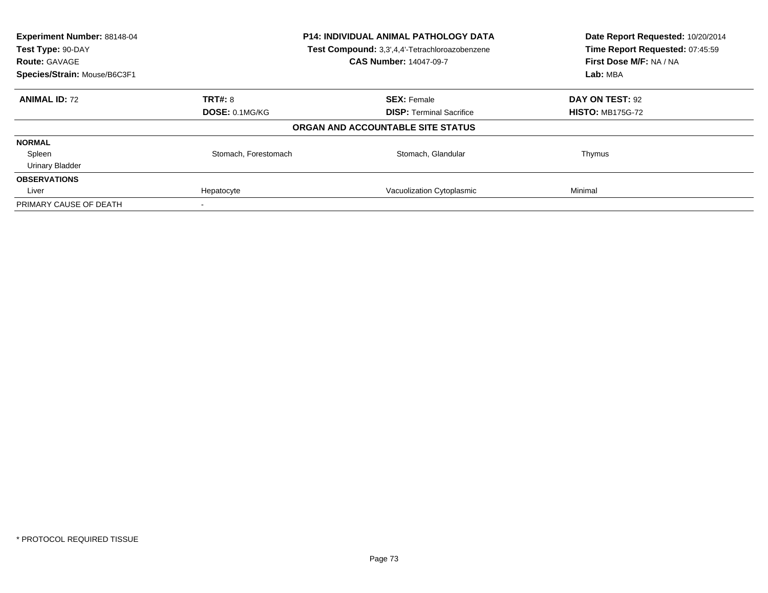**Experiment Number:** 88148-04
**Test Type:** 90-DAY
**Route:** GAVAGE
**Species/Strain:** Mouse/B6C3F1

**P14: INDIVIDUAL ANIMAL PATHOLOGY DATA**
**Test Compound:** 3,3',4,4'-Tetrachloroazobenzene
**CAS Number:** 14047-09-7

**Date Report Requested:** 10/20/2014
**Time Report Requested:** 07:45:59
**First Dose M/F:** NA / NA
**Lab:** MBA

| **ANIMAL ID:** 72 | **TRT#:** 8 | **SEX:** Female | **DAY ON TEST:** 92 |
|---|---|---|---|
| | **DOSE:** 0.1MG/KG | **DISP:** Terminal Sacrifice | **HISTO:** MB175G-72 |

**ORGAN AND ACCOUNTABLE SITE STATUS**

| | | | |
|---|---|---|---|
| **NORMAL** | | | |
| Spleen | Stomach, Forestomach | Stomach, Glandular | Thymus |
| Urinary Bladder | | | |
| **OBSERVATIONS** | | | |
| Liver | Hepatocyte | Vacuolization Cytoplasmic | Minimal |
| PRIMARY CAUSE OF DEATH | - | | |

* PROTOCOL REQUIRED TISSUE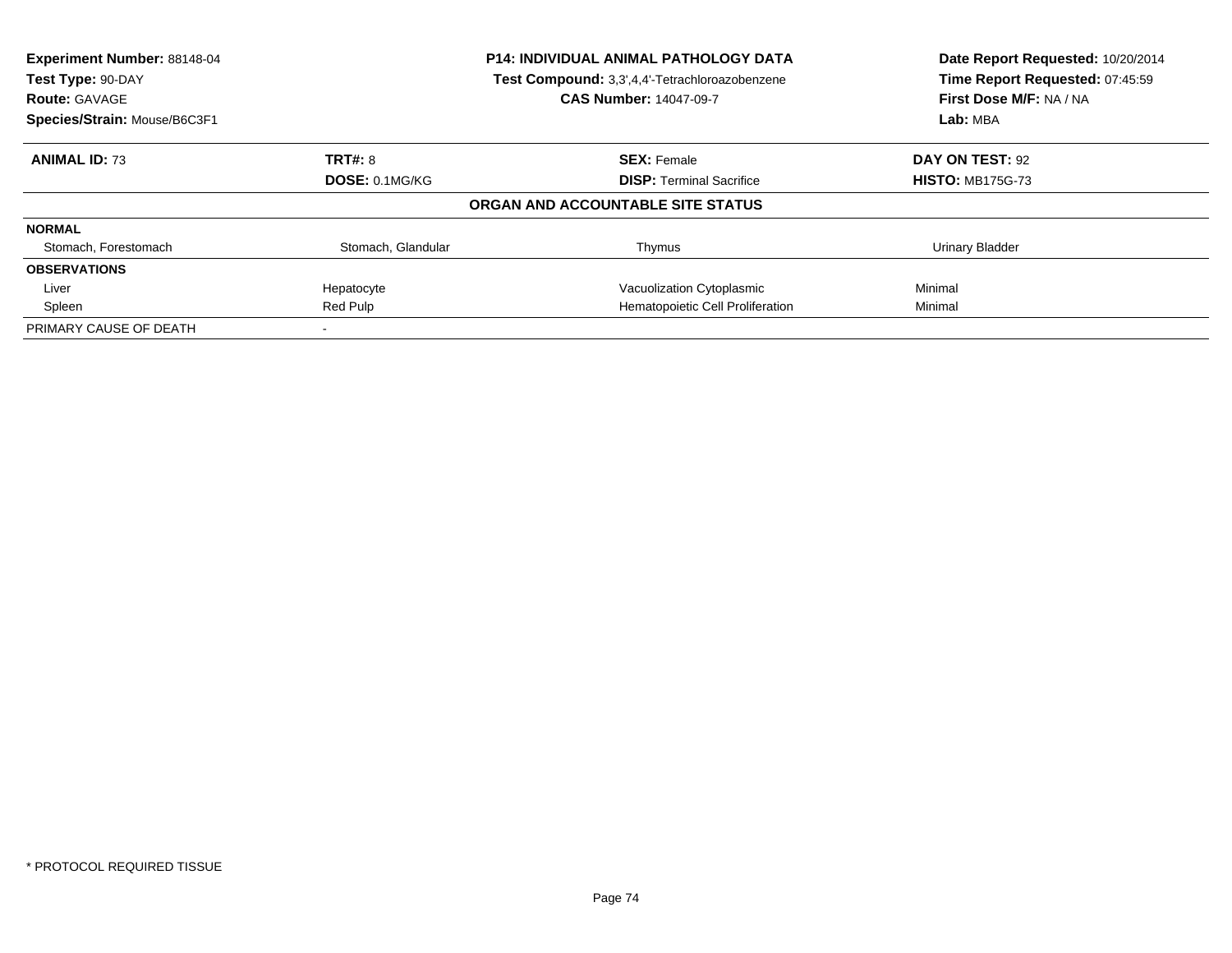**Experiment Number:** 88148-04
**Test Type:** 90-DAY
**Route:** GAVAGE
**Species/Strain:** Mouse/B6C3F1

**P14: INDIVIDUAL ANIMAL PATHOLOGY DATA**
**Test Compound:** 3,3',4,4'-Tetrachloroazobenzene
**CAS Number:** 14047-09-7

**Date Report Requested:** 10/20/2014
**Time Report Requested:** 07:45:59
**First Dose M/F:** NA / NA
**Lab:** MBA

| **ANIMAL ID:** 73 | **TRT#:** 8 | **SEX:** Female | **DAY ON TEST:** 92 |
|---|---|---|---|
| | **DOSE:** 0.1MG/KG | **DISP:** Terminal Sacrifice | **HISTO:** MB175G-73 |

**ORGAN AND ACCOUNTABLE SITE STATUS**

| | | | |
|---|---|---|---|
| **NORMAL** | | | |
| Stomach, Forestomach | Stomach, Glandular | Thymus | Urinary Bladder |
| **OBSERVATIONS** | | | |
| Liver | Hepatocyte | Vacuolization Cytoplasmic | Minimal |
| Spleen | Red Pulp | Hematopoietic Cell Proliferation | Minimal |
| PRIMARY CAUSE OF DEATH | - | | |

* PROTOCOL REQUIRED TISSUE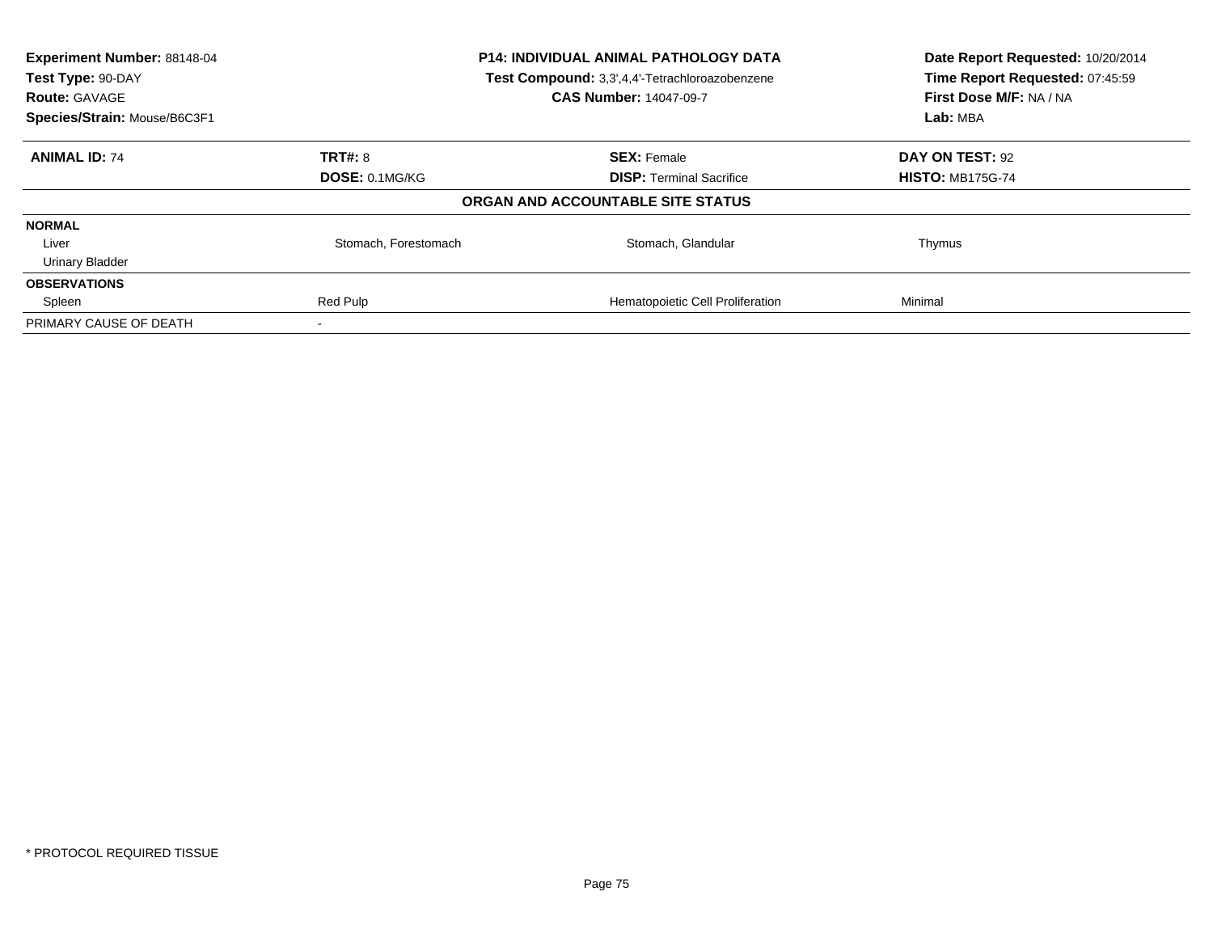**Experiment Number:** 88148-04
**Test Type:** 90-DAY
**Route:** GAVAGE
**Species/Strain:** Mouse/B6C3F1

**P14: INDIVIDUAL ANIMAL PATHOLOGY DATA**
**Test Compound:** 3,3',4,4'-Tetrachloroazobenzene
**CAS Number:** 14047-09-7

**Date Report Requested:** 10/20/2014
**Time Report Requested:** 07:45:59
**First Dose M/F:** NA / NA
**Lab:** MBA

| **ANIMAL ID:** 74 | **TRT#:** 8 | **SEX:** Female | **DAY ON TEST:** 92 |
|---|---|---|---|
| | **DOSE:** 0.1MG/KG | **DISP:** Terminal Sacrifice | **HISTO:** MB175G-74 |

**ORGAN AND ACCOUNTABLE SITE STATUS**

| | | | |
|---|---|---|---|
| **NORMAL** | | | |
| Liver | Stomach, Forestomach | Stomach, Glandular | Thymus |
| Urinary Bladder | | | |
| **OBSERVATIONS** | | | |
| Spleen | Red Pulp | Hematopoietic Cell Proliferation | Minimal |
| PRIMARY CAUSE OF DEATH | - | | |

\* PROTOCOL REQUIRED TISSUE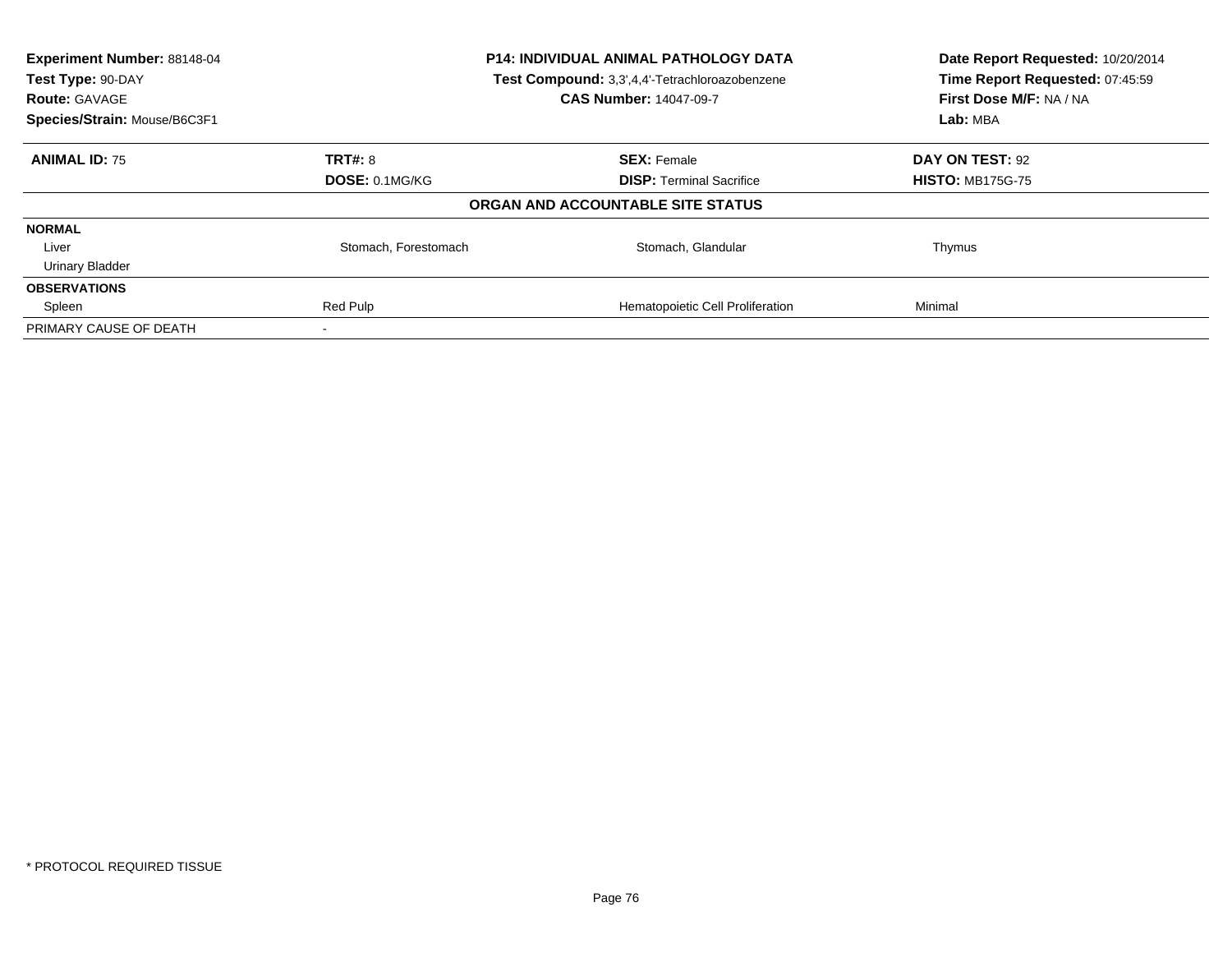**Experiment Number:** 88148-04
**Test Type:** 90-DAY
**Route:** GAVAGE
**Species/Strain:** Mouse/B6C3F1

**P14: INDIVIDUAL ANIMAL PATHOLOGY DATA**
**Test Compound:** 3,3',4,4'-Tetrachloroazobenzene
**CAS Number:** 14047-09-7

**Date Report Requested:** 10/20/2014
**Time Report Requested:** 07:45:59
**First Dose M/F:** NA / NA
**Lab:** MBA

| **ANIMAL ID:** 75 | **TRT#:** 8 | **SEX:** Female | **DAY ON TEST:** 92 |
|---|---|---|---|
| | **DOSE:** 0.1MG/KG | **DISP:** Terminal Sacrifice | **HISTO:** MB175G-75 |

**ORGAN AND ACCOUNTABLE SITE STATUS**

| | | | |
|---|---|---|---|
| **NORMAL** | | | |
| Liver | Stomach, Forestomach | Stomach, Glandular | Thymus |
| Urinary Bladder | | | |
| **OBSERVATIONS** | | | |
| Spleen | Red Pulp | Hematopoietic Cell Proliferation | Minimal |
| PRIMARY CAUSE OF DEATH | - | | |

* PROTOCOL REQUIRED TISSUE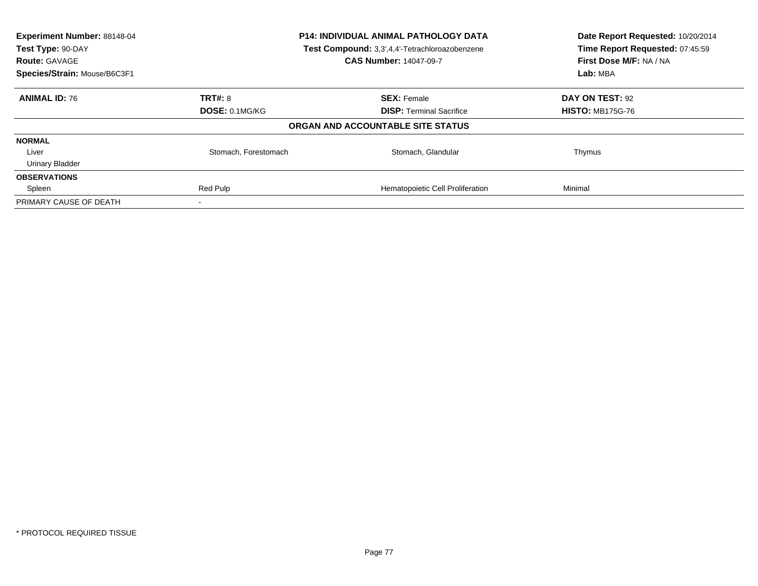| **Experiment Number:** 88148-04 | **P14: INDIVIDUAL ANIMAL PATHOLOGY DATA** | **Date Report Requested:** 10/20/2014 |
|---|---|---|
| **Test Type:** 90-DAY | **Test Compound:** 3,3',4,4'-Tetrachloroazobenzene | **Time Report Requested:** 07:45:59 |
| **Route:** GAVAGE | **CAS Number:** 14047-09-7 | **First Dose M/F:** NA / NA |
| **Species/Strain:** Mouse/B6C3F1 | | **Lab:** MBA |

| **ANIMAL ID:** 76 | **TRT#:** 8 | **SEX:** Female | **DAY ON TEST:** 92 |
|---|---|---|---|
| | **DOSE:** 0.1MG/KG | **DISP:** Terminal Sacrifice | **HISTO:** MB175G-76 |
| | | **ORGAN AND ACCOUNTABLE SITE STATUS** | |
| **NORMAL** | | | |
| Liver | Stomach, Forestomach | Stomach, Glandular | Thymus |
| Urinary Bladder | | | |
| **OBSERVATIONS** | | | |
| Spleen | Red Pulp | Hematopoietic Cell Proliferation | Minimal |
| PRIMARY CAUSE OF DEATH | - | | |

* PROTOCOL REQUIRED TISSUE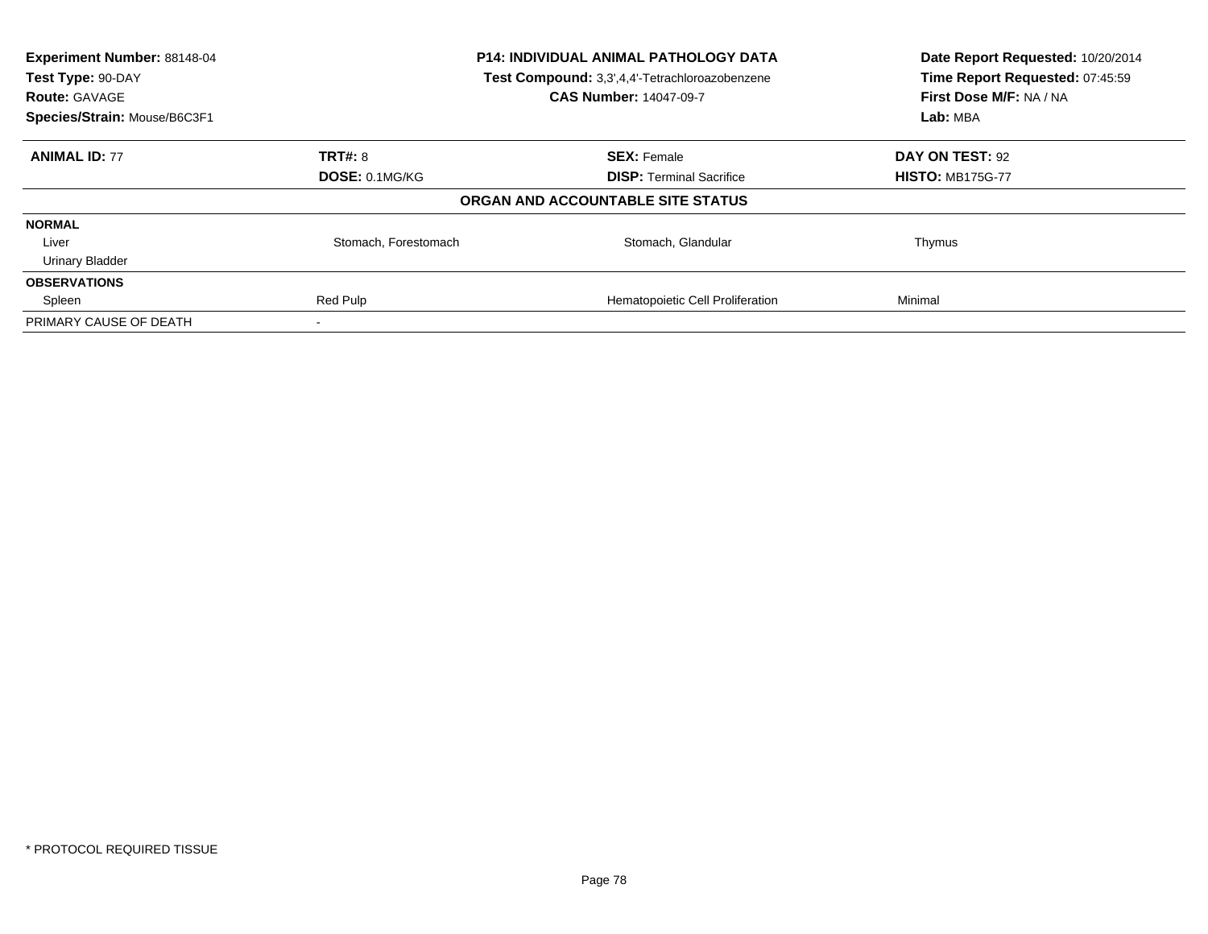| Experiment Number: 88148-04 | P14: INDIVIDUAL ANIMAL PATHOLOGY DATA | Date Report Requested: 10/20/2014 |
|---|---|---|
| Test Type: 90-DAY | Test Compound: 3,3',4,4'-Tetrachloroazobenzene | Time Report Requested: 07:45:59 |
| Route: GAVAGE | CAS Number: 14047-09-7 | First Dose M/F: NA / NA |
| Species/Strain: Mouse/B6C3F1 | | Lab: MBA |

| ANIMAL ID: 77 | TRT#: 8 | SEX: Female | DAY ON TEST: 92 |
|---|---|---|---|
| | DOSE: 0.1MG/KG | DISP: Terminal Sacrifice | HISTO: MB175G-77 |

**ORGAN AND ACCOUNTABLE SITE STATUS**

| | | | |
|---|---|---|---|
| **NORMAL** | | | |
| Liver | Stomach, Forestomach | Stomach, Glandular | Thymus |
| Urinary Bladder | | | |
| **OBSERVATIONS** | | | |
| Spleen | Red Pulp | Hematopoietic Cell Proliferation | Minimal |
| PRIMARY CAUSE OF DEATH | - | | |

* PROTOCOL REQUIRED TISSUE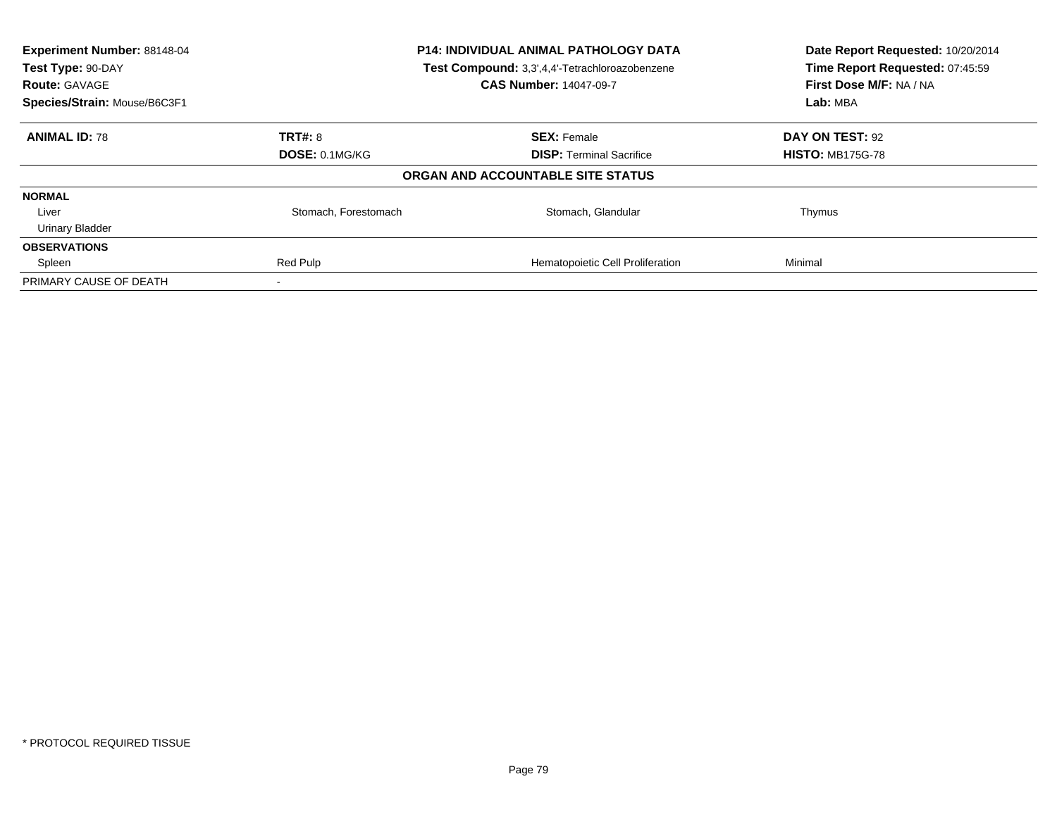| **Experiment Number:** 88148-04 | **P14: INDIVIDUAL ANIMAL PATHOLOGY DATA** | **Date Report Requested:** 10/20/2014 |
|---|---|---|
| **Test Type:** 90-DAY | **Test Compound:** 3,3',4,4'-Tetrachloroazobenzene | **Time Report Requested:** 07:45:59 |
| **Route:** GAVAGE | **CAS Number:** 14047-09-7 | **First Dose M/F:** NA / NA |
| **Species/Strain:** Mouse/B6C3F1 | | **Lab:** MBA |

| **ANIMAL ID:** 78 | **TRT#:** 8 | **SEX:** Female | **DAY ON TEST:** 92 |
|---|---|---|---|
| | **DOSE:** 0.1MG/KG | **DISP:** Terminal Sacrifice | **HISTO:** MB175G-78 |

**ORGAN AND ACCOUNTABLE SITE STATUS**

| | | | |
|---|---|---|---|
| **NORMAL** | | | |
| Liver | Stomach, Forestomach | Stomach, Glandular | Thymus |
| Urinary Bladder | | | |
| **OBSERVATIONS** | | | |
| Spleen | Red Pulp | Hematopoietic Cell Proliferation | Minimal |
| PRIMARY CAUSE OF DEATH | - | | |

* PROTOCOL REQUIRED TISSUE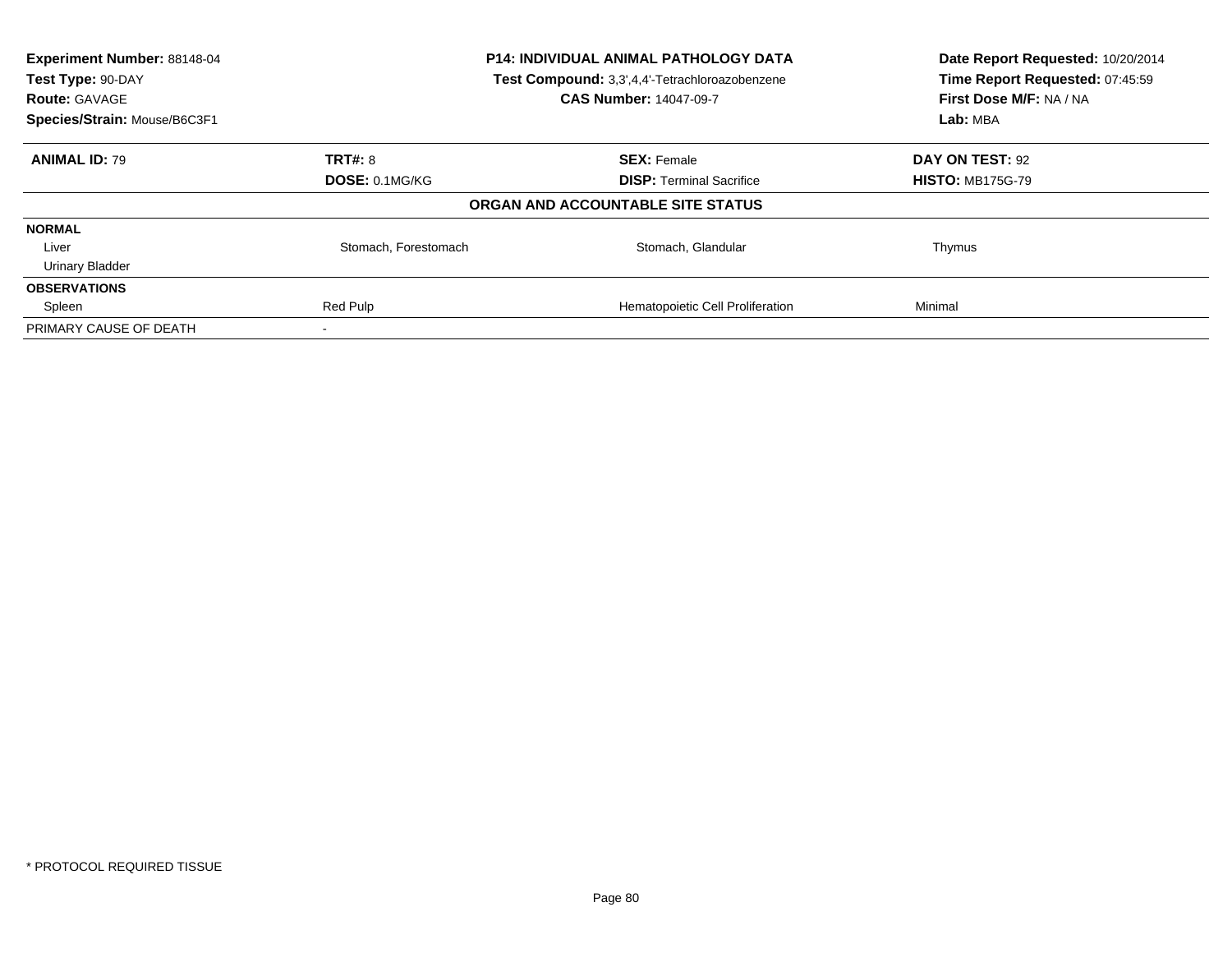**Experiment Number:** 88148-04
**Test Type:** 90-DAY
**Route:** GAVAGE
**Species/Strain:** Mouse/B6C3F1

**P14: INDIVIDUAL ANIMAL PATHOLOGY DATA**
**Test Compound:** 3,3',4,4'-Tetrachloroazobenzene
**CAS Number:** 14047-09-7

**Date Report Requested:** 10/20/2014
**Time Report Requested:** 07:45:59
**First Dose M/F:** NA / NA
**Lab:** MBA

| **ANIMAL ID:** 79 | **TRT#:** 8 | **SEX:** Female | **DAY ON TEST:** 92 |
|---|---|---|---|
| | **DOSE:** 0.1MG/KG | **DISP:** Terminal Sacrifice | **HISTO:** MB175G-79 |

**ORGAN AND ACCOUNTABLE SITE STATUS**

| | | | |
|---|---|---|---|
| **NORMAL** | | | |
| Liver | Stomach, Forestomach | Stomach, Glandular | Thymus |
| Urinary Bladder | | | |
| **OBSERVATIONS** | | | |
| Spleen | Red Pulp | Hematopoietic Cell Proliferation | Minimal |
| PRIMARY CAUSE OF DEATH | - | | |

* PROTOCOL REQUIRED TISSUE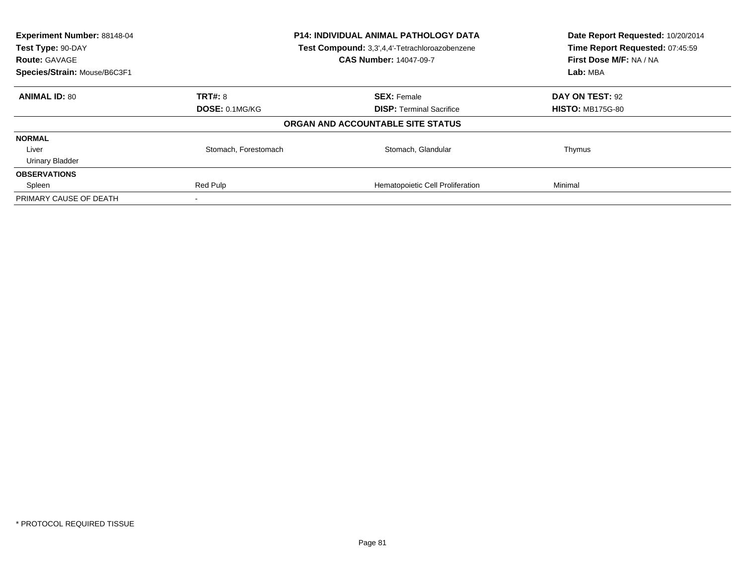| **Experiment Number:** 88148-04 | **P14: INDIVIDUAL ANIMAL PATHOLOGY DATA** | **Date Report Requested:** 10/20/2014 |
|---|---|---|
| **Test Type:** 90-DAY | **Test Compound:** 3,3',4,4'-Tetrachloroazobenzene | **Time Report Requested:** 07:45:59 |
| **Route:** GAVAGE | **CAS Number:** 14047-09-7 | **First Dose M/F:** NA / NA |
| **Species/Strain:** Mouse/B6C3F1 | | **Lab:** MBA |

| **ANIMAL ID:** 80 | **TRT#:** 8 | **SEX:** Female | **DAY ON TEST:** 92 |
|---|---|---|---|
| | **DOSE:** 0.1MG/KG | **DISP:** Terminal Sacrifice | **HISTO:** MB175G-80 |

**ORGAN AND ACCOUNTABLE SITE STATUS**

| | | | |
|---|---|---|---|
| **NORMAL** | | | |
| Liver | Stomach, Forestomach | Stomach, Glandular | Thymus |
| Urinary Bladder | | | |
| **OBSERVATIONS** | | | |
| Spleen | Red Pulp | Hematopoietic Cell Proliferation | Minimal |
| PRIMARY CAUSE OF DEATH | - | | |

* PROTOCOL REQUIRED TISSUE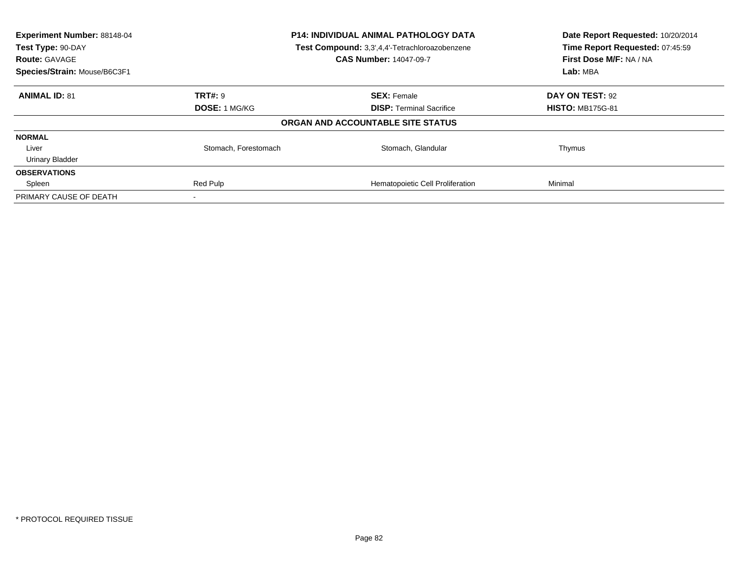**Experiment Number:** 88148-04
**Test Type:** 90-DAY
**Route:** GAVAGE
**Species/Strain:** Mouse/B6C3F1

**P14: INDIVIDUAL ANIMAL PATHOLOGY DATA**
**Test Compound:** 3,3',4,4'-Tetrachloroazobenzene
**CAS Number:** 14047-09-7

**Date Report Requested:** 10/20/2014
**Time Report Requested:** 07:45:59
**First Dose M/F:** NA / NA
**Lab:** MBA

| **ANIMAL ID:** 81 | **TRT#:** 9 | **SEX:** Female | **DAY ON TEST:** 92 |
|---|---|---|---|
| | **DOSE:** 1 MG/KG | **DISP:** Terminal Sacrifice | **HISTO:** MB175G-81 |

**ORGAN AND ACCOUNTABLE SITE STATUS**

| | | | |
|---|---|---|---|
| **NORMAL** | | | |
| Liver | Stomach, Forestomach | Stomach, Glandular | Thymus |
| Urinary Bladder | | | |
| **OBSERVATIONS** | | | |
| Spleen | Red Pulp | Hematopoietic Cell Proliferation | Minimal |
| PRIMARY CAUSE OF DEATH | - | | |

* PROTOCOL REQUIRED TISSUE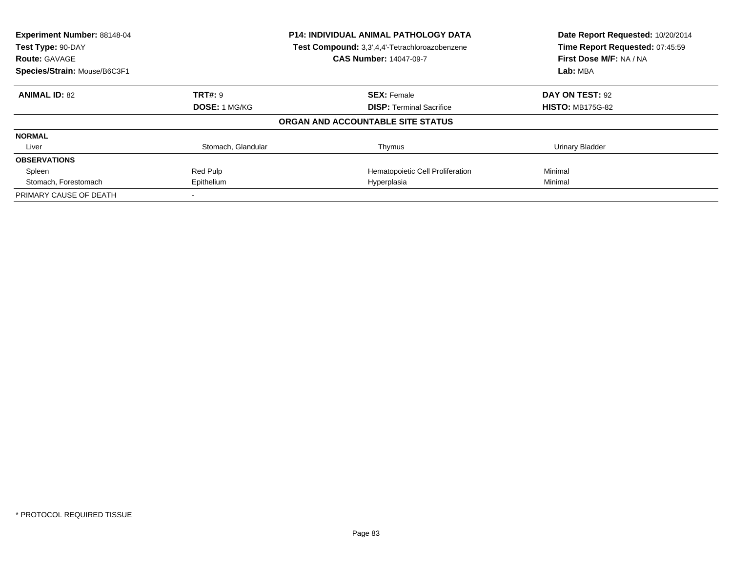**Experiment Number:** 88148-04
**Test Type:** 90-DAY
**Route:** GAVAGE
**Species/Strain:** Mouse/B6C3F1

**P14: INDIVIDUAL ANIMAL PATHOLOGY DATA**
**Test Compound:** 3,3',4,4'-Tetrachloroazobenzene
**CAS Number:** 14047-09-7

**Date Report Requested:** 10/20/2014
**Time Report Requested:** 07:45:59
**First Dose M/F:** NA / NA
**Lab:** MBA

| **ANIMAL ID:** 82 | **TRT#:** 9 | **SEX:** Female | **DAY ON TEST:** 92 |
|---|---|---|---|
| | **DOSE:** 1 MG/KG | **DISP:** Terminal Sacrifice | **HISTO:** MB175G-82 |

**ORGAN AND ACCOUNTABLE SITE STATUS**

| | | | |
|---|---|---|---|
| **NORMAL** | | | |
| Liver | Stomach, Glandular | Thymus | Urinary Bladder |
| **OBSERVATIONS** | | | |
| Spleen | Red Pulp | Hematopoietic Cell Proliferation | Minimal |
| Stomach, Forestomach | Epithelium | Hyperplasia | Minimal |
| PRIMARY CAUSE OF DEATH | - | | |

* PROTOCOL REQUIRED TISSUE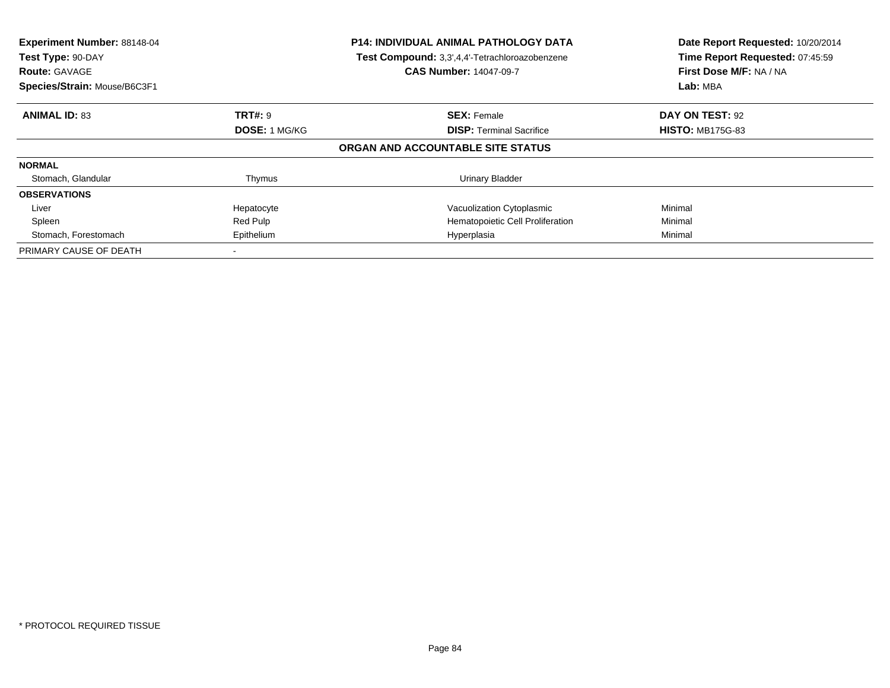**Experiment Number:** 88148-04
**Test Type:** 90-DAY
**Route:** GAVAGE
**Species/Strain:** Mouse/B6C3F1

**P14: INDIVIDUAL ANIMAL PATHOLOGY DATA**
**Test Compound:** 3,3',4,4'-Tetrachloroazobenzene
**CAS Number:** 14047-09-7

**Date Report Requested:** 10/20/2014
**Time Report Requested:** 07:45:59
**First Dose M/F:** NA / NA
**Lab:** MBA

| **ANIMAL ID:** 83 | **TRT#:** 9 | **SEX:** Female | **DAY ON TEST:** 92 |
|---|---|---|---|
| | **DOSE:** 1 MG/KG | **DISP:** Terminal Sacrifice | **HISTO:** MB175G-83 |

**ORGAN AND ACCOUNTABLE SITE STATUS**

| | | | |
|---|---|---|---|
| **NORMAL** | | | |
| Stomach, Glandular | Thymus | Urinary Bladder | |
| **OBSERVATIONS** | | | |
| Liver | Hepatocyte | Vacuolization Cytoplasmic | Minimal |
| Spleen | Red Pulp | Hematopoietic Cell Proliferation | Minimal |
| Stomach, Forestomach | Epithelium | Hyperplasia | Minimal |
| PRIMARY CAUSE OF DEATH | - | | |

* PROTOCOL REQUIRED TISSUE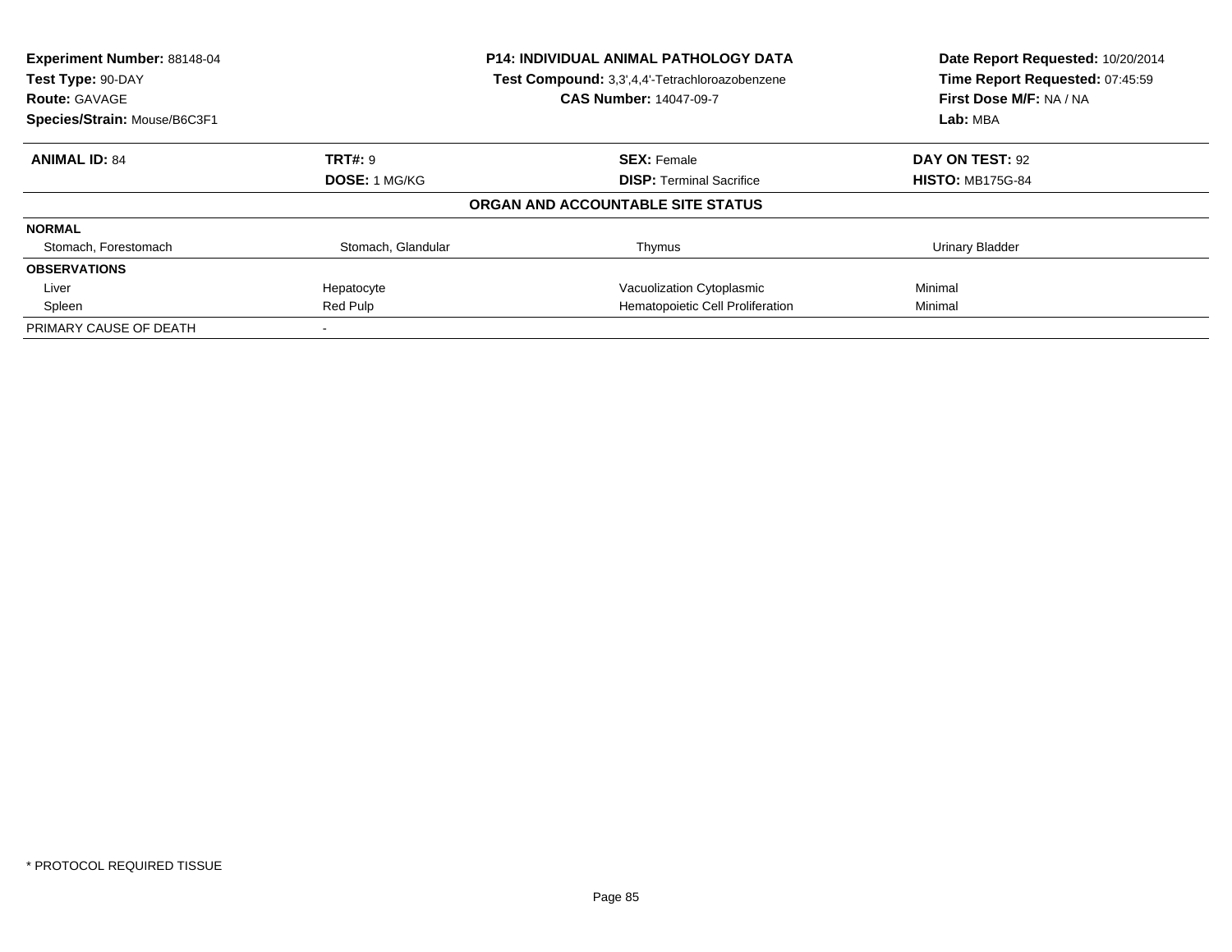**Experiment Number:** 88148-04
**Test Type:** 90-DAY
**Route:** GAVAGE
**Species/Strain:** Mouse/B6C3F1

**P14: INDIVIDUAL ANIMAL PATHOLOGY DATA**
**Test Compound:** 3,3',4,4'-Tetrachloroazobenzene
**CAS Number:** 14047-09-7

**Date Report Requested:** 10/20/2014
**Time Report Requested:** 07:45:59
**First Dose M/F:** NA / NA
**Lab:** MBA

| **ANIMAL ID:** 84 | **TRT#:** 9 | **SEX:** Female | **DAY ON TEST:** 92 |
|---|---|---|---|
| | **DOSE:** 1 MG/KG | **DISP:** Terminal Sacrifice | **HISTO:** MB175G-84 |

**ORGAN AND ACCOUNTABLE SITE STATUS**

| | | | |
|---|---|---|---|
| **NORMAL** | | | |
| Stomach, Forestomach | Stomach, Glandular | Thymus | Urinary Bladder |
| **OBSERVATIONS** | | | |
| Liver | Hepatocyte | Vacuolization Cytoplasmic | Minimal |
| Spleen | Red Pulp | Hematopoietic Cell Proliferation | Minimal |
| PRIMARY CAUSE OF DEATH | - | | |

* PROTOCOL REQUIRED TISSUE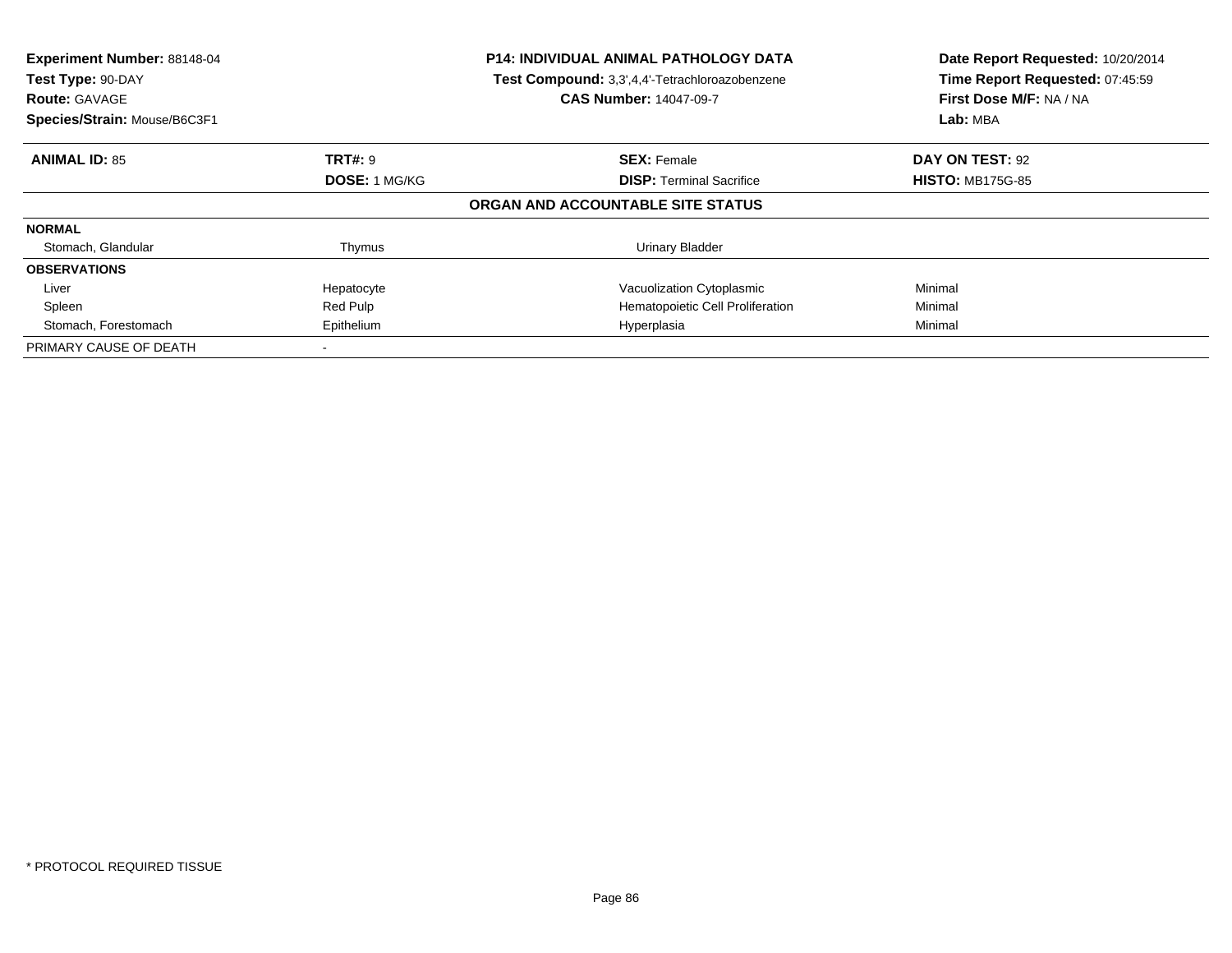**Experiment Number:** 88148-04
**Test Type:** 90-DAY
**Route:** GAVAGE
**Species/Strain:** Mouse/B6C3F1

**P14: INDIVIDUAL ANIMAL PATHOLOGY DATA**
**Test Compound:** 3,3',4,4'-Tetrachloroazobenzene
**CAS Number:** 14047-09-7

**Date Report Requested:** 10/20/2014
**Time Report Requested:** 07:45:59
**First Dose M/F:** NA / NA
**Lab:** MBA

| **ANIMAL ID:** 85 | **TRT#:** 9 | **SEX:** Female | **DAY ON TEST:** 92 |
|---|---|---|---|
| | **DOSE:** 1 MG/KG | **DISP:** Terminal Sacrifice | **HISTO:** MB175G-85 |

**ORGAN AND ACCOUNTABLE SITE STATUS**

| | | | |
|---|---|---|---|
| **NORMAL** | | | |
| Stomach, Glandular | Thymus | Urinary Bladder | |
| **OBSERVATIONS** | | | |
| Liver | Hepatocyte | Vacuolization Cytoplasmic | Minimal |
| Spleen | Red Pulp | Hematopoietic Cell Proliferation | Minimal |
| Stomach, Forestomach | Epithelium | Hyperplasia | Minimal |
| PRIMARY CAUSE OF DEATH | - | | |

* PROTOCOL REQUIRED TISSUE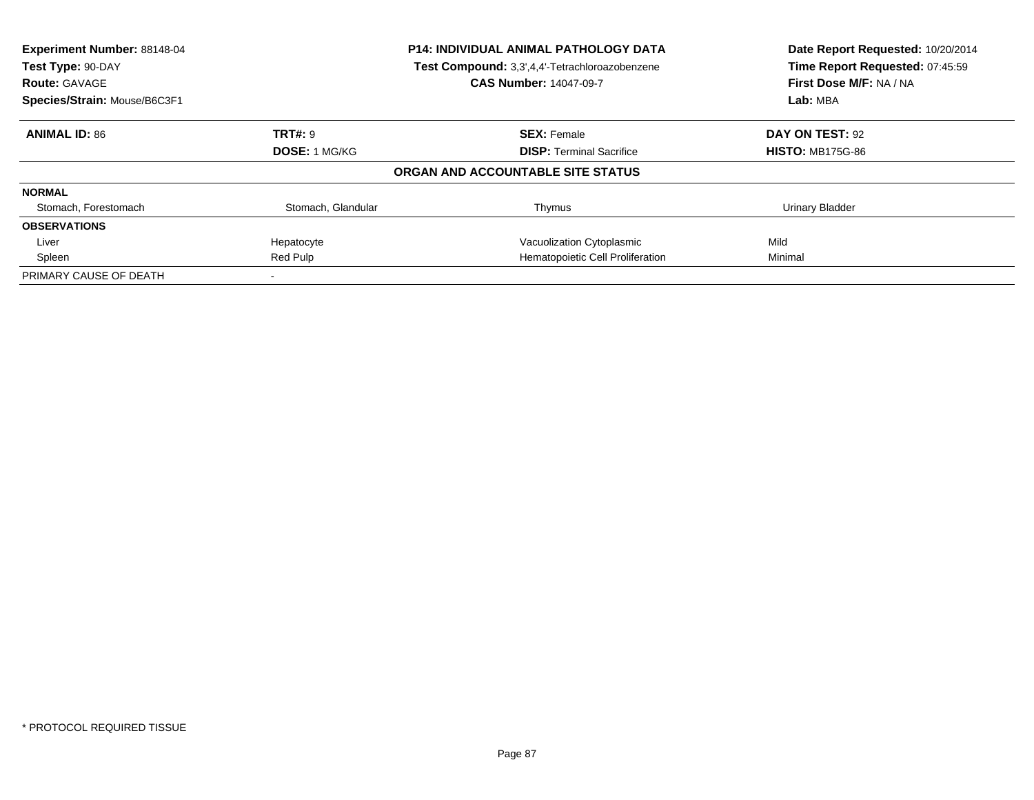| **Experiment Number:** 88148-04 | **P14: INDIVIDUAL ANIMAL PATHOLOGY DATA** | **Date Report Requested:** 10/20/2014 |
|---|---|---|
| **Test Type:** 90-DAY | **Test Compound:** 3,3',4,4'-Tetrachloroazobenzene | **Time Report Requested:** 07:45:59 |
| **Route:** GAVAGE | **CAS Number:** 14047-09-7 | **First Dose M/F:** NA / NA |
| **Species/Strain:** Mouse/B6C3F1 | | **Lab:** MBA |

| **ANIMAL ID:** 86 | **TRT#:** 9 | **SEX:** Female | **DAY ON TEST:** 92 |
|---|---|---|---|
| | **DOSE:** 1 MG/KG | **DISP:** Terminal Sacrifice | **HISTO:** MB175G-86 |

**ORGAN AND ACCOUNTABLE SITE STATUS**

| | | | |
|---|---|---|---|
| **NORMAL** | | | |
| Stomach, Forestomach | Stomach, Glandular | Thymus | Urinary Bladder |
| **OBSERVATIONS** | | | |
| Liver | Hepatocyte | Vacuolization Cytoplasmic | Mild |
| Spleen | Red Pulp | Hematopoietic Cell Proliferation | Minimal |
| PRIMARY CAUSE OF DEATH | - | | |

* PROTOCOL REQUIRED TISSUE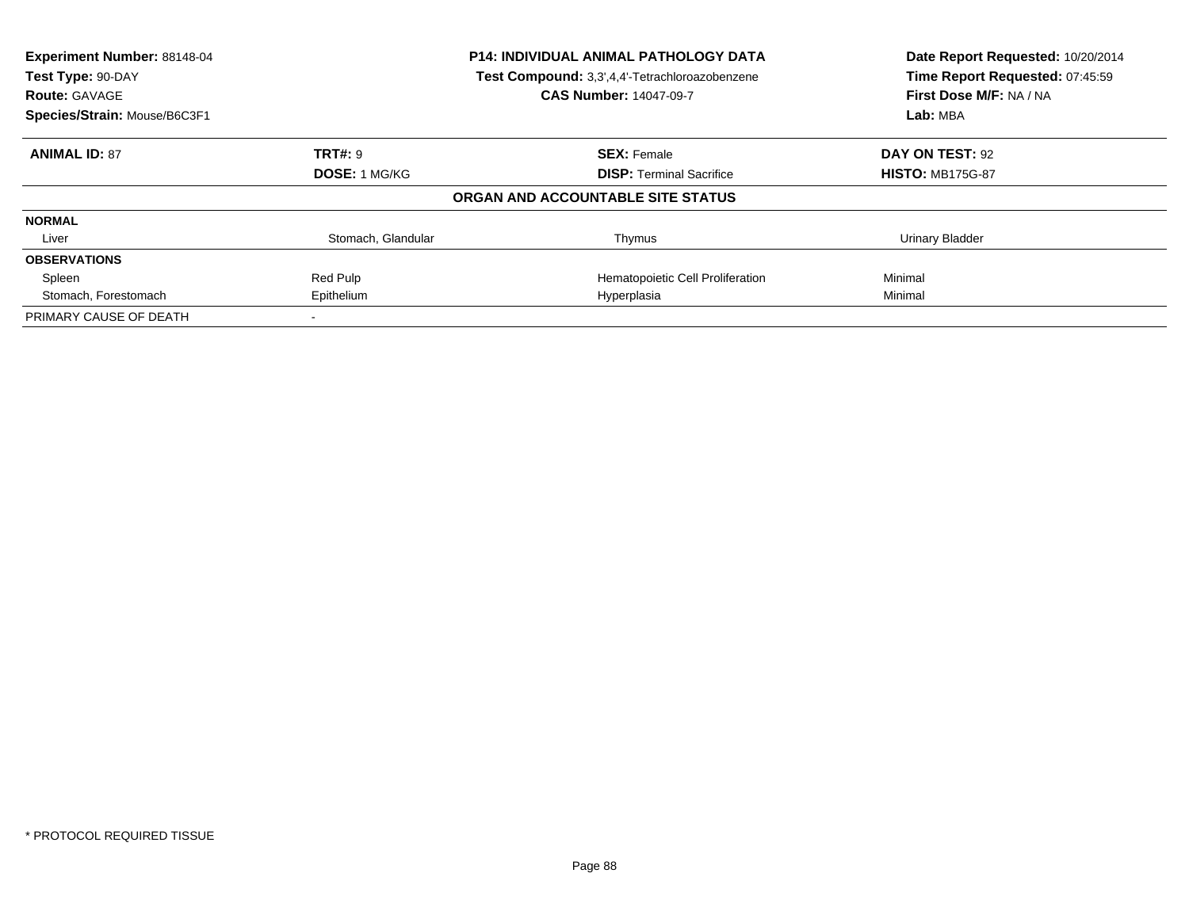**Experiment Number:** 88148-04
**Test Type:** 90-DAY
**Route:** GAVAGE
**Species/Strain:** Mouse/B6C3F1

**P14: INDIVIDUAL ANIMAL PATHOLOGY DATA**
**Test Compound:** 3,3',4,4'-Tetrachloroazobenzene
**CAS Number:** 14047-09-7

**Date Report Requested:** 10/20/2014
**Time Report Requested:** 07:45:59
**First Dose M/F:** NA / NA
**Lab:** MBA

| **ANIMAL ID:** 87 | **TRT#:** 9 | **SEX:** Female | **DAY ON TEST:** 92 |
|---|---|---|---|
| | **DOSE:** 1 MG/KG | **DISP:** Terminal Sacrifice | **HISTO:** MB175G-87 |

**ORGAN AND ACCOUNTABLE SITE STATUS**

| | | | |
|---|---|---|---|
| **NORMAL** | | | |
| Liver | Stomach, Glandular | Thymus | Urinary Bladder |
| **OBSERVATIONS** | | | |
| Spleen | Red Pulp | Hematopoietic Cell Proliferation | Minimal |
| Stomach, Forestomach | Epithelium | Hyperplasia | Minimal |
| PRIMARY CAUSE OF DEATH | - | | |

* PROTOCOL REQUIRED TISSUE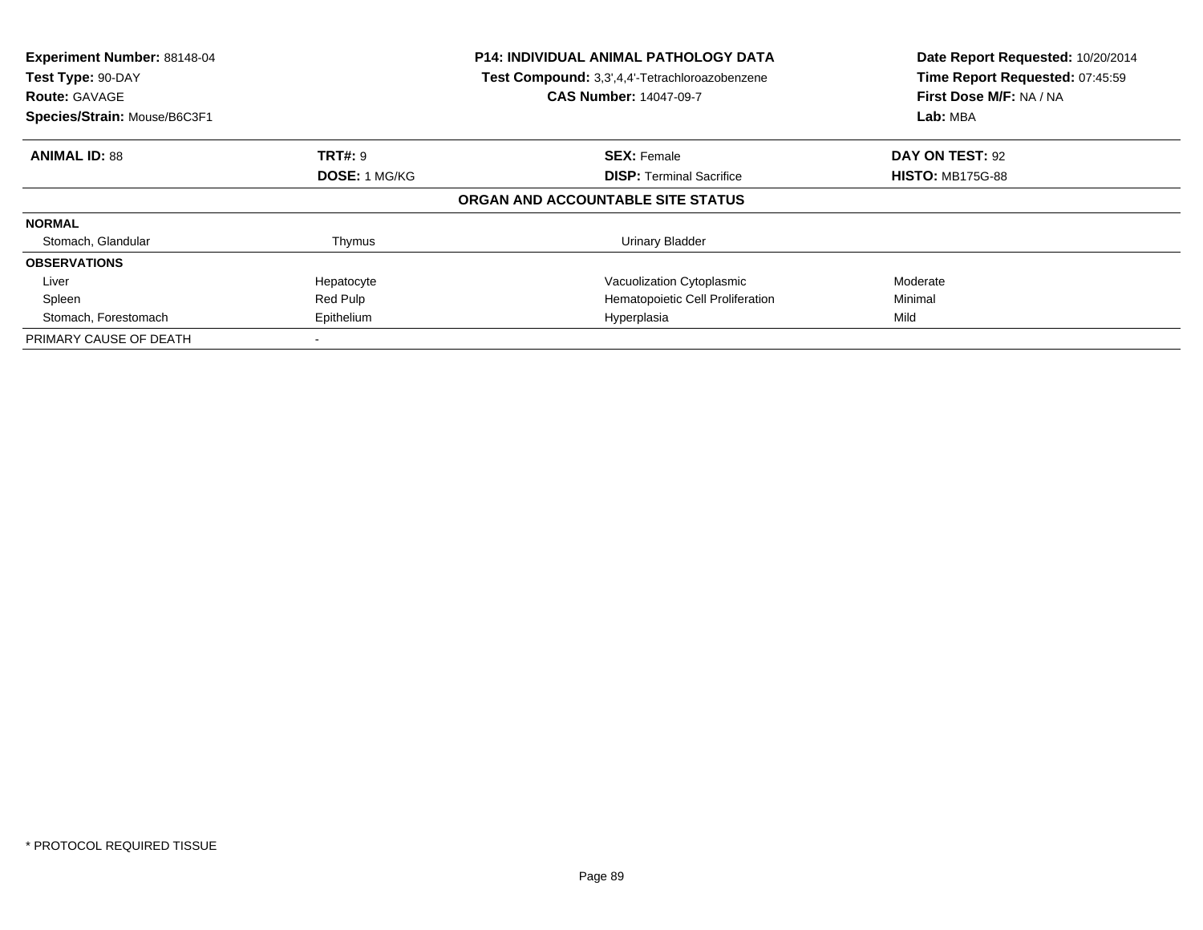**Experiment Number:** 88148-04
**Test Type:** 90-DAY
**Route:** GAVAGE
**Species/Strain:** Mouse/B6C3F1

**P14: INDIVIDUAL ANIMAL PATHOLOGY DATA**
**Test Compound:** 3,3',4,4'-Tetrachloroazobenzene
**CAS Number:** 14047-09-7

**Date Report Requested:** 10/20/2014
**Time Report Requested:** 07:45:59
**First Dose M/F:** NA / NA
**Lab:** MBA

| **ANIMAL ID:** 88 | **TRT#:** 9 | **SEX:** Female | **DAY ON TEST:** 92 |
|---|---|---|---|
| | **DOSE:** 1 MG/KG | **DISP:** Terminal Sacrifice | **HISTO:** MB175G-88 |

**ORGAN AND ACCOUNTABLE SITE STATUS**

| | | | |
|---|---|---|---|
| **NORMAL** | | | |
| Stomach, Glandular | Thymus | Urinary Bladder | |
| **OBSERVATIONS** | | | |
| Liver | Hepatocyte | Vacuolization Cytoplasmic | Moderate |
| Spleen | Red Pulp | Hematopoietic Cell Proliferation | Minimal |
| Stomach, Forestomach | Epithelium | Hyperplasia | Mild |
| PRIMARY CAUSE OF DEATH | - | | |

* PROTOCOL REQUIRED TISSUE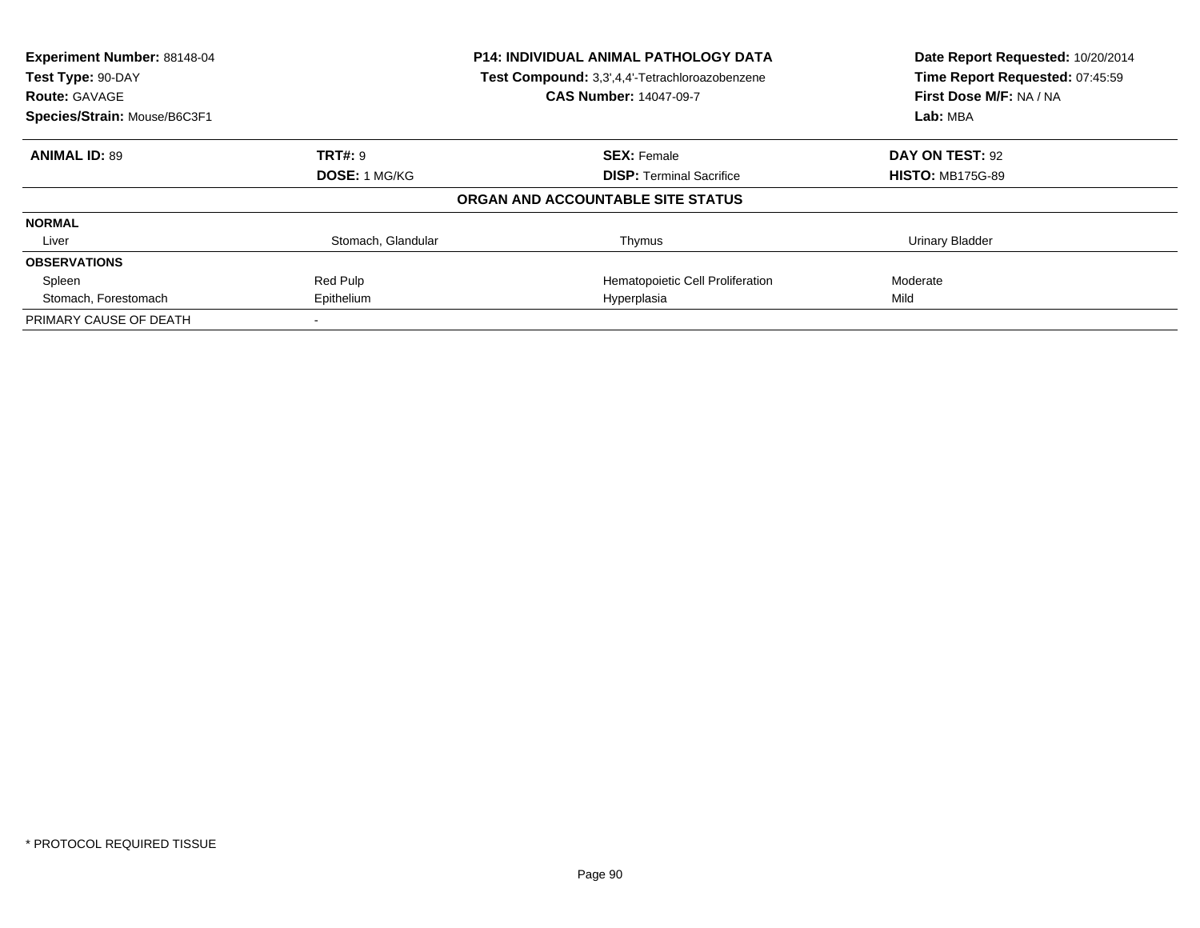**Experiment Number:** 88148-04
**Test Type:** 90-DAY
**Route:** GAVAGE
**Species/Strain:** Mouse/B6C3F1

**P14: INDIVIDUAL ANIMAL PATHOLOGY DATA**
**Test Compound:** 3,3',4,4'-Tetrachloroazobenzene
**CAS Number:** 14047-09-7

**Date Report Requested:** 10/20/2014
**Time Report Requested:** 07:45:59
**First Dose M/F:** NA / NA
**Lab:** MBA

| **ANIMAL ID:** 89 | **TRT#:** 9 | **SEX:** Female | **DAY ON TEST:** 92 |
|---|---|---|---|
| | **DOSE:** 1 MG/KG | **DISP:** Terminal Sacrifice | **HISTO:** MB175G-89 |

**ORGAN AND ACCOUNTABLE SITE STATUS**

| | | | |
|---|---|---|---|
| **NORMAL** | | | |
| Liver | Stomach, Glandular | Thymus | Urinary Bladder |
| **OBSERVATIONS** | | | |
| Spleen | Red Pulp | Hematopoietic Cell Proliferation | Moderate |
| Stomach, Forestomach | Epithelium | Hyperplasia | Mild |
| PRIMARY CAUSE OF DEATH | - | | |

* PROTOCOL REQUIRED TISSUE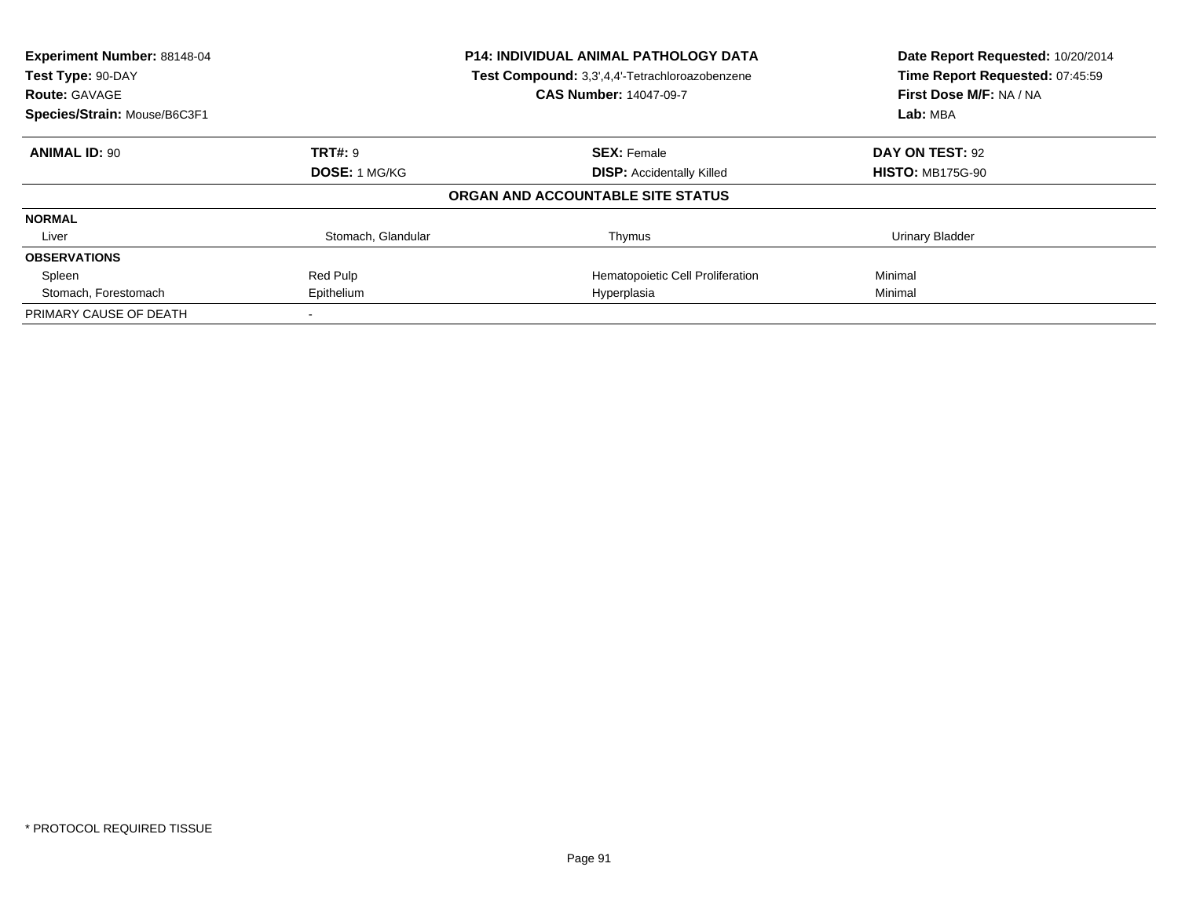**Experiment Number:** 88148-04
**Test Type:** 90-DAY
**Route:** GAVAGE
**Species/Strain:** Mouse/B6C3F1

**P14: INDIVIDUAL ANIMAL PATHOLOGY DATA**
**Test Compound:** 3,3',4,4'-Tetrachloroazobenzene
**CAS Number:** 14047-09-7

**Date Report Requested:** 10/20/2014
**Time Report Requested:** 07:45:59
**First Dose M/F:** NA / NA
**Lab:** MBA

| **ANIMAL ID:** 90 | **TRT#:** 9 | **SEX:** Female | **DAY ON TEST:** 92 |
|---|---|---|---|
| | **DOSE:** 1 MG/KG | **DISP:** Accidentally Killed | **HISTO:** MB175G-90 |

## ORGAN AND ACCOUNTABLE SITE STATUS

| | | | |
|---|---|---|---|
| **NORMAL** | | | |
| Liver | Stomach, Glandular | Thymus | Urinary Bladder |
| **OBSERVATIONS** | | | |
| Spleen | Red Pulp | Hematopoietic Cell Proliferation | Minimal |
| Stomach, Forestomach | Epithelium | Hyperplasia | Minimal |
| PRIMARY CAUSE OF DEATH | - | | |

* PROTOCOL REQUIRED TISSUE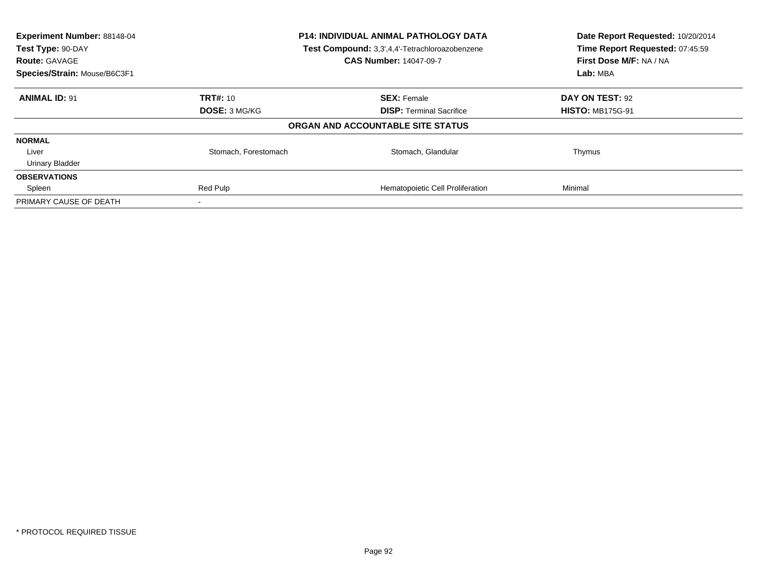**Experiment Number:** 88148-04
**Test Type:** 90-DAY
**Route:** GAVAGE
**Species/Strain:** Mouse/B6C3F1

**P14: INDIVIDUAL ANIMAL PATHOLOGY DATA**
**Test Compound:** 3,3',4,4'-Tetrachloroazobenzene
**CAS Number:** 14047-09-7

**Date Report Requested:** 10/20/2014
**Time Report Requested:** 07:45:59
**First Dose M/F:** NA / NA
**Lab:** MBA

| **ANIMAL ID:** 91 | **TRT#:** 10 | **SEX:** Female | **DAY ON TEST:** 92 |
|---|---|---|---|
| | **DOSE:** 3 MG/KG | **DISP:** Terminal Sacrifice | **HISTO:** MB175G-91 |

**ORGAN AND ACCOUNTABLE SITE STATUS**

| | | | |
|---|---|---|---|
| **NORMAL** | | | |
| Liver | Stomach, Forestomach | Stomach, Glandular | Thymus |
| Urinary Bladder | | | |
| **OBSERVATIONS** | | | |
| Spleen | Red Pulp | Hematopoietic Cell Proliferation | Minimal |
| PRIMARY CAUSE OF DEATH | - | | |

* PROTOCOL REQUIRED TISSUE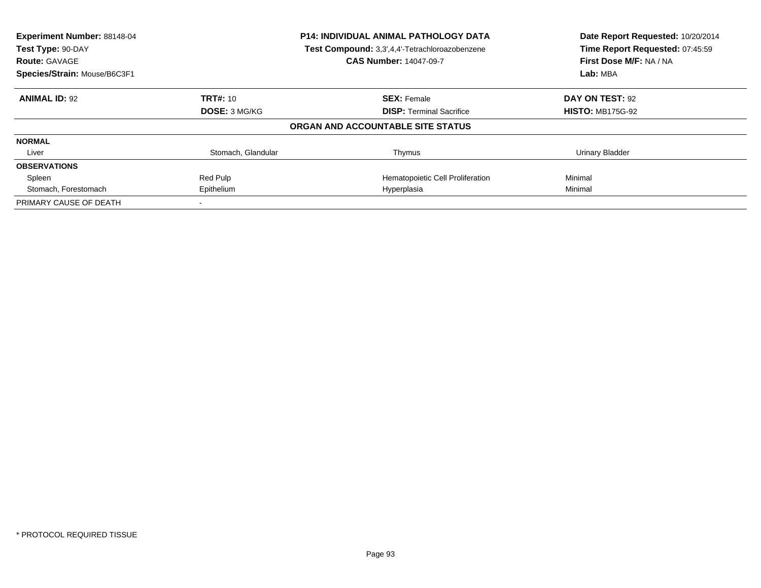| **Experiment Number:** 88148-04 | **P14: INDIVIDUAL ANIMAL PATHOLOGY DATA** | **Date Report Requested:** 10/20/2014 |
|---|---|---|
| **Test Type:** 90-DAY | **Test Compound:** 3,3',4,4'-Tetrachloroazobenzene | **Time Report Requested:** 07:45:59 |
| **Route:** GAVAGE | **CAS Number:** 14047-09-7 | **First Dose M/F:** NA / NA |
| **Species/Strain:** Mouse/B6C3F1 | | **Lab:** MBA |

| **ANIMAL ID:** 92 | **TRT#:** 10 | **SEX:** Female | **DAY ON TEST:** 92 |
|---|---|---|---|
| | **DOSE:** 3 MG/KG | **DISP:** Terminal Sacrifice | **HISTO:** MB175G-92 |

**ORGAN AND ACCOUNTABLE SITE STATUS**

| | | | |
|---|---|---|---|
| **NORMAL** | | | |
| Liver | Stomach, Glandular | Thymus | Urinary Bladder |
| **OBSERVATIONS** | | | |
| Spleen | Red Pulp | Hematopoietic Cell Proliferation | Minimal |
| Stomach, Forestomach | Epithelium | Hyperplasia | Minimal |
| PRIMARY CAUSE OF DEATH | - | | |

* PROTOCOL REQUIRED TISSUE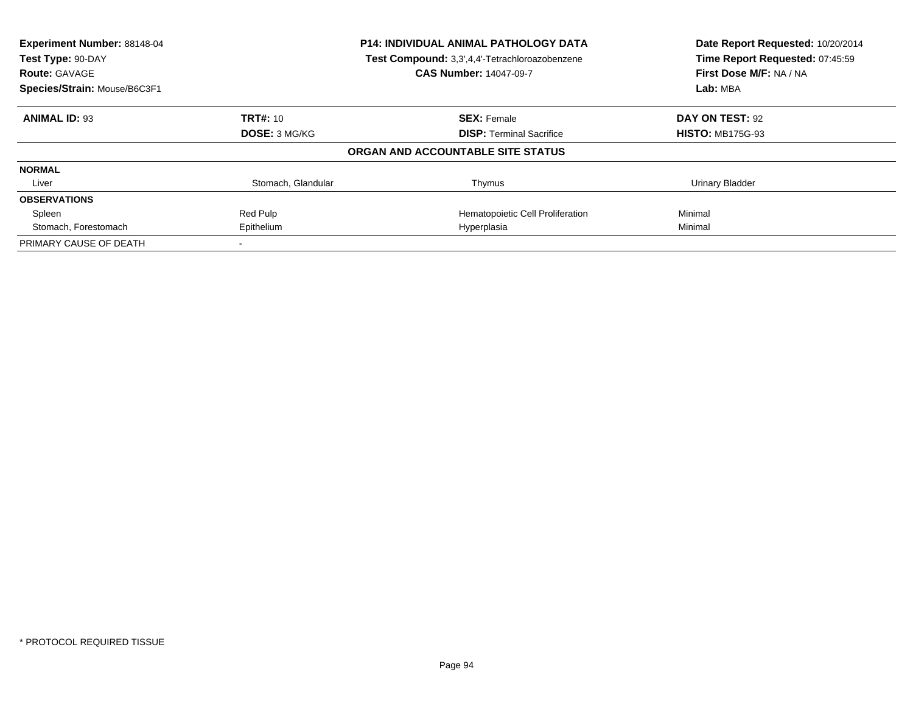**Experiment Number:** 88148-04
**Test Type:** 90-DAY
**Route:** GAVAGE
**Species/Strain:** Mouse/B6C3F1

**P14: INDIVIDUAL ANIMAL PATHOLOGY DATA**
**Test Compound:** 3,3',4,4'-Tetrachloroazobenzene
**CAS Number:** 14047-09-7

**Date Report Requested:** 10/20/2014
**Time Report Requested:** 07:45:59
**First Dose M/F:** NA / NA
**Lab:** MBA

| **ANIMAL ID:** 93 | **TRT#:** 10 | **SEX:** Female | **DAY ON TEST:** 92 |
|---|---|---|---|
| | **DOSE:** 3 MG/KG | **DISP:** Terminal Sacrifice | **HISTO:** MB175G-93 |

**ORGAN AND ACCOUNTABLE SITE STATUS**

| | | | |
|---|---|---|---|
| **NORMAL** | | | |
| Liver | Stomach, Glandular | Thymus | Urinary Bladder |
| **OBSERVATIONS** | | | |
| Spleen | Red Pulp | Hematopoietic Cell Proliferation | Minimal |
| Stomach, Forestomach | Epithelium | Hyperplasia | Minimal |
| PRIMARY CAUSE OF DEATH | - | | |

* PROTOCOL REQUIRED TISSUE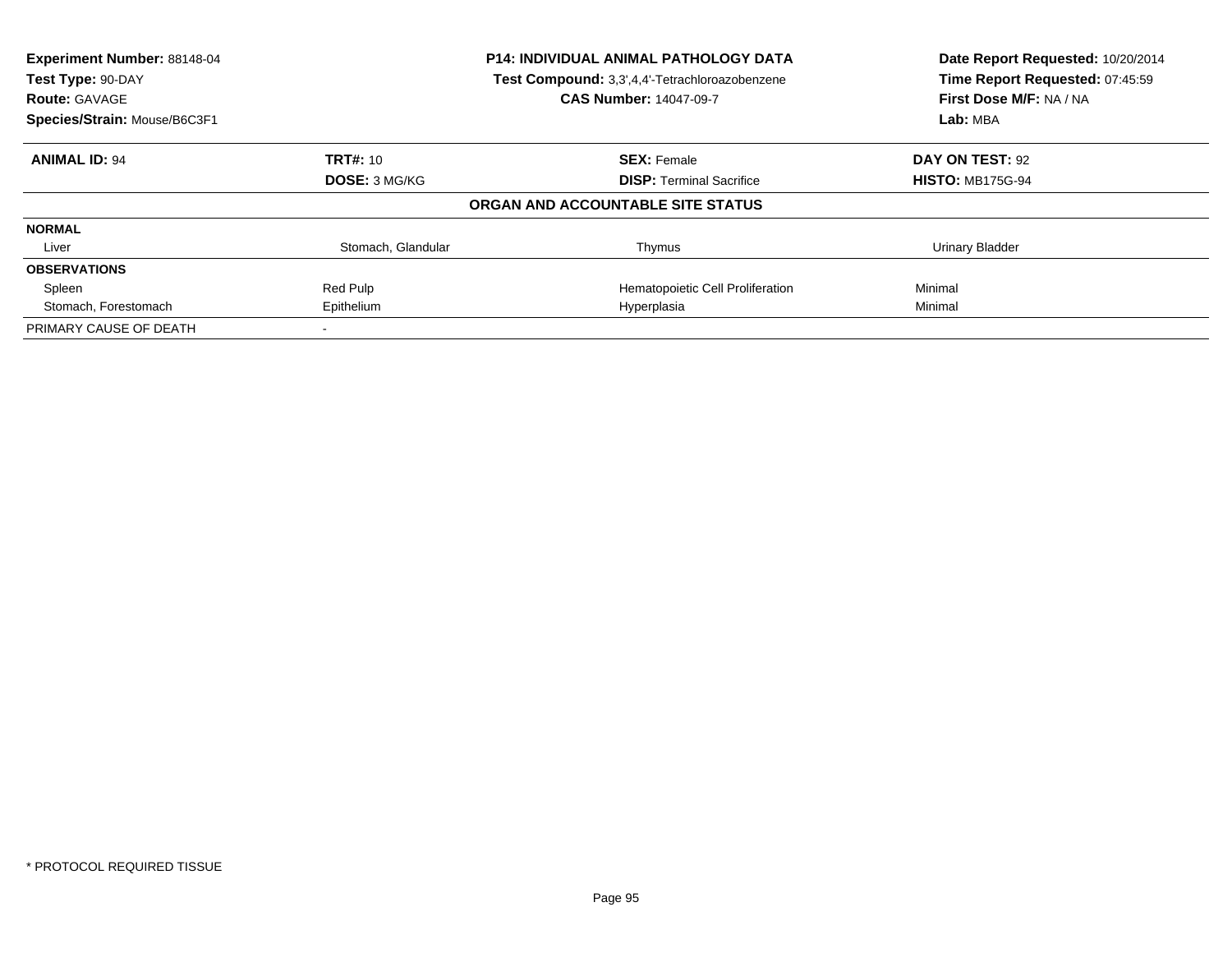**Experiment Number:** 88148-04
**Test Type:** 90-DAY
**Route:** GAVAGE
**Species/Strain:** Mouse/B6C3F1

**P14: INDIVIDUAL ANIMAL PATHOLOGY DATA**
**Test Compound:** 3,3',4,4'-Tetrachloroazobenzene
**CAS Number:** 14047-09-7

**Date Report Requested:** 10/20/2014
**Time Report Requested:** 07:45:59
**First Dose M/F:** NA / NA
**Lab:** MBA

| **ANIMAL ID:** 94 | **TRT#:** 10 | **SEX:** Female | **DAY ON TEST:** 92 |
|---|---|---|---|
| | **DOSE:** 3 MG/KG | **DISP:** Terminal Sacrifice | **HISTO:** MB175G-94 |

**ORGAN AND ACCOUNTABLE SITE STATUS**

| | | | |
|---|---|---|---|
| **NORMAL** | | | |
| Liver | Stomach, Glandular | Thymus | Urinary Bladder |
| **OBSERVATIONS** | | | |
| Spleen | Red Pulp | Hematopoietic Cell Proliferation | Minimal |
| Stomach, Forestomach | Epithelium | Hyperplasia | Minimal |
| PRIMARY CAUSE OF DEATH | - | | |

* PROTOCOL REQUIRED TISSUE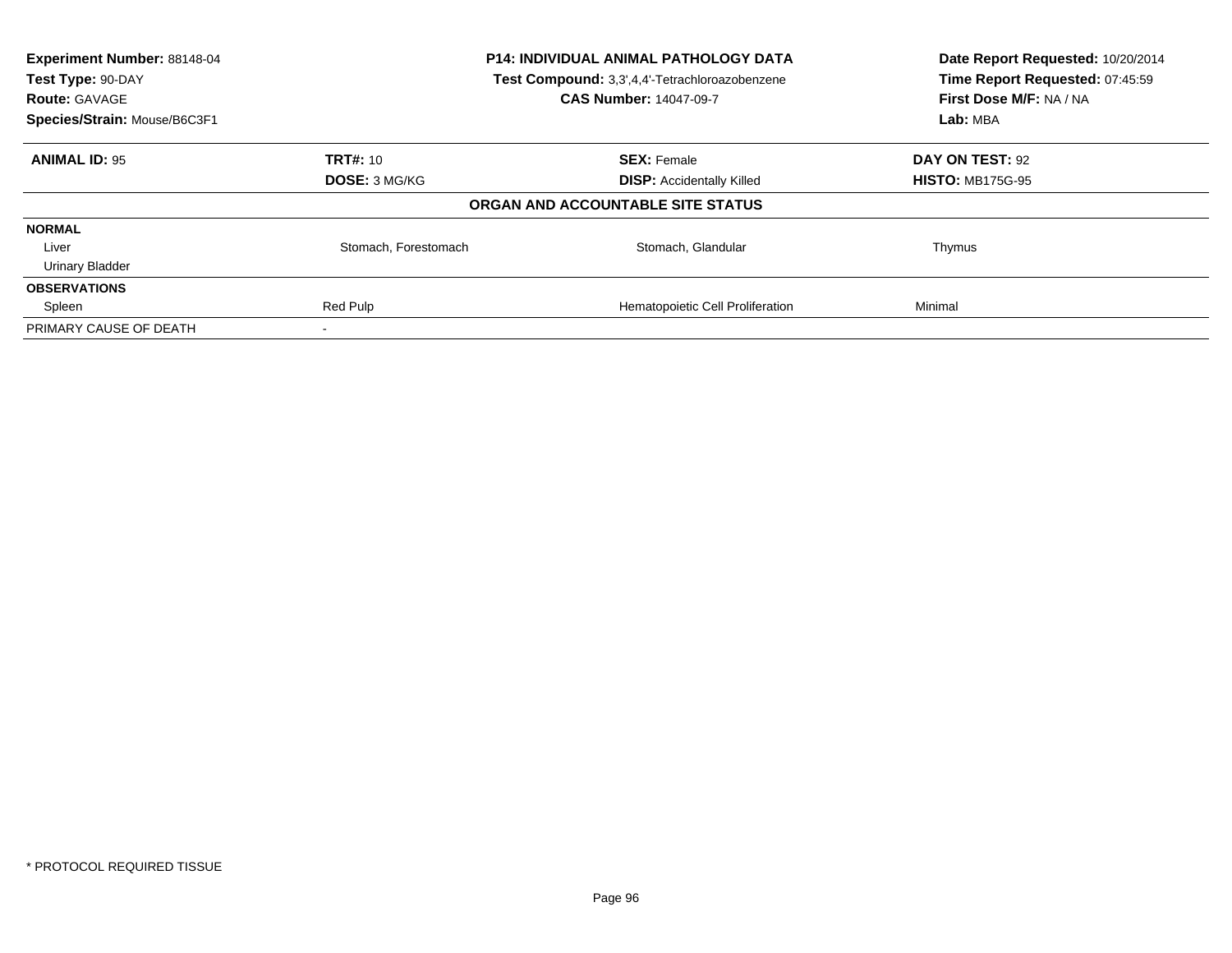| Experiment Number: 88148-04 | P14: INDIVIDUAL ANIMAL PATHOLOGY DATA | Date Report Requested: 10/20/2014 |
|---|---|---|
| Test Type: 90-DAY | Test Compound: 3,3',4,4'-Tetrachloroazobenzene | Time Report Requested: 07:45:59 |
| Route: GAVAGE | CAS Number: 14047-09-7 | First Dose M/F: NA / NA |
| Species/Strain: Mouse/B6C3F1 | | Lab: MBA |

| ANIMAL ID: 95 | TRT#: 10 | SEX: Female | DAY ON TEST: 92 |
|---|---|---|---|
| | DOSE: 3 MG/KG | DISP: Accidentally Killed | HISTO: MB175G-95 |

**ORGAN AND ACCOUNTABLE SITE STATUS**

| | | | |
|---|---|---|---|
| **NORMAL** | | | |
| Liver | Stomach, Forestomach | Stomach, Glandular | Thymus |
| Urinary Bladder | | | |
| **OBSERVATIONS** | | | |
| Spleen | Red Pulp | Hematopoietic Cell Proliferation | Minimal |
| PRIMARY CAUSE OF DEATH | - | | |

* PROTOCOL REQUIRED TISSUE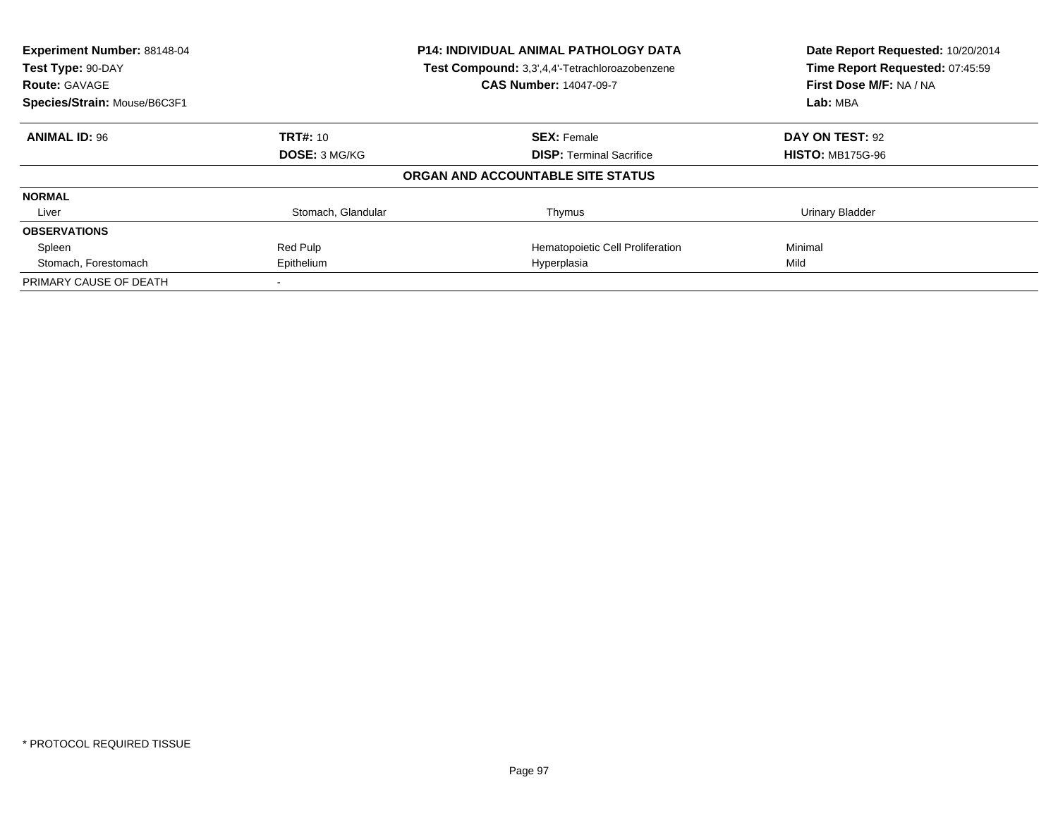**Experiment Number:** 88148-04
**Test Type:** 90-DAY
**Route:** GAVAGE
**Species/Strain:** Mouse/B6C3F1

**P14: INDIVIDUAL ANIMAL PATHOLOGY DATA**
**Test Compound:** 3,3',4,4'-Tetrachloroazobenzene
**CAS Number:** 14047-09-7

**Date Report Requested:** 10/20/2014
**Time Report Requested:** 07:45:59
**First Dose M/F:** NA / NA
**Lab:** MBA

| **ANIMAL ID:** 96 | **TRT#:** 10 | **SEX:** Female | **DAY ON TEST:** 92 |
|---|---|---|---|
| | **DOSE:** 3 MG/KG | **DISP:** Terminal Sacrifice | **HISTO:** MB175G-96 |

**ORGAN AND ACCOUNTABLE SITE STATUS**

| | | | |
|---|---|---|---|
| **NORMAL** | | | |
| Liver | Stomach, Glandular | Thymus | Urinary Bladder |
| **OBSERVATIONS** | | | |
| Spleen | Red Pulp | Hematopoietic Cell Proliferation | Minimal |
| Stomach, Forestomach | Epithelium | Hyperplasia | Mild |
| PRIMARY CAUSE OF DEATH | - | | |

* PROTOCOL REQUIRED TISSUE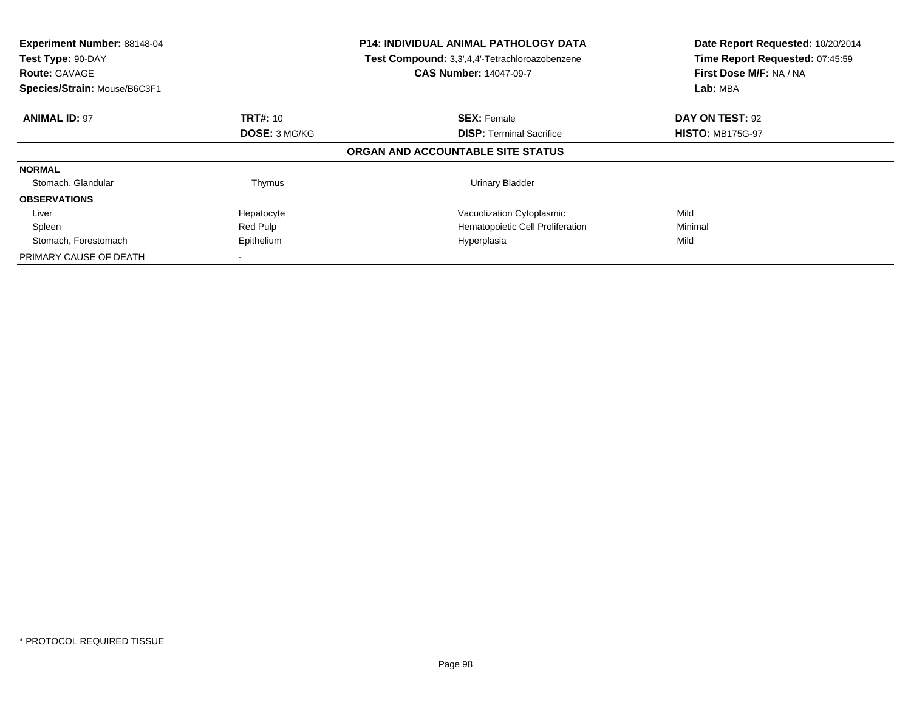**Experiment Number:** 88148-04
**Test Type:** 90-DAY
**Route:** GAVAGE
**Species/Strain:** Mouse/B6C3F1

**P14: INDIVIDUAL ANIMAL PATHOLOGY DATA**
**Test Compound:** 3,3',4,4'-Tetrachloroazobenzene
**CAS Number:** 14047-09-7

**Date Report Requested:** 10/20/2014
**Time Report Requested:** 07:45:59
**First Dose M/F:** NA / NA
**Lab:** MBA

| **ANIMAL ID:** 97 | **TRT#:** 10 | **SEX:** Female | **DAY ON TEST:** 92 |
|---|---|---|---|
| | **DOSE:** 3 MG/KG | **DISP:** Terminal Sacrifice | **HISTO:** MB175G-97 |

**ORGAN AND ACCOUNTABLE SITE STATUS**

| | | | |
|---|---|---|---|
| **NORMAL** | | | |
| Stomach, Glandular | Thymus | Urinary Bladder | |
| **OBSERVATIONS** | | | |
| Liver | Hepatocyte | Vacuolization Cytoplasmic | Mild |
| Spleen | Red Pulp | Hematopoietic Cell Proliferation | Minimal |
| Stomach, Forestomach | Epithelium | Hyperplasia | Mild |
| PRIMARY CAUSE OF DEATH | - | | |

* PROTOCOL REQUIRED TISSUE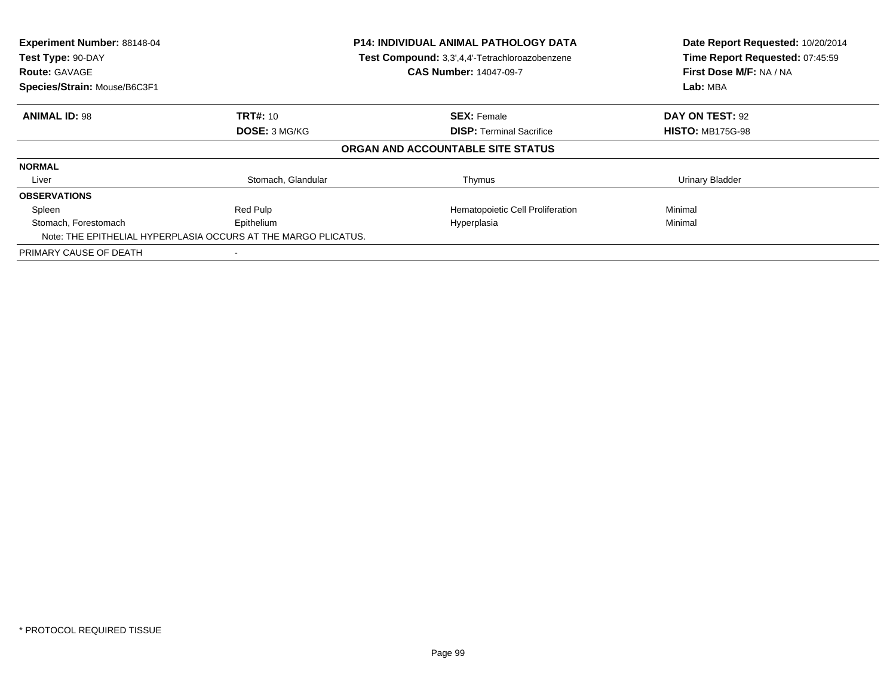**Experiment Number:** 88148-04
**Test Type:** 90-DAY
**Route:** GAVAGE
**Species/Strain:** Mouse/B6C3F1

**P14: INDIVIDUAL ANIMAL PATHOLOGY DATA**
**Test Compound:** 3,3',4,4'-Tetrachloroazobenzene
**CAS Number:** 14047-09-7

**Date Report Requested:** 10/20/2014
**Time Report Requested:** 07:45:59
**First Dose M/F:** NA / NA
**Lab:** MBA

| **ANIMAL ID:** 98 | **TRT#:** 10 | **SEX:** Female | **DAY ON TEST:** 92 |
|---|---|---|---|
| | **DOSE:** 3 MG/KG | **DISP:** Terminal Sacrifice | **HISTO:** MB175G-98 |

**ORGAN AND ACCOUNTABLE SITE STATUS**

| | | | |
|---|---|---|---|
| **NORMAL** | | | |
| Liver | Stomach, Glandular | Thymus | Urinary Bladder |
| **OBSERVATIONS** | | | |
| Spleen | Red Pulp | Hematopoietic Cell Proliferation | Minimal |
| Stomach, Forestomach | Epithelium | Hyperplasia | Minimal |
| Note: THE EPITHELIAL HYPERPLASIA OCCURS AT THE MARGO PLICATUS. | | | |
| PRIMARY CAUSE OF DEATH | - | | |

* PROTOCOL REQUIRED TISSUE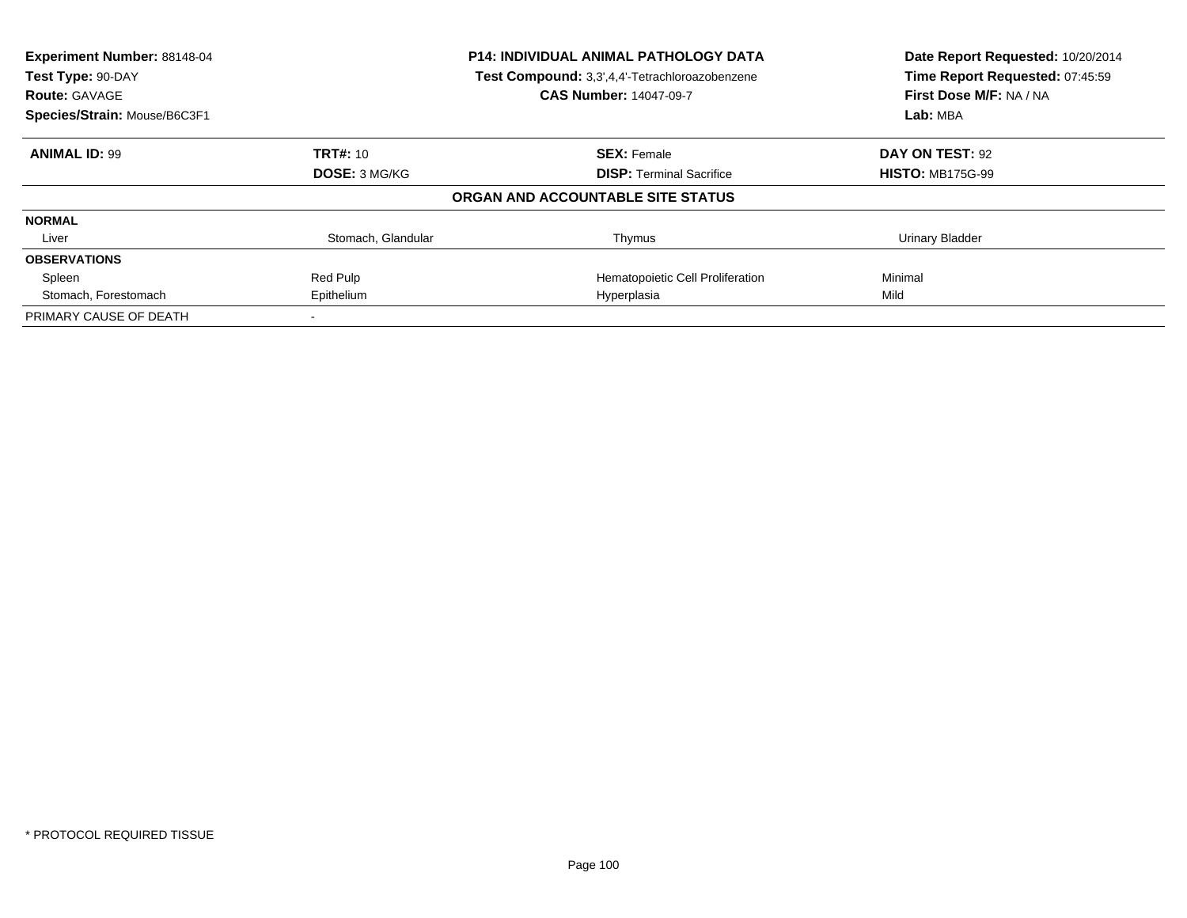**Experiment Number:** 88148-04
**Test Type:** 90-DAY
**Route:** GAVAGE
**Species/Strain:** Mouse/B6C3F1

**P14: INDIVIDUAL ANIMAL PATHOLOGY DATA**
**Test Compound:** 3,3',4,4'-Tetrachloroazobenzene
**CAS Number:** 14047-09-7

**Date Report Requested:** 10/20/2014
**Time Report Requested:** 07:45:59
**First Dose M/F:** NA / NA
**Lab:** MBA

| **ANIMAL ID:** 99 | **TRT#:** 10 | **SEX:** Female | **DAY ON TEST:** 92 |
|---|---|---|---|
| | **DOSE:** 3 MG/KG | **DISP:** Terminal Sacrifice | **HISTO:** MB175G-99 |

**ORGAN AND ACCOUNTABLE SITE STATUS**

| | | | |
|---|---|---|---|
| **NORMAL** | | | |
| Liver | Stomach, Glandular | Thymus | Urinary Bladder |
| **OBSERVATIONS** | | | |
| Spleen | Red Pulp | Hematopoietic Cell Proliferation | Minimal |
| Stomach, Forestomach | Epithelium | Hyperplasia | Mild |
| PRIMARY CAUSE OF DEATH | - | | |

* PROTOCOL REQUIRED TISSUE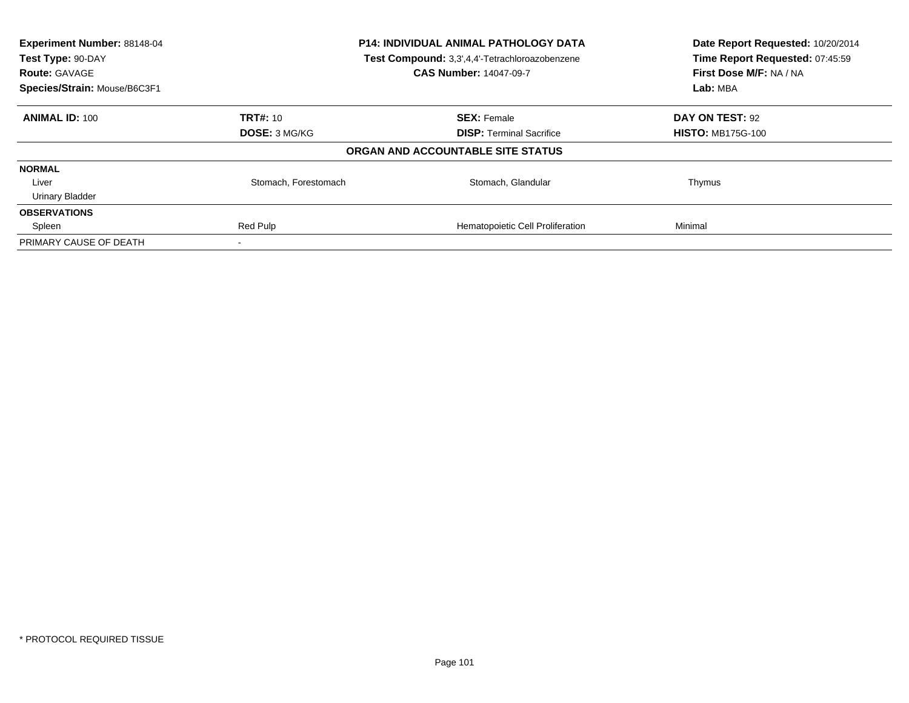**Experiment Number:** 88148-04
**Test Type:** 90-DAY
**Route:** GAVAGE
**Species/Strain:** Mouse/B6C3F1

**P14: INDIVIDUAL ANIMAL PATHOLOGY DATA**
**Test Compound:** 3,3',4,4'-Tetrachloroazobenzene
**CAS Number:** 14047-09-7

**Date Report Requested:** 10/20/2014
**Time Report Requested:** 07:45:59
**First Dose M/F:** NA / NA
**Lab:** MBA

| **ANIMAL ID:** 100 | **TRT#:** 10 | **SEX:** Female | **DAY ON TEST:** 92 |
|---|---|---|---|
| | **DOSE:** 3 MG/KG | **DISP:** Terminal Sacrifice | **HISTO:** MB175G-100 |

**ORGAN AND ACCOUNTABLE SITE STATUS**

| | | | |
|---|---|---|---|
| **NORMAL** | | | |
| Liver | Stomach, Forestomach | Stomach, Glandular | Thymus |
| Urinary Bladder | | | |
| **OBSERVATIONS** | | | |
| Spleen | Red Pulp | Hematopoietic Cell Proliferation | Minimal |
| PRIMARY CAUSE OF DEATH | - | | |

* PROTOCOL REQUIRED TISSUE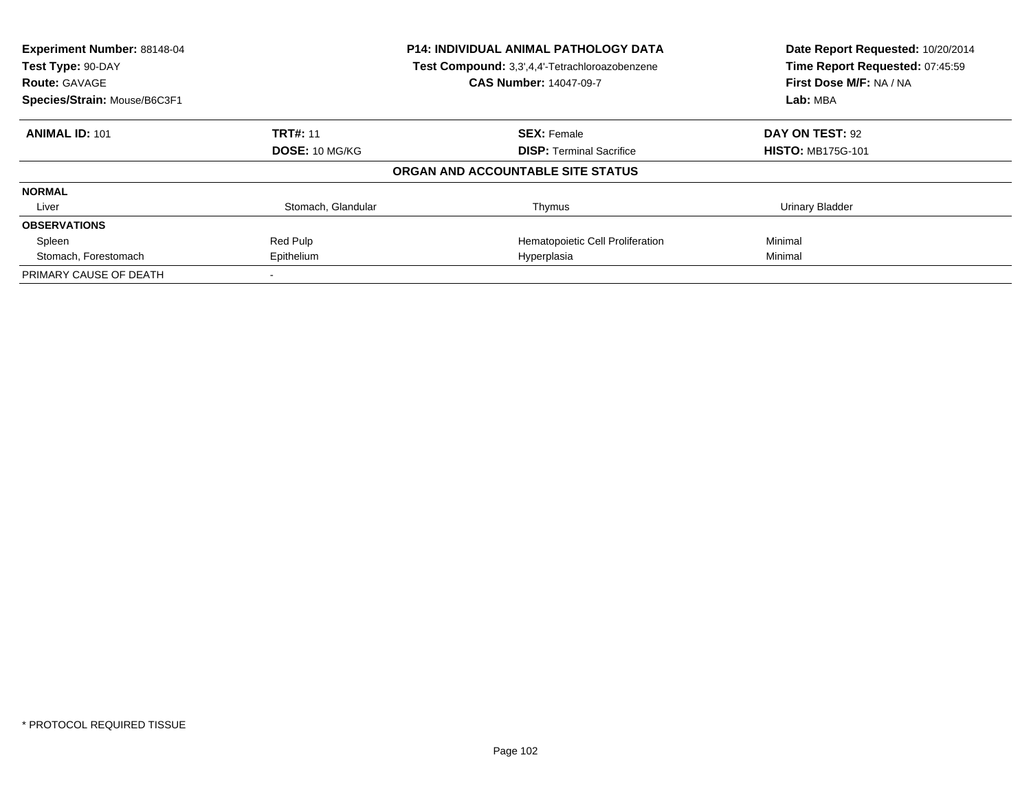**Experiment Number:** 88148-04
**Test Type:** 90-DAY
**Route:** GAVAGE
**Species/Strain:** Mouse/B6C3F1

**P14: INDIVIDUAL ANIMAL PATHOLOGY DATA**
**Test Compound:** 3,3',4,4'-Tetrachloroazobenzene
**CAS Number:** 14047-09-7

**Date Report Requested:** 10/20/2014
**Time Report Requested:** 07:45:59
**First Dose M/F:** NA / NA
**Lab:** MBA

| **ANIMAL ID:** 101 | **TRT#:** 11 | **SEX:** Female | **DAY ON TEST:** 92 |
|---|---|---|---|
| | **DOSE:** 10 MG/KG | **DISP:** Terminal Sacrifice | **HISTO:** MB175G-101 |

**ORGAN AND ACCOUNTABLE SITE STATUS**

| | | | |
|---|---|---|---|
| **NORMAL** | | | |
| Liver | Stomach, Glandular | Thymus | Urinary Bladder |
| **OBSERVATIONS** | | | |
| Spleen | Red Pulp | Hematopoietic Cell Proliferation | Minimal |
| Stomach, Forestomach | Epithelium | Hyperplasia | Minimal |
| PRIMARY CAUSE OF DEATH | - | | |

* PROTOCOL REQUIRED TISSUE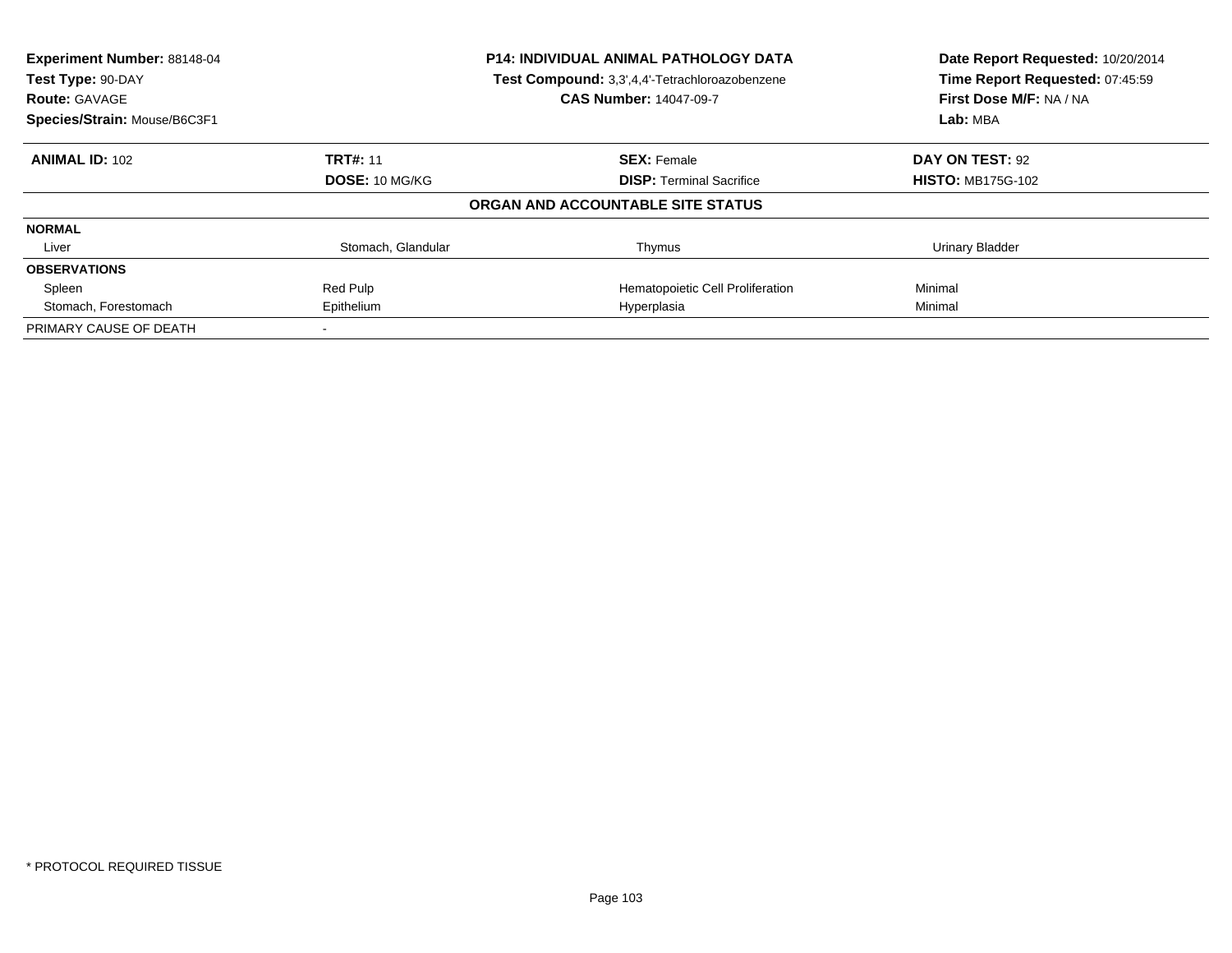**Experiment Number:** 88148-04
**Test Type:** 90-DAY
**Route:** GAVAGE
**Species/Strain:** Mouse/B6C3F1

**P14: INDIVIDUAL ANIMAL PATHOLOGY DATA**
**Test Compound:** 3,3',4,4'-Tetrachloroazobenzene
**CAS Number:** 14047-09-7

**Date Report Requested:** 10/20/2014
**Time Report Requested:** 07:45:59
**First Dose M/F:** NA / NA
**Lab:** MBA

| **ANIMAL ID:** 102 | **TRT#:** 11 | **SEX:** Female | **DAY ON TEST:** 92 |
|---|---|---|---|
| | **DOSE:** 10 MG/KG | **DISP:** Terminal Sacrifice | **HISTO:** MB175G-102 |

**ORGAN AND ACCOUNTABLE SITE STATUS**

| | | | |
|---|---|---|---|
| **NORMAL** | | | |
| Liver | Stomach, Glandular | Thymus | Urinary Bladder |
| **OBSERVATIONS** | | | |
| Spleen | Red Pulp | Hematopoietic Cell Proliferation | Minimal |
| Stomach, Forestomach | Epithelium | Hyperplasia | Minimal |
| PRIMARY CAUSE OF DEATH | - | | |

* PROTOCOL REQUIRED TISSUE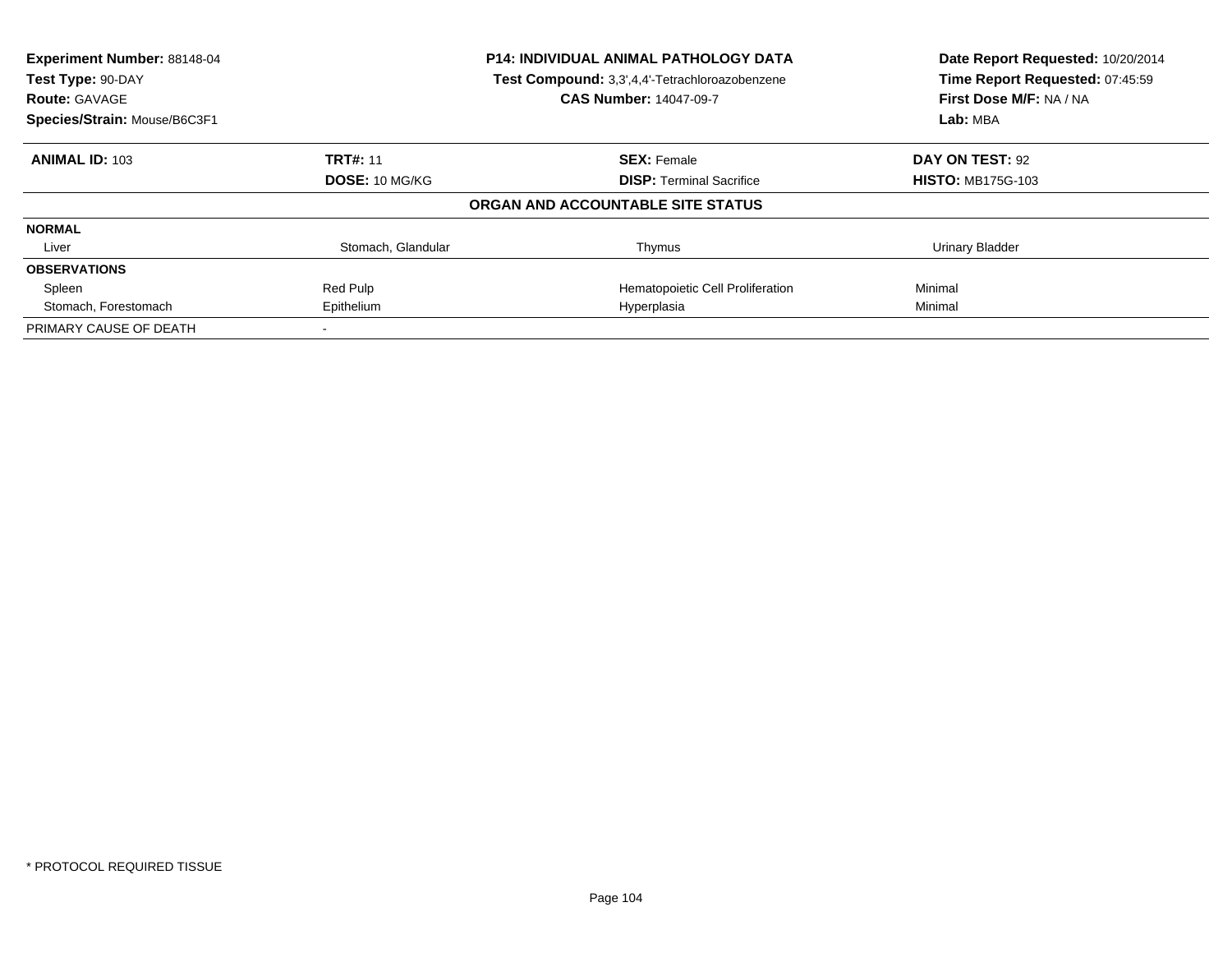**Experiment Number:** 88148-04
**Test Type:** 90-DAY
**Route:** GAVAGE
**Species/Strain:** Mouse/B6C3F1

**P14: INDIVIDUAL ANIMAL PATHOLOGY DATA**
**Test Compound:** 3,3',4,4'-Tetrachloroazobenzene
**CAS Number:** 14047-09-7

**Date Report Requested:** 10/20/2014
**Time Report Requested:** 07:45:59
**First Dose M/F:** NA / NA
**Lab:** MBA

| **ANIMAL ID:** 103 | **TRT#:** 11 | **SEX:** Female | **DAY ON TEST:** 92 |
|---|---|---|---|
| | **DOSE:** 10 MG/KG | **DISP:** Terminal Sacrifice | **HISTO:** MB175G-103 |

**ORGAN AND ACCOUNTABLE SITE STATUS**

| | | | |
|---|---|---|---|
| **NORMAL** | | | |
| Liver | Stomach, Glandular | Thymus | Urinary Bladder |
| **OBSERVATIONS** | | | |
| Spleen | Red Pulp | Hematopoietic Cell Proliferation | Minimal |
| Stomach, Forestomach | Epithelium | Hyperplasia | Minimal |
| PRIMARY CAUSE OF DEATH | - | | |

* PROTOCOL REQUIRED TISSUE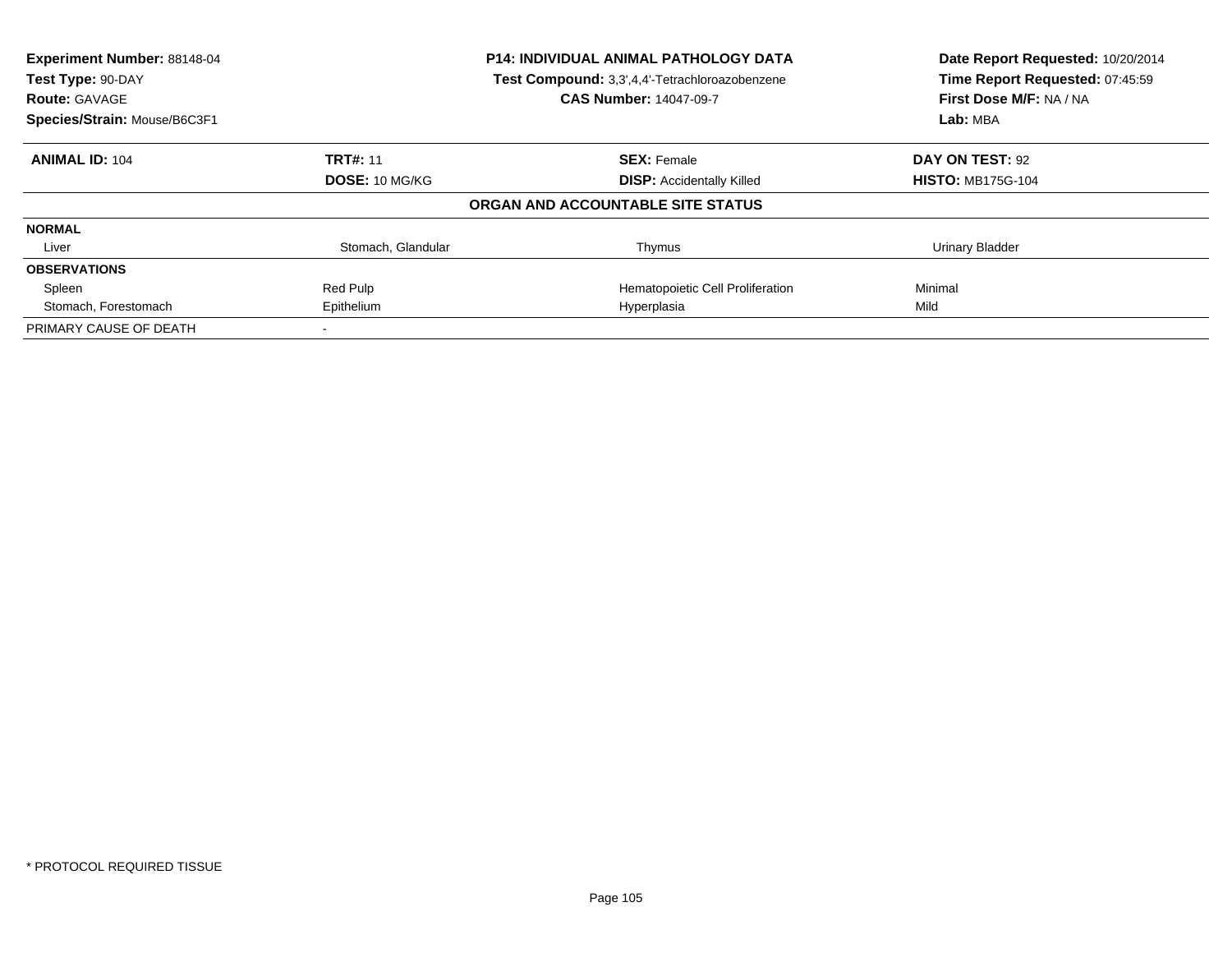**Experiment Number:** 88148-04
**Test Type:** 90-DAY
**Route:** GAVAGE
**Species/Strain:** Mouse/B6C3F1

**P14: INDIVIDUAL ANIMAL PATHOLOGY DATA**
**Test Compound:** 3,3',4,4'-Tetrachloroazobenzene
**CAS Number:** 14047-09-7

**Date Report Requested:** 10/20/2014
**Time Report Requested:** 07:45:59
**First Dose M/F:** NA / NA
**Lab:** MBA

| **ANIMAL ID:** 104 | **TRT#:** 11 | **SEX:** Female | **DAY ON TEST:** 92 |
|---|---|---|---|
| | **DOSE:** 10 MG/KG | **DISP:** Accidentally Killed | **HISTO:** MB175G-104 |

**ORGAN AND ACCOUNTABLE SITE STATUS**

| | | | |
|---|---|---|---|
| **NORMAL** | | | |
| Liver | Stomach, Glandular | Thymus | Urinary Bladder |
| **OBSERVATIONS** | | | |
| Spleen | Red Pulp | Hematopoietic Cell Proliferation | Minimal |
| Stomach, Forestomach | Epithelium | Hyperplasia | Mild |
| PRIMARY CAUSE OF DEATH | - | | |

* PROTOCOL REQUIRED TISSUE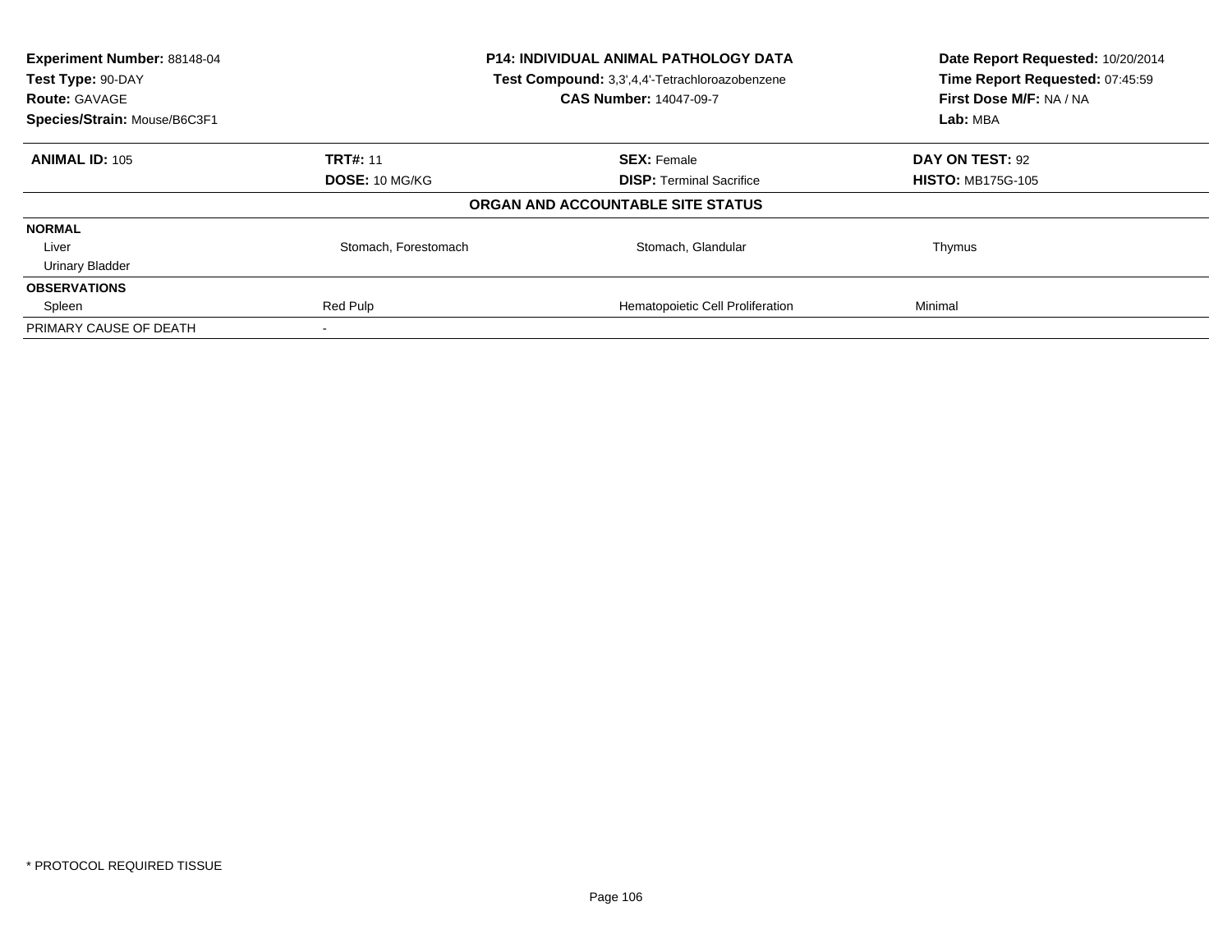| **Experiment Number:** 88148-04 | **P14: INDIVIDUAL ANIMAL PATHOLOGY DATA** | **Date Report Requested:** 10/20/2014 |
|---|---|---|
| **Test Type:** 90-DAY | **Test Compound:** 3,3',4,4'-Tetrachloroazobenzene | **Time Report Requested:** 07:45:59 |
| **Route:** GAVAGE | **CAS Number:** 14047-09-7 | **First Dose M/F:** NA / NA |
| **Species/Strain:** Mouse/B6C3F1 | | **Lab:** MBA |

| **ANIMAL ID:** 105 | **TRT#:** 11 | **SEX:** Female | **DAY ON TEST:** 92 |
|---|---|---|---|
| | **DOSE:** 10 MG/KG | **DISP:** Terminal Sacrifice | **HISTO:** MB175G-105 |
| | | **ORGAN AND ACCOUNTABLE SITE STATUS** | |
| **NORMAL** | | | |
| Liver | Stomach, Forestomach | Stomach, Glandular | Thymus |
| Urinary Bladder | | | |
| **OBSERVATIONS** | | | |
| Spleen | Red Pulp | Hematopoietic Cell Proliferation | Minimal |
| PRIMARY CAUSE OF DEATH | - | | |

* PROTOCOL REQUIRED TISSUE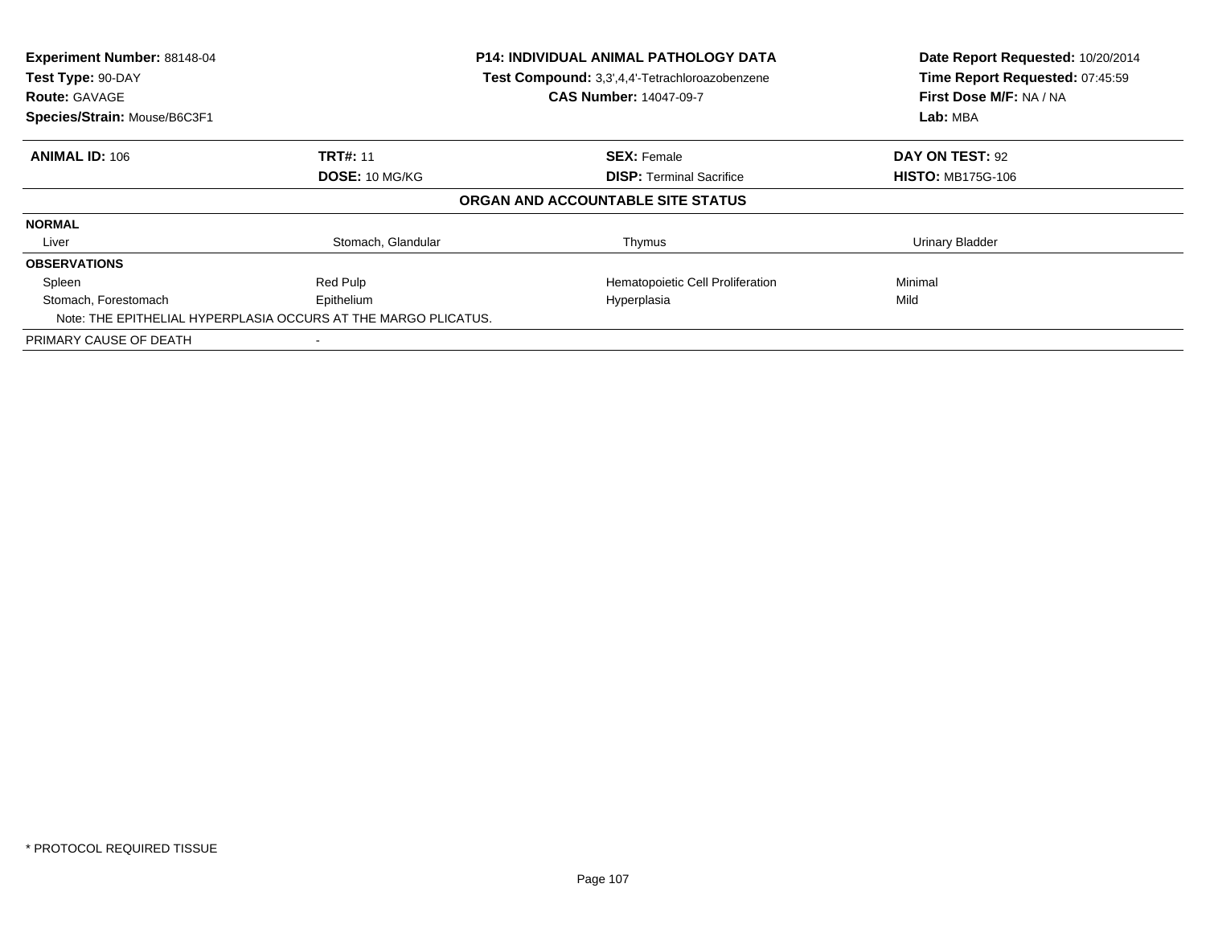**Experiment Number:** 88148-04
**Test Type:** 90-DAY
**Route:** GAVAGE
**Species/Strain:** Mouse/B6C3F1

**P14: INDIVIDUAL ANIMAL PATHOLOGY DATA**
**Test Compound:** 3,3',4,4'-Tetrachloroazobenzene
**CAS Number:** 14047-09-7

**Date Report Requested:** 10/20/2014
**Time Report Requested:** 07:45:59
**First Dose M/F:** NA / NA
**Lab:** MBA

| **ANIMAL ID:** 106 | **TRT#:** 11 | **SEX:** Female | **DAY ON TEST:** 92 |
|---|---|---|---|
| | **DOSE:** 10 MG/KG | **DISP:** Terminal Sacrifice | **HISTO:** MB175G-106 |

**ORGAN AND ACCOUNTABLE SITE STATUS**

| | | | |
|---|---|---|---|
| **NORMAL** | | | |
| Liver | Stomach, Glandular | Thymus | Urinary Bladder |
| **OBSERVATIONS** | | | |
| Spleen | Red Pulp | Hematopoietic Cell Proliferation | Minimal |
| Stomach, Forestomach | Epithelium | Hyperplasia | Mild |
| Note: THE EPITHELIAL HYPERPLASIA OCCURS AT THE MARGO PLICATUS. | | | |
| PRIMARY CAUSE OF DEATH | - | | |

* PROTOCOL REQUIRED TISSUE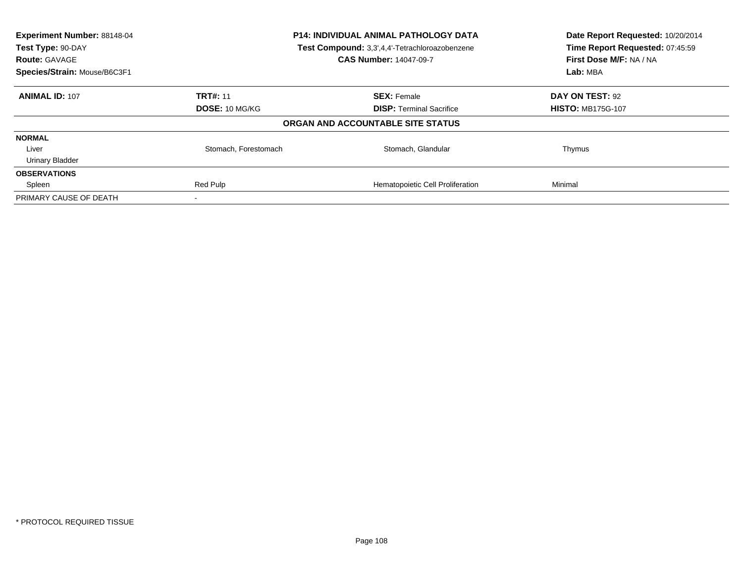**Experiment Number:** 88148-04
**Test Type:** 90-DAY
**Route:** GAVAGE
**Species/Strain:** Mouse/B6C3F1

**P14: INDIVIDUAL ANIMAL PATHOLOGY DATA**
**Test Compound:** 3,3',4,4'-Tetrachloroazobenzene
**CAS Number:** 14047-09-7

**Date Report Requested:** 10/20/2014
**Time Report Requested:** 07:45:59
**First Dose M/F:** NA / NA
**Lab:** MBA

| **ANIMAL ID:** 107 | **TRT#:** 11 | **SEX:** Female | **DAY ON TEST:** 92 |
|---|---|---|---|
| | **DOSE:** 10 MG/KG | **DISP:** Terminal Sacrifice | **HISTO:** MB175G-107 |

**ORGAN AND ACCOUNTABLE SITE STATUS**

| | | | |
|---|---|---|---|
| **NORMAL** | | | |
| Liver | Stomach, Forestomach | Stomach, Glandular | Thymus |
| Urinary Bladder | | | |
| **OBSERVATIONS** | | | |
| Spleen | Red Pulp | Hematopoietic Cell Proliferation | Minimal |
| PRIMARY CAUSE OF DEATH | - | | |

* PROTOCOL REQUIRED TISSUE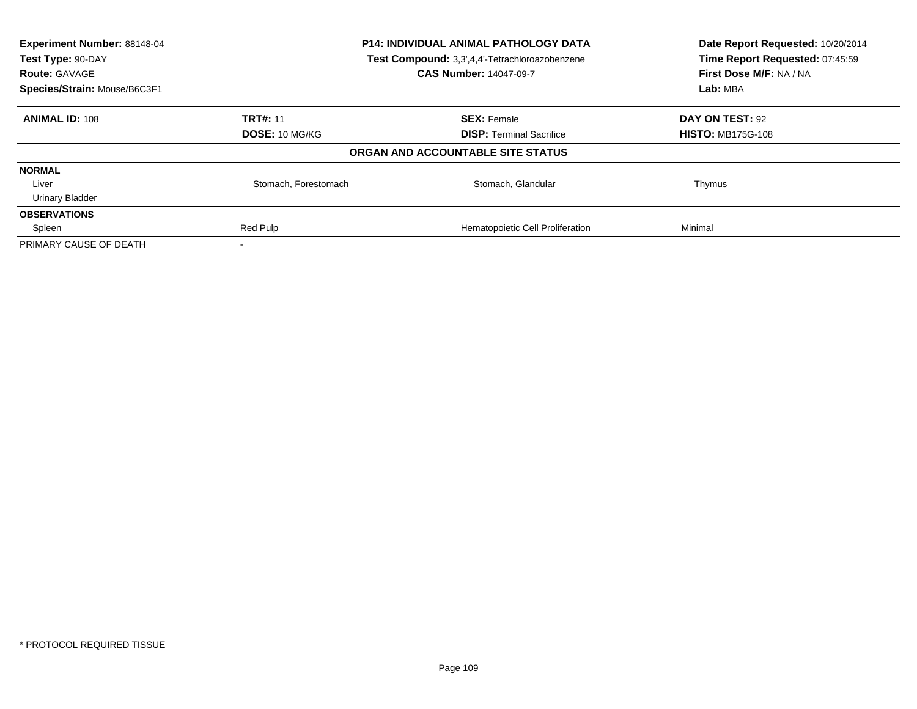| **Experiment Number:** 88148-04 | **P14: INDIVIDUAL ANIMAL PATHOLOGY DATA** | **Date Report Requested:** 10/20/2014 |
|---|---|---|
| **Test Type:** 90-DAY | **Test Compound:** 3,3',4,4'-Tetrachloroazobenzene | **Time Report Requested:** 07:45:59 |
| **Route:** GAVAGE | **CAS Number:** 14047-09-7 | **First Dose M/F:** NA / NA |
| **Species/Strain:** Mouse/B6C3F1 | | **Lab:** MBA |

| **ANIMAL ID:** 108 | **TRT#:** 11 | **SEX:** Female | **DAY ON TEST:** 92 |
|---|---|---|---|
| | **DOSE:** 10 MG/KG | **DISP:** Terminal Sacrifice | **HISTO:** MB175G-108 |

**ORGAN AND ACCOUNTABLE SITE STATUS**

| | | | |
|---|---|---|---|
| **NORMAL** | | | |
| Liver | Stomach, Forestomach | Stomach, Glandular | Thymus |
| Urinary Bladder | | | |
| **OBSERVATIONS** | | | |
| Spleen | Red Pulp | Hematopoietic Cell Proliferation | Minimal |
| PRIMARY CAUSE OF DEATH | - | | |

* PROTOCOL REQUIRED TISSUE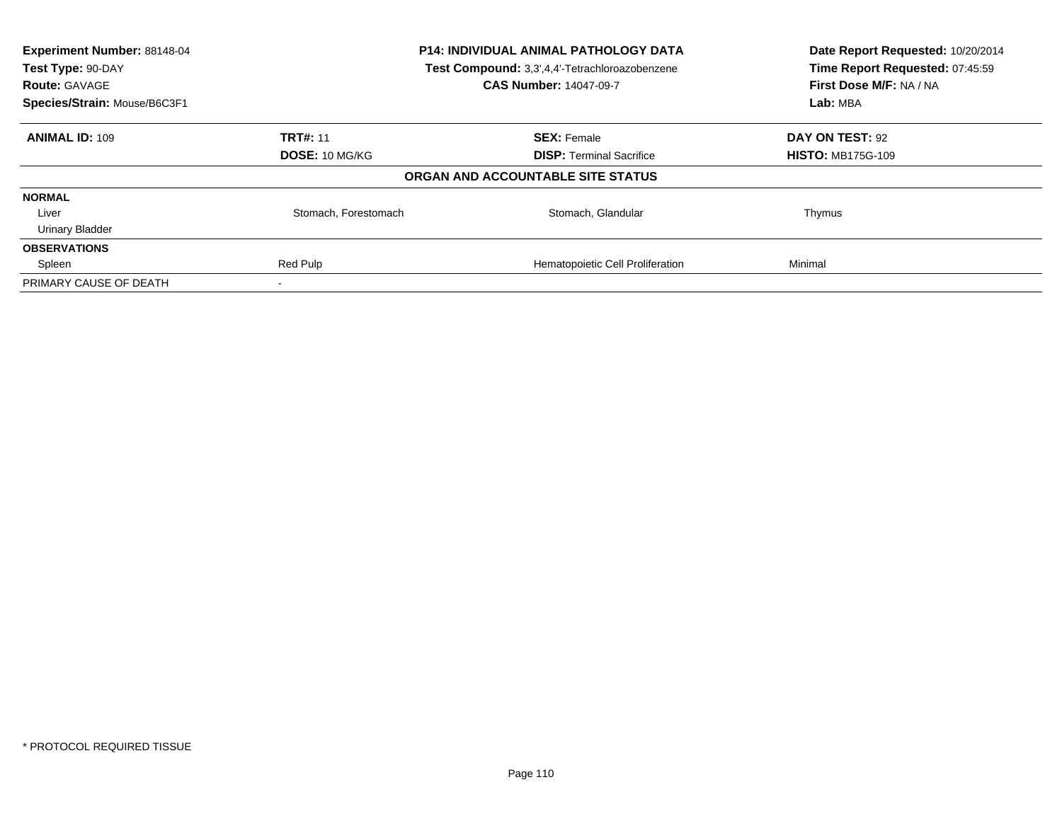**Experiment Number:** 88148-04
**Test Type:** 90-DAY
**Route:** GAVAGE
**Species/Strain:** Mouse/B6C3F1

**P14: INDIVIDUAL ANIMAL PATHOLOGY DATA**
**Test Compound:** 3,3',4,4'-Tetrachloroazobenzene
**CAS Number:** 14047-09-7

**Date Report Requested:** 10/20/2014
**Time Report Requested:** 07:45:59
**First Dose M/F:** NA / NA
**Lab:** MBA

| **ANIMAL ID:** 109 | **TRT#:** 11 | **SEX:** Female | **DAY ON TEST:** 92 |
|---|---|---|---|
| | **DOSE:** 10 MG/KG | **DISP:** Terminal Sacrifice | **HISTO:** MB175G-109 |

**ORGAN AND ACCOUNTABLE SITE STATUS**

| | | | |
|---|---|---|---|
| **NORMAL** | | | |
| Liver | Stomach, Forestomach | Stomach, Glandular | Thymus |
| Urinary Bladder | | | |
| **OBSERVATIONS** | | | |
| Spleen | Red Pulp | Hematopoietic Cell Proliferation | Minimal |
| PRIMARY CAUSE OF DEATH | - | | |

* PROTOCOL REQUIRED TISSUE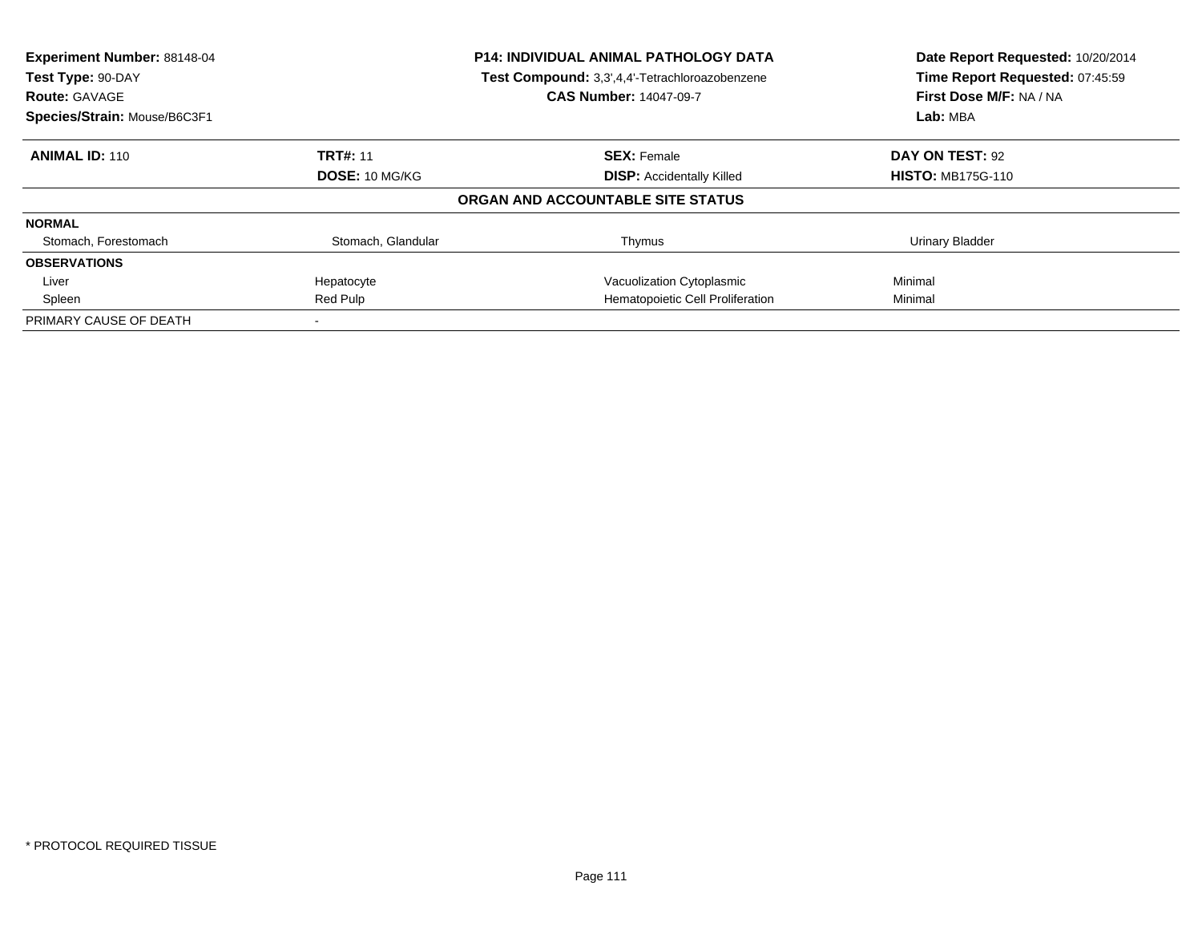**Experiment Number:** 88148-04
**Test Type:** 90-DAY
**Route:** GAVAGE
**Species/Strain:** Mouse/B6C3F1

**P14: INDIVIDUAL ANIMAL PATHOLOGY DATA**
**Test Compound:** 3,3',4,4'-Tetrachloroazobenzene
**CAS Number:** 14047-09-7

**Date Report Requested:** 10/20/2014
**Time Report Requested:** 07:45:59
**First Dose M/F:** NA / NA
**Lab:** MBA

| **ANIMAL ID:** 110 | **TRT#:** 11 | **SEX:** Female | **DAY ON TEST:** 92 |
|---|---|---|---|
| | **DOSE:** 10 MG/KG | **DISP:** Accidentally Killed | **HISTO:** MB175G-110 |

**ORGAN AND ACCOUNTABLE SITE STATUS**

| | | | |
|---|---|---|---|
| **NORMAL** | | | |
| Stomach, Forestomach | Stomach, Glandular | Thymus | Urinary Bladder |
| **OBSERVATIONS** | | | |
| Liver | Hepatocyte | Vacuolization Cytoplasmic | Minimal |
| Spleen | Red Pulp | Hematopoietic Cell Proliferation | Minimal |
| PRIMARY CAUSE OF DEATH | - | | |

* PROTOCOL REQUIRED TISSUE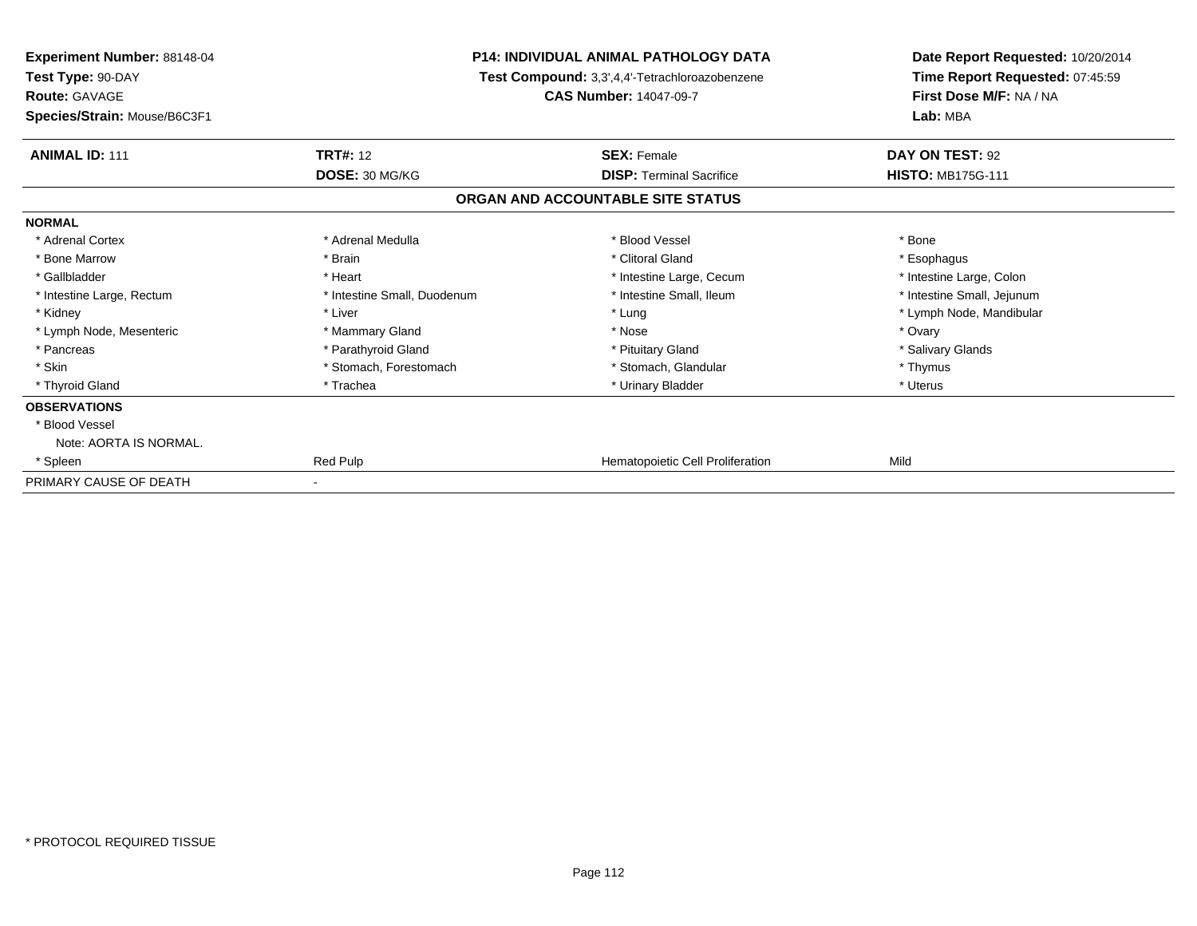**Experiment Number:** 88148-04
**Test Type:** 90-DAY
**Route:** GAVAGE
**Species/Strain:** Mouse/B6C3F1

**P14: INDIVIDUAL ANIMAL PATHOLOGY DATA**
**Test Compound:** 3,3',4,4'-Tetrachloroazobenzene
**CAS Number:** 14047-09-7

**Date Report Requested:** 10/20/2014
**Time Report Requested:** 07:45:59
**First Dose M/F:** NA / NA
**Lab:** MBA

| **ANIMAL ID:** 111 | **TRT#:** 12 | **SEX:** Female | **DAY ON TEST:** 92 |
|---|---|---|---|
| | **DOSE:** 30 MG/KG | **DISP:** Terminal Sacrifice | **HISTO:** MB175G-111 |

**ORGAN AND ACCOUNTABLE SITE STATUS**

**NORMAL**

| | | | |
|---|---|---|---|
| * Adrenal Cortex | * Adrenal Medulla | * Blood Vessel | * Bone |
| * Bone Marrow | * Brain | * Clitoral Gland | * Esophagus |
| * Gallbladder | * Heart | * Intestine Large, Cecum | * Intestine Large, Colon |
| * Intestine Large, Rectum | * Intestine Small, Duodenum | * Intestine Small, Ileum | * Intestine Small, Jejunum |
| * Kidney | * Liver | * Lung | * Lymph Node, Mandibular |
| * Lymph Node, Mesenteric | * Mammary Gland | * Nose | * Ovary |
| * Pancreas | * Parathyroid Gland | * Pituitary Gland | * Salivary Glands |
| * Skin | * Stomach, Forestomach | * Stomach, Glandular | * Thymus |
| * Thyroid Gland | * Trachea | * Urinary Bladder | * Uterus |

**OBSERVATIONS**

| | | | |
|---|---|---|---|
| * Blood Vessel | | | |
| Note: AORTA IS NORMAL. | | | |
| * Spleen | Red Pulp | Hematopoietic Cell Proliferation | Mild |

PRIMARY CAUSE OF DEATH -

* PROTOCOL REQUIRED TISSUE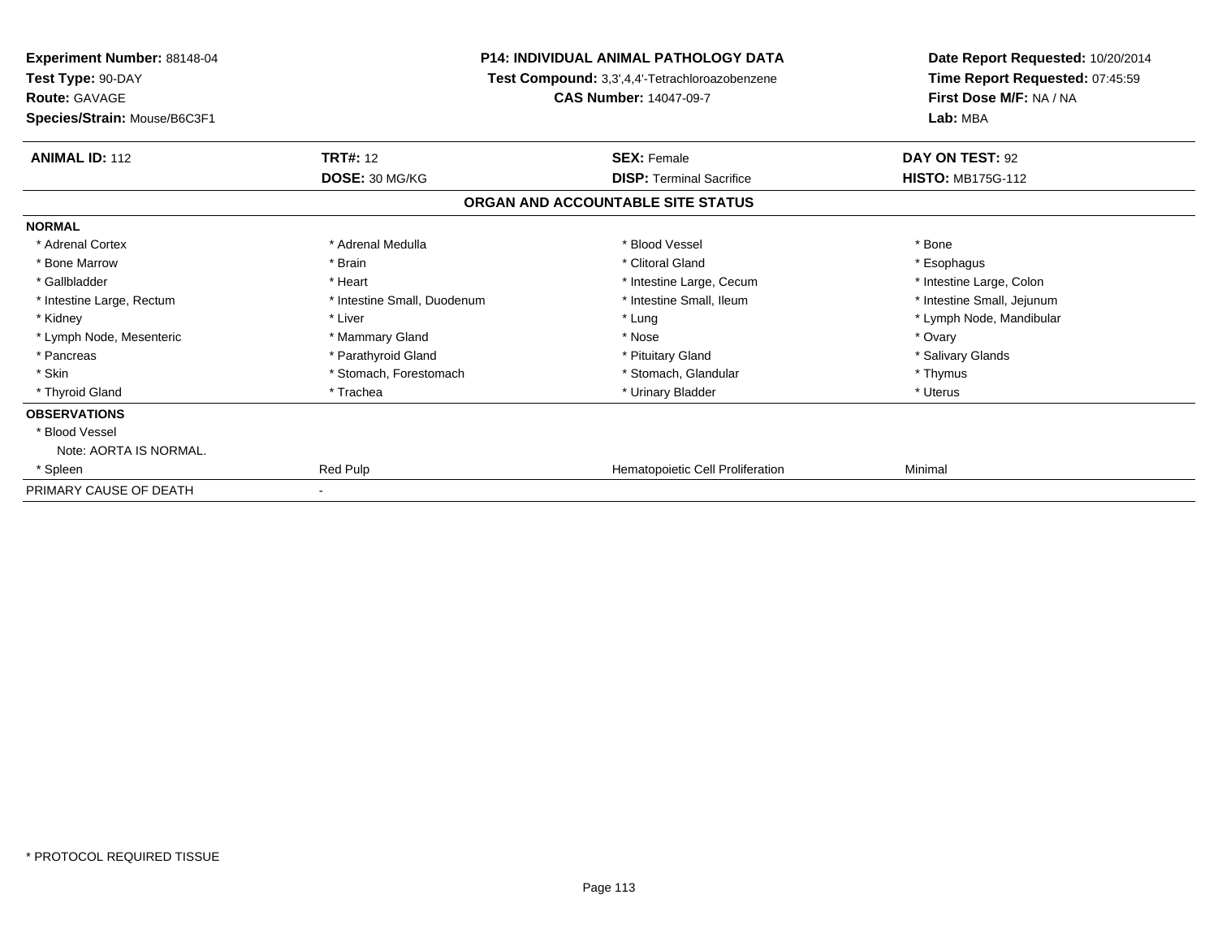**Experiment Number:** 88148-04
**Test Type:** 90-DAY
**Route:** GAVAGE
**Species/Strain:** Mouse/B6C3F1

**P14: INDIVIDUAL ANIMAL PATHOLOGY DATA**
**Test Compound:** 3,3',4,4'-Tetrachloroazobenzene
**CAS Number:** 14047-09-7

**Date Report Requested:** 10/20/2014
**Time Report Requested:** 07:45:59
**First Dose M/F:** NA / NA
**Lab:** MBA

| **ANIMAL ID:** 112 | **TRT#:** 12 | **SEX:** Female | **DAY ON TEST:** 92 |
|---|---|---|---|
| | **DOSE:** 30 MG/KG | **DISP:** Terminal Sacrifice | **HISTO:** MB175G-112 |

## ORGAN AND ACCOUNTABLE SITE STATUS

**NORMAL**

| | | | |
|---|---|---|---|
| * Adrenal Cortex | * Adrenal Medulla | * Blood Vessel | * Bone |
| * Bone Marrow | * Brain | * Clitoral Gland | * Esophagus |
| * Gallbladder | * Heart | * Intestine Large, Cecum | * Intestine Large, Colon |
| * Intestine Large, Rectum | * Intestine Small, Duodenum | * Intestine Small, Ileum | * Intestine Small, Jejunum |
| * Kidney | * Liver | * Lung | * Lymph Node, Mandibular |
| * Lymph Node, Mesenteric | * Mammary Gland | * Nose | * Ovary |
| * Pancreas | * Parathyroid Gland | * Pituitary Gland | * Salivary Glands |
| * Skin | * Stomach, Forestomach | * Stomach, Glandular | * Thymus |
| * Thyroid Gland | * Trachea | * Urinary Bladder | * Uterus |

**OBSERVATIONS**

| | | | |
|---|---|---|---|
| * Blood Vessel | | | |
| Note: AORTA IS NORMAL. | | | |
| * Spleen | Red Pulp | Hematopoietic Cell Proliferation | Minimal |

PRIMARY CAUSE OF DEATH -

* PROTOCOL REQUIRED TISSUE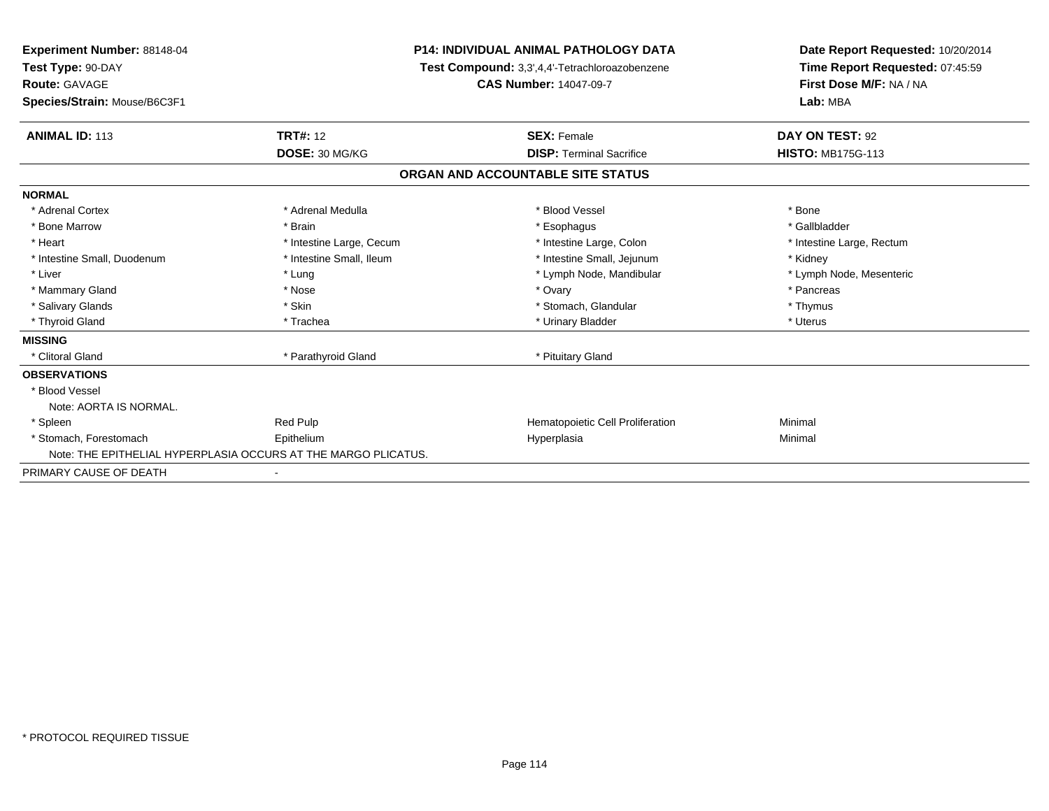**Experiment Number:** 88148-04
**Test Type:** 90-DAY
**Route:** GAVAGE
**Species/Strain:** Mouse/B6C3F1

**P14: INDIVIDUAL ANIMAL PATHOLOGY DATA**
**Test Compound:** 3,3',4,4'-Tetrachloroazobenzene
**CAS Number:** 14047-09-7

**Date Report Requested:** 10/20/2014
**Time Report Requested:** 07:45:59
**First Dose M/F:** NA / NA
**Lab:** MBA

| **ANIMAL ID:** 113 | **TRT#:** 12 | **SEX:** Female | **DAY ON TEST:** 92 |
|---|---|---|---|
| | **DOSE:** 30 MG/KG | **DISP:** Terminal Sacrifice | **HISTO:** MB175G-113 |

## ORGAN AND ACCOUNTABLE SITE STATUS

**NORMAL**

| | | | |
|---|---|---|---|
| * Adrenal Cortex | * Adrenal Medulla | * Blood Vessel | * Bone |
| * Bone Marrow | * Brain | * Esophagus | * Gallbladder |
| * Heart | * Intestine Large, Cecum | * Intestine Large, Colon | * Intestine Large, Rectum |
| * Intestine Small, Duodenum | * Intestine Small, Ileum | * Intestine Small, Jejunum | * Kidney |
| * Liver | * Lung | * Lymph Node, Mandibular | * Lymph Node, Mesenteric |
| * Mammary Gland | * Nose | * Ovary | * Pancreas |
| * Salivary Glands | * Skin | * Stomach, Glandular | * Thymus |
| * Thyroid Gland | * Trachea | * Urinary Bladder | * Uterus |

**MISSING**

| | | |
|---|---|---|
| * Clitoral Gland | * Parathyroid Gland | * Pituitary Gland |

**OBSERVATIONS**

* Blood Vessel
  Note: AORTA IS NORMAL.

| | | | |
|---|---|---|---|
| * Spleen | Red Pulp | Hematopoietic Cell Proliferation | Minimal |
| * Stomach, Forestomach | Epithelium | Hyperplasia | Minimal |

Note: THE EPITHELIAL HYPERPLASIA OCCURS AT THE MARGO PLICATUS.

PRIMARY CAUSE OF DEATH -

* PROTOCOL REQUIRED TISSUE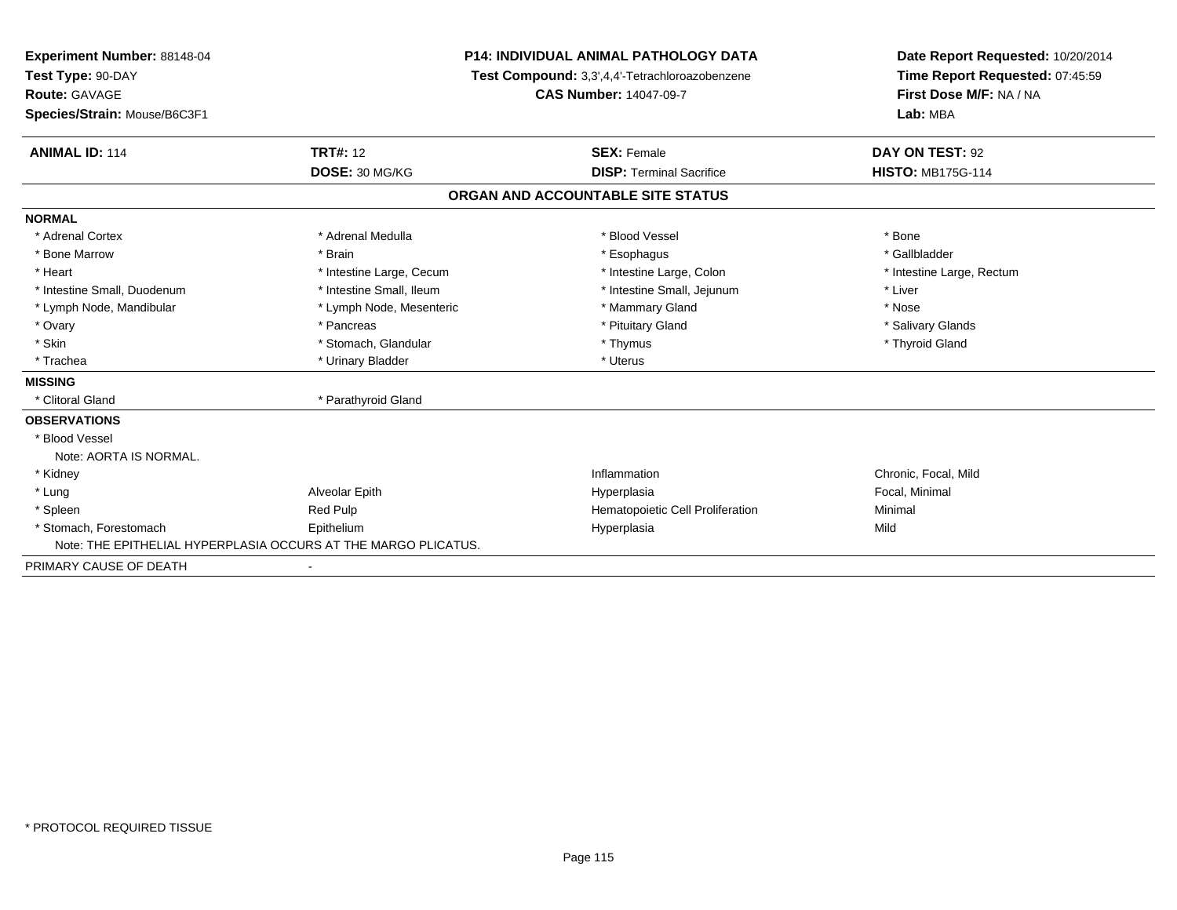**Experiment Number:** 88148-04
**Test Type:** 90-DAY
**Route:** GAVAGE
**Species/Strain:** Mouse/B6C3F1

**P14: INDIVIDUAL ANIMAL PATHOLOGY DATA**
**Test Compound:** 3,3',4,4'-Tetrachloroazobenzene
**CAS Number:** 14047-09-7

**Date Report Requested:** 10/20/2014
**Time Report Requested:** 07:45:59
**First Dose M/F:** NA / NA
**Lab:** MBA

| **ANIMAL ID:** 114 | **TRT#:** 12 | **SEX:** Female | **DAY ON TEST:** 92 |
|---|---|---|---|
| | **DOSE:** 30 MG/KG | **DISP:** Terminal Sacrifice | **HISTO:** MB175G-114 |

## ORGAN AND ACCOUNTABLE SITE STATUS

| | | | |
|---|---|---|---|
| **NORMAL** | | | |
| * Adrenal Cortex | * Adrenal Medulla | * Blood Vessel | * Bone |
| * Bone Marrow | * Brain | * Esophagus | * Gallbladder |
| * Heart | * Intestine Large, Cecum | * Intestine Large, Colon | * Intestine Large, Rectum |
| * Intestine Small, Duodenum | * Intestine Small, Ileum | * Intestine Small, Jejunum | * Liver |
| * Lymph Node, Mandibular | * Lymph Node, Mesenteric | * Mammary Gland | * Nose |
| * Ovary | * Pancreas | * Pituitary Gland | * Salivary Glands |
| * Skin | * Stomach, Glandular | * Thymus | * Thyroid Gland |
| * Trachea | * Urinary Bladder | * Uterus | |
| **MISSING** | | | |
| * Clitoral Gland | * Parathyroid Gland | | |
| **OBSERVATIONS** | | | |
| * Blood Vessel | | | |
| Note: AORTA IS NORMAL. | | | |
| * Kidney | | Inflammation | Chronic, Focal, Mild |
| * Lung | Alveolar Epith | Hyperplasia | Focal, Minimal |
| * Spleen | Red Pulp | Hematopoietic Cell Proliferation | Minimal |
| * Stomach, Forestomach | Epithelium | Hyperplasia | Mild |
| Note: THE EPITHELIAL HYPERPLASIA OCCURS AT THE MARGO PLICATUS. | | | |
| PRIMARY CAUSE OF DEATH | - | | |

* PROTOCOL REQUIRED TISSUE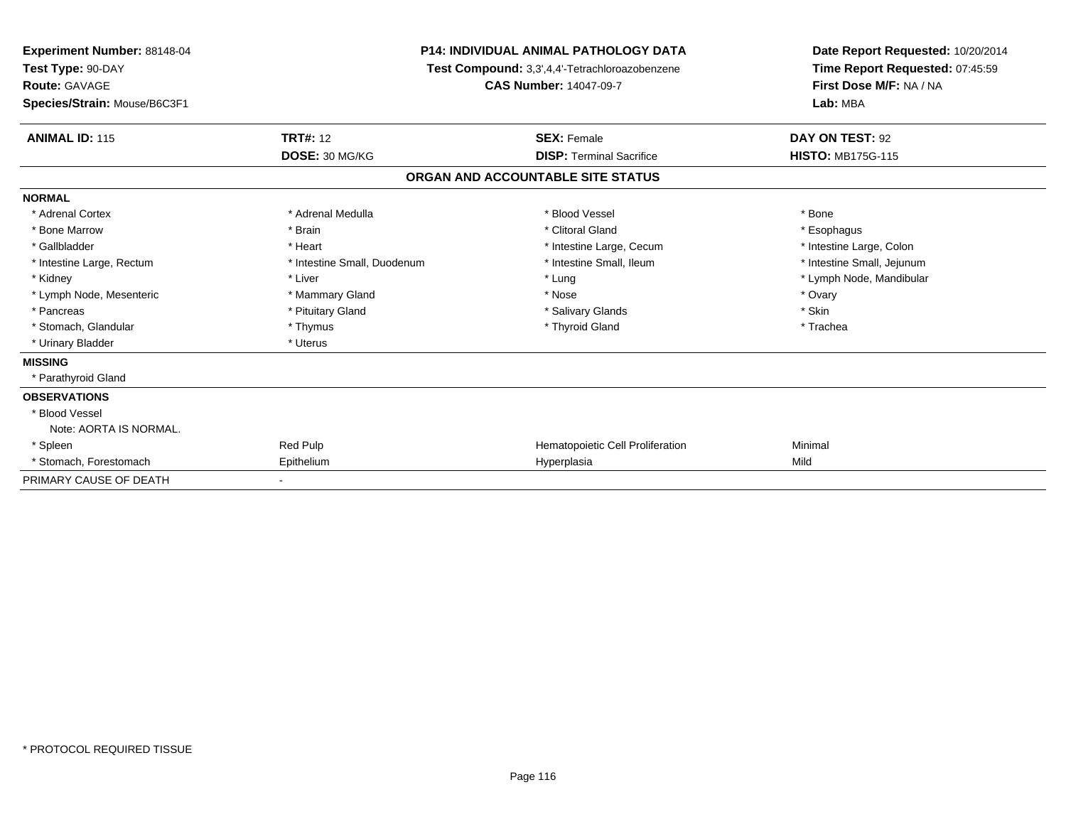**Experiment Number:** 88148-04
**Test Type:** 90-DAY
**Route:** GAVAGE
**Species/Strain:** Mouse/B6C3F1

**P14: INDIVIDUAL ANIMAL PATHOLOGY DATA**
**Test Compound:** 3,3',4,4'-Tetrachloroazobenzene
**CAS Number:** 14047-09-7

**Date Report Requested:** 10/20/2014
**Time Report Requested:** 07:45:59
**First Dose M/F:** NA / NA
**Lab:** MBA

| **ANIMAL ID:** 115 | **TRT#:** 12 | **SEX:** Female | **DAY ON TEST:** 92 |
|---|---|---|---|
| | **DOSE:** 30 MG/KG | **DISP:** Terminal Sacrifice | **HISTO:** MB175G-115 |

## ORGAN AND ACCOUNTABLE SITE STATUS

**NORMAL**

| | | | |
|---|---|---|---|
| * Adrenal Cortex | * Adrenal Medulla | * Blood Vessel | * Bone |
| * Bone Marrow | * Brain | * Clitoral Gland | * Esophagus |
| * Gallbladder | * Heart | * Intestine Large, Cecum | * Intestine Large, Colon |
| * Intestine Large, Rectum | * Intestine Small, Duodenum | * Intestine Small, Ileum | * Intestine Small, Jejunum |
| * Kidney | * Liver | * Lung | * Lymph Node, Mandibular |
| * Lymph Node, Mesenteric | * Mammary Gland | * Nose | * Ovary |
| * Pancreas | * Pituitary Gland | * Salivary Glands | * Skin |
| * Stomach, Glandular | * Thymus | * Thyroid Gland | * Trachea |
| * Urinary Bladder | * Uterus | | |

**MISSING**

* Parathyroid Gland

**OBSERVATIONS**

* Blood Vessel
  Note: AORTA IS NORMAL.

| | | | |
|---|---|---|---|
| * Spleen | Red Pulp | Hematopoietic Cell Proliferation | Minimal |
| * Stomach, Forestomach | Epithelium | Hyperplasia | Mild |

PRIMARY CAUSE OF DEATH -

* PROTOCOL REQUIRED TISSUE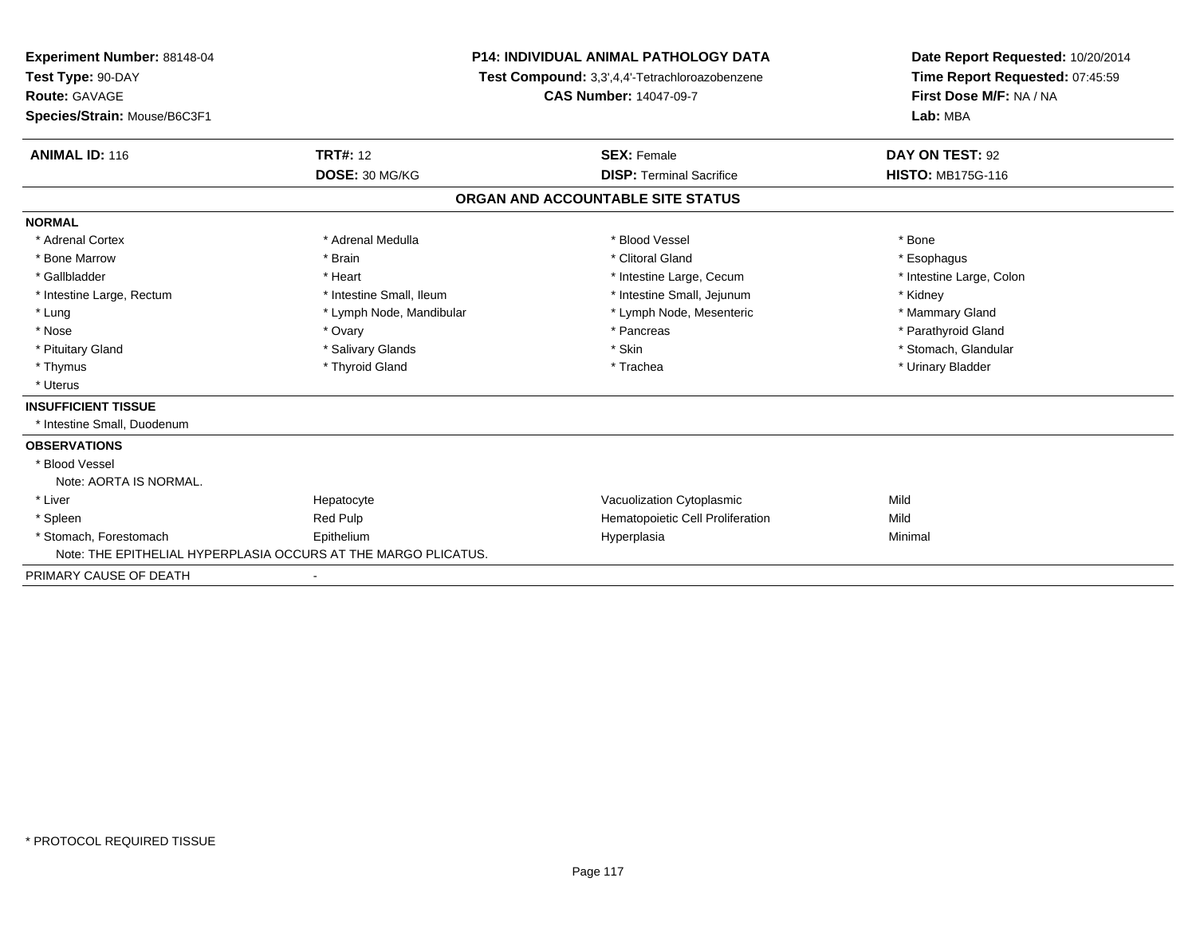**Experiment Number:** 88148-04
**Test Type:** 90-DAY
**Route:** GAVAGE
**Species/Strain:** Mouse/B6C3F1

**P14: INDIVIDUAL ANIMAL PATHOLOGY DATA**
**Test Compound:** 3,3',4,4'-Tetrachloroazobenzene
**CAS Number:** 14047-09-7

**Date Report Requested:** 10/20/2014
**Time Report Requested:** 07:45:59
**First Dose M/F:** NA / NA
**Lab:** MBA

| **ANIMAL ID:** 116 | **TRT#:** 12 | **SEX:** Female | **DAY ON TEST:** 92 |
|---|---|---|---|
| | **DOSE:** 30 MG/KG | **DISP:** Terminal Sacrifice | **HISTO:** MB175G-116 |

## ORGAN AND ACCOUNTABLE SITE STATUS

**NORMAL**

| | | | |
|---|---|---|---|
| * Adrenal Cortex | * Adrenal Medulla | * Blood Vessel | * Bone |
| * Bone Marrow | * Brain | * Clitoral Gland | * Esophagus |
| * Gallbladder | * Heart | * Intestine Large, Cecum | * Intestine Large, Colon |
| * Intestine Large, Rectum | * Intestine Small, Ileum | * Intestine Small, Jejunum | * Kidney |
| * Lung | * Lymph Node, Mandibular | * Lymph Node, Mesenteric | * Mammary Gland |
| * Nose | * Ovary | * Pancreas | * Parathyroid Gland |
| * Pituitary Gland | * Salivary Glands | * Skin | * Stomach, Glandular |
| * Thymus | * Thyroid Gland | * Trachea | * Urinary Bladder |
| * Uterus | | | |

**INSUFFICIENT TISSUE**

* Intestine Small, Duodenum

**OBSERVATIONS**

* Blood Vessel
  Note: AORTA IS NORMAL.

| | | | |
|---|---|---|---|
| * Liver | Hepatocyte | Vacuolization Cytoplasmic | Mild |
| * Spleen | Red Pulp | Hematopoietic Cell Proliferation | Mild |
| * Stomach, Forestomach | Epithelium | Hyperplasia | Minimal |

Note: THE EPITHELIAL HYPERPLASIA OCCURS AT THE MARGO PLICATUS.

PRIMARY CAUSE OF DEATH -

* PROTOCOL REQUIRED TISSUE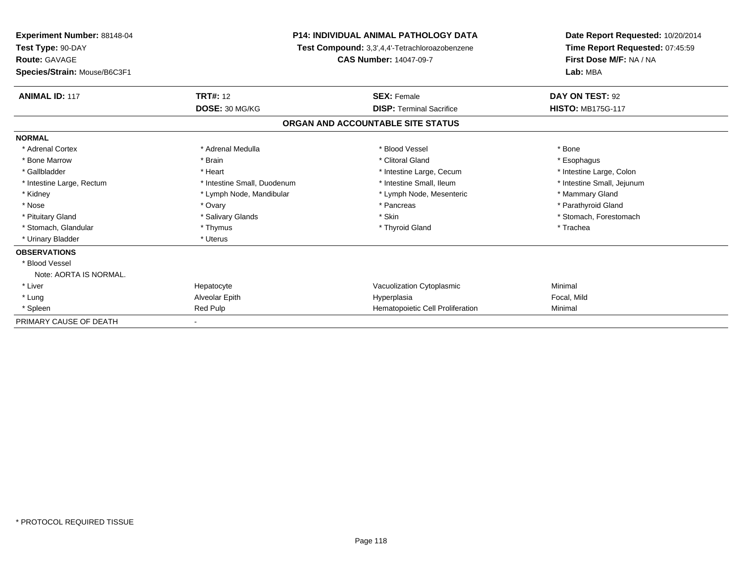**Experiment Number:** 88148-04
**Test Type:** 90-DAY
**Route:** GAVAGE
**Species/Strain:** Mouse/B6C3F1

**P14: INDIVIDUAL ANIMAL PATHOLOGY DATA**
**Test Compound:** 3,3',4,4'-Tetrachloroazobenzene
**CAS Number:** 14047-09-7

**Date Report Requested:** 10/20/2014
**Time Report Requested:** 07:45:59
**First Dose M/F:** NA / NA
**Lab:** MBA

| **ANIMAL ID:** 117 | **TRT#:** 12 | **SEX:** Female | **DAY ON TEST:** 92 |
|---|---|---|---|
| | **DOSE:** 30 MG/KG | **DISP:** Terminal Sacrifice | **HISTO:** MB175G-117 |

## ORGAN AND ACCOUNTABLE SITE STATUS

| | | | |
|---|---|---|---|
| **NORMAL** | | | |
| * Adrenal Cortex | * Adrenal Medulla | * Blood Vessel | * Bone |
| * Bone Marrow | * Brain | * Clitoral Gland | * Esophagus |
| * Gallbladder | * Heart | * Intestine Large, Cecum | * Intestine Large, Colon |
| * Intestine Large, Rectum | * Intestine Small, Duodenum | * Intestine Small, Ileum | * Intestine Small, Jejunum |
| * Kidney | * Lymph Node, Mandibular | * Lymph Node, Mesenteric | * Mammary Gland |
| * Nose | * Ovary | * Pancreas | * Parathyroid Gland |
| * Pituitary Gland | * Salivary Glands | * Skin | * Stomach, Forestomach |
| * Stomach, Glandular | * Thymus | * Thyroid Gland | * Trachea |
| * Urinary Bladder | * Uterus | | |
| **OBSERVATIONS** | | | |
| * Blood Vessel | | | |
| Note: AORTA IS NORMAL. | | | |
| * Liver | Hepatocyte | Vacuolization Cytoplasmic | Minimal |
| * Lung | Alveolar Epith | Hyperplasia | Focal, Mild |
| * Spleen | Red Pulp | Hematopoietic Cell Proliferation | Minimal |
| PRIMARY CAUSE OF DEATH | - | | |

\* PROTOCOL REQUIRED TISSUE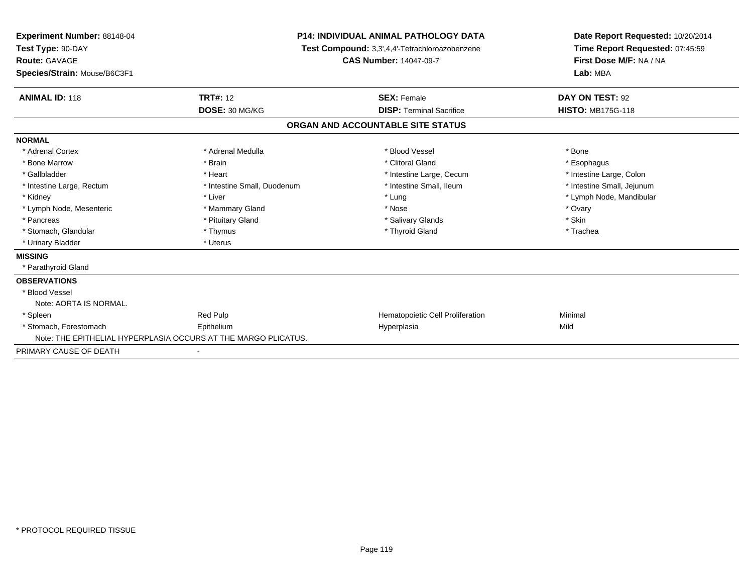**Experiment Number:** 88148-04
**Test Type:** 90-DAY
**Route:** GAVAGE
**Species/Strain:** Mouse/B6C3F1

**P14: INDIVIDUAL ANIMAL PATHOLOGY DATA**
**Test Compound:** 3,3',4,4'-Tetrachloroazobenzene
**CAS Number:** 14047-09-7

**Date Report Requested:** 10/20/2014
**Time Report Requested:** 07:45:59
**First Dose M/F:** NA / NA
**Lab:** MBA

| **ANIMAL ID:** 118 | **TRT#:** 12 | **SEX:** Female | **DAY ON TEST:** 92 |
|---|---|---|---|
| | **DOSE:** 30 MG/KG | **DISP:** Terminal Sacrifice | **HISTO:** MB175G-118 |

## ORGAN AND ACCOUNTABLE SITE STATUS

**NORMAL**

| | | | |
|---|---|---|---|
| * Adrenal Cortex | * Adrenal Medulla | * Blood Vessel | * Bone |
| * Bone Marrow | * Brain | * Clitoral Gland | * Esophagus |
| * Gallbladder | * Heart | * Intestine Large, Cecum | * Intestine Large, Colon |
| * Intestine Large, Rectum | * Intestine Small, Duodenum | * Intestine Small, Ileum | * Intestine Small, Jejunum |
| * Kidney | * Liver | * Lung | * Lymph Node, Mandibular |
| * Lymph Node, Mesenteric | * Mammary Gland | * Nose | * Ovary |
| * Pancreas | * Pituitary Gland | * Salivary Glands | * Skin |
| * Stomach, Glandular | * Thymus | * Thyroid Gland | * Trachea |
| * Urinary Bladder | * Uterus | | |

**MISSING**

* Parathyroid Gland

**OBSERVATIONS**

* Blood Vessel
  Note: AORTA IS NORMAL.

| | | | |
|---|---|---|---|
| * Spleen | Red Pulp | Hematopoietic Cell Proliferation | Minimal |
| * Stomach, Forestomach | Epithelium | Hyperplasia | Mild |

Note: THE EPITHELIAL HYPERPLASIA OCCURS AT THE MARGO PLICATUS.

PRIMARY CAUSE OF DEATH -

* PROTOCOL REQUIRED TISSUE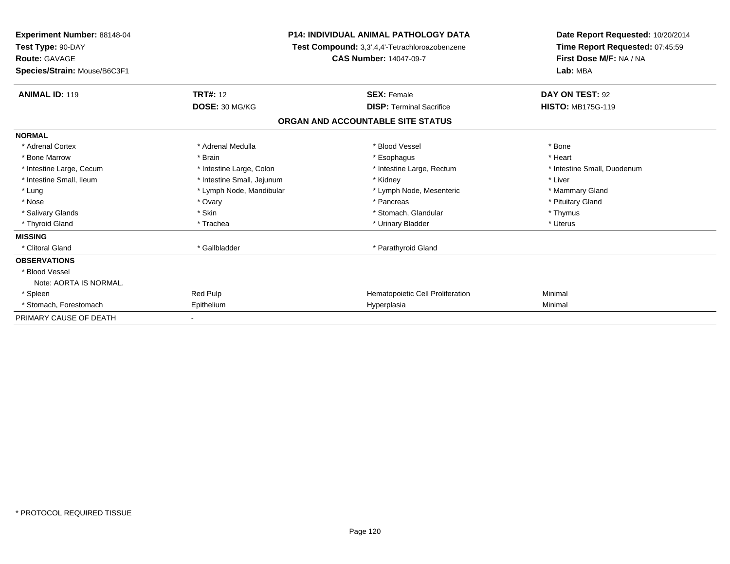**Experiment Number:** 88148-04
**Test Type:** 90-DAY
**Route:** GAVAGE
**Species/Strain:** Mouse/B6C3F1

**P14: INDIVIDUAL ANIMAL PATHOLOGY DATA**
**Test Compound:** 3,3',4,4'-Tetrachloroazobenzene
**CAS Number:** 14047-09-7

**Date Report Requested:** 10/20/2014
**Time Report Requested:** 07:45:59
**First Dose M/F:** NA / NA
**Lab:** MBA

| **ANIMAL ID:** 119 | **TRT#:** 12 | **SEX:** Female | **DAY ON TEST:** 92 |
|---|---|---|---|
| | **DOSE:** 30 MG/KG | **DISP:** Terminal Sacrifice | **HISTO:** MB175G-119 |

## ORGAN AND ACCOUNTABLE SITE STATUS

| | | | |
|---|---|---|---|
| **NORMAL** | | | |
| * Adrenal Cortex | * Adrenal Medulla | * Blood Vessel | * Bone |
| * Bone Marrow | * Brain | * Esophagus | * Heart |
| * Intestine Large, Cecum | * Intestine Large, Colon | * Intestine Large, Rectum | * Intestine Small, Duodenum |
| * Intestine Small, Ileum | * Intestine Small, Jejunum | * Kidney | * Liver |
| * Lung | * Lymph Node, Mandibular | * Lymph Node, Mesenteric | * Mammary Gland |
| * Nose | * Ovary | * Pancreas | * Pituitary Gland |
| * Salivary Glands | * Skin | * Stomach, Glandular | * Thymus |
| * Thyroid Gland | * Trachea | * Urinary Bladder | * Uterus |
| **MISSING** | | | |
| * Clitoral Gland | * Gallbladder | * Parathyroid Gland | |
| **OBSERVATIONS** | | | |
| * Blood Vessel | | | |
| Note: AORTA IS NORMAL. | | | |
| * Spleen | Red Pulp | Hematopoietic Cell Proliferation | Minimal |
| * Stomach, Forestomach | Epithelium | Hyperplasia | Minimal |
| PRIMARY CAUSE OF DEATH | - | | |

* PROTOCOL REQUIRED TISSUE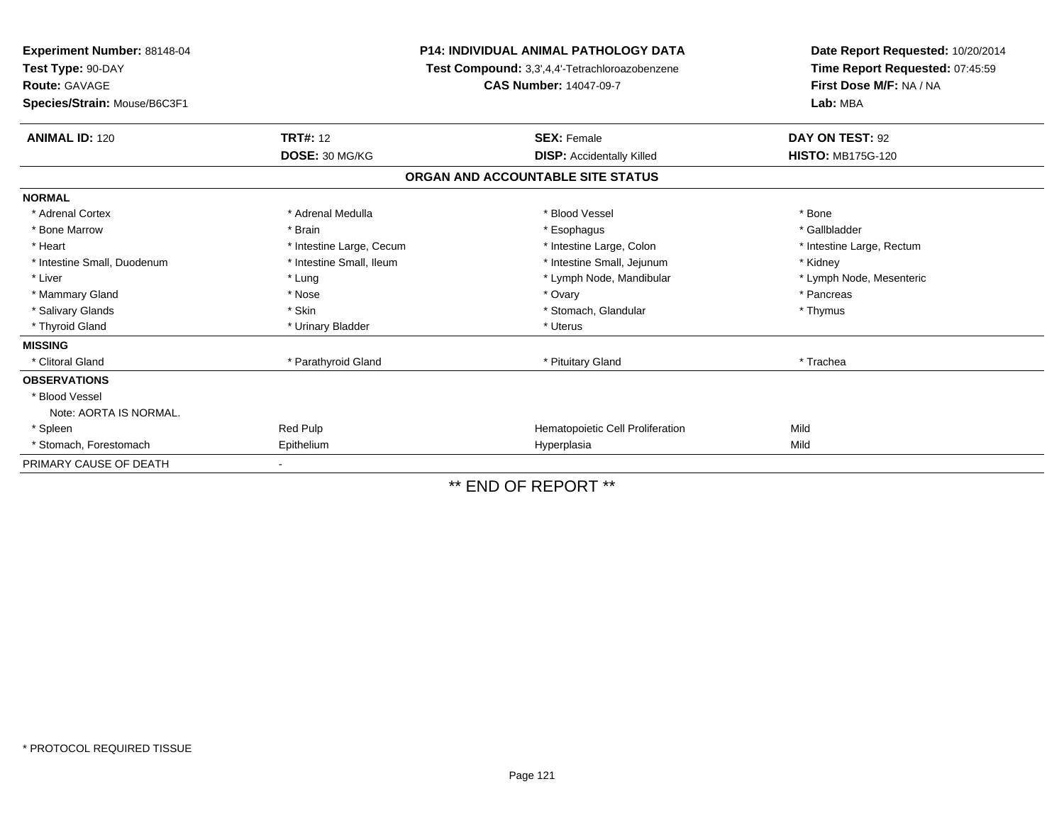**Experiment Number:** 88148-04
**Test Type:** 90-DAY
**Route:** GAVAGE
**Species/Strain:** Mouse/B6C3F1

**P14: INDIVIDUAL ANIMAL PATHOLOGY DATA**
**Test Compound:** 3,3',4,4'-Tetrachloroazobenzene
**CAS Number:** 14047-09-7

**Date Report Requested:** 10/20/2014
**Time Report Requested:** 07:45:59
**First Dose M/F:** NA / NA
**Lab:** MBA

| **ANIMAL ID:** 120 | **TRT#:** 12 | **SEX:** Female | **DAY ON TEST:** 92 |
|---|---|---|---|
| | **DOSE:** 30 MG/KG | **DISP:** Accidentally Killed | **HISTO:** MB175G-120 |

**ORGAN AND ACCOUNTABLE SITE STATUS**

| | | | |
|---|---|---|---|
| **NORMAL** | | | |
| * Adrenal Cortex | * Adrenal Medulla | * Blood Vessel | * Bone |
| * Bone Marrow | * Brain | * Esophagus | * Gallbladder |
| * Heart | * Intestine Large, Cecum | * Intestine Large, Colon | * Intestine Large, Rectum |
| * Intestine Small, Duodenum | * Intestine Small, Ileum | * Intestine Small, Jejunum | * Kidney |
| * Liver | * Lung | * Lymph Node, Mandibular | * Lymph Node, Mesenteric |
| * Mammary Gland | * Nose | * Ovary | * Pancreas |
| * Salivary Glands | * Skin | * Stomach, Glandular | * Thymus |
| * Thyroid Gland | * Urinary Bladder | * Uterus | |
| **MISSING** | | | |
| * Clitoral Gland | * Parathyroid Gland | * Pituitary Gland | * Trachea |
| **OBSERVATIONS** | | | |
| * Blood Vessel | | | |
| Note: AORTA IS NORMAL. | | | |
| * Spleen | Red Pulp | Hematopoietic Cell Proliferation | Mild |
| * Stomach, Forestomach | Epithelium | Hyperplasia | Mild |
| PRIMARY CAUSE OF DEATH | - | | |

** END OF REPORT **

* PROTOCOL REQUIRED TISSUE